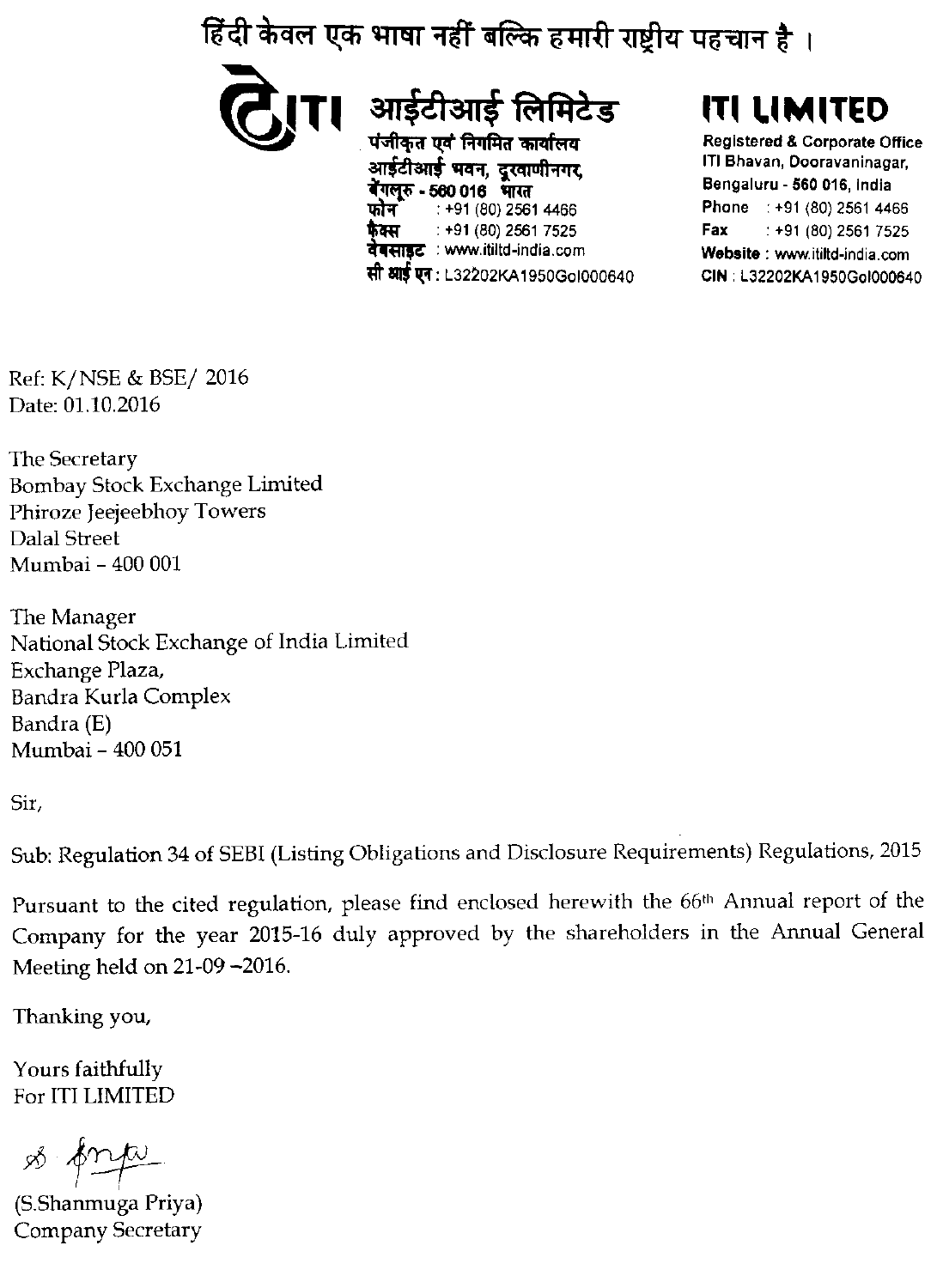हिंदी केवल एक भाषा नहीं बल्कि हमारी राष्ट्रीय पहचान है ।

**आईटीआई लिमिटेड**
पंजीकृत एवं निगमित कार्यालय
आईटीआई भवन, दूरवाणीनगर,
बेंगलूरु - 560 016 भारत
फोन : +91 (80) 2561 4466
फैक्स : +91 (80) 2561 7525
वेबसाइट : www.itiltd-india.com
सी आई एन : L32202KA1950GoI000640

**ITI LIMITED**
Registered & Corporate Office
ITI Bhavan, Dooravaninagar,
Bengaluru - 560 016, India
Phone : +91 (80) 2561 4466
Fax : +91 (80) 2561 7525
Website : www.itiltd-india.com
CIN : L32202KA1950GoI000640

Ref: K/NSE & BSE/ 2016
Date: 01.10.2016

The Secretary
Bombay Stock Exchange Limited
Phiroze Jeejeebhoy Towers
Dalal Street
Mumbai – 400 001

The Manager
National Stock Exchange of India Limited
Exchange Plaza,
Bandra Kurla Complex
Bandra (E)
Mumbai – 400 051

Sir,

Sub: Regulation 34 of SEBI (Listing Obligations and Disclosure Requirements) Regulations, 2015

Pursuant to the cited regulation, please find enclosed herewith the 66th Annual report of the Company for the year 2015-16 duly approved by the shareholders in the Annual General Meeting held on 21-09 –2016.

Thanking you,

Yours faithfully
For ITI LIMITED

(S.Shanmuga Priya)
Company Secretary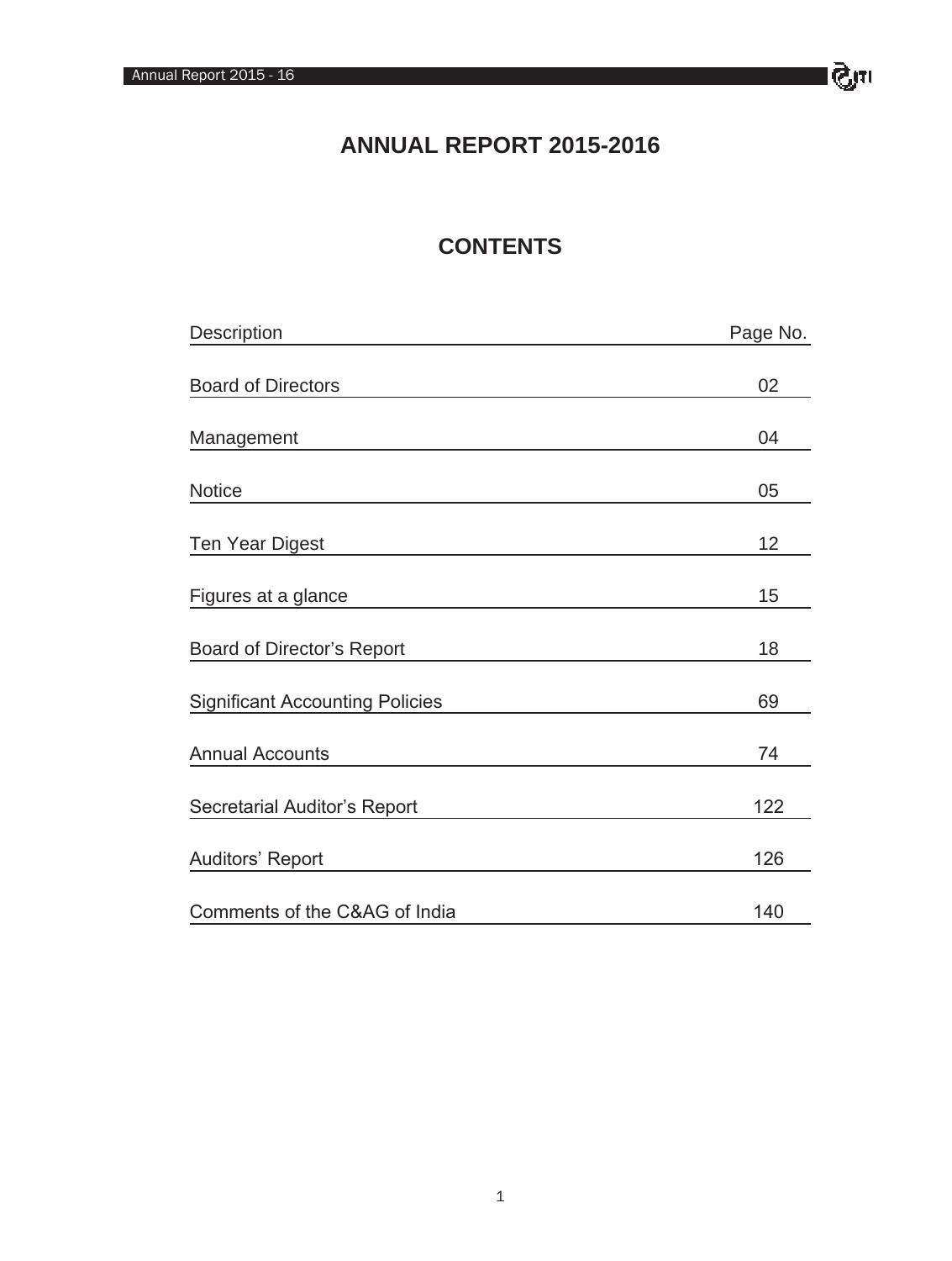# ANNUAL REPORT 2015-2016

## CONTENTS

| Description | Page No. |
| --- | --- |
| Board of Directors | 02 |
| Management | 04 |
| Notice | 05 |
| Ten Year Digest | 12 |
| Figures at a glance | 15 |
| Board of Director's Report | 18 |
| Significant Accounting Policies | 69 |
| Annual Accounts | 74 |
| Secretarial Auditor's Report | 122 |
| Auditors' Report | 126 |
| Comments of the C&AG of India | 140 |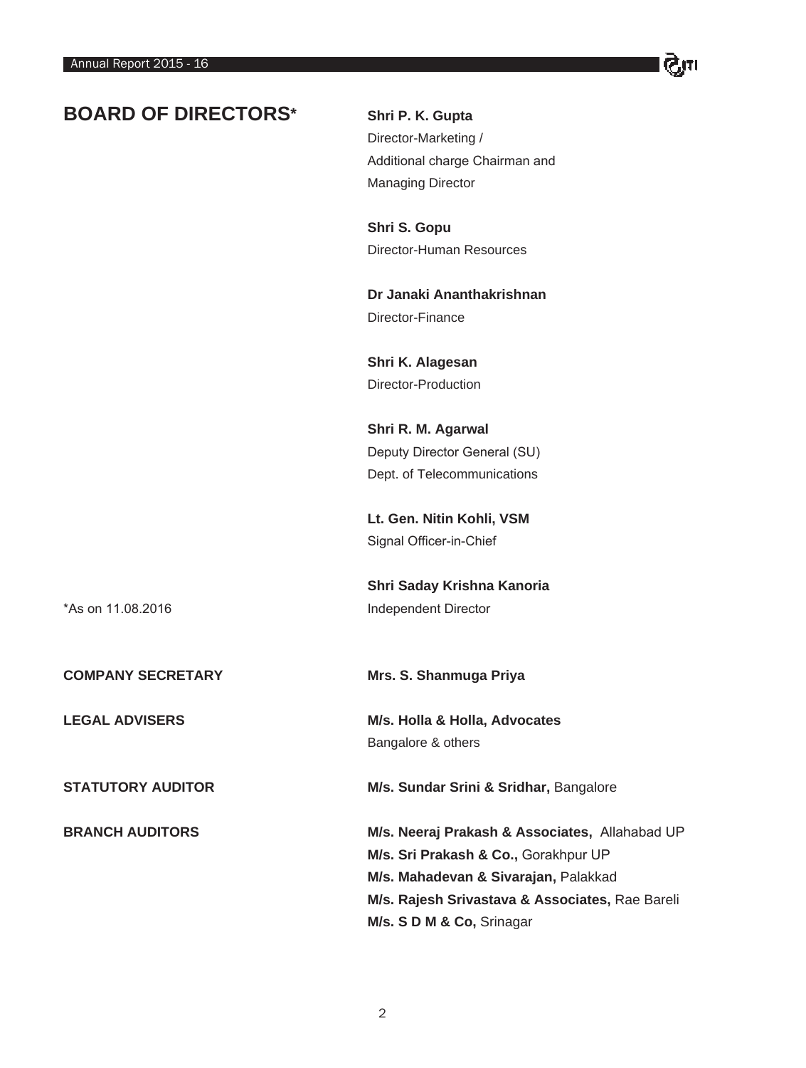# BOARD OF DIRECTORS*

**Shri P. K. Gupta**
Director-Marketing /
Additional charge Chairman and
Managing Director

**Shri S. Gopu**
Director-Human Resources

**Dr Janaki Ananthakrishnan**
Director-Finance

**Shri K. Alagesan**
Director-Production

**Shri R. M. Agarwal**
Deputy Director General (SU)
Dept. of Telecommunications

**Lt. Gen. Nitin Kohli, VSM**
Signal Officer-in-Chief

**Shri Saday Krishna Kanoria**
Independent Director

*As on 11.08.2016

**COMPANY SECRETARY**

**Mrs. S. Shanmuga Priya**

**LEGAL ADVISERS**

**M/s. Holla & Holla, Advocates**
Bangalore & others

**STATUTORY AUDITOR**

**M/s. Sundar Srini & Sridhar,** Bangalore

**BRANCH AUDITORS**

**M/s. Neeraj Prakash & Associates,** Allahabad UP
**M/s. Sri Prakash & Co.,** Gorakhpur UP
**M/s. Mahadevan & Sivarajan,** Palakkad
**M/s. Rajesh Srivastava & Associates,** Rae Bareli
**M/s. S D M & Co,** Srinagar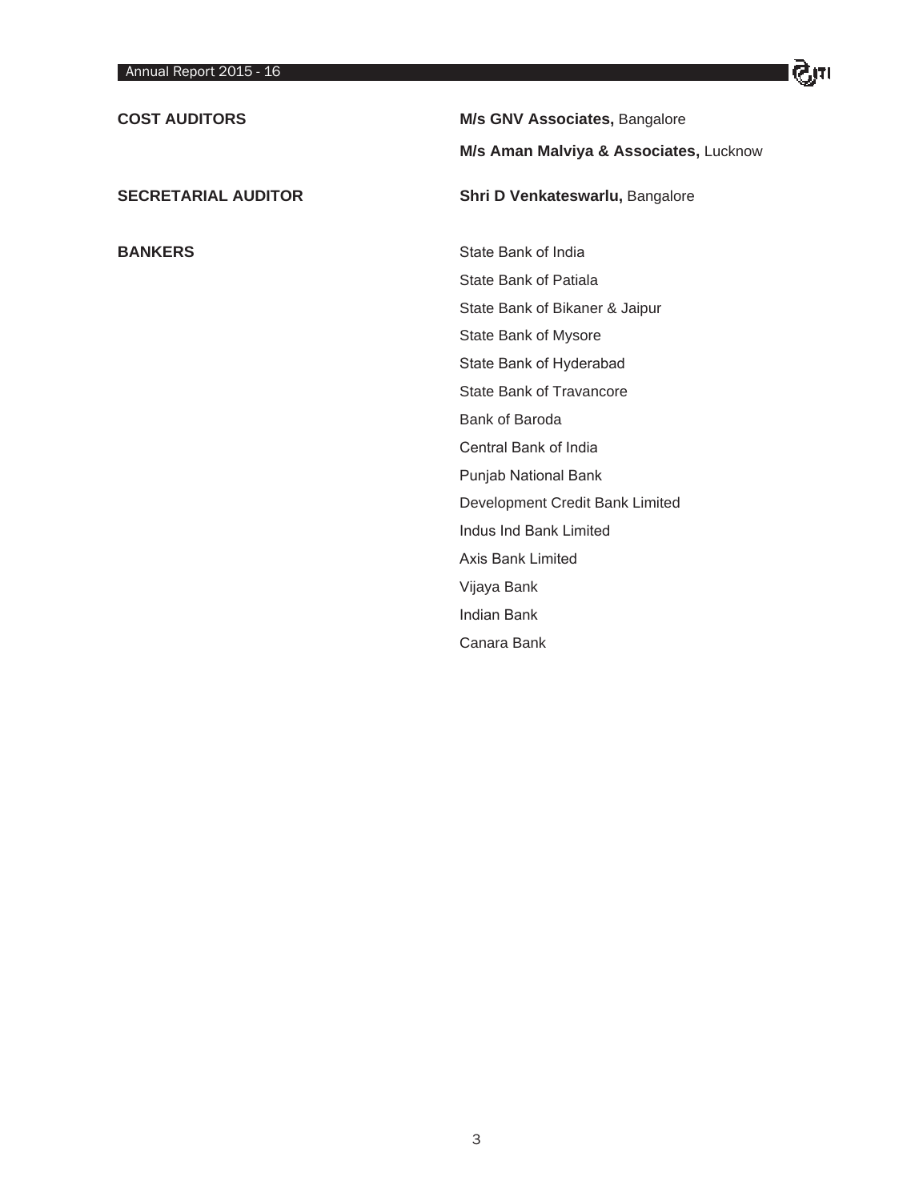**COST AUDITORS**

**M/s GNV Associates,** Bangalore

**M/s Aman Malviya & Associates,** Lucknow

**SECRETARIAL AUDITOR**

**Shri D Venkateswarlu,** Bangalore

**BANKERS**

State Bank of India
State Bank of Patiala
State Bank of Bikaner & Jaipur
State Bank of Mysore
State Bank of Hyderabad
State Bank of Travancore
Bank of Baroda
Central Bank of India
Punjab National Bank
Development Credit Bank Limited
Indus Ind Bank Limited
Axis Bank Limited
Vijaya Bank
Indian Bank
Canara Bank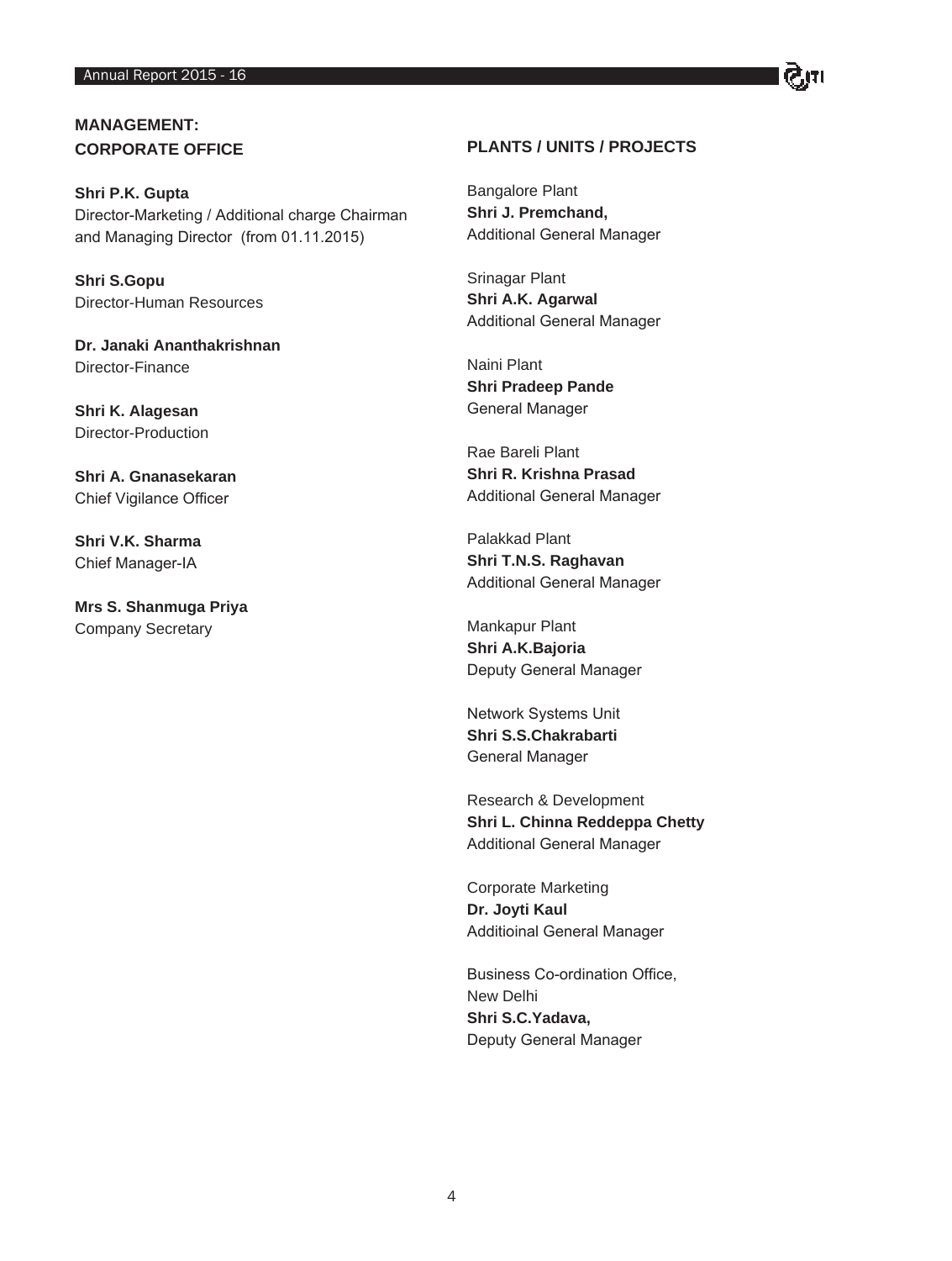## MANAGEMENT:
## CORPORATE OFFICE

**Shri P.K. Gupta**
Director-Marketing / Additional charge Chairman and Managing Director (from 01.11.2015)

**Shri S.Gopu**
Director-Human Resources

**Dr. Janaki Ananthakrishnan**
Director-Finance

**Shri K. Alagesan**
Director-Production

**Shri A. Gnanasekaran**
Chief Vigilance Officer

**Shri V.K. Sharma**
Chief Manager-IA

**Mrs S. Shanmuga Priya**
Company Secretary

## PLANTS / UNITS / PROJECTS

Bangalore Plant
**Shri J. Premchand,**
Additional General Manager

Srinagar Plant
**Shri A.K. Agarwal**
Additional General Manager

Naini Plant
**Shri Pradeep Pande**
General Manager

Rae Bareli Plant
**Shri R. Krishna Prasad**
Additional General Manager

Palakkad Plant
**Shri T.N.S. Raghavan**
Additional General Manager

Mankapur Plant
**Shri A.K.Bajoria**
Deputy General Manager

Network Systems Unit
**Shri S.S.Chakrabarti**
General Manager

Research & Development
**Shri L. Chinna Reddeppa Chetty**
Additional General Manager

Corporate Marketing
**Dr. Joyti Kaul**
Additioinal General Manager

Business Co-ordination Office,
New Delhi
**Shri S.C.Yadava,**
Deputy General Manager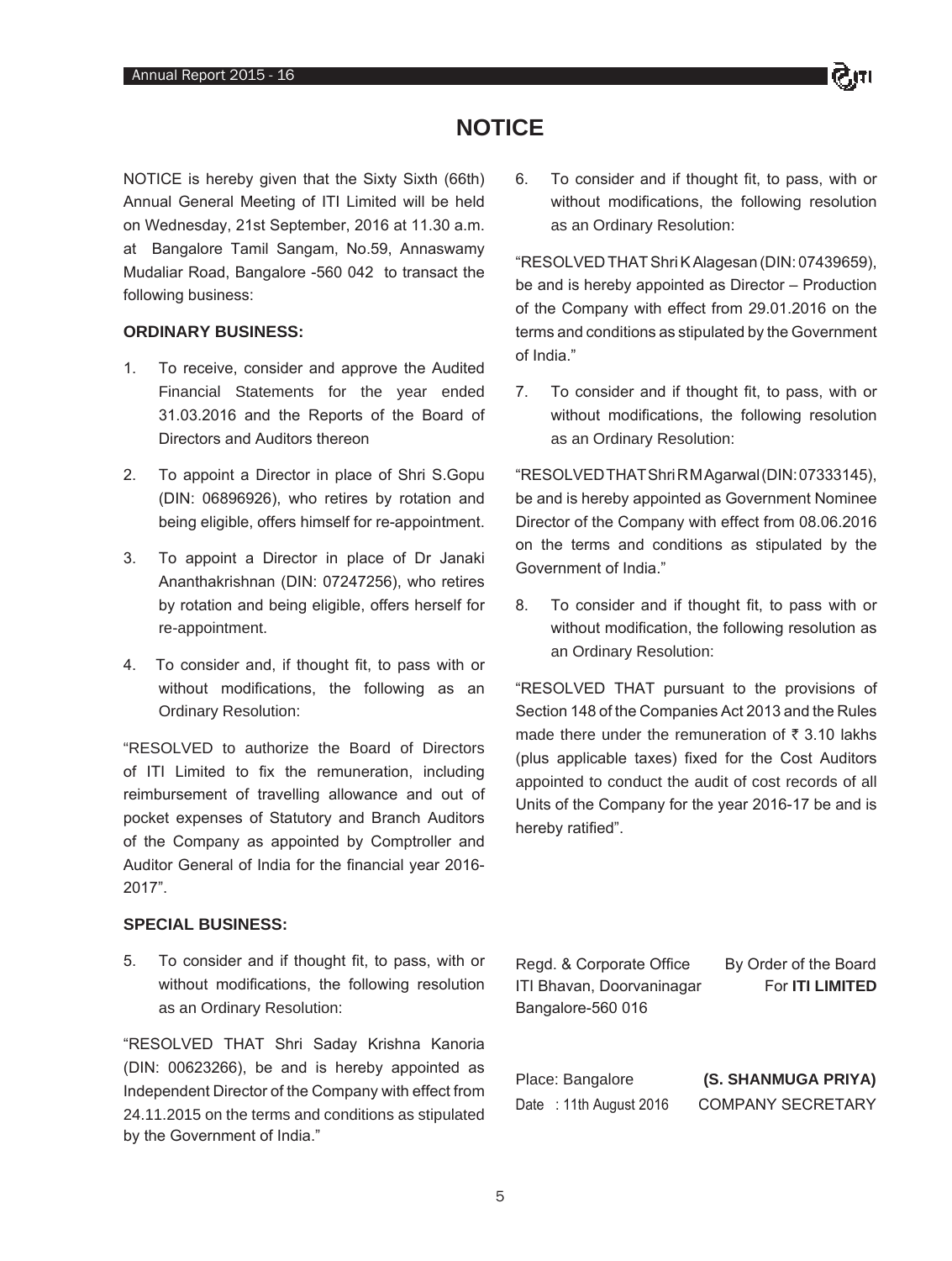# NOTICE

NOTICE is hereby given that the Sixty Sixth (66th) Annual General Meeting of ITI Limited will be held on Wednesday, 21st September, 2016 at 11.30 a.m. at Bangalore Tamil Sangam, No.59, Annaswamy Mudaliar Road, Bangalore -560 042 to transact the following business:

**ORDINARY BUSINESS:**

1. To receive, consider and approve the Audited Financial Statements for the year ended 31.03.2016 and the Reports of the Board of Directors and Auditors thereon

2. To appoint a Director in place of Shri S.Gopu (DIN: 06896926), who retires by rotation and being eligible, offers himself for re-appointment.

3. To appoint a Director in place of Dr Janaki Ananthakrishnan (DIN: 07247256), who retires by rotation and being eligible, offers herself for re-appointment.

4. To consider and, if thought fit, to pass with or without modifications, the following as an Ordinary Resolution:

"RESOLVED to authorize the Board of Directors of ITI Limited to fix the remuneration, including reimbursement of travelling allowance and out of pocket expenses of Statutory and Branch Auditors of the Company as appointed by Comptroller and Auditor General of India for the financial year 2016-2017".

**SPECIAL BUSINESS:**

5. To consider and if thought fit, to pass, with or without modifications, the following resolution as an Ordinary Resolution:

"RESOLVED THAT Shri Saday Krishna Kanoria (DIN: 00623266), be and is hereby appointed as Independent Director of the Company with effect from 24.11.2015 on the terms and conditions as stipulated by the Government of India."

6. To consider and if thought fit, to pass, with or without modifications, the following resolution as an Ordinary Resolution:

"RESOLVED THAT Shri K Alagesan (DIN: 07439659), be and is hereby appointed as Director – Production of the Company with effect from 29.01.2016 on the terms and conditions as stipulated by the Government of India."

7. To consider and if thought fit, to pass, with or without modifications, the following resolution as an Ordinary Resolution:

"RESOLVED THAT Shri R M Agarwal (DIN: 07333145), be and is hereby appointed as Government Nominee Director of the Company with effect from 08.06.2016 on the terms and conditions as stipulated by the Government of India."

8. To consider and if thought fit, to pass with or without modification, the following resolution as an Ordinary Resolution:

"RESOLVED THAT pursuant to the provisions of Section 148 of the Companies Act 2013 and the Rules made there under the remuneration of ₹ 3.10 lakhs (plus applicable taxes) fixed for the Cost Auditors appointed to conduct the audit of cost records of all Units of the Company for the year 2016-17 be and is hereby ratified".

Regd. & Corporate Office
ITI Bhavan, Doorvaninagar
Bangalore-560 016

By Order of the Board
For **ITI LIMITED**

Place: Bangalore
Date : 11th August 2016

**(S. SHANMUGA PRIYA)**
COMPANY SECRETARY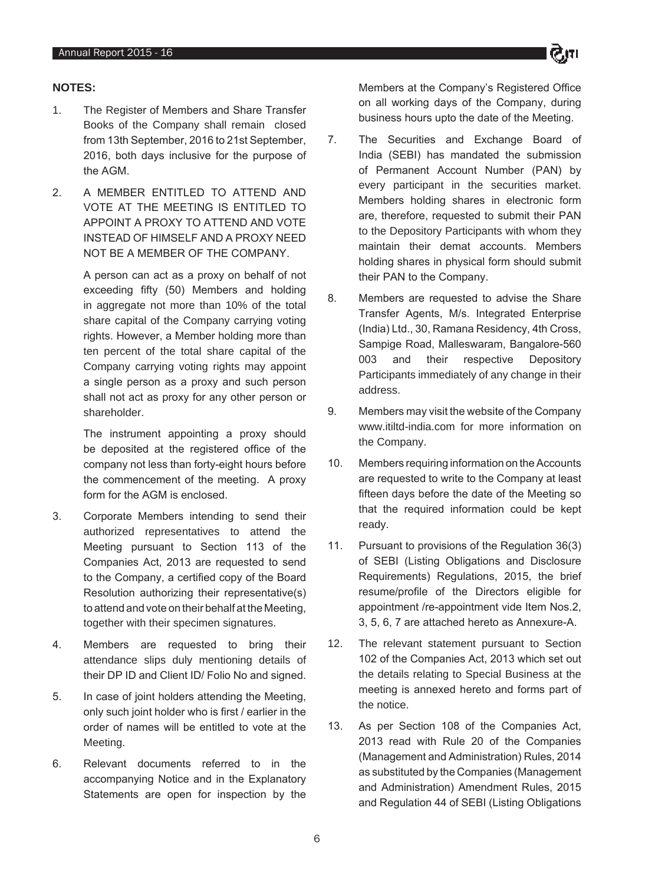**NOTES:**

1. The Register of Members and Share Transfer Books of the Company shall remain closed from 13th September, 2016 to 21st September, 2016, both days inclusive for the purpose of the AGM.

2. A MEMBER ENTITLED TO ATTEND AND VOTE AT THE MEETING IS ENTITLED TO APPOINT A PROXY TO ATTEND AND VOTE INSTEAD OF HIMSELF AND A PROXY NEED NOT BE A MEMBER OF THE COMPANY.

   A person can act as a proxy on behalf of not exceeding fifty (50) Members and holding in aggregate not more than 10% of the total share capital of the Company carrying voting rights. However, a Member holding more than ten percent of the total share capital of the Company carrying voting rights may appoint a single person as a proxy and such person shall not act as proxy for any other person or shareholder.

   The instrument appointing a proxy should be deposited at the registered office of the company not less than forty-eight hours before the commencement of the meeting. A proxy form for the AGM is enclosed.

3. Corporate Members intending to send their authorized representatives to attend the Meeting pursuant to Section 113 of the Companies Act, 2013 are requested to send to the Company, a certified copy of the Board Resolution authorizing their representative(s) to attend and vote on their behalf at the Meeting, together with their specimen signatures.

4. Members are requested to bring their attendance slips duly mentioning details of their DP ID and Client ID/ Folio No and signed.

5. In case of joint holders attending the Meeting, only such joint holder who is first / earlier in the order of names will be entitled to vote at the Meeting.

6. Relevant documents referred to in the accompanying Notice and in the Explanatory Statements are open for inspection by the Members at the Company's Registered Office on all working days of the Company, during business hours upto the date of the Meeting.

7. The Securities and Exchange Board of India (SEBI) has mandated the submission of Permanent Account Number (PAN) by every participant in the securities market. Members holding shares in electronic form are, therefore, requested to submit their PAN to the Depository Participants with whom they maintain their demat accounts. Members holding shares in physical form should submit their PAN to the Company.

8. Members are requested to advise the Share Transfer Agents, M/s. Integrated Enterprise (India) Ltd., 30, Ramana Residency, 4th Cross, Sampige Road, Malleswaram, Bangalore-560 003 and their respective Depository Participants immediately of any change in their address.

9. Members may visit the website of the Company www.itiltd-india.com for more information on the Company.

10. Members requiring information on the Accounts are requested to write to the Company at least fifteen days before the date of the Meeting so that the required information could be kept ready.

11. Pursuant to provisions of the Regulation 36(3) of SEBI (Listing Obligations and Disclosure Requirements) Regulations, 2015, the brief resume/profile of the Directors eligible for appointment /re-appointment vide Item Nos.2, 3, 5, 6, 7 are attached hereto as Annexure-A.

12. The relevant statement pursuant to Section 102 of the Companies Act, 2013 which set out the details relating to Special Business at the meeting is annexed hereto and forms part of the notice.

13. As per Section 108 of the Companies Act, 2013 read with Rule 20 of the Companies (Management and Administration) Rules, 2014 as substituted by the Companies (Management and Administration) Amendment Rules, 2015 and Regulation 44 of SEBI (Listing Obligations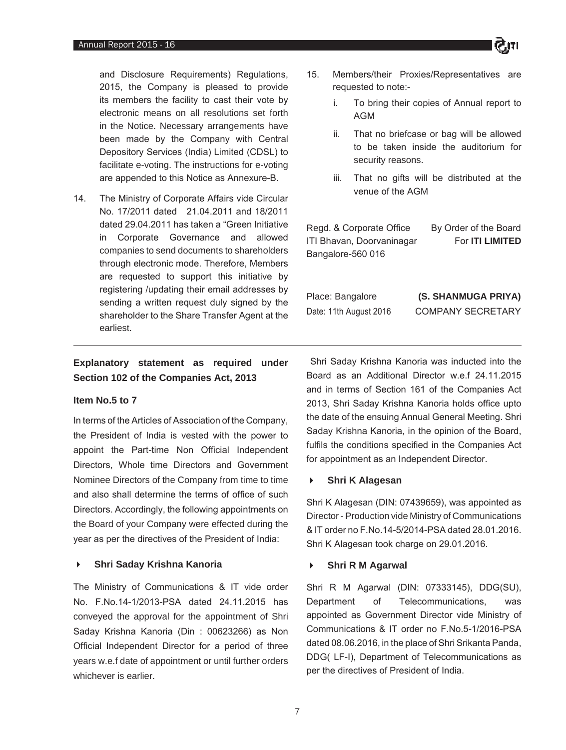and Disclosure Requirements) Regulations, 2015, the Company is pleased to provide its members the facility to cast their vote by electronic means on all resolutions set forth in the Notice. Necessary arrangements have been made by the Company with Central Depository Services (India) Limited (CDSL) to facilitate e-voting. The instructions for e-voting are appended to this Notice as Annexure-B.

14. The Ministry of Corporate Affairs vide Circular No. 17/2011 dated 21.04.2011 and 18/2011 dated 29.04.2011 has taken a "Green Initiative in Corporate Governance and allowed companies to send documents to shareholders through electronic mode. Therefore, Members are requested to support this initiative by registering /updating their email addresses by sending a written request duly signed by the shareholder to the Share Transfer Agent at the earliest.

15. Members/their Proxies/Representatives are requested to note:-
    i. To bring their copies of Annual report to AGM
    ii. That no briefcase or bag will be allowed to be taken inside the auditorium for security reasons.
    iii. That no gifts will be distributed at the venue of the AGM

Regd. & Corporate Office
ITI Bhavan, Doorvaninagar
Bangalore-560 016

By Order of the Board
For **ITI LIMITED**

Place: Bangalore
Date: 11th August 2016

**(S. SHANMUGA PRIYA)**
COMPANY SECRETARY

---

## Explanatory statement as required under Section 102 of the Companies Act, 2013

### Item No.5 to 7

In terms of the Articles of Association of the Company, the President of India is vested with the power to appoint the Part-time Non Official Independent Directors, Whole time Directors and Government Nominee Directors of the Company from time to time and also shall determine the terms of office of such Directors. Accordingly, the following appointments on the Board of your Company were effected during the year as per the directives of the President of India:

- **Shri Saday Krishna Kanoria**

The Ministry of Communications & IT vide order No. F.No.14-1/2013-PSA dated 24.11.2015 has conveyed the approval for the appointment of Shri Saday Krishna Kanoria (Din : 00623266) as Non Official Independent Director for a period of three years w.e.f date of appointment or until further orders whichever is earlier.

Shri Saday Krishna Kanoria was inducted into the Board as an Additional Director w.e.f 24.11.2015 and in terms of Section 161 of the Companies Act 2013, Shri Saday Krishna Kanoria holds office upto the date of the ensuing Annual General Meeting. Shri Saday Krishna Kanoria, in the opinion of the Board, fulfils the conditions specified in the Companies Act for appointment as an Independent Director.

- **Shri K Alagesan**

Shri K Alagesan (DIN: 07439659), was appointed as Director - Production vide Ministry of Communications & IT order no F.No.14-5/2014-PSA dated 28.01.2016. Shri K Alagesan took charge on 29.01.2016.

- **Shri R M Agarwal**

Shri R M Agarwal (DIN: 07333145), DDG(SU), Department of Telecommunications, was appointed as Government Director vide Ministry of Communications & IT order no F.No.5-1/2016-PSA dated 08.06.2016, in the place of Shri Srikanta Panda, DDG( LF-I), Department of Telecommunications as per the directives of President of India.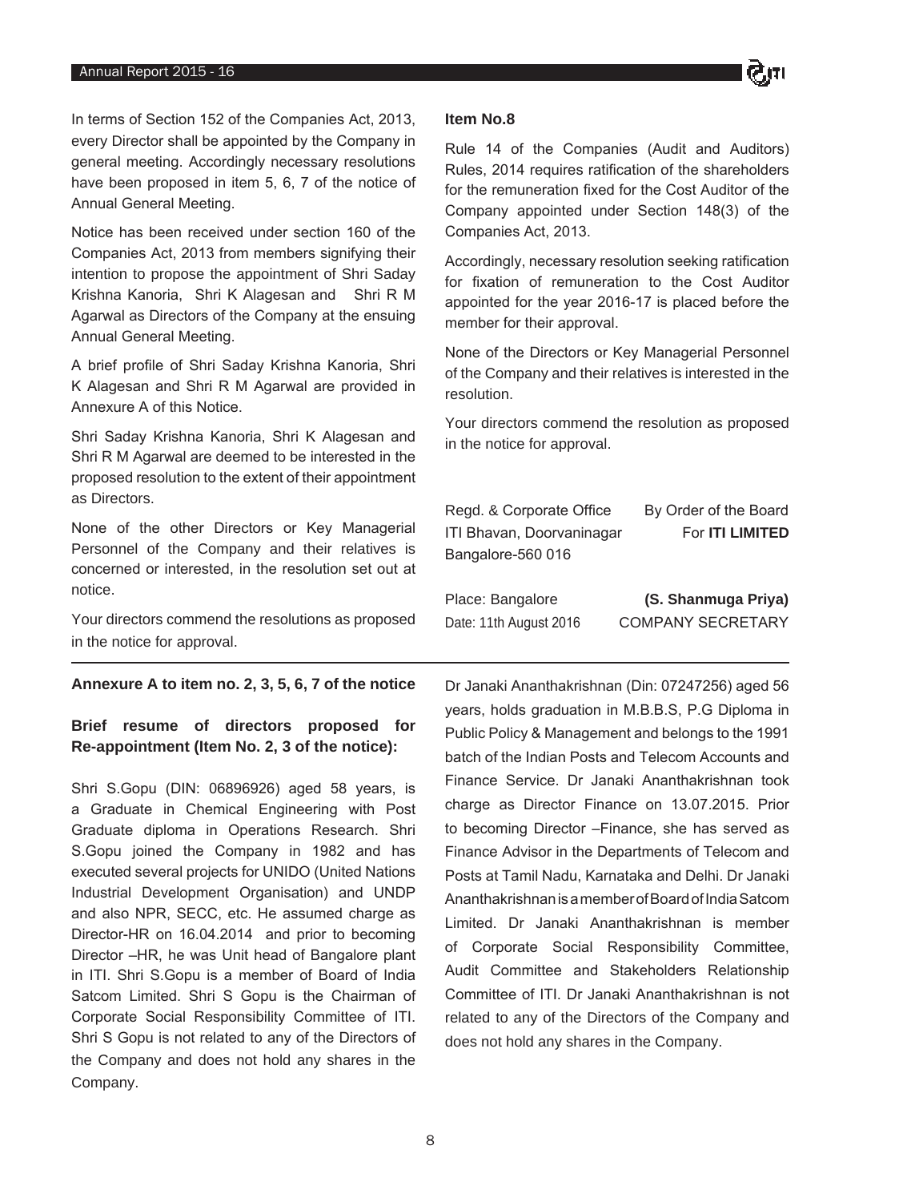In terms of Section 152 of the Companies Act, 2013, every Director shall be appointed by the Company in general meeting. Accordingly necessary resolutions have been proposed in item 5, 6, 7 of the notice of Annual General Meeting.

Notice has been received under section 160 of the Companies Act, 2013 from members signifying their intention to propose the appointment of Shri Saday Krishna Kanoria, Shri K Alagesan and Shri R M Agarwal as Directors of the Company at the ensuing Annual General Meeting.

A brief profile of Shri Saday Krishna Kanoria, Shri K Alagesan and Shri R M Agarwal are provided in Annexure A of this Notice.

Shri Saday Krishna Kanoria, Shri K Alagesan and Shri R M Agarwal are deemed to be interested in the proposed resolution to the extent of their appointment as Directors.

None of the other Directors or Key Managerial Personnel of the Company and their relatives is concerned or interested, in the resolution set out at notice.

Your directors commend the resolutions as proposed in the notice for approval.

**Item No.8**

Rule 14 of the Companies (Audit and Auditors) Rules, 2014 requires ratification of the shareholders for the remuneration fixed for the Cost Auditor of the Company appointed under Section 148(3) of the Companies Act, 2013.

Accordingly, necessary resolution seeking ratification for fixation of remuneration to the Cost Auditor appointed for the year 2016-17 is placed before the member for their approval.

None of the Directors or Key Managerial Personnel of the Company and their relatives is interested in the resolution.

Your directors commend the resolution as proposed in the notice for approval.

Regd. & Corporate Office
ITI Bhavan, Doorvaninagar
Bangalore-560 016

By Order of the Board
For **ITI LIMITED**

Place: Bangalore
Date: 11th August 2016

**(S. Shanmuga Priya)**
COMPANY SECRETARY

---

**Annexure A to item no. 2, 3, 5, 6, 7 of the notice**

**Brief resume of directors proposed for Re-appointment (Item No. 2, 3 of the notice):**

Shri S.Gopu (DIN: 06896926) aged 58 years, is a Graduate in Chemical Engineering with Post Graduate diploma in Operations Research. Shri S.Gopu joined the Company in 1982 and has executed several projects for UNIDO (United Nations Industrial Development Organisation) and UNDP and also NPR, SECC, etc. He assumed charge as Director-HR on 16.04.2014 and prior to becoming Director –HR, he was Unit head of Bangalore plant in ITI. Shri S.Gopu is a member of Board of India Satcom Limited. Shri S Gopu is the Chairman of Corporate Social Responsibility Committee of ITI. Shri S Gopu is not related to any of the Directors of the Company and does not hold any shares in the Company.

Dr Janaki Ananthakrishnan (Din: 07247256) aged 56 years, holds graduation in M.B.B.S, P.G Diploma in Public Policy & Management and belongs to the 1991 batch of the Indian Posts and Telecom Accounts and Finance Service. Dr Janaki Ananthakrishnan took charge as Director Finance on 13.07.2015. Prior to becoming Director –Finance, she has served as Finance Advisor in the Departments of Telecom and Posts at Tamil Nadu, Karnataka and Delhi. Dr Janaki Ananthakrishnan is a member of Board of India Satcom Limited. Dr Janaki Ananthakrishnan is member of Corporate Social Responsibility Committee, Audit Committee and Stakeholders Relationship Committee of ITI. Dr Janaki Ananthakrishnan is not related to any of the Directors of the Company and does not hold any shares in the Company.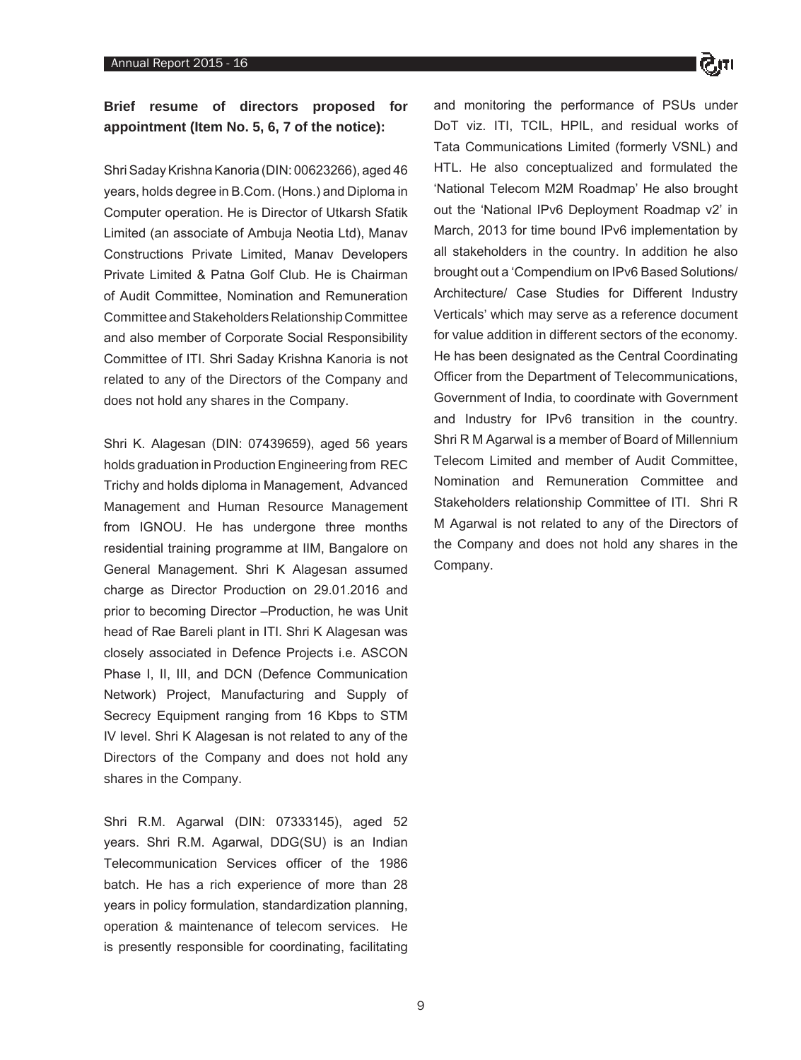**Brief resume of directors proposed for appointment (Item No. 5, 6, 7 of the notice):**

Shri Saday Krishna Kanoria (DIN: 00623266), aged 46 years, holds degree in B.Com. (Hons.) and Diploma in Computer operation. He is Director of Utkarsh Sfatik Limited (an associate of Ambuja Neotia Ltd), Manav Constructions Private Limited, Manav Developers Private Limited & Patna Golf Club. He is Chairman of Audit Committee, Nomination and Remuneration Committee and Stakeholders Relationship Committee and also member of Corporate Social Responsibility Committee of ITI. Shri Saday Krishna Kanoria is not related to any of the Directors of the Company and does not hold any shares in the Company.

Shri K. Alagesan (DIN: 07439659), aged 56 years holds graduation in Production Engineering from REC Trichy and holds diploma in Management, Advanced Management and Human Resource Management from IGNOU. He has undergone three months residential training programme at IIM, Bangalore on General Management. Shri K Alagesan assumed charge as Director Production on 29.01.2016 and prior to becoming Director –Production, he was Unit head of Rae Bareli plant in ITI. Shri K Alagesan was closely associated in Defence Projects i.e. ASCON Phase I, II, III, and DCN (Defence Communication Network) Project, Manufacturing and Supply of Secrecy Equipment ranging from 16 Kbps to STM IV level. Shri K Alagesan is not related to any of the Directors of the Company and does not hold any shares in the Company.

Shri R.M. Agarwal (DIN: 07333145), aged 52 years. Shri R.M. Agarwal, DDG(SU) is an Indian Telecommunication Services officer of the 1986 batch. He has a rich experience of more than 28 years in policy formulation, standardization planning, operation & maintenance of telecom services. He is presently responsible for coordinating, facilitating and monitoring the performance of PSUs under DoT viz. ITI, TCIL, HPIL, and residual works of Tata Communications Limited (formerly VSNL) and HTL. He also conceptualized and formulated the 'National Telecom M2M Roadmap' He also brought out the 'National IPv6 Deployment Roadmap v2' in March, 2013 for time bound IPv6 implementation by all stakeholders in the country. In addition he also brought out a 'Compendium on IPv6 Based Solutions/ Architecture/ Case Studies for Different Industry Verticals' which may serve as a reference document for value addition in different sectors of the economy. He has been designated as the Central Coordinating Officer from the Department of Telecommunications, Government of India, to coordinate with Government and Industry for IPv6 transition in the country. Shri R M Agarwal is a member of Board of Millennium Telecom Limited and member of Audit Committee, Nomination and Remuneration Committee and Stakeholders relationship Committee of ITI. Shri R M Agarwal is not related to any of the Directors of the Company and does not hold any shares in the Company.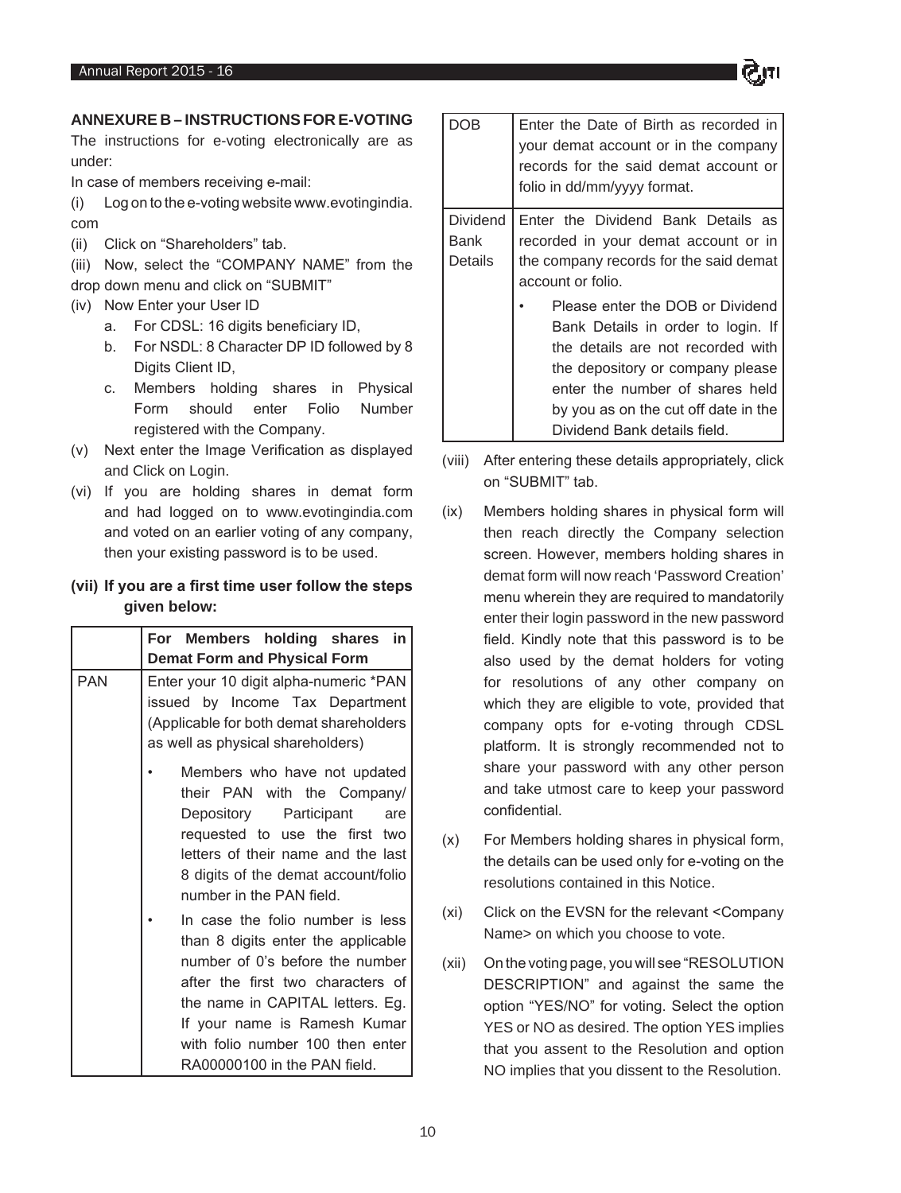## ANNEXURE B – INSTRUCTIONS FOR E-VOTING

The instructions for e-voting electronically are as under:

In case of members receiving e-mail:

(i) Log on to the e-voting website www.evotingindia.com

(ii) Click on "Shareholders" tab.

(iii) Now, select the "COMPANY NAME" from the drop down menu and click on "SUBMIT"

(iv) Now Enter your User ID

- a. For CDSL: 16 digits beneficiary ID,
- b. For NSDL: 8 Character DP ID followed by 8 Digits Client ID,
- c. Members holding shares in Physical Form should enter Folio Number registered with the Company.

(v) Next enter the Image Verification as displayed and Click on Login.

(vi) If you are holding shares in demat form and had logged on to www.evotingindia.com and voted on an earlier voting of any company, then your existing password is to be used.

**(vii) If you are a first time user follow the steps given below:**

| | **For Members holding shares in Demat Form and Physical Form** |
|---|---|
| PAN | Enter your 10 digit alpha-numeric *PAN issued by Income Tax Department (Applicable for both demat shareholders as well as physical shareholders)<br>• Members who have not updated their PAN with the Company/ Depository Participant are requested to use the first two letters of their name and the last 8 digits of the demat account/folio number in the PAN field.<br>• In case the folio number is less than 8 digits enter the applicable number of 0's before the number after the first two characters of the name in CAPITAL letters. Eg. If your name is Ramesh Kumar with folio number 100 then enter RA00000100 in the PAN field. |
| DOB | Enter the Date of Birth as recorded in your demat account or in the company records for the said demat account or folio in dd/mm/yyyy format. |
| Dividend Bank Details | Enter the Dividend Bank Details as recorded in your demat account or in the company records for the said demat account or folio.<br>• Please enter the DOB or Dividend Bank Details in order to login. If the details are not recorded with the depository or company please enter the number of shares held by you as on the cut off date in the Dividend Bank details field. |

(viii) After entering these details appropriately, click on "SUBMIT" tab.

(ix) Members holding shares in physical form will then reach directly the Company selection screen. However, members holding shares in demat form will now reach 'Password Creation' menu wherein they are required to mandatorily enter their login password in the new password field. Kindly note that this password is to be also used by the demat holders for voting for resolutions of any other company on which they are eligible to vote, provided that company opts for e-voting through CDSL platform. It is strongly recommended not to share your password with any other person and take utmost care to keep your password confidential.

(x) For Members holding shares in physical form, the details can be used only for e-voting on the resolutions contained in this Notice.

(xi) Click on the EVSN for the relevant <Company Name> on which you choose to vote.

(xii) On the voting page, you will see "RESOLUTION DESCRIPTION" and against the same the option "YES/NO" for voting. Select the option YES or NO as desired. The option YES implies that you assent to the Resolution and option NO implies that you dissent to the Resolution.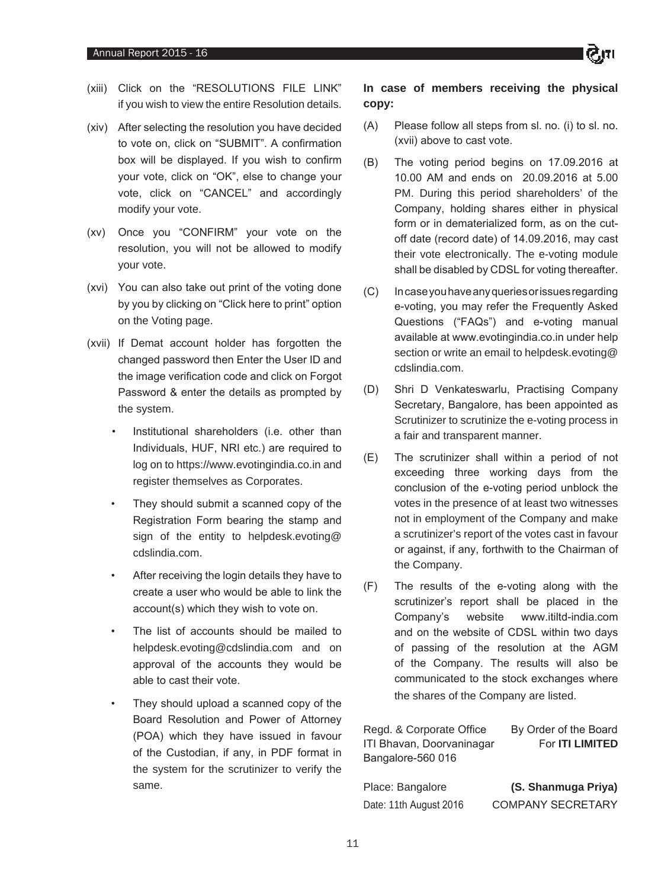(xiii) Click on the "RESOLUTIONS FILE LINK" if you wish to view the entire Resolution details.

(xiv) After selecting the resolution you have decided to vote on, click on "SUBMIT". A confirmation box will be displayed. If you wish to confirm your vote, click on "OK", else to change your vote, click on "CANCEL" and accordingly modify your vote.

(xv) Once you "CONFIRM" your vote on the resolution, you will not be allowed to modify your vote.

(xvi) You can also take out print of the voting done by you by clicking on "Click here to print" option on the Voting page.

(xvii) If Demat account holder has forgotten the changed password then Enter the User ID and the image verification code and click on Forgot Password & enter the details as prompted by the system.

- Institutional shareholders (i.e. other than Individuals, HUF, NRI etc.) are required to log on to https://www.evotingindia.co.in and register themselves as Corporates.
- They should submit a scanned copy of the Registration Form bearing the stamp and sign of the entity to helpdesk.evoting@cdslindia.com.
- After receiving the login details they have to create a user who would be able to link the account(s) which they wish to vote on.
- The list of accounts should be mailed to helpdesk.evoting@cdslindia.com and on approval of the accounts they would be able to cast their vote.
- They should upload a scanned copy of the Board Resolution and Power of Attorney (POA) which they have issued in favour of the Custodian, if any, in PDF format in the system for the scrutinizer to verify the same.

**In case of members receiving the physical copy:**

(A) Please follow all steps from sl. no. (i) to sl. no. (xvii) above to cast vote.

(B) The voting period begins on 17.09.2016 at 10.00 AM and ends on 20.09.2016 at 5.00 PM. During this period shareholders' of the Company, holding shares either in physical form or in dematerialized form, as on the cut-off date (record date) of 14.09.2016, may cast their vote electronically. The e-voting module shall be disabled by CDSL for voting thereafter.

(C) In case you have any queries or issues regarding e-voting, you may refer the Frequently Asked Questions ("FAQs") and e-voting manual available at www.evotingindia.co.in under help section or write an email to helpdesk.evoting@cdslindia.com.

(D) Shri D Venkateswarlu, Practising Company Secretary, Bangalore, has been appointed as Scrutinizer to scrutinize the e-voting process in a fair and transparent manner.

(E) The scrutinizer shall within a period of not exceeding three working days from the conclusion of the e-voting period unblock the votes in the presence of at least two witnesses not in employment of the Company and make a scrutinizer's report of the votes cast in favour or against, if any, forthwith to the Chairman of the Company.

(F) The results of the e-voting along with the scrutinizer's report shall be placed in the Company's website www.itiltd-india.com and on the website of CDSL within two days of passing of the resolution at the AGM of the Company. The results will also be communicated to the stock exchanges where the shares of the Company are listed.

Regd. & Corporate Office
ITI Bhavan, Doorvaninagar
Bangalore-560 016

By Order of the Board
For **ITI LIMITED**

Place: Bangalore
Date: 11th August 2016

**(S. Shanmuga Priya)**
COMPANY SECRETARY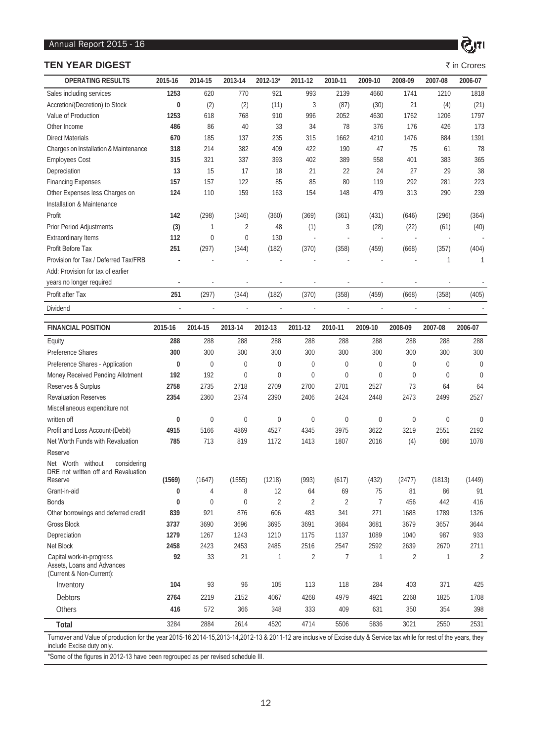## TEN YEAR DIGEST

₹ in Crores

| OPERATING RESULTS | 2015-16 | 2014-15 | 2013-14 | 2012-13* | 2011-12 | 2010-11 | 2009-10 | 2008-09 | 2007-08 | 2006-07 |
|---|---|---|---|---|---|---|---|---|---|---|
| Sales including services | **1253** | 620 | 770 | 921 | 993 | 2139 | 4660 | 1741 | 1210 | 1818 |
| Accretion/(Decretion) to Stock | **0** | (2) | (2) | (11) | 3 | (87) | (30) | 21 | (4) | (21) |
| Value of Production | **1253** | 618 | 768 | 910 | 996 | 2052 | 4630 | 1762 | 1206 | 1797 |
| Other Income | **486** | 86 | 40 | 33 | 34 | 78 | 376 | 176 | 426 | 173 |
| Direct Materials | **670** | 185 | 137 | 235 | 315 | 1662 | 4210 | 1476 | 884 | 1391 |
| Charges on Installation & Maintenance | **318** | 214 | 382 | 409 | 422 | 190 | 47 | 75 | 61 | 78 |
| Employees Cost | **315** | 321 | 337 | 393 | 402 | 389 | 558 | 401 | 383 | 365 |
| Depreciation | **13** | 15 | 17 | 18 | 21 | 22 | 24 | 27 | 29 | 38 |
| Financing Expenses | **157** | 157 | 122 | 85 | 85 | 80 | 119 | 292 | 281 | 223 |
| Other Expenses less Charges on Installation & Maintenance | **124** | 110 | 159 | 163 | 154 | 148 | 479 | 313 | 290 | 239 |
| Profit | **142** | (298) | (346) | (360) | (369) | (361) | (431) | (646) | (296) | (364) |
| Prior Period Adjustments | **(3)** | 1 | 2 | 48 | (1) | 3 | (28) | (22) | (61) | (40) |
| Extraordinary Items | **112** | 0 | 0 | 130 | - | - | - | - | - | - |
| Profit Before Tax | **251** | (297) | (344) | (182) | (370) | (358) | (459) | (668) | (357) | (404) |
| Provision for Tax / Deferred Tax/FRB | **-** | - | - | - | - | - | - | - | 1 | 1 |
| Add: Provision for tax of earlier years no longer required | **-** | - | - | - | - | - | - | - | - | - |
| Profit after Tax | **251** | (297) | (344) | (182) | (370) | (358) | (459) | (668) | (358) | (405) |
| Dividend | **-** | - | - | - | - | - | - | - | - | - |

| FINANCIAL POSITION | 2015-16 | 2014-15 | 2013-14 | 2012-13 | 2011-12 | 2010-11 | 2009-10 | 2008-09 | 2007-08 | 2006-07 |
|---|---|---|---|---|---|---|---|---|---|---|
| Equity | **288** | 288 | 288 | 288 | 288 | 288 | 288 | 288 | 288 | 288 |
| Preference Shares | **300** | 300 | 300 | 300 | 300 | 300 | 300 | 300 | 300 | 300 |
| Preference Shares - Application | **0** | 0 | 0 | 0 | 0 | 0 | 0 | 0 | 0 | 0 |
| Money Received Pending Allotment | **192** | 192 | 0 | 0 | 0 | 0 | 0 | 0 | 0 | 0 |
| Reserves & Surplus | **2758** | 2735 | 2718 | 2709 | 2700 | 2701 | 2527 | 73 | 64 | 64 |
| Revaluation Reserves | **2354** | 2360 | 2374 | 2390 | 2406 | 2424 | 2448 | 2473 | 2499 | 2527 |
| Miscellaneous expenditure not written off | **0** | 0 | 0 | 0 | 0 | 0 | 0 | 0 | 0 | 0 |
| Profit and Loss Account-(Debit) | **4915** | 5166 | 4869 | 4527 | 4345 | 3975 | 3622 | 3219 | 2551 | 2192 |
| Net Worth Funds with Revaluation Reserve | **785** | 713 | 819 | 1172 | 1413 | 1807 | 2016 | (4) | 686 | 1078 |
| Net Worth without considering DRE not written off and Revaluation Reserve | **(1569)** | (1647) | (1555) | (1218) | (993) | (617) | (432) | (2477) | (1813) | (1449) |
| Grant-in-aid | **0** | 4 | 8 | 12 | 64 | 69 | 75 | 81 | 86 | 91 |
| Bonds | **0** | 0 | 0 | 2 | 2 | 2 | 7 | 456 | 442 | 416 |
| Other borrowings and deferred credit | **839** | 921 | 876 | 606 | 483 | 341 | 271 | 1688 | 1789 | 1326 |
| Gross Block | **3737** | 3690 | 3696 | 3695 | 3691 | 3684 | 3681 | 3679 | 3657 | 3644 |
| Depreciation | **1279** | 1267 | 1243 | 1210 | 1175 | 1137 | 1089 | 1040 | 987 | 933 |
| Net Block | **2458** | 2423 | 2453 | 2485 | 2516 | 2547 | 2592 | 2639 | 2670 | 2711 |
| Capital work-in-progress | **92** | 33 | 21 | 1 | 2 | 7 | 1 | 2 | 1 | 2 |
| Assets, Loans and Advances (Current & Non-Current): | | | | | | | | | | |
| Inventory | **104** | 93 | 96 | 105 | 113 | 118 | 284 | 403 | 371 | 425 |
| Debtors | **2764** | 2219 | 2152 | 4067 | 4268 | 4979 | 4921 | 2268 | 1825 | 1708 |
| Others | **416** | 572 | 366 | 348 | 333 | 409 | 631 | 350 | 354 | 398 |
| Total | 3284 | 2884 | 2614 | 4520 | 4714 | 5506 | 5836 | 3021 | 2550 | 2531 |

Turnover and Value of production for the year 2015-16,2014-15,2013-14,2012-13 & 2011-12 are inclusive of Excise duty & Service tax while for rest of the years, they include Excise duty only.

*Some of the figures in 2012-13 have been regrouped as per revised schedule III.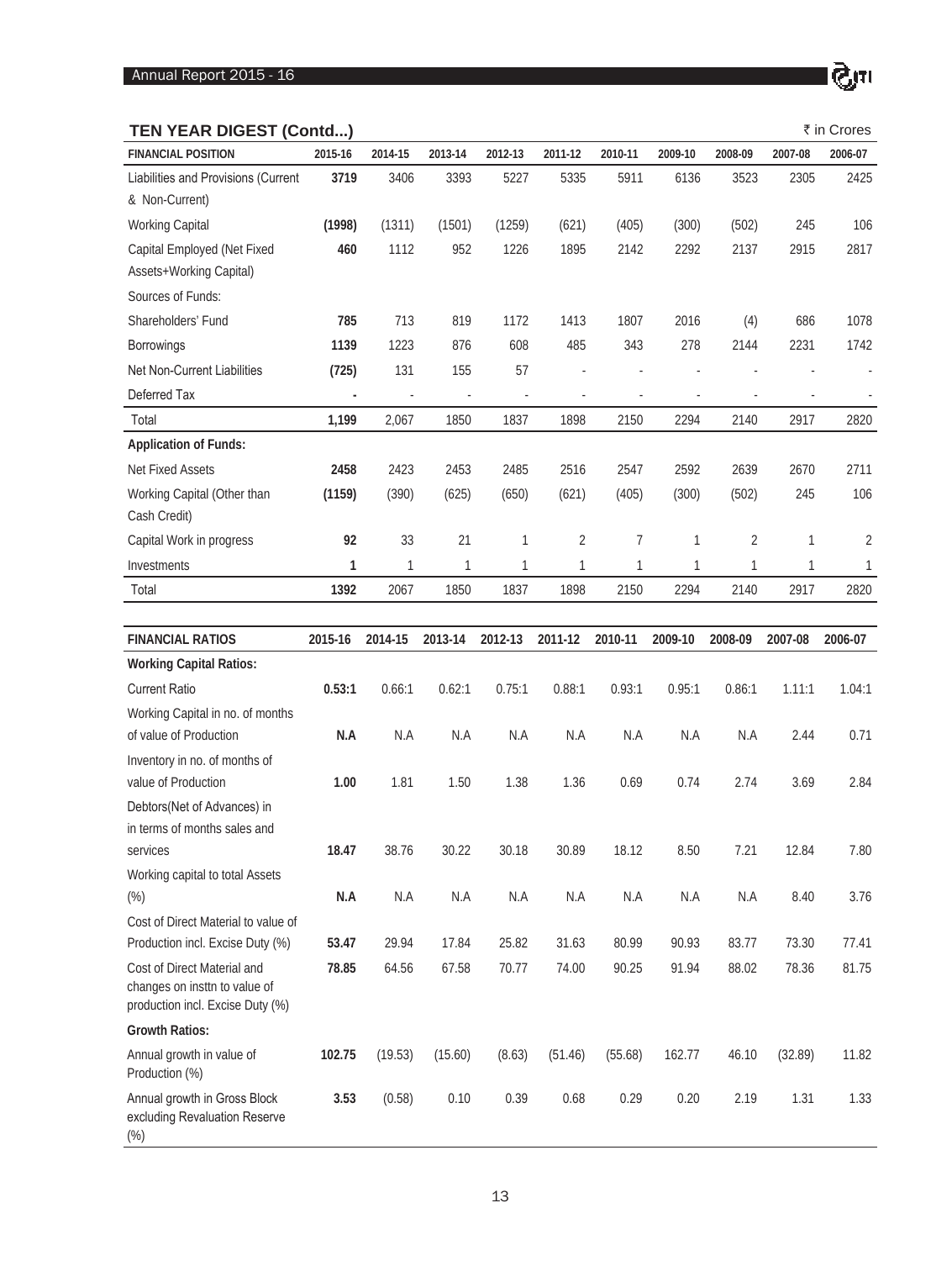## TEN YEAR DIGEST (Contd...)

₹ in Crores

| FINANCIAL POSITION | 2015-16 | 2014-15 | 2013-14 | 2012-13 | 2011-12 | 2010-11 | 2009-10 | 2008-09 | 2007-08 | 2006-07 |
|---|---|---|---|---|---|---|---|---|---|---|
| Liabilities and Provisions (Current & Non-Current) | **3719** | 3406 | 3393 | 5227 | 5335 | 5911 | 6136 | 3523 | 2305 | 2425 |
| Working Capital | **(1998)** | (1311) | (1501) | (1259) | (621) | (405) | (300) | (502) | 245 | 106 |
| Capital Employed (Net Fixed Assets+Working Capital) | **460** | 1112 | 952 | 1226 | 1895 | 2142 | 2292 | 2137 | 2915 | 2817 |
| Sources of Funds: | | | | | | | | | | |
| Shareholders' Fund | **785** | 713 | 819 | 1172 | 1413 | 1807 | 2016 | (4) | 686 | 1078 |
| Borrowings | **1139** | 1223 | 876 | 608 | 485 | 343 | 278 | 2144 | 2231 | 1742 |
| Net Non-Current Liabilities | **(725)** | 131 | 155 | 57 | - | - | - | - | - | - |
| Deferred Tax | **-** | - | - | - | - | - | - | - | - | - |
| Total | **1,199** | 2,067 | 1850 | 1837 | 1898 | 2150 | 2294 | 2140 | 2917 | 2820 |
| **Application of Funds:** | | | | | | | | | | |
| Net Fixed Assets | **2458** | 2423 | 2453 | 2485 | 2516 | 2547 | 2592 | 2639 | 2670 | 2711 |
| Working Capital (Other than Cash Credit) | **(1159)** | (390) | (625) | (650) | (621) | (405) | (300) | (502) | 245 | 106 |
| Capital Work in progress | **92** | 33 | 21 | 1 | 2 | 7 | 1 | 2 | 1 | 2 |
| Investments | **1** | 1 | 1 | 1 | 1 | 1 | 1 | 1 | 1 | 1 |
| Total | **1392** | 2067 | 1850 | 1837 | 1898 | 2150 | 2294 | 2140 | 2917 | 2820 |

| FINANCIAL RATIOS | 2015-16 | 2014-15 | 2013-14 | 2012-13 | 2011-12 | 2010-11 | 2009-10 | 2008-09 | 2007-08 | 2006-07 |
|---|---|---|---|---|---|---|---|---|---|---|
| **Working Capital Ratios:** | | | | | | | | | | |
| Current Ratio | **0.53:1** | 0.66:1 | 0.62:1 | 0.75:1 | 0.88:1 | 0.93:1 | 0.95:1 | 0.86:1 | 1.11:1 | 1.04:1 |
| Working Capital in no. of months of value of Production | **N.A** | N.A | N.A | N.A | N.A | N.A | N.A | N.A | 2.44 | 0.71 |
| Inventory in no. of months of value of Production | **1.00** | 1.81 | 1.50 | 1.38 | 1.36 | 0.69 | 0.74 | 2.74 | 3.69 | 2.84 |
| Debtors(Net of Advances) in in terms of months sales and services | **18.47** | 38.76 | 30.22 | 30.18 | 30.89 | 18.12 | 8.50 | 7.21 | 12.84 | 7.80 |
| Working capital to total Assets (%) | **N.A** | N.A | N.A | N.A | N.A | N.A | N.A | N.A | 8.40 | 3.76 |
| Cost of Direct Material to value of Production incl. Excise Duty (%) | **53.47** | 29.94 | 17.84 | 25.82 | 31.63 | 80.99 | 90.93 | 83.77 | 73.30 | 77.41 |
| Cost of Direct Material and changes on insttn to value of production incl. Excise Duty (%) | **78.85** | 64.56 | 67.58 | 70.77 | 74.00 | 90.25 | 91.94 | 88.02 | 78.36 | 81.75 |
| **Growth Ratios:** | | | | | | | | | | |
| Annual growth in value of Production (%) | **102.75** | (19.53) | (15.60) | (8.63) | (51.46) | (55.68) | 162.77 | 46.10 | (32.89) | 11.82 |
| Annual growth in Gross Block excluding Revaluation Reserve (%) | **3.53** | (0.58) | 0.10 | 0.39 | 0.68 | 0.29 | 0.20 | 2.19 | 1.31 | 1.33 |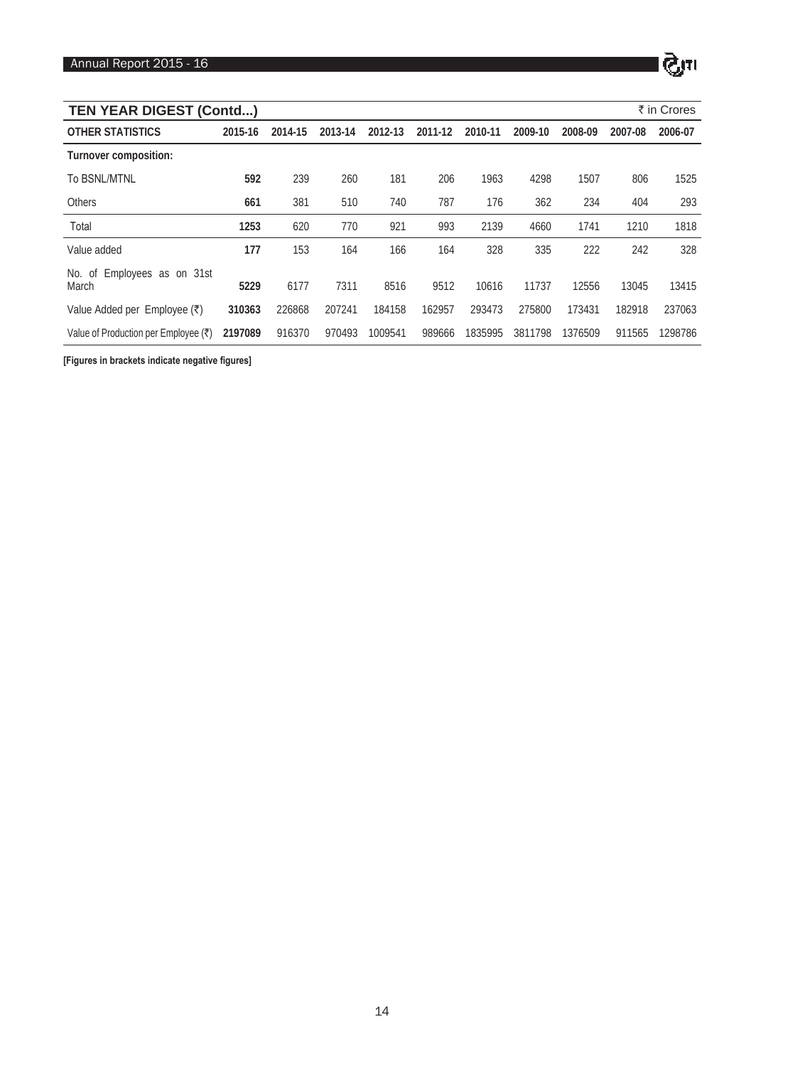## TEN YEAR DIGEST (Contd...)

₹ in Crores

| OTHER STATISTICS | 2015-16 | 2014-15 | 2013-14 | 2012-13 | 2011-12 | 2010-11 | 2009-10 | 2008-09 | 2007-08 | 2006-07 |
|---|---|---|---|---|---|---|---|---|---|---|
| **Turnover composition:** | | | | | | | | | | |
| To BSNL/MTNL | **592** | 239 | 260 | 181 | 206 | 1963 | 4298 | 1507 | 806 | 1525 |
| Others | **661** | 381 | 510 | 740 | 787 | 176 | 362 | 234 | 404 | 293 |
| Total | **1253** | 620 | 770 | 921 | 993 | 2139 | 4660 | 1741 | 1210 | 1818 |
| Value added | **177** | 153 | 164 | 166 | 164 | 328 | 335 | 222 | 242 | 328 |
| No. of Employees as on 31st March | **5229** | 6177 | 7311 | 8516 | 9512 | 10616 | 11737 | 12556 | 13045 | 13415 |
| Value Added per Employee (₹) | **310363** | 226868 | 207241 | 184158 | 162957 | 293473 | 275800 | 173431 | 182918 | 237063 |
| Value of Production per Employee (₹) | **2197089** | 916370 | 970493 | 1009541 | 989666 | 1835995 | 3811798 | 1376509 | 911565 | 1298786 |

**[Figures in brackets indicate negative figures]**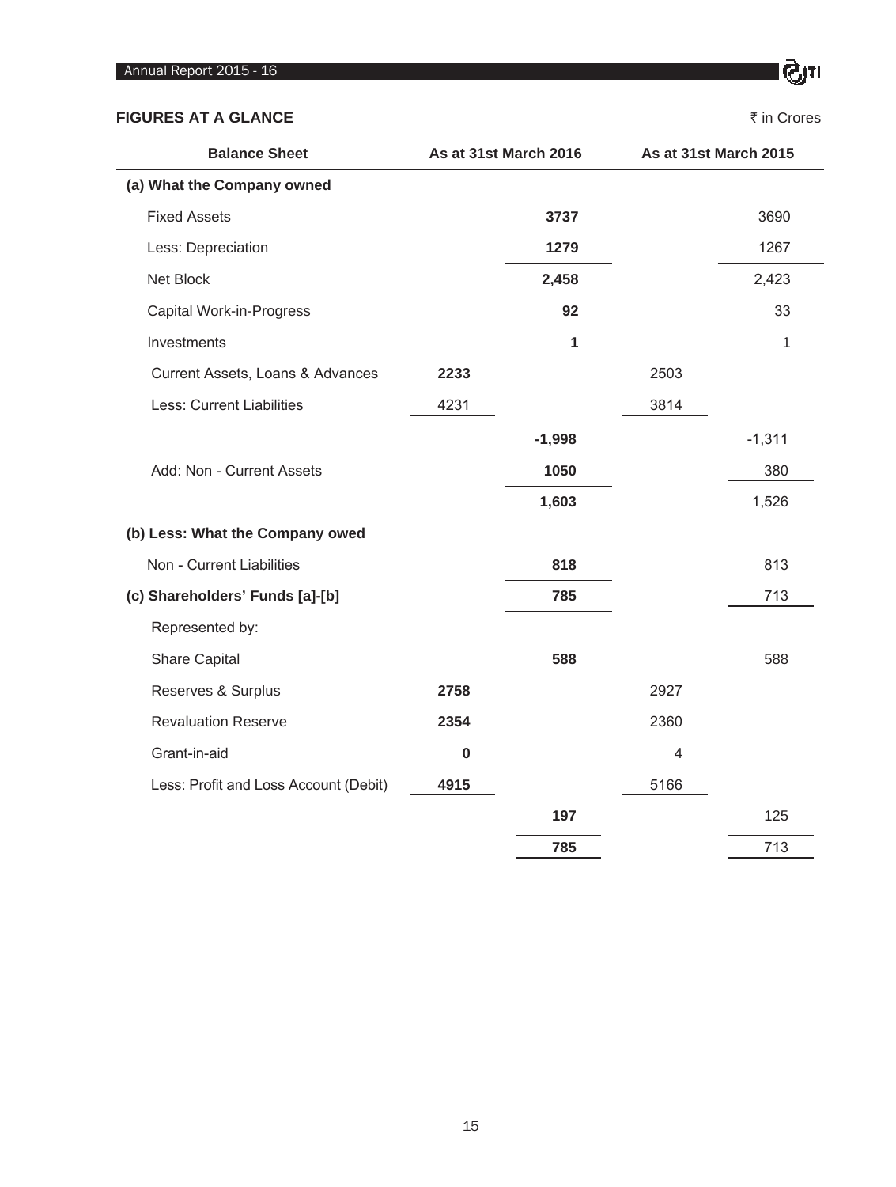## FIGURES AT A GLANCE

₹ in Crores

| Balance Sheet | As at 31st March 2016 | | As at 31st March 2015 | |
|---|---|---|---|---|
| **(a) What the Company owned** | | | | |
| Fixed Assets | | **3737** | | 3690 |
| Less: Depreciation | | **1279** | | 1267 |
| Net Block | | **2,458** | | 2,423 |
| Capital Work-in-Progress | | **92** | | 33 |
| Investments | | **1** | | 1 |
| Current Assets, Loans & Advances | **2233** | | 2503 | |
| Less: Current Liabilities | 4231 | | 3814 | |
| | | **-1,998** | | -1,311 |
| Add: Non - Current Assets | | **1050** | | 380 |
| | | **1,603** | | 1,526 |
| **(b) Less: What the Company owed** | | | | |
| Non - Current Liabilities | | **818** | | 813 |
| **(c) Shareholders' Funds [a]-[b]** | | **785** | | 713 |
| Represented by: | | | | |
| Share Capital | | **588** | | 588 |
| Reserves & Surplus | **2758** | | 2927 | |
| Revaluation Reserve | **2354** | | 2360 | |
| Grant-in-aid | **0** | | 4 | |
| Less: Profit and Loss Account (Debit) | **4915** | | 5166 | |
| | | **197** | | 125 |
| | | **785** | | 713 |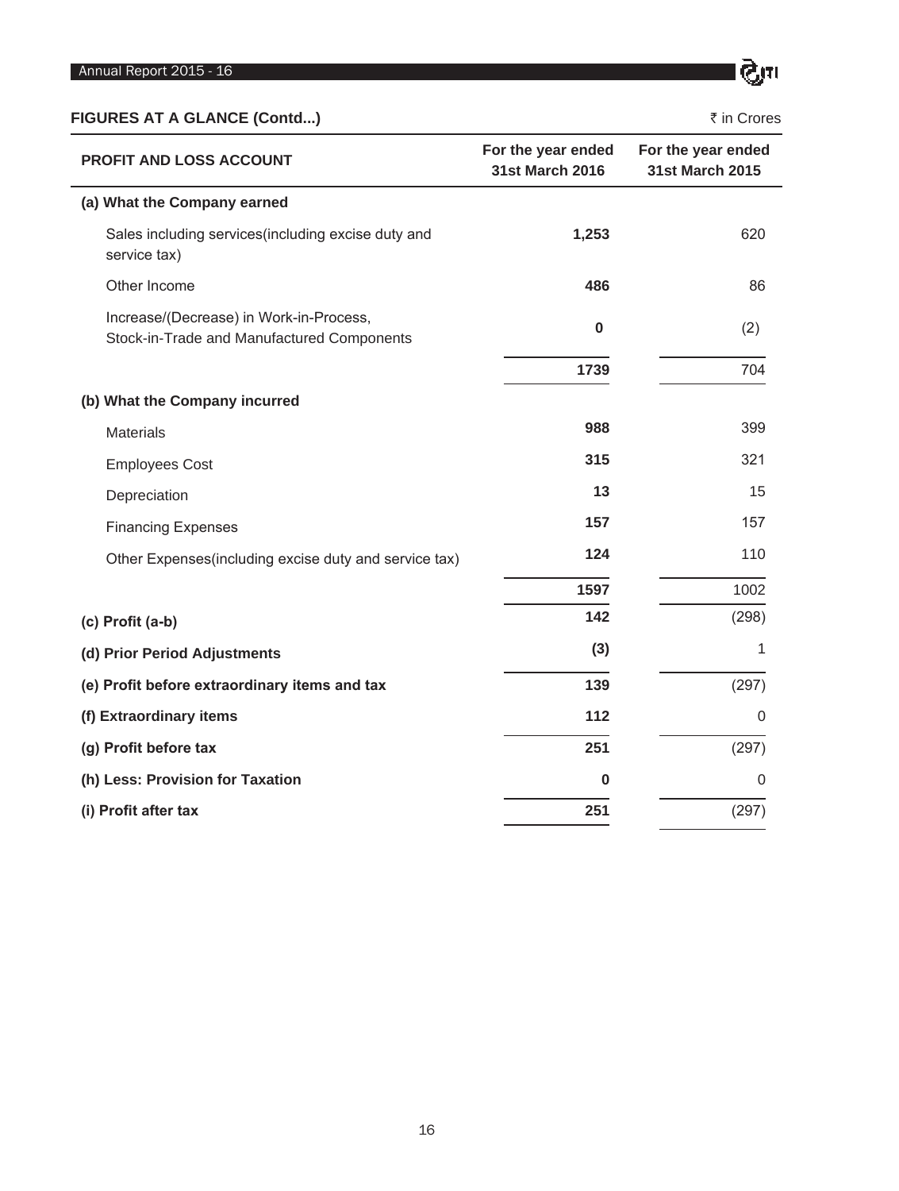## FIGURES AT A GLANCE (Contd...)

₹ in Crores

| PROFIT AND LOSS ACCOUNT | For the year ended 31st March 2016 | For the year ended 31st March 2015 |
|---|---|---|
| **(a) What the Company earned** | | |
| Sales including services(including excise duty and service tax) | **1,253** | 620 |
| Other Income | **486** | 86 |
| Increase/(Decrease) in Work-in-Process, Stock-in-Trade and Manufactured Components | **0** | (2) |
| | **1739** | 704 |
| **(b) What the Company incurred** | | |
| Materials | **988** | 399 |
| Employees Cost | **315** | 321 |
| Depreciation | **13** | 15 |
| Financing Expenses | **157** | 157 |
| Other Expenses(including excise duty and service tax) | **124** | 110 |
| | **1597** | 1002 |
| **(c) Profit (a-b)** | **142** | (298) |
| **(d) Prior Period Adjustments** | **(3)** | 1 |
| **(e) Profit before extraordinary items and tax** | **139** | (297) |
| **(f) Extraordinary items** | **112** | 0 |
| **(g) Profit before tax** | **251** | (297) |
| **(h) Less: Provision for Taxation** | **0** | 0 |
| **(i) Profit after tax** | **251** | (297) |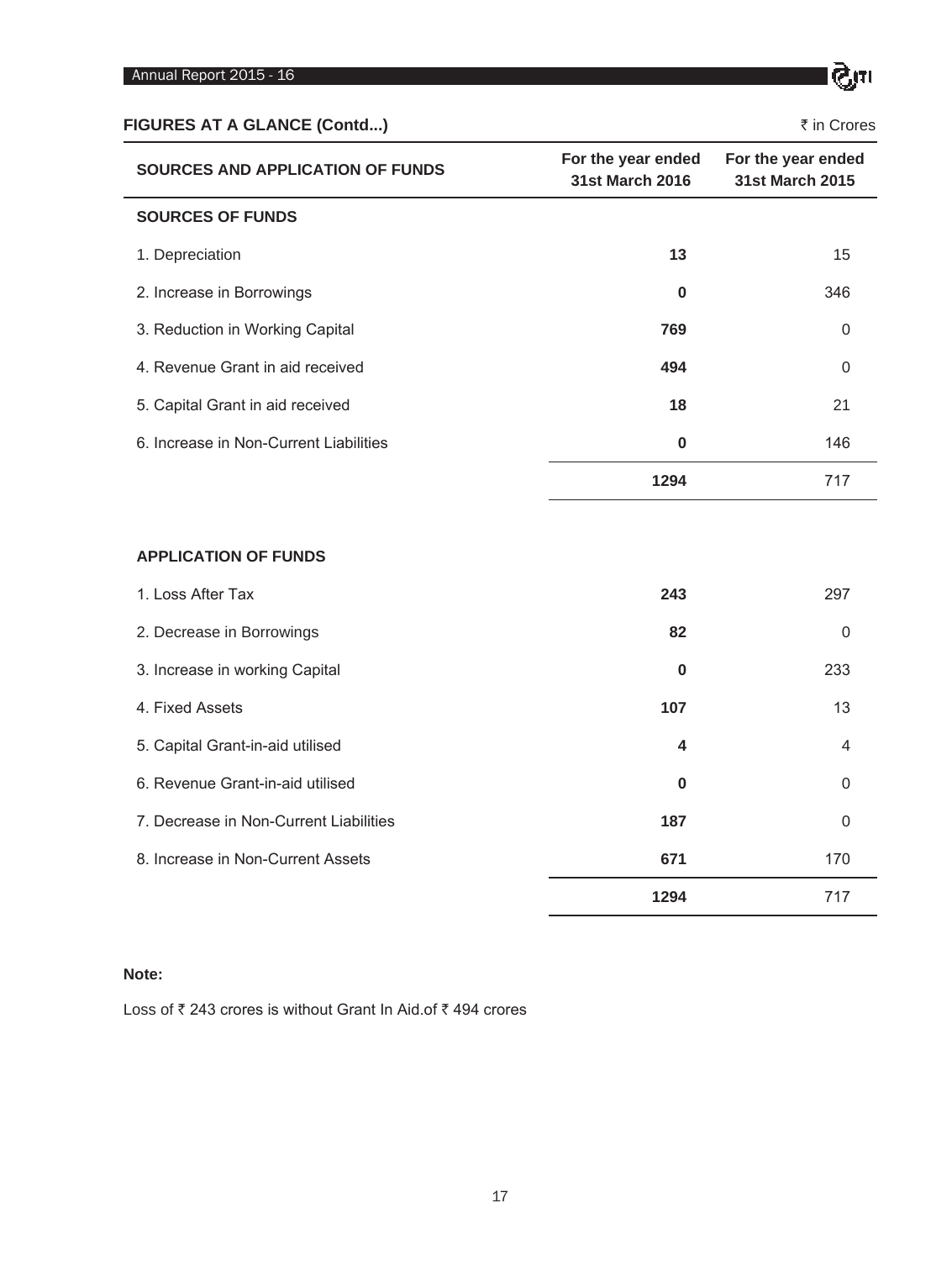## FIGURES AT A GLANCE (Contd...)

₹ in Crores

| SOURCES AND APPLICATION OF FUNDS | For the year ended 31st March 2016 | For the year ended 31st March 2015 |
|---|---|---|
| **SOURCES OF FUNDS** | | |
| 1. Depreciation | **13** | 15 |
| 2. Increase in Borrowings | **0** | 346 |
| 3. Reduction in Working Capital | **769** | 0 |
| 4. Revenue Grant in aid received | **494** | 0 |
| 5. Capital Grant in aid received | **18** | 21 |
| 6. Increase in Non-Current Liabilities | **0** | 146 |
| | **1294** | 717 |
| **APPLICATION OF FUNDS** | | |
| 1. Loss After Tax | **243** | 297 |
| 2. Decrease in Borrowings | **82** | 0 |
| 3. Increase in working Capital | **0** | 233 |
| 4. Fixed Assets | **107** | 13 |
| 5. Capital Grant-in-aid utilised | **4** | 4 |
| 6. Revenue Grant-in-aid utilised | **0** | 0 |
| 7. Decrease in Non-Current Liabilities | **187** | 0 |
| 8. Increase in Non-Current Assets | **671** | 170 |
| | **1294** | 717 |

**Note:**

Loss of ₹ 243 crores is without Grant In Aid.of ₹ 494 crores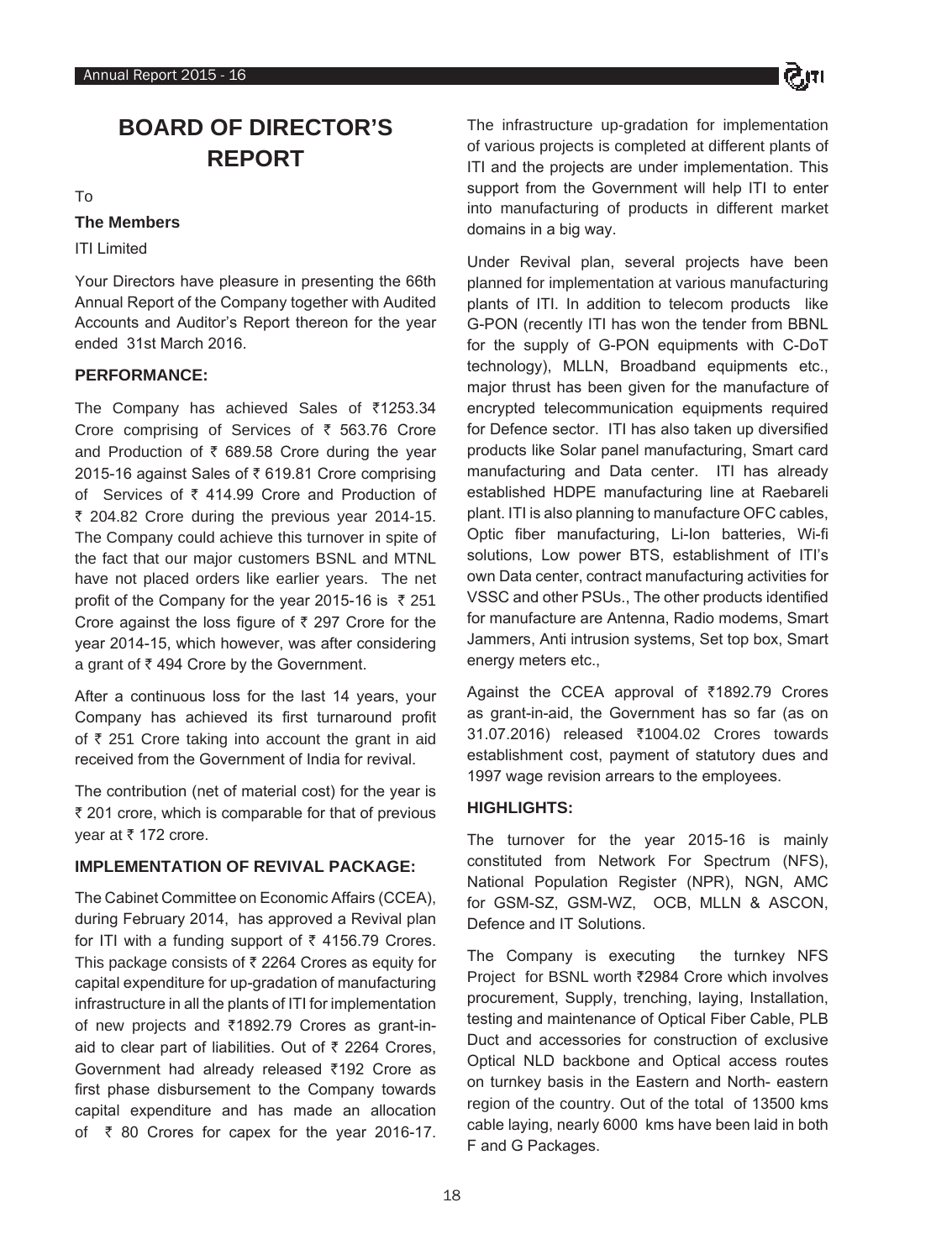# BOARD OF DIRECTOR'S REPORT

To

**The Members**

ITI Limited

Your Directors have pleasure in presenting the 66th Annual Report of the Company together with Audited Accounts and Auditor's Report thereon for the year ended 31st March 2016.

### PERFORMANCE:

The Company has achieved Sales of ₹1253.34 Crore comprising of Services of ₹ 563.76 Crore and Production of ₹ 689.58 Crore during the year 2015-16 against Sales of ₹ 619.81 Crore comprising of Services of ₹ 414.99 Crore and Production of ₹ 204.82 Crore during the previous year 2014-15. The Company could achieve this turnover in spite of the fact that our major customers BSNL and MTNL have not placed orders like earlier years. The net profit of the Company for the year 2015-16 is ₹ 251 Crore against the loss figure of ₹ 297 Crore for the year 2014-15, which however, was after considering a grant of ₹ 494 Crore by the Government.

After a continuous loss for the last 14 years, your Company has achieved its first turnaround profit of ₹ 251 Crore taking into account the grant in aid received from the Government of India for revival.

The contribution (net of material cost) for the year is ₹ 201 crore, which is comparable for that of previous year at ₹ 172 crore.

### IMPLEMENTATION OF REVIVAL PACKAGE:

The Cabinet Committee on Economic Affairs (CCEA), during February 2014, has approved a Revival plan for ITI with a funding support of ₹ 4156.79 Crores. This package consists of ₹ 2264 Crores as equity for capital expenditure for up-gradation of manufacturing infrastructure in all the plants of ITI for implementation of new projects and ₹1892.79 Crores as grant-in-aid to clear part of liabilities. Out of ₹ 2264 Crores, Government had already released ₹192 Crore as first phase disbursement to the Company towards capital expenditure and has made an allocation of ₹ 80 Crores for capex for the year 2016-17. The infrastructure up-gradation for implementation of various projects is completed at different plants of ITI and the projects are under implementation. This support from the Government will help ITI to enter into manufacturing of products in different market domains in a big way.

Under Revival plan, several projects have been planned for implementation at various manufacturing plants of ITI. In addition to telecom products like G-PON (recently ITI has won the tender from BBNL for the supply of G-PON equipments with C-DoT technology), MLLN, Broadband equipments etc., major thrust has been given for the manufacture of encrypted telecommunication equipments required for Defence sector. ITI has also taken up diversified products like Solar panel manufacturing, Smart card manufacturing and Data center. ITI has already established HDPE manufacturing line at Raebareli plant. ITI is also planning to manufacture OFC cables, Optic fiber manufacturing, Li-Ion batteries, Wi-fi solutions, Low power BTS, establishment of ITI's own Data center, contract manufacturing activities for VSSC and other PSUs., The other products identified for manufacture are Antenna, Radio modems, Smart Jammers, Anti intrusion systems, Set top box, Smart energy meters etc.,

Against the CCEA approval of ₹1892.79 Crores as grant-in-aid, the Government has so far (as on 31.07.2016) released ₹1004.02 Crores towards establishment cost, payment of statutory dues and 1997 wage revision arrears to the employees.

### HIGHLIGHTS:

The turnover for the year 2015-16 is mainly constituted from Network For Spectrum (NFS), National Population Register (NPR), NGN, AMC for GSM-SZ, GSM-WZ, OCB, MLLN & ASCON, Defence and IT Solutions.

The Company is executing the turnkey NFS Project for BSNL worth ₹2984 Crore which involves procurement, Supply, trenching, laying, Installation, testing and maintenance of Optical Fiber Cable, PLB Duct and accessories for construction of exclusive Optical NLD backbone and Optical access routes on turnkey basis in the Eastern and North- eastern region of the country. Out of the total of 13500 kms cable laying, nearly 6000 kms have been laid in both F and G Packages.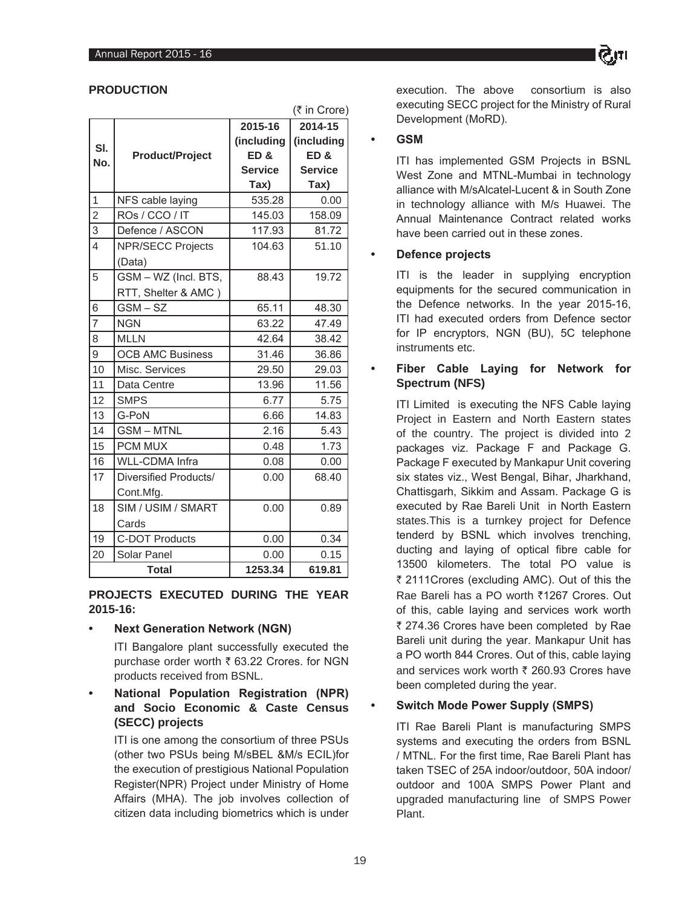**PRODUCTION**

(₹ in Crore)

| Sl. No. | Product/Project | 2015-16 (including ED & Service Tax) | 2014-15 (including ED & Service Tax) |
|---|---|---|---|
| 1 | NFS cable laying | 535.28 | 0.00 |
| 2 | ROs / CCO / IT | 145.03 | 158.09 |
| 3 | Defence / ASCON | 117.93 | 81.72 |
| 4 | NPR/SECC Projects (Data) | 104.63 | 51.10 |
| 5 | GSM – WZ (Incl. BTS, RTT, Shelter & AMC ) | 88.43 | 19.72 |
| 6 | GSM – SZ | 65.11 | 48.30 |
| 7 | NGN | 63.22 | 47.49 |
| 8 | MLLN | 42.64 | 38.42 |
| 9 | OCB AMC Business | 31.46 | 36.86 |
| 10 | Misc. Services | 29.50 | 29.03 |
| 11 | Data Centre | 13.96 | 11.56 |
| 12 | SMPS | 6.77 | 5.75 |
| 13 | G-PoN | 6.66 | 14.83 |
| 14 | GSM – MTNL | 2.16 | 5.43 |
| 15 | PCM MUX | 0.48 | 1.73 |
| 16 | WLL-CDMA Infra | 0.08 | 0.00 |
| 17 | Diversified Products/ Cont.Mfg. | 0.00 | 68.40 |
| 18 | SIM / USIM / SMART Cards | 0.00 | 0.89 |
| 19 | C-DOT Products | 0.00 | 0.34 |
| 20 | Solar Panel | 0.00 | 0.15 |
| **Total** | | **1253.34** | **619.81** |

**PROJECTS EXECUTED DURING THE YEAR 2015-16:**

- **Next Generation Network (NGN)**

  ITI Bangalore plant successfully executed the purchase order worth ₹ 63.22 Crores. for NGN products received from BSNL.

- **National Population Registration (NPR) and Socio Economic & Caste Census (SECC) projects**

  ITI is one among the consortium of three PSUs (other two PSUs being M/sBEL &M/s ECIL)for the execution of prestigious National Population Register(NPR) Project under Ministry of Home Affairs (MHA). The job involves collection of citizen data including biometrics which is under execution. The above consortium is also executing SECC project for the Ministry of Rural Development (MoRD).

- **GSM**

  ITI has implemented GSM Projects in BSNL West Zone and MTNL-Mumbai in technology alliance with M/sAlcatel-Lucent & in South Zone in technology alliance with M/s Huawei. The Annual Maintenance Contract related works have been carried out in these zones.

- **Defence projects**

  ITI is the leader in supplying encryption equipments for the secured communication in the Defence networks. In the year 2015-16, ITI had executed orders from Defence sector for IP encryptors, NGN (BU), 5C telephone instruments etc.

- **Fiber Cable Laying for Network for Spectrum (NFS)**

  ITI Limited is executing the NFS Cable laying Project in Eastern and North Eastern states of the country. The project is divided into 2 packages viz. Package F and Package G. Package F executed by Mankapur Unit covering six states viz., West Bengal, Bihar, Jharkhand, Chattisgarh, Sikkim and Assam. Package G is executed by Rae Bareli Unit in North Eastern states.This is a turnkey project for Defence tenderd by BSNL which involves trenching, ducting and laying of optical fibre cable for 13500 kilometers. The total PO value is ₹ 2111Crores (excluding AMC). Out of this the Rae Bareli has a PO worth ₹1267 Crores. Out of this, cable laying and services work worth ₹ 274.36 Crores have been completed by Rae Bareli unit during the year. Mankapur Unit has a PO worth 844 Crores. Out of this, cable laying and services work worth ₹ 260.93 Crores have been completed during the year.

- **Switch Mode Power Supply (SMPS)**

  ITI Rae Bareli Plant is manufacturing SMPS systems and executing the orders from BSNL / MTNL. For the first time, Rae Bareli Plant has taken TSEC of 25A indoor/outdoor, 50A indoor/ outdoor and 100A SMPS Power Plant and upgraded manufacturing line of SMPS Power Plant.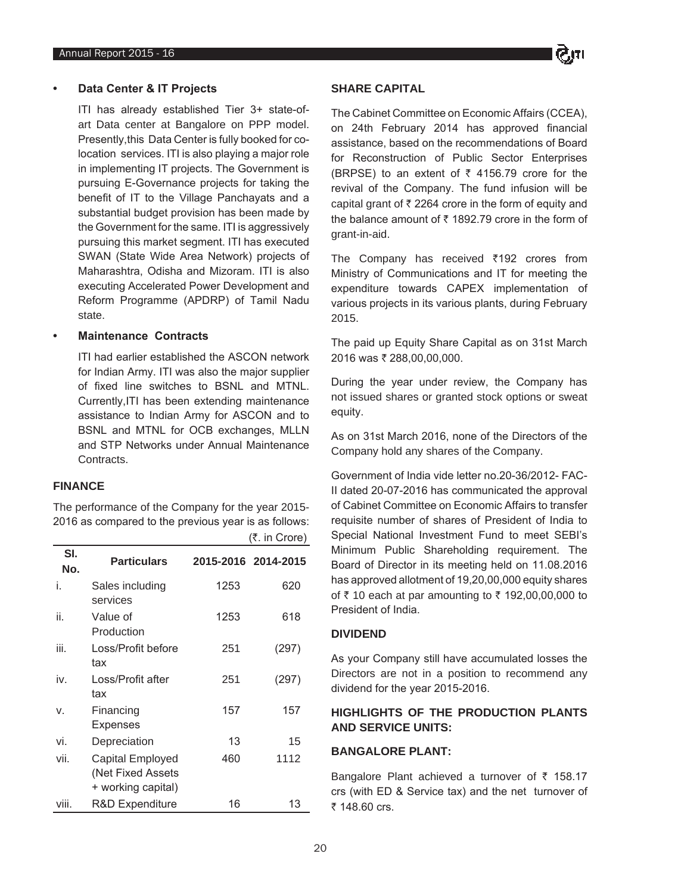- **Data Center & IT Projects**

  ITI has already established Tier 3+ state-of-art Data center at Bangalore on PPP model. Presently,this Data Center is fully booked for co-location services. ITI is also playing a major role in implementing IT projects. The Government is pursuing E-Governance projects for taking the benefit of IT to the Village Panchayats and a substantial budget provision has been made by the Government for the same. ITI is aggressively pursuing this market segment. ITI has executed SWAN (State Wide Area Network) projects of Maharashtra, Odisha and Mizoram. ITI is also executing Accelerated Power Development and Reform Programme (APDRP) of Tamil Nadu state.

- **Maintenance Contracts**

  ITI had earlier established the ASCON network for Indian Army. ITI was also the major supplier of fixed line switches to BSNL and MTNL. Currently,ITI has been extending maintenance assistance to Indian Army for ASCON and to BSNL and MTNL for OCB exchanges, MLLN and STP Networks under Annual Maintenance Contracts.

## FINANCE

The performance of the Company for the year 2015-2016 as compared to the previous year is as follows:

(₹. in Crore)

| Sl. No. | Particulars | 2015-2016 | 2014-2015 |
|---|---|---|---|
| i. | Sales including services | 1253 | 620 |
| ii. | Value of Production | 1253 | 618 |
| iii. | Loss/Profit before tax | 251 | (297) |
| iv. | Loss/Profit after tax | 251 | (297) |
| v. | Financing Expenses | 157 | 157 |
| vi. | Depreciation | 13 | 15 |
| vii. | Capital Employed (Net Fixed Assets + working capital) | 460 | 1112 |
| viii. | R&D Expenditure | 16 | 13 |

## SHARE CAPITAL

The Cabinet Committee on Economic Affairs (CCEA), on 24th February 2014 has approved financial assistance, based on the recommendations of Board for Reconstruction of Public Sector Enterprises (BRPSE) to an extent of ₹ 4156.79 crore for the revival of the Company. The fund infusion will be capital grant of ₹ 2264 crore in the form of equity and the balance amount of ₹ 1892.79 crore in the form of grant-in-aid.

The Company has received ₹192 crores from Ministry of Communications and IT for meeting the expenditure towards CAPEX implementation of various projects in its various plants, during February 2015.

The paid up Equity Share Capital as on 31st March 2016 was ₹ 288,00,00,000.

During the year under review, the Company has not issued shares or granted stock options or sweat equity.

As on 31st March 2016, none of the Directors of the Company hold any shares of the Company.

Government of India vide letter no.20-36/2012- FAC-II dated 20-07-2016 has communicated the approval of Cabinet Committee on Economic Affairs to transfer requisite number of shares of President of India to Special National Investment Fund to meet SEBI's Minimum Public Shareholding requirement. The Board of Director in its meeting held on 11.08.2016 has approved allotment of 19,20,00,000 equity shares of ₹ 10 each at par amounting to ₹ 192,00,00,000 to President of India.

## DIVIDEND

As your Company still have accumulated losses the Directors are not in a position to recommend any dividend for the year 2015-2016.

## HIGHLIGHTS OF THE PRODUCTION PLANTS AND SERVICE UNITS:

### BANGALORE PLANT:

Bangalore Plant achieved a turnover of ₹ 158.17 crs (with ED & Service tax) and the net turnover of ₹ 148.60 crs.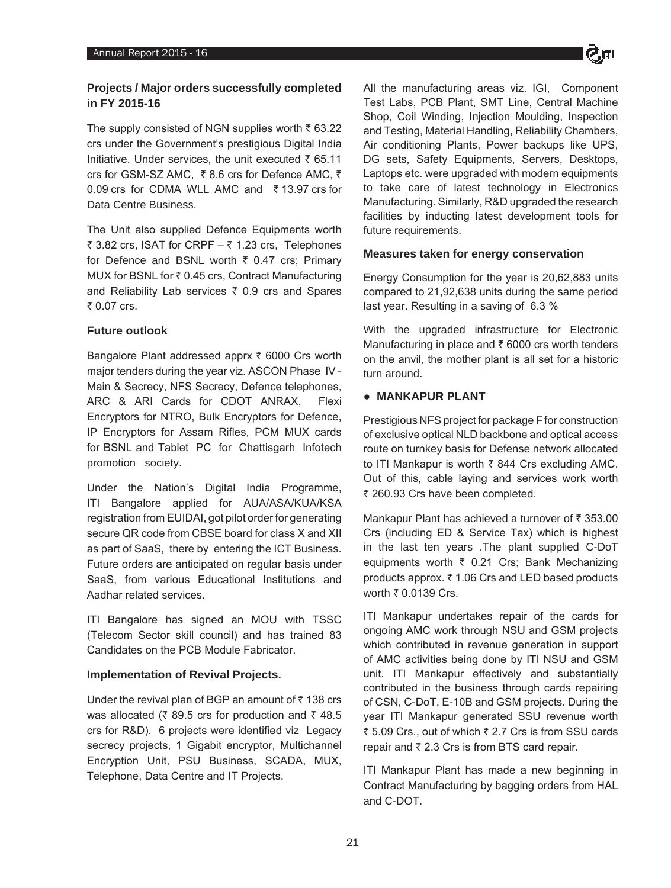### Projects / Major orders successfully completed in FY 2015-16

The supply consisted of NGN supplies worth ₹ 63.22 crs under the Government's prestigious Digital India Initiative. Under services, the unit executed ₹ 65.11 crs for GSM-SZ AMC, ₹ 8.6 crs for Defence AMC, ₹ 0.09 crs for CDMA WLL AMC and ₹ 13.97 crs for Data Centre Business.

The Unit also supplied Defence Equipments worth ₹ 3.82 crs, ISAT for CRPF – ₹ 1.23 crs, Telephones for Defence and BSNL worth ₹ 0.47 crs; Primary MUX for BSNL for ₹ 0.45 crs, Contract Manufacturing and Reliability Lab services ₹ 0.9 crs and Spares ₹ 0.07 crs.

### Future outlook

Bangalore Plant addressed apprx ₹ 6000 Crs worth major tenders during the year viz. ASCON Phase IV - Main & Secrecy, NFS Secrecy, Defence telephones, ARC & ARI Cards for CDOT ANRAX, Flexi Encryptors for NTRO, Bulk Encryptors for Defence, IP Encryptors for Assam Rifles, PCM MUX cards for BSNL and Tablet PC for Chattisgarh Infotech promotion society.

Under the Nation's Digital India Programme, ITI Bangalore applied for AUA/ASA/KUA/KSA registration from EUIDAI, got pilot order for generating secure QR code from CBSE board for class X and XII as part of SaaS, there by entering the ICT Business. Future orders are anticipated on regular basis under SaaS, from various Educational Institutions and Aadhar related services.

ITI Bangalore has signed an MOU with TSSC (Telecom Sector skill council) and has trained 83 Candidates on the PCB Module Fabricator.

### Implementation of Revival Projects.

Under the revival plan of BGP an amount of ₹ 138 crs was allocated (₹ 89.5 crs for production and ₹ 48.5 crs for R&D). 6 projects were identified viz Legacy secrecy projects, 1 Gigabit encryptor, Multichannel Encryption Unit, PSU Business, SCADA, MUX, Telephone, Data Centre and IT Projects.

All the manufacturing areas viz. IGI, Component Test Labs, PCB Plant, SMT Line, Central Machine Shop, Coil Winding, Injection Moulding, Inspection and Testing, Material Handling, Reliability Chambers, Air conditioning Plants, Power backups like UPS, DG sets, Safety Equipments, Servers, Desktops, Laptops etc. were upgraded with modern equipments to take care of latest technology in Electronics Manufacturing. Similarly, R&D upgraded the research facilities by inducting latest development tools for future requirements.

### Measures taken for energy conservation

Energy Consumption for the year is 20,62,883 units compared to 21,92,638 units during the same period last year. Resulting in a saving of 6.3 %

With the upgraded infrastructure for Electronic Manufacturing in place and ₹ 6000 crs worth tenders on the anvil, the mother plant is all set for a historic turn around.

- **MANKAPUR PLANT**

Prestigious NFS project for package F for construction of exclusive optical NLD backbone and optical access route on turnkey basis for Defense network allocated to ITI Mankapur is worth ₹ 844 Crs excluding AMC. Out of this, cable laying and services work worth ₹ 260.93 Crs have been completed.

Mankapur Plant has achieved a turnover of ₹ 353.00 Crs (including ED & Service Tax) which is highest in the last ten years .The plant supplied C-DoT equipments worth ₹ 0.21 Crs; Bank Mechanizing products approx. ₹ 1.06 Crs and LED based products worth ₹ 0.0139 Crs.

ITI Mankapur undertakes repair of the cards for ongoing AMC work through NSU and GSM projects which contributed in revenue generation in support of AMC activities being done by ITI NSU and GSM unit. ITI Mankapur effectively and substantially contributed in the business through cards repairing of CSN, C-DoT, E-10B and GSM projects. During the year ITI Mankapur generated SSU revenue worth ₹ 5.09 Crs., out of which ₹ 2.7 Crs is from SSU cards repair and ₹ 2.3 Crs is from BTS card repair.

ITI Mankapur Plant has made a new beginning in Contract Manufacturing by bagging orders from HAL and C-DOT.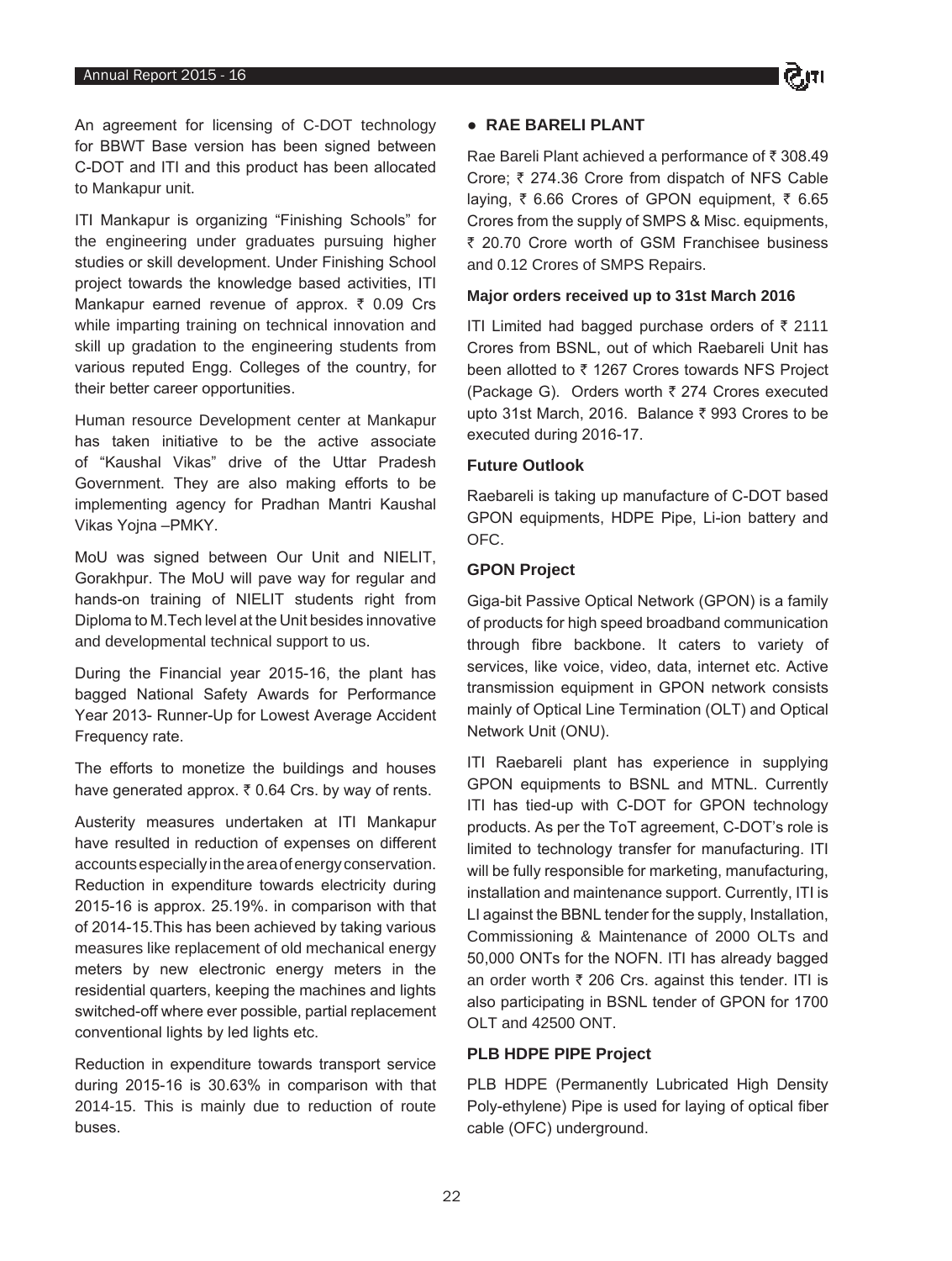An agreement for licensing of C-DOT technology for BBWT Base version has been signed between C-DOT and ITI and this product has been allocated to Mankapur unit.

ITI Mankapur is organizing "Finishing Schools" for the engineering under graduates pursuing higher studies or skill development. Under Finishing School project towards the knowledge based activities, ITI Mankapur earned revenue of approx. ₹ 0.09 Crs while imparting training on technical innovation and skill up gradation to the engineering students from various reputed Engg. Colleges of the country, for their better career opportunities.

Human resource Development center at Mankapur has taken initiative to be the active associate of "Kaushal Vikas" drive of the Uttar Pradesh Government. They are also making efforts to be implementing agency for Pradhan Mantri Kaushal Vikas Yojna –PMKY.

MoU was signed between Our Unit and NIELIT, Gorakhpur. The MoU will pave way for regular and hands-on training of NIELIT students right from Diploma to M.Tech level at the Unit besides innovative and developmental technical support to us.

During the Financial year 2015-16, the plant has bagged National Safety Awards for Performance Year 2013- Runner-Up for Lowest Average Accident Frequency rate.

The efforts to monetize the buildings and houses have generated approx. ₹ 0.64 Crs. by way of rents.

Austerity measures undertaken at ITI Mankapur have resulted in reduction of expenses on different accounts especially in the area of energy conservation. Reduction in expenditure towards electricity during 2015-16 is approx. 25.19%. in comparison with that of 2014-15.This has been achieved by taking various measures like replacement of old mechanical energy meters by new electronic energy meters in the residential quarters, keeping the machines and lights switched-off where ever possible, partial replacement conventional lights by led lights etc.

Reduction in expenditure towards transport service during 2015-16 is 30.63% in comparison with that 2014-15. This is mainly due to reduction of route buses.

- **RAE BARELI PLANT**

Rae Bareli Plant achieved a performance of ₹ 308.49 Crore; ₹ 274.36 Crore from dispatch of NFS Cable laying, ₹ 6.66 Crores of GPON equipment, ₹ 6.65 Crores from the supply of SMPS & Misc. equipments, ₹ 20.70 Crore worth of GSM Franchisee business and 0.12 Crores of SMPS Repairs.

**Major orders received up to 31st March 2016**

ITI Limited had bagged purchase orders of ₹ 2111 Crores from BSNL, out of which Raebareli Unit has been allotted to ₹ 1267 Crores towards NFS Project (Package G). Orders worth ₹ 274 Crores executed upto 31st March, 2016. Balance ₹ 993 Crores to be executed during 2016-17.

**Future Outlook**

Raebareli is taking up manufacture of C-DOT based GPON equipments, HDPE Pipe, Li-ion battery and OFC.

**GPON Project**

Giga-bit Passive Optical Network (GPON) is a family of products for high speed broadband communication through fibre backbone. It caters to variety of services, like voice, video, data, internet etc. Active transmission equipment in GPON network consists mainly of Optical Line Termination (OLT) and Optical Network Unit (ONU).

ITI Raebareli plant has experience in supplying GPON equipments to BSNL and MTNL. Currently ITI has tied-up with C-DOT for GPON technology products. As per the ToT agreement, C-DOT's role is limited to technology transfer for manufacturing. ITI will be fully responsible for marketing, manufacturing, installation and maintenance support. Currently, ITI is LI against the BBNL tender for the supply, Installation, Commissioning & Maintenance of 2000 OLTs and 50,000 ONTs for the NOFN. ITI has already bagged an order worth ₹ 206 Crs. against this tender. ITI is also participating in BSNL tender of GPON for 1700 OLT and 42500 ONT.

**PLB HDPE PIPE Project**

PLB HDPE (Permanently Lubricated High Density Poly-ethylene) Pipe is used for laying of optical fiber cable (OFC) underground.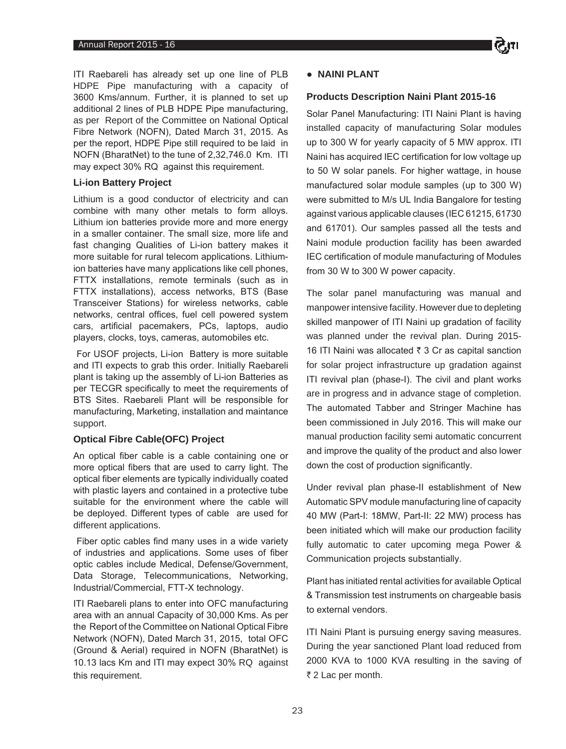ITI Raebareli has already set up one line of PLB HDPE Pipe manufacturing with a capacity of 3600 Kms/annum. Further, it is planned to set up additional 2 lines of PLB HDPE Pipe manufacturing, as per Report of the Committee on National Optical Fibre Network (NOFN), Dated March 31, 2015. As per the report, HDPE Pipe still required to be laid in NOFN (BharatNet) to the tune of 2,32,746.0 Km. ITI may expect 30% RQ against this requirement.

### Li-ion Battery Project

Lithium is a good conductor of electricity and can combine with many other metals to form alloys. Lithium ion batteries provide more and more energy in a smaller container. The small size, more life and fast changing Qualities of Li-ion battery makes it more suitable for rural telecom applications. Lithium-ion batteries have many applications like cell phones, FTTX installations, remote terminals (such as in FTTX installations), access networks, BTS (Base Transceiver Stations) for wireless networks, cable networks, central offices, fuel cell powered system cars, artificial pacemakers, PCs, laptops, audio players, clocks, toys, cameras, automobiles etc.

For USOF projects, Li-ion Battery is more suitable and ITI expects to grab this order. Initially Raebareli plant is taking up the assembly of Li-ion Batteries as per TECGR specifically to meet the requirements of BTS Sites. Raebareli Plant will be responsible for manufacturing, Marketing, installation and maintance support.

### Optical Fibre Cable(OFC) Project

An optical fiber cable is a cable containing one or more optical fibers that are used to carry light. The optical fiber elements are typically individually coated with plastic layers and contained in a protective tube suitable for the environment where the cable will be deployed. Different types of cable are used for different applications.

Fiber optic cables find many uses in a wide variety of industries and applications. Some uses of fiber optic cables include Medical, Defense/Government, Data Storage, Telecommunications, Networking, Industrial/Commercial, FTT-X technology.

ITI Raebareli plans to enter into OFC manufacturing area with an annual Capacity of 30,000 Kms. As per the Report of the Committee on National Optical Fibre Network (NOFN), Dated March 31, 2015, total OFC (Ground & Aerial) required in NOFN (BharatNet) is 10.13 lacs Km and ITI may expect 30% RQ against this requirement.

- **NAINI PLANT**

### Products Description Naini Plant 2015-16

Solar Panel Manufacturing: ITI Naini Plant is having installed capacity of manufacturing Solar modules up to 300 W for yearly capacity of 5 MW approx. ITI Naini has acquired IEC certification for low voltage up to 50 W solar panels. For higher wattage, in house manufactured solar module samples (up to 300 W) were submitted to M/s UL India Bangalore for testing against various applicable clauses (IEC 61215, 61730 and 61701). Our samples passed all the tests and Naini module production facility has been awarded IEC certification of module manufacturing of Modules from 30 W to 300 W power capacity.

The solar panel manufacturing was manual and manpower intensive facility. However due to depleting skilled manpower of ITI Naini up gradation of facility was planned under the revival plan. During 2015-16 ITI Naini was allocated ₹ 3 Cr as capital sanction for solar project infrastructure up gradation against ITI revival plan (phase-I). The civil and plant works are in progress and in advance stage of completion. The automated Tabber and Stringer Machine has been commissioned in July 2016. This will make our manual production facility semi automatic concurrent and improve the quality of the product and also lower down the cost of production significantly.

Under revival plan phase-II establishment of New Automatic SPV module manufacturing line of capacity 40 MW (Part-I: 18MW, Part-II: 22 MW) process has been initiated which will make our production facility fully automatic to cater upcoming mega Power & Communication projects substantially.

Plant has initiated rental activities for available Optical & Transmission test instruments on chargeable basis to external vendors.

ITI Naini Plant is pursuing energy saving measures. During the year sanctioned Plant load reduced from 2000 KVA to 1000 KVA resulting in the saving of ₹ 2 Lac per month.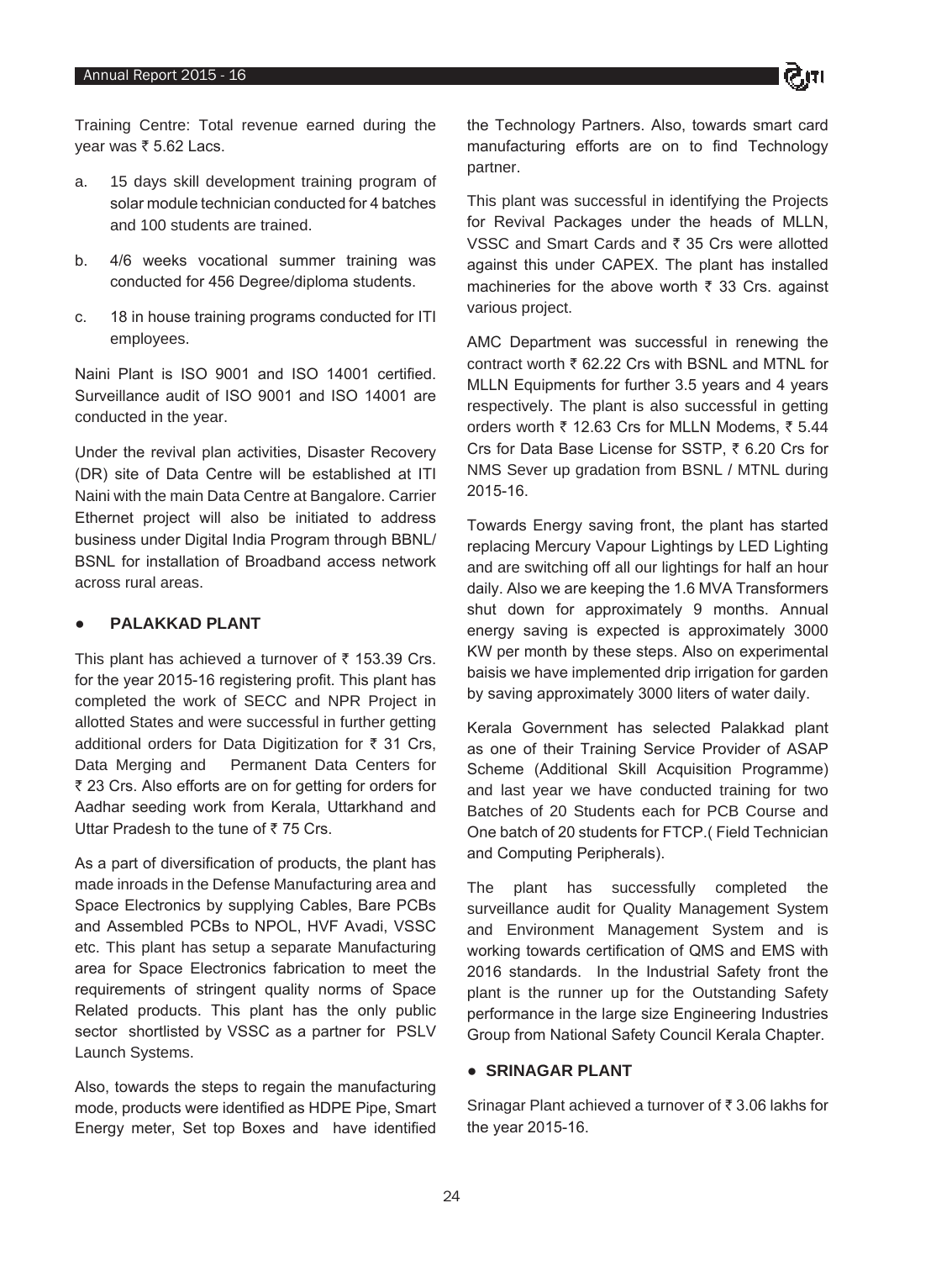Training Centre: Total revenue earned during the year was ₹ 5.62 Lacs.

a. 15 days skill development training program of solar module technician conducted for 4 batches and 100 students are trained.

b. 4/6 weeks vocational summer training was conducted for 456 Degree/diploma students.

c. 18 in house training programs conducted for ITI employees.

Naini Plant is ISO 9001 and ISO 14001 certified. Surveillance audit of ISO 9001 and ISO 14001 are conducted in the year.

Under the revival plan activities, Disaster Recovery (DR) site of Data Centre will be established at ITI Naini with the main Data Centre at Bangalore. Carrier Ethernet project will also be initiated to address business under Digital India Program through BBNL/ BSNL for installation of Broadband access network across rural areas.

- **PALAKKAD PLANT**

This plant has achieved a turnover of ₹ 153.39 Crs. for the year 2015-16 registering profit. This plant has completed the work of SECC and NPR Project in allotted States and were successful in further getting additional orders for Data Digitization for ₹ 31 Crs, Data Merging and Permanent Data Centers for ₹ 23 Crs. Also efforts are on for getting for orders for Aadhar seeding work from Kerala, Uttarkhand and Uttar Pradesh to the tune of ₹ 75 Crs.

As a part of diversification of products, the plant has made inroads in the Defense Manufacturing area and Space Electronics by supplying Cables, Bare PCBs and Assembled PCBs to NPOL, HVF Avadi, VSSC etc. This plant has setup a separate Manufacturing area for Space Electronics fabrication to meet the requirements of stringent quality norms of Space Related products. This plant has the only public sector shortlisted by VSSC as a partner for PSLV Launch Systems.

Also, towards the steps to regain the manufacturing mode, products were identified as HDPE Pipe, Smart Energy meter, Set top Boxes and have identified the Technology Partners. Also, towards smart card manufacturing efforts are on to find Technology partner.

This plant was successful in identifying the Projects for Revival Packages under the heads of MLLN, VSSC and Smart Cards and ₹ 35 Crs were allotted against this under CAPEX. The plant has installed machineries for the above worth ₹ 33 Crs. against various project.

AMC Department was successful in renewing the contract worth ₹ 62.22 Crs with BSNL and MTNL for MLLN Equipments for further 3.5 years and 4 years respectively. The plant is also successful in getting orders worth ₹ 12.63 Crs for MLLN Modems, ₹ 5.44 Crs for Data Base License for SSTP, ₹ 6.20 Crs for NMS Sever up gradation from BSNL / MTNL during 2015-16.

Towards Energy saving front, the plant has started replacing Mercury Vapour Lightings by LED Lighting and are switching off all our lightings for half an hour daily. Also we are keeping the 1.6 MVA Transformers shut down for approximately 9 months. Annual energy saving is expected is approximately 3000 KW per month by these steps. Also on experimental baisis we have implemented drip irrigation for garden by saving approximately 3000 liters of water daily.

Kerala Government has selected Palakkad plant as one of their Training Service Provider of ASAP Scheme (Additional Skill Acquisition Programme) and last year we have conducted training for two Batches of 20 Students each for PCB Course and One batch of 20 students for FTCP.( Field Technician and Computing Peripherals).

The plant has successfully completed the surveillance audit for Quality Management System and Environment Management System and is working towards certification of QMS and EMS with 2016 standards. In the Industrial Safety front the plant is the runner up for the Outstanding Safety performance in the large size Engineering Industries Group from National Safety Council Kerala Chapter.

- **SRINAGAR PLANT**

Srinagar Plant achieved a turnover of ₹ 3.06 lakhs for the year 2015-16.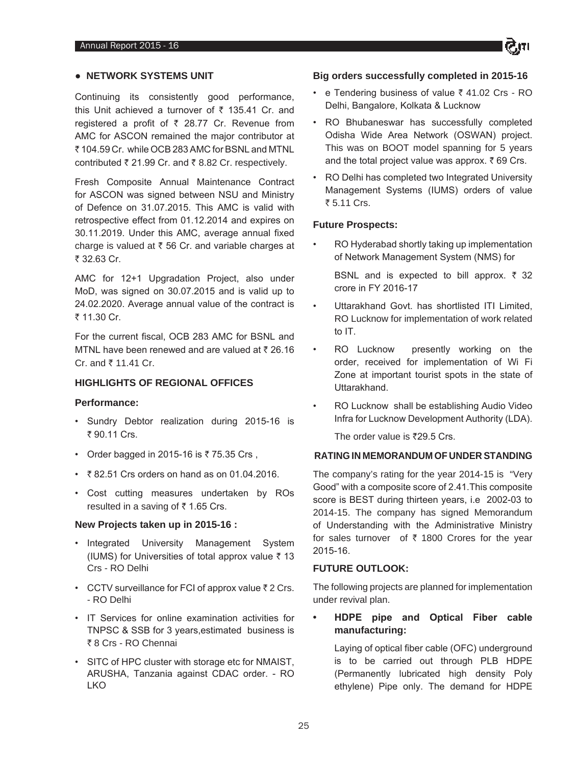- **NETWORK SYSTEMS UNIT**

Continuing its consistently good performance, this Unit achieved a turnover of ₹ 135.41 Cr. and registered a profit of ₹ 28.77 Cr. Revenue from AMC for ASCON remained the major contributor at ₹ 104.59 Cr. while OCB 283 AMC for BSNL and MTNL contributed ₹ 21.99 Cr. and ₹ 8.82 Cr. respectively.

Fresh Composite Annual Maintenance Contract for ASCON was signed between NSU and Ministry of Defence on 31.07.2015. This AMC is valid with retrospective effect from 01.12.2014 and expires on 30.11.2019. Under this AMC, average annual fixed charge is valued at ₹ 56 Cr. and variable charges at ₹ 32.63 Cr.

AMC for 12+1 Upgradation Project, also under MoD, was signed on 30.07.2015 and is valid up to 24.02.2020. Average annual value of the contract is ₹ 11.30 Cr.

For the current fiscal, OCB 283 AMC for BSNL and MTNL have been renewed and are valued at ₹ 26.16 Cr. and ₹ 11.41 Cr.

### HIGHLIGHTS OF REGIONAL OFFICES

**Performance:**

- Sundry Debtor realization during 2015-16 is ₹ 90.11 Crs.
- Order bagged in 2015-16 is ₹ 75.35 Crs ,
- ₹ 82.51 Crs orders on hand as on 01.04.2016.
- Cost cutting measures undertaken by ROs resulted in a saving of ₹ 1.65 Crs.

**New Projects taken up in 2015-16 :**

- Integrated University Management System (IUMS) for Universities of total approx value ₹ 13 Crs - RO Delhi
- CCTV surveillance for FCI of approx value ₹ 2 Crs. - RO Delhi
- IT Services for online examination activities for TNPSC & SSB for 3 years,estimated business is ₹ 8 Crs - RO Chennai
- SITC of HPC cluster with storage etc for NMAIST, ARUSHA, Tanzania against CDAC order. - RO LKO

**Big orders successfully completed in 2015-16**

- e Tendering business of value ₹ 41.02 Crs - RO Delhi, Bangalore, Kolkata & Lucknow
- RO Bhubaneswar has successfully completed Odisha Wide Area Network (OSWAN) project. This was on BOOT model spanning for 5 years and the total project value was approx. ₹ 69 Crs.
- RO Delhi has completed two Integrated University Management Systems (IUMS) orders of value ₹ 5.11 Crs.

**Future Prospects:**

- RO Hyderabad shortly taking up implementation of Network Management System (NMS) for

  BSNL and is expected to bill approx. ₹ 32 crore in FY 2016-17
- Uttarakhand Govt. has shortlisted ITI Limited, RO Lucknow for implementation of work related to IT.
- RO Lucknow presently working on the order, received for implementation of Wi Fi Zone at important tourist spots in the state of Uttarakhand.
- RO Lucknow shall be establishing Audio Video Infra for Lucknow Development Authority (LDA).

  The order value is ₹29.5 Crs.

### RATING IN MEMORANDUM OF UNDER STANDING

The company's rating for the year 2014-15 is "Very Good" with a composite score of 2.41.This composite score is BEST during thirteen years, i.e 2002-03 to 2014-15. The company has signed Memorandum of Understanding with the Administrative Ministry for sales turnover of ₹ 1800 Crores for the year 2015-16.

### FUTURE OUTLOOK:

The following projects are planned for implementation under revival plan.

- **HDPE pipe and Optical Fiber cable manufacturing:**

  Laying of optical fiber cable (OFC) underground is to be carried out through PLB HDPE (Permanently lubricated high density Poly ethylene) Pipe only. The demand for HDPE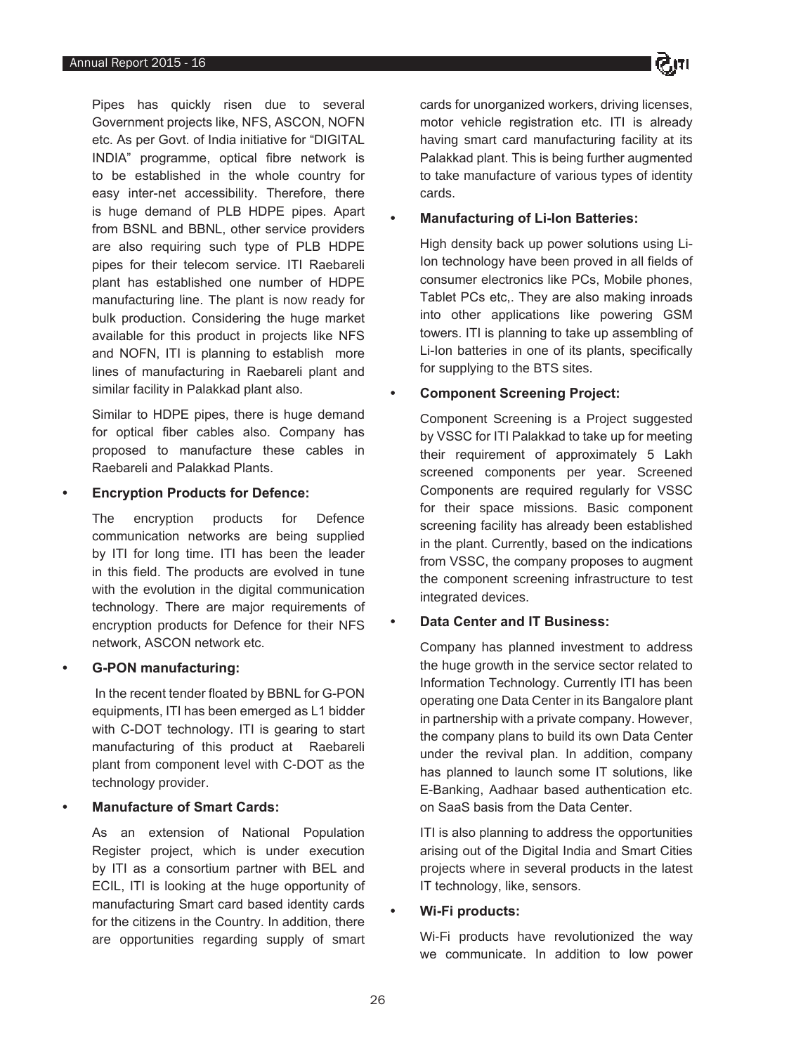Pipes has quickly risen due to several Government projects like, NFS, ASCON, NOFN etc. As per Govt. of India initiative for "DIGITAL INDIA" programme, optical fibre network is to be established in the whole country for easy inter-net accessibility. Therefore, there is huge demand of PLB HDPE pipes. Apart from BSNL and BBNL, other service providers are also requiring such type of PLB HDPE pipes for their telecom service. ITI Raebareli plant has established one number of HDPE manufacturing line. The plant is now ready for bulk production. Considering the huge market available for this product in projects like NFS and NOFN, ITI is planning to establish more lines of manufacturing in Raebareli plant and similar facility in Palakkad plant also.

Similar to HDPE pipes, there is huge demand for optical fiber cables also. Company has proposed to manufacture these cables in Raebareli and Palakkad Plants.

- **Encryption Products for Defence:**

  The encryption products for Defence communication networks are being supplied by ITI for long time. ITI has been the leader in this field. The products are evolved in tune with the evolution in the digital communication technology. There are major requirements of encryption products for Defence for their NFS network, ASCON network etc.

- **G-PON manufacturing:**

  In the recent tender floated by BBNL for G-PON equipments, ITI has been emerged as L1 bidder with C-DOT technology. ITI is gearing to start manufacturing of this product at Raebareli plant from component level with C-DOT as the technology provider.

- **Manufacture of Smart Cards:**

  As an extension of National Population Register project, which is under execution by ITI as a consortium partner with BEL and ECIL, ITI is looking at the huge opportunity of manufacturing Smart card based identity cards for the citizens in the Country. In addition, there are opportunities regarding supply of smart cards for unorganized workers, driving licenses, motor vehicle registration etc. ITI is already having smart card manufacturing facility at its Palakkad plant. This is being further augmented to take manufacture of various types of identity cards.

- **Manufacturing of Li-Ion Batteries:**

  High density back up power solutions using Li-Ion technology have been proved in all fields of consumer electronics like PCs, Mobile phones, Tablet PCs etc,. They are also making inroads into other applications like powering GSM towers. ITI is planning to take up assembling of Li-Ion batteries in one of its plants, specifically for supplying to the BTS sites.

- **Component Screening Project:**

  Component Screening is a Project suggested by VSSC for ITI Palakkad to take up for meeting their requirement of approximately 5 Lakh screened components per year. Screened Components are required regularly for VSSC for their space missions. Basic component screening facility has already been established in the plant. Currently, based on the indications from VSSC, the company proposes to augment the component screening infrastructure to test integrated devices.

- **Data Center and IT Business:**

  Company has planned investment to address the huge growth in the service sector related to Information Technology. Currently ITI has been operating one Data Center in its Bangalore plant in partnership with a private company. However, the company plans to build its own Data Center under the revival plan. In addition, company has planned to launch some IT solutions, like E-Banking, Aadhaar based authentication etc. on SaaS basis from the Data Center.

  ITI is also planning to address the opportunities arising out of the Digital India and Smart Cities projects where in several products in the latest IT technology, like, sensors.

- **Wi-Fi products:**

  Wi-Fi products have revolutionized the way we communicate. In addition to low power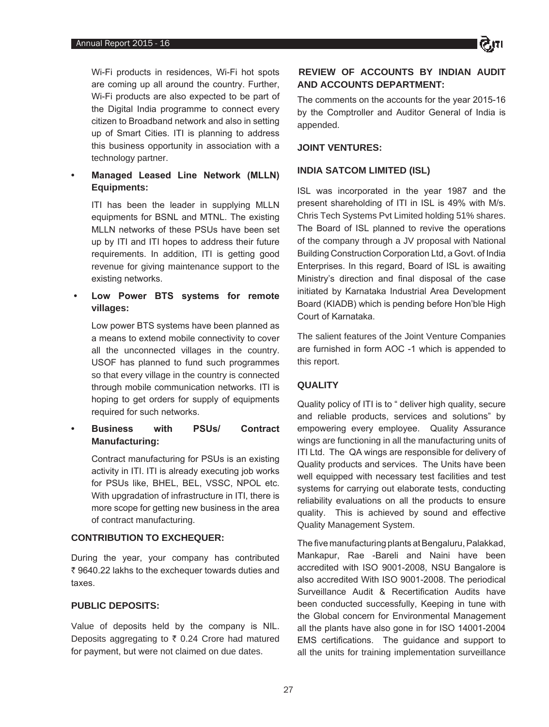Wi-Fi products in residences, Wi-Fi hot spots are coming up all around the country. Further, Wi-Fi products are also expected to be part of the Digital India programme to connect every citizen to Broadband network and also in setting up of Smart Cities. ITI is planning to address this business opportunity in association with a technology partner.

- **Managed Leased Line Network (MLLN) Equipments:**

  ITI has been the leader in supplying MLLN equipments for BSNL and MTNL. The existing MLLN networks of these PSUs have been set up by ITI and ITI hopes to address their future requirements. In addition, ITI is getting good revenue for giving maintenance support to the existing networks.

- **Low Power BTS systems for remote villages:**

  Low power BTS systems have been planned as a means to extend mobile connectivity to cover all the unconnected villages in the country. USOF has planned to fund such programmes so that every village in the country is connected through mobile communication networks. ITI is hoping to get orders for supply of equipments required for such networks.

- **Business with PSUs/ Contract Manufacturing:**

  Contract manufacturing for PSUs is an existing activity in ITI. ITI is already executing job works for PSUs like, BHEL, BEL, VSSC, NPOL etc. With upgradation of infrastructure in ITI, there is more scope for getting new business in the area of contract manufacturing.

## CONTRIBUTION TO EXCHEQUER:

During the year, your company has contributed ₹ 9640.22 lakhs to the exchequer towards duties and taxes.

## PUBLIC DEPOSITS:

Value of deposits held by the company is NIL. Deposits aggregating to ₹ 0.24 Crore had matured for payment, but were not claimed on due dates.

## REVIEW OF ACCOUNTS BY INDIAN AUDIT AND ACCOUNTS DEPARTMENT:

The comments on the accounts for the year 2015-16 by the Comptroller and Auditor General of India is appended.

## JOINT VENTURES:

### INDIA SATCOM LIMITED (ISL)

ISL was incorporated in the year 1987 and the present shareholding of ITI in ISL is 49% with M/s. Chris Tech Systems Pvt Limited holding 51% shares. The Board of ISL planned to revive the operations of the company through a JV proposal with National Building Construction Corporation Ltd, a Govt. of India Enterprises. In this regard, Board of ISL is awaiting Ministry's direction and final disposal of the case initiated by Karnataka Industrial Area Development Board (KIADB) which is pending before Hon'ble High Court of Karnataka.

The salient features of the Joint Venture Companies are furnished in form AOC -1 which is appended to this report.

## QUALITY

Quality policy of ITI is to " deliver high quality, secure and reliable products, services and solutions" by empowering every employee. Quality Assurance wings are functioning in all the manufacturing units of ITI Ltd. The QA wings are responsible for delivery of Quality products and services. The Units have been well equipped with necessary test facilities and test systems for carrying out elaborate tests, conducting reliability evaluations on all the products to ensure quality. This is achieved by sound and effective Quality Management System.

The five manufacturing plants at Bengaluru, Palakkad, Mankapur, Rae -Bareli and Naini have been accredited with ISO 9001-2008, NSU Bangalore is also accredited With ISO 9001-2008. The periodical Surveillance Audit & Recertification Audits have been conducted successfully, Keeping in tune with the Global concern for Environmental Management all the plants have also gone in for ISO 14001-2004 EMS certifications. The guidance and support to all the units for training implementation surveillance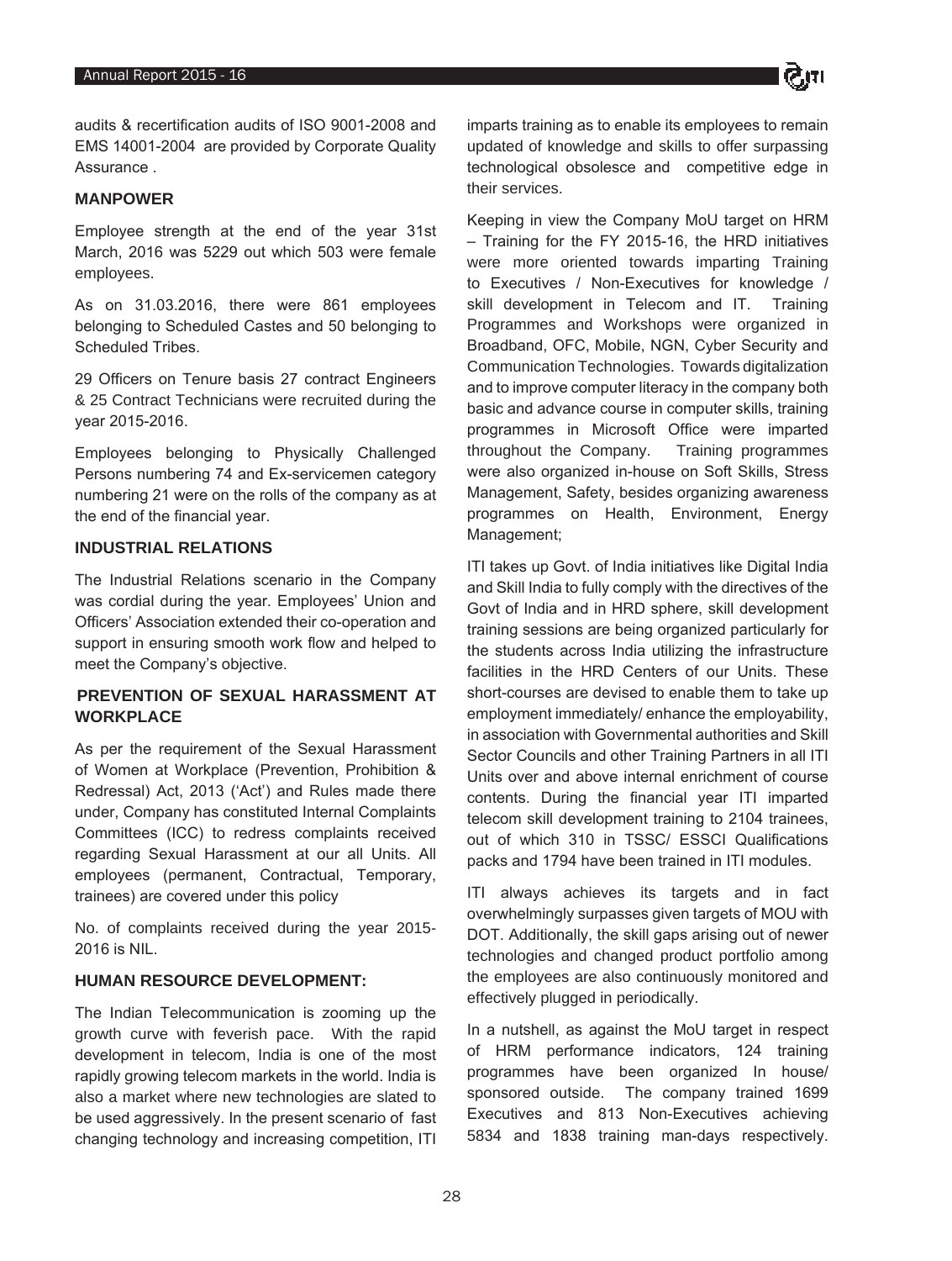audits & recertification audits of ISO 9001-2008 and EMS 14001-2004 are provided by Corporate Quality Assurance .

## MANPOWER

Employee strength at the end of the year 31st March, 2016 was 5229 out which 503 were female employees.

As on 31.03.2016, there were 861 employees belonging to Scheduled Castes and 50 belonging to Scheduled Tribes.

29 Officers on Tenure basis 27 contract Engineers & 25 Contract Technicians were recruited during the year 2015-2016.

Employees belonging to Physically Challenged Persons numbering 74 and Ex-servicemen category numbering 21 were on the rolls of the company as at the end of the financial year.

## INDUSTRIAL RELATIONS

The Industrial Relations scenario in the Company was cordial during the year. Employees' Union and Officers' Association extended their co-operation and support in ensuring smooth work flow and helped to meet the Company's objective.

## PREVENTION OF SEXUAL HARASSMENT AT WORKPLACE

As per the requirement of the Sexual Harassment of Women at Workplace (Prevention, Prohibition & Redressal) Act, 2013 ('Act') and Rules made there under, Company has constituted Internal Complaints Committees (ICC) to redress complaints received regarding Sexual Harassment at our all Units. All employees (permanent, Contractual, Temporary, trainees) are covered under this policy

No. of complaints received during the year 2015-2016 is NIL.

## HUMAN RESOURCE DEVELOPMENT:

The Indian Telecommunication is zooming up the growth curve with feverish pace. With the rapid development in telecom, India is one of the most rapidly growing telecom markets in the world. India is also a market where new technologies are slated to be used aggressively. In the present scenario of fast changing technology and increasing competition, ITI imparts training as to enable its employees to remain updated of knowledge and skills to offer surpassing technological obsolesce and competitive edge in their services.

Keeping in view the Company MoU target on HRM – Training for the FY 2015-16, the HRD initiatives were more oriented towards imparting Training to Executives / Non-Executives for knowledge / skill development in Telecom and IT. Training Programmes and Workshops were organized in Broadband, OFC, Mobile, NGN, Cyber Security and Communication Technologies. Towards digitalization and to improve computer literacy in the company both basic and advance course in computer skills, training programmes in Microsoft Office were imparted throughout the Company. Training programmes were also organized in-house on Soft Skills, Stress Management, Safety, besides organizing awareness programmes on Health, Environment, Energy Management;

ITI takes up Govt. of India initiatives like Digital India and Skill India to fully comply with the directives of the Govt of India and in HRD sphere, skill development training sessions are being organized particularly for the students across India utilizing the infrastructure facilities in the HRD Centers of our Units. These short-courses are devised to enable them to take up employment immediately/ enhance the employability, in association with Governmental authorities and Skill Sector Councils and other Training Partners in all ITI Units over and above internal enrichment of course contents. During the financial year ITI imparted telecom skill development training to 2104 trainees, out of which 310 in TSSC/ ESSCI Qualifications packs and 1794 have been trained in ITI modules.

ITI always achieves its targets and in fact overwhelmingly surpasses given targets of MOU with DOT. Additionally, the skill gaps arising out of newer technologies and changed product portfolio among the employees are also continuously monitored and effectively plugged in periodically.

In a nutshell, as against the MoU target in respect of HRM performance indicators, 124 training programmes have been organized In house/ sponsored outside. The company trained 1699 Executives and 813 Non-Executives achieving 5834 and 1838 training man-days respectively.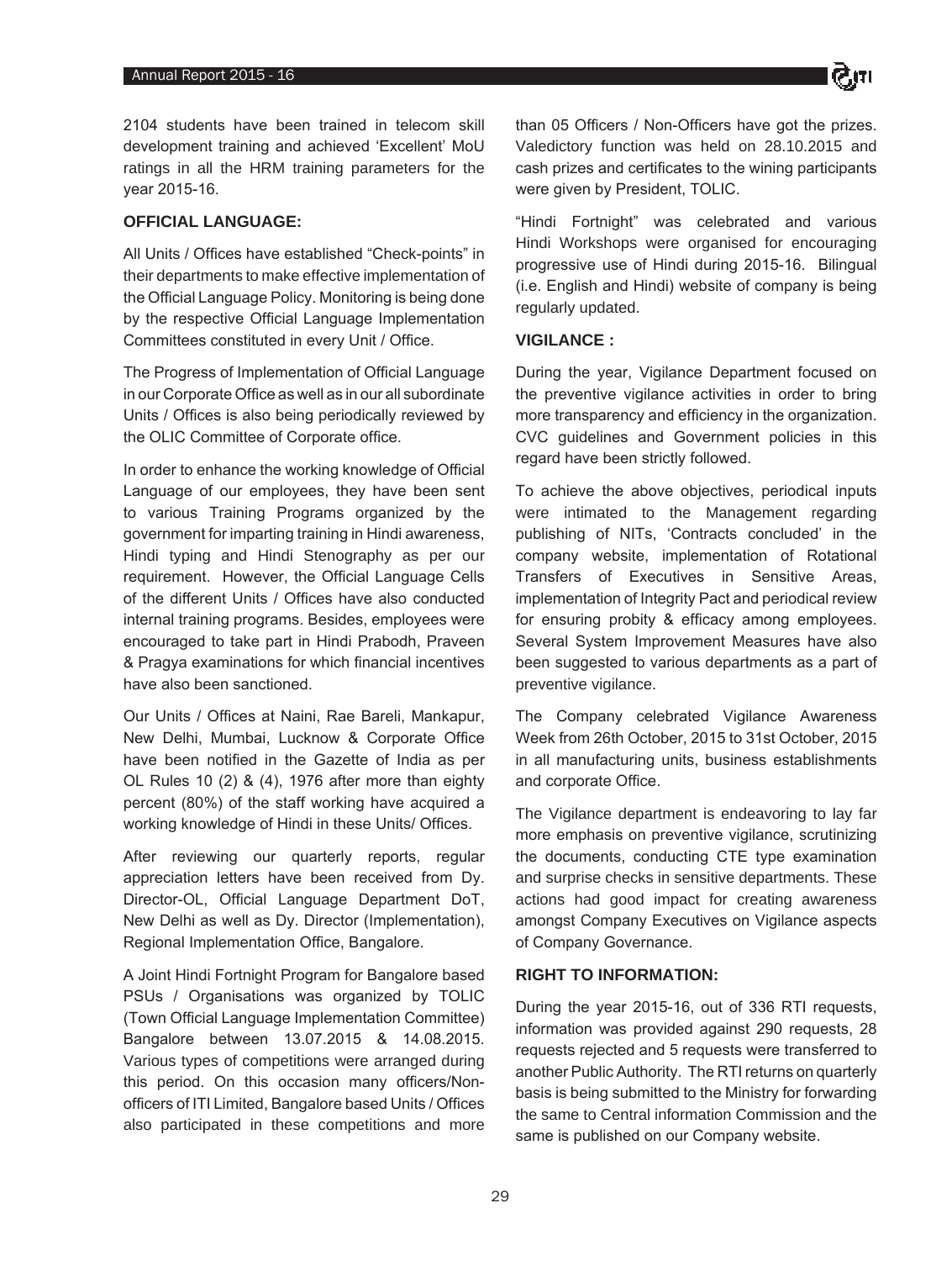2104 students have been trained in telecom skill development training and achieved 'Excellent' MoU ratings in all the HRM training parameters for the year 2015-16.

### OFFICIAL LANGUAGE:

All Units / Offices have established "Check-points" in their departments to make effective implementation of the Official Language Policy. Monitoring is being done by the respective Official Language Implementation Committees constituted in every Unit / Office.

The Progress of Implementation of Official Language in our Corporate Office as well as in our all subordinate Units / Offices is also being periodically reviewed by the OLIC Committee of Corporate office.

In order to enhance the working knowledge of Official Language of our employees, they have been sent to various Training Programs organized by the government for imparting training in Hindi awareness, Hindi typing and Hindi Stenography as per our requirement. However, the Official Language Cells of the different Units / Offices have also conducted internal training programs. Besides, employees were encouraged to take part in Hindi Prabodh, Praveen & Pragya examinations for which financial incentives have also been sanctioned.

Our Units / Offices at Naini, Rae Bareli, Mankapur, New Delhi, Mumbai, Lucknow & Corporate Office have been notified in the Gazette of India as per OL Rules 10 (2) & (4), 1976 after more than eighty percent (80%) of the staff working have acquired a working knowledge of Hindi in these Units/ Offices.

After reviewing our quarterly reports, regular appreciation letters have been received from Dy. Director-OL, Official Language Department DoT, New Delhi as well as Dy. Director (Implementation), Regional Implementation Office, Bangalore.

A Joint Hindi Fortnight Program for Bangalore based PSUs / Organisations was organized by TOLIC (Town Official Language Implementation Committee) Bangalore between 13.07.2015 & 14.08.2015. Various types of competitions were arranged during this period. On this occasion many officers/Non-officers of ITI Limited, Bangalore based Units / Offices also participated in these competitions and more than 05 Officers / Non-Officers have got the prizes. Valedictory function was held on 28.10.2015 and cash prizes and certificates to the wining participants were given by President, TOLIC.

"Hindi Fortnight" was celebrated and various Hindi Workshops were organised for encouraging progressive use of Hindi during 2015-16. Bilingual (i.e. English and Hindi) website of company is being regularly updated.

### VIGILANCE :

During the year, Vigilance Department focused on the preventive vigilance activities in order to bring more transparency and efficiency in the organization. CVC guidelines and Government policies in this regard have been strictly followed.

To achieve the above objectives, periodical inputs were intimated to the Management regarding publishing of NITs, 'Contracts concluded' in the company website, implementation of Rotational Transfers of Executives in Sensitive Areas, implementation of Integrity Pact and periodical review for ensuring probity & efficacy among employees. Several System Improvement Measures have also been suggested to various departments as a part of preventive vigilance.

The Company celebrated Vigilance Awareness Week from 26th October, 2015 to 31st October, 2015 in all manufacturing units, business establishments and corporate Office.

The Vigilance department is endeavoring to lay far more emphasis on preventive vigilance, scrutinizing the documents, conducting CTE type examination and surprise checks in sensitive departments. These actions had good impact for creating awareness amongst Company Executives on Vigilance aspects of Company Governance.

### RIGHT TO INFORMATION:

During the year 2015-16, out of 336 RTI requests, information was provided against 290 requests, 28 requests rejected and 5 requests were transferred to another Public Authority. The RTI returns on quarterly basis is being submitted to the Ministry for forwarding the same to Central information Commission and the same is published on our Company website.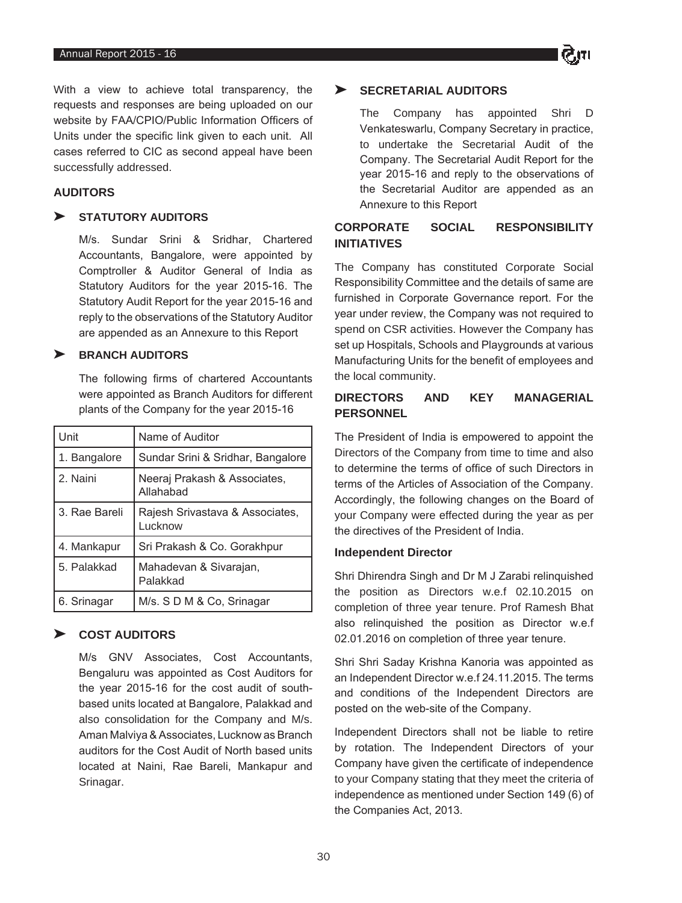With a view to achieve total transparency, the requests and responses are being uploaded on our website by FAA/CPIO/Public Information Officers of Units under the specific link given to each unit. All cases referred to CIC as second appeal have been successfully addressed.

## AUDITORS

### ➤ STATUTORY AUDITORS

M/s. Sundar Srini & Sridhar, Chartered Accountants, Bangalore, were appointed by Comptroller & Auditor General of India as Statutory Auditors for the year 2015-16. The Statutory Audit Report for the year 2015-16 and reply to the observations of the Statutory Auditor are appended as an Annexure to this Report

### ➤ BRANCH AUDITORS

The following firms of chartered Accountants were appointed as Branch Auditors for different plants of the Company for the year 2015-16

| Unit | Name of Auditor |
|---|---|
| 1. Bangalore | Sundar Srini & Sridhar, Bangalore |
| 2. Naini | Neeraj Prakash & Associates, Allahabad |
| 3. Rae Bareli | Rajesh Srivastava & Associates, Lucknow |
| 4. Mankapur | Sri Prakash & Co. Gorakhpur |
| 5. Palakkad | Mahadevan & Sivarajan, Palakkad |
| 6. Srinagar | M/s. S D M & Co, Srinagar |

### ➤ COST AUDITORS

M/s GNV Associates, Cost Accountants, Bengaluru was appointed as Cost Auditors for the year 2015-16 for the cost audit of south-based units located at Bangalore, Palakkad and also consolidation for the Company and M/s. Aman Malviya & Associates, Lucknow as Branch auditors for the Cost Audit of North based units located at Naini, Rae Bareli, Mankapur and Srinagar.

### ➤ SECRETARIAL AUDITORS

The Company has appointed Shri D Venkateswarlu, Company Secretary in practice, to undertake the Secretarial Audit of the Company. The Secretarial Audit Report for the year 2015-16 and reply to the observations of the Secretarial Auditor are appended as an Annexure to this Report

## CORPORATE SOCIAL RESPONSIBILITY INITIATIVES

The Company has constituted Corporate Social Responsibility Committee and the details of same are furnished in Corporate Governance report. For the year under review, the Company was not required to spend on CSR activities. However the Company has set up Hospitals, Schools and Playgrounds at various Manufacturing Units for the benefit of employees and the local community.

## DIRECTORS AND KEY MANAGERIAL PERSONNEL

The President of India is empowered to appoint the Directors of the Company from time to time and also to determine the terms of office of such Directors in terms of the Articles of Association of the Company. Accordingly, the following changes on the Board of your Company were effected during the year as per the directives of the President of India.

### Independent Director

Shri Dhirendra Singh and Dr M J Zarabi relinquished the position as Directors w.e.f 02.10.2015 on completion of three year tenure. Prof Ramesh Bhat also relinquished the position as Director w.e.f 02.01.2016 on completion of three year tenure.

Shri Shri Saday Krishna Kanoria was appointed as an Independent Director w.e.f 24.11.2015. The terms and conditions of the Independent Directors are posted on the web-site of the Company.

Independent Directors shall not be liable to retire by rotation. The Independent Directors of your Company have given the certificate of independence to your Company stating that they meet the criteria of independence as mentioned under Section 149 (6) of the Companies Act, 2013.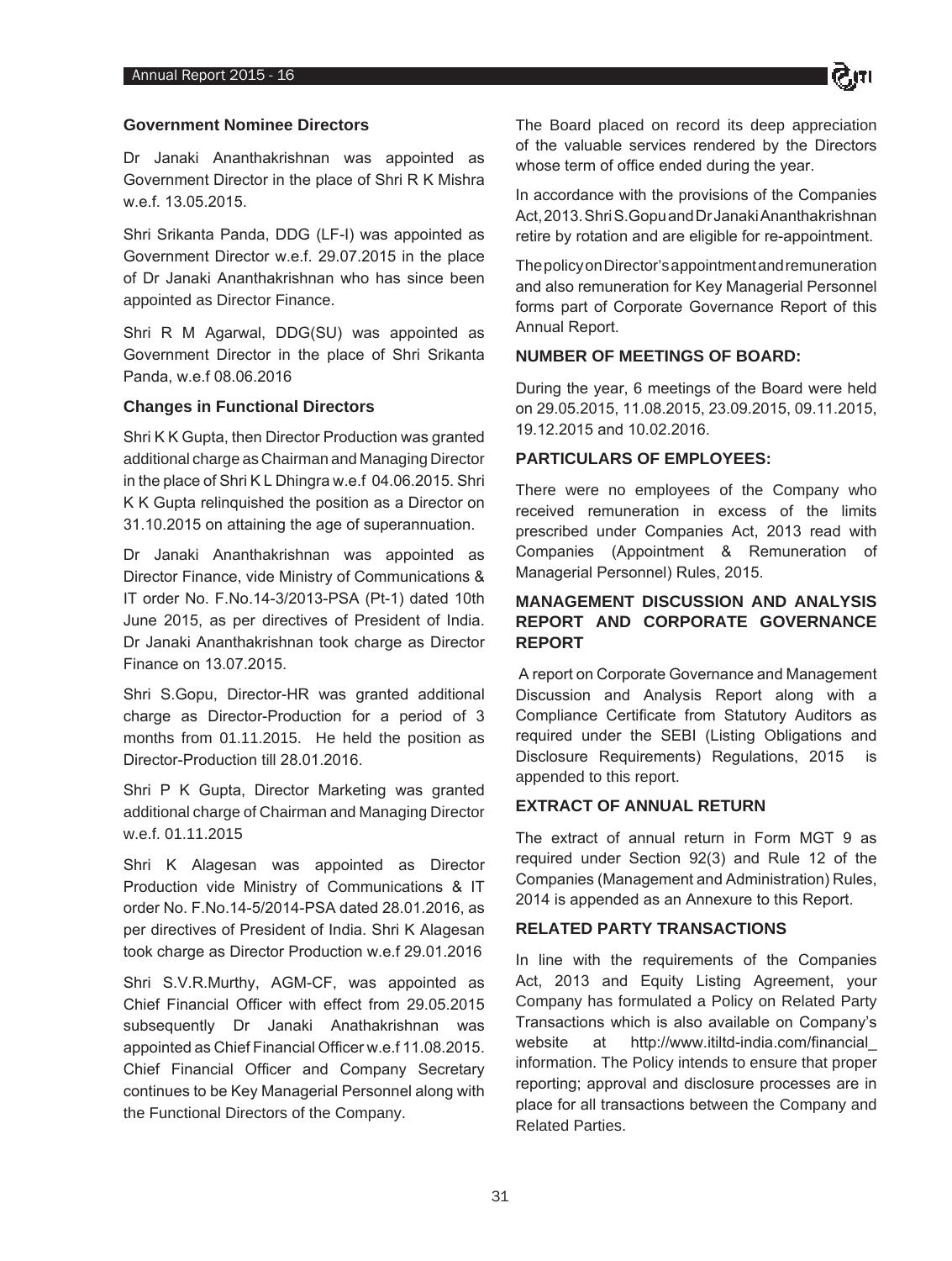### Government Nominee Directors

Dr Janaki Ananthakrishnan was appointed as Government Director in the place of Shri R K Mishra w.e.f. 13.05.2015.

Shri Srikanta Panda, DDG (LF-I) was appointed as Government Director w.e.f. 29.07.2015 in the place of Dr Janaki Ananthakrishnan who has since been appointed as Director Finance.

Shri R M Agarwal, DDG(SU) was appointed as Government Director in the place of Shri Srikanta Panda, w.e.f 08.06.2016

### Changes in Functional Directors

Shri K K Gupta, then Director Production was granted additional charge as Chairman and Managing Director in the place of Shri K L Dhingra w.e.f 04.06.2015. Shri K K Gupta relinquished the position as a Director on 31.10.2015 on attaining the age of superannuation.

Dr Janaki Ananthakrishnan was appointed as Director Finance, vide Ministry of Communications & IT order No. F.No.14-3/2013-PSA (Pt-1) dated 10th June 2015, as per directives of President of India. Dr Janaki Ananthakrishnan took charge as Director Finance on 13.07.2015.

Shri S.Gopu, Director-HR was granted additional charge as Director-Production for a period of 3 months from 01.11.2015. He held the position as Director-Production till 28.01.2016.

Shri P K Gupta, Director Marketing was granted additional charge of Chairman and Managing Director w.e.f. 01.11.2015

Shri K Alagesan was appointed as Director Production vide Ministry of Communications & IT order No. F.No.14-5/2014-PSA dated 28.01.2016, as per directives of President of India. Shri K Alagesan took charge as Director Production w.e.f 29.01.2016

Shri S.V.R.Murthy, AGM-CF, was appointed as Chief Financial Officer with effect from 29.05.2015 subsequently Dr Janaki Anathakrishnan was appointed as Chief Financial Officer w.e.f 11.08.2015. Chief Financial Officer and Company Secretary continues to be Key Managerial Personnel along with the Functional Directors of the Company.

The Board placed on record its deep appreciation of the valuable services rendered by the Directors whose term of office ended during the year.

In accordance with the provisions of the Companies Act, 2013. Shri S.Gopu and Dr Janaki Ananthakrishnan retire by rotation and are eligible for re-appointment.

The policy on Director's appointment and remuneration and also remuneration for Key Managerial Personnel forms part of Corporate Governance Report of this Annual Report.

### NUMBER OF MEETINGS OF BOARD:

During the year, 6 meetings of the Board were held on 29.05.2015, 11.08.2015, 23.09.2015, 09.11.2015, 19.12.2015 and 10.02.2016.

### PARTICULARS OF EMPLOYEES:

There were no employees of the Company who received remuneration in excess of the limits prescribed under Companies Act, 2013 read with Companies (Appointment & Remuneration of Managerial Personnel) Rules, 2015.

### MANAGEMENT DISCUSSION AND ANALYSIS REPORT AND CORPORATE GOVERNANCE REPORT

A report on Corporate Governance and Management Discussion and Analysis Report along with a Compliance Certificate from Statutory Auditors as required under the SEBI (Listing Obligations and Disclosure Requirements) Regulations, 2015 is appended to this report.

### EXTRACT OF ANNUAL RETURN

The extract of annual return in Form MGT 9 as required under Section 92(3) and Rule 12 of the Companies (Management and Administration) Rules, 2014 is appended as an Annexure to this Report.

### RELATED PARTY TRANSACTIONS

In line with the requirements of the Companies Act, 2013 and Equity Listing Agreement, your Company has formulated a Policy on Related Party Transactions which is also available on Company's website at http://www.itiltd-india.com/financial_information. The Policy intends to ensure that proper reporting; approval and disclosure processes are in place for all transactions between the Company and Related Parties.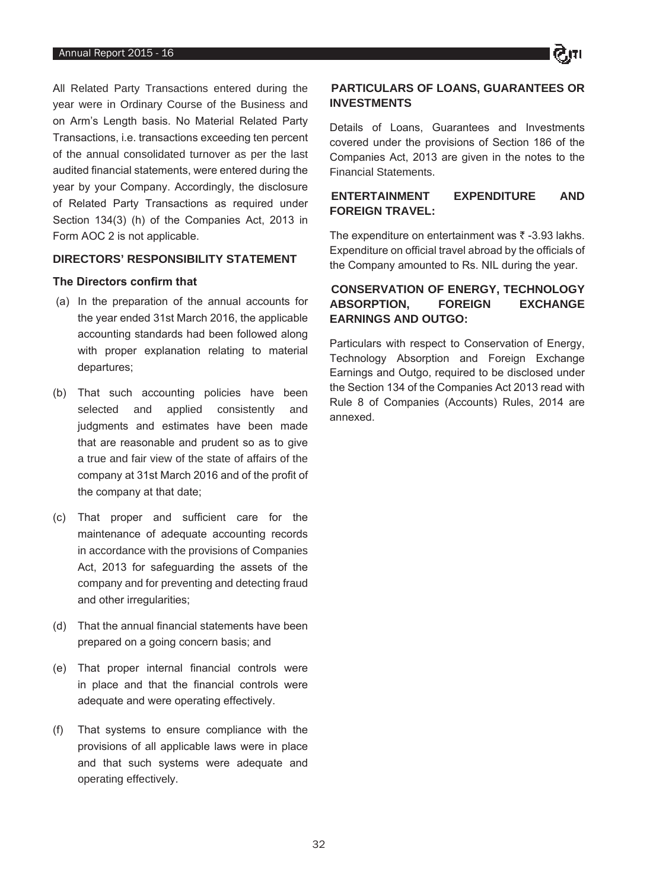All Related Party Transactions entered during the year were in Ordinary Course of the Business and on Arm's Length basis. No Material Related Party Transactions, i.e. transactions exceeding ten percent of the annual consolidated turnover as per the last audited financial statements, were entered during the year by your Company. Accordingly, the disclosure of Related Party Transactions as required under Section 134(3) (h) of the Companies Act, 2013 in Form AOC 2 is not applicable.

## DIRECTORS' RESPONSIBILITY STATEMENT

**The Directors confirm that**

(a) In the preparation of the annual accounts for the year ended 31st March 2016, the applicable accounting standards had been followed along with proper explanation relating to material departures;

(b) That such accounting policies have been selected and applied consistently and judgments and estimates have been made that are reasonable and prudent so as to give a true and fair view of the state of affairs of the company at 31st March 2016 and of the profit of the company at that date;

(c) That proper and sufficient care for the maintenance of adequate accounting records in accordance with the provisions of Companies Act, 2013 for safeguarding the assets of the company and for preventing and detecting fraud and other irregularities;

(d) That the annual financial statements have been prepared on a going concern basis; and

(e) That proper internal financial controls were in place and that the financial controls were adequate and were operating effectively.

(f) That systems to ensure compliance with the provisions of all applicable laws were in place and that such systems were adequate and operating effectively.

## PARTICULARS OF LOANS, GUARANTEES OR INVESTMENTS

Details of Loans, Guarantees and Investments covered under the provisions of Section 186 of the Companies Act, 2013 are given in the notes to the Financial Statements.

## ENTERTAINMENT EXPENDITURE AND FOREIGN TRAVEL:

The expenditure on entertainment was ₹ -3.93 lakhs. Expenditure on official travel abroad by the officials of the Company amounted to Rs. NIL during the year.

## CONSERVATION OF ENERGY, TECHNOLOGY ABSORPTION, FOREIGN EXCHANGE EARNINGS AND OUTGO:

Particulars with respect to Conservation of Energy, Technology Absorption and Foreign Exchange Earnings and Outgo, required to be disclosed under the Section 134 of the Companies Act 2013 read with Rule 8 of Companies (Accounts) Rules, 2014 are annexed.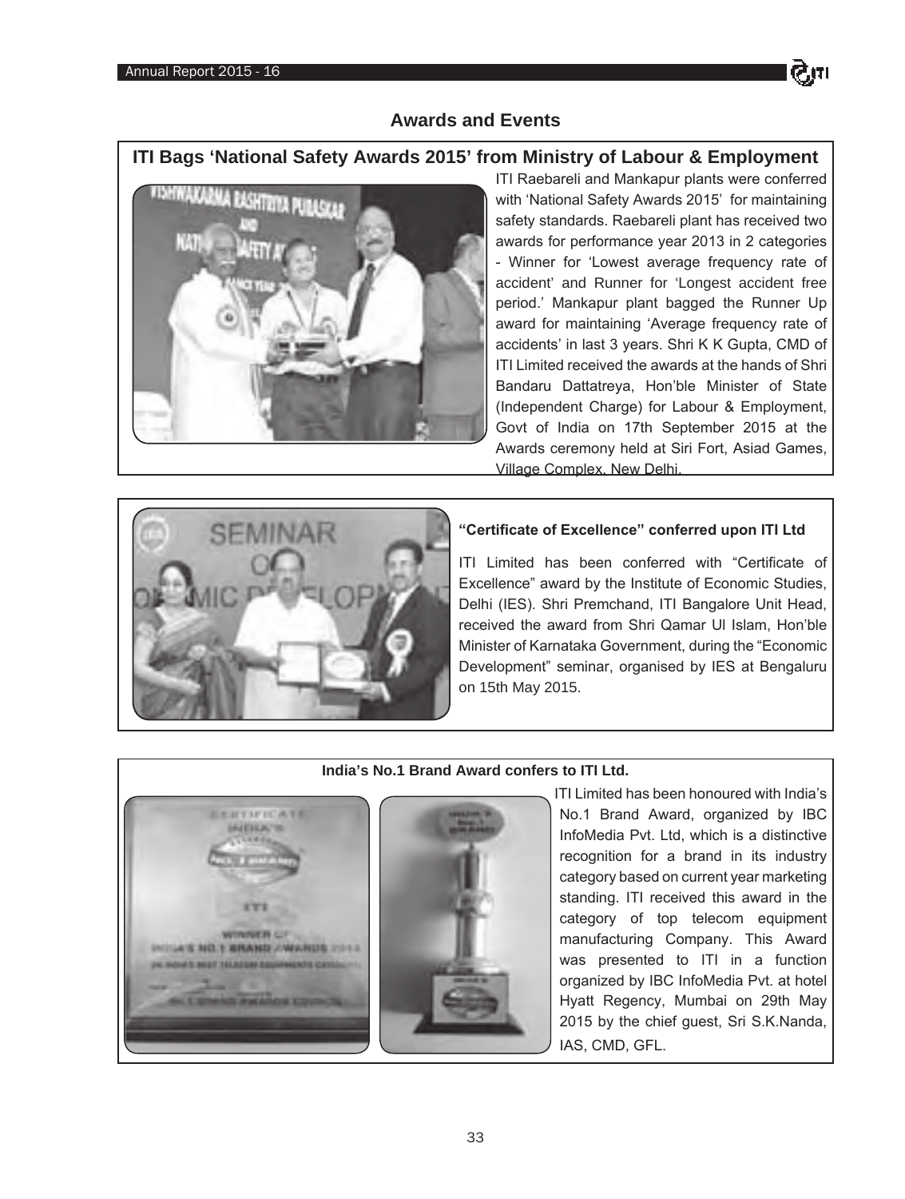# Awards and Events

## ITI Bags 'National Safety Awards 2015' from Ministry of Labour & Employment

ITI Raebareli and Mankapur plants were conferred with 'National Safety Awards 2015' for maintaining safety standards. Raebareli plant has received two awards for performance year 2013 in 2 categories - Winner for 'Lowest average frequency rate of accident' and Runner for 'Longest accident free period.' Mankapur plant bagged the Runner Up award for maintaining 'Average frequency rate of accidents' in last 3 years. Shri K K Gupta, CMD of ITI Limited received the awards at the hands of Shri Bandaru Dattatreya, Hon'ble Minister of State (Independent Charge) for Labour & Employment, Govt of India on 17th September 2015 at the Awards ceremony held at Siri Fort, Asiad Games, Village Complex, New Delhi.

### "Certificate of Excellence" conferred upon ITI Ltd

ITI Limited has been conferred with "Certificate of Excellence" award by the Institute of Economic Studies, Delhi (IES). Shri Premchand, ITI Bangalore Unit Head, received the award from Shri Qamar Ul Islam, Hon'ble Minister of Karnataka Government, during the "Economic Development" seminar, organised by IES at Bengaluru on 15th May 2015.

### India's No.1 Brand Award confers to ITI Ltd.

ITI Limited has been honoured with India's No.1 Brand Award, organized by IBC InfoMedia Pvt. Ltd, which is a distinctive recognition for a brand in its industry category based on current year marketing standing. ITI received this award in the category of top telecom equipment manufacturing Company. This Award was presented to ITI in a function organized by IBC InfoMedia Pvt. at hotel Hyatt Regency, Mumbai on 29th May 2015 by the chief guest, Sri S.K.Nanda, IAS, CMD, GFL.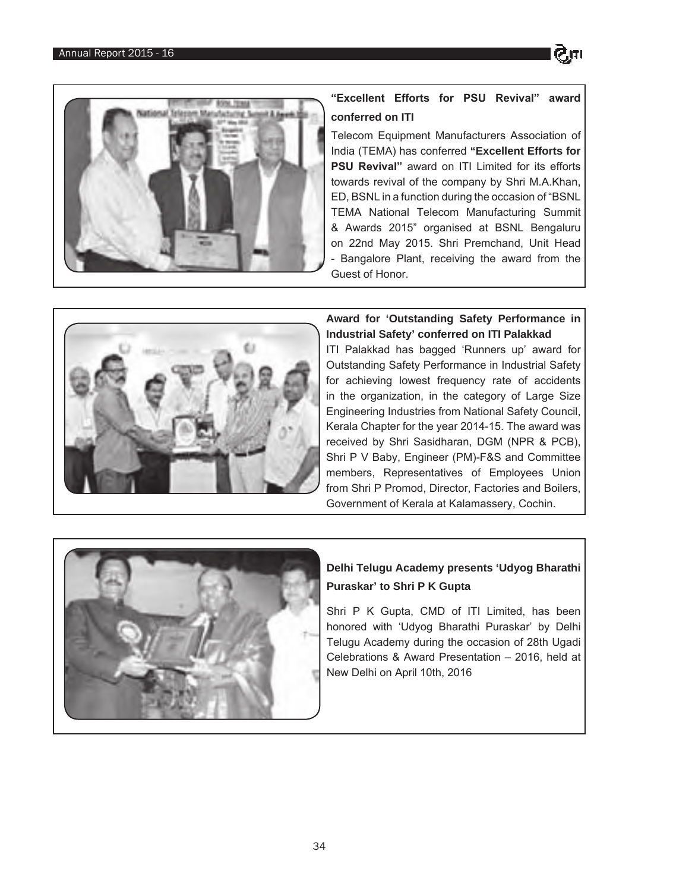### "Excellent Efforts for PSU Revival" award conferred on ITI

Telecom Equipment Manufacturers Association of India (TEMA) has conferred **"Excellent Efforts for PSU Revival"** award on ITI Limited for its efforts towards revival of the company by Shri M.A.Khan, ED, BSNL in a function during the occasion of "BSNL TEMA National Telecom Manufacturing Summit & Awards 2015" organised at BSNL Bengaluru on 22nd May 2015. Shri Premchand, Unit Head - Bangalore Plant, receiving the award from the Guest of Honor.

### Award for 'Outstanding Safety Performance in Industrial Safety' conferred on ITI Palakkad

ITI Palakkad has bagged 'Runners up' award for Outstanding Safety Performance in Industrial Safety for achieving lowest frequency rate of accidents in the organization, in the category of Large Size Engineering Industries from National Safety Council, Kerala Chapter for the year 2014-15. The award was received by Shri Sasidharan, DGM (NPR & PCB), Shri P V Baby, Engineer (PM)-F&S and Committee members, Representatives of Employees Union from Shri P Promod, Director, Factories and Boilers, Government of Kerala at Kalamassery, Cochin.

### Delhi Telugu Academy presents 'Udyog Bharathi Puraskar' to Shri P K Gupta

Shri P K Gupta, CMD of ITI Limited, has been honored with 'Udyog Bharathi Puraskar' by Delhi Telugu Academy during the occasion of 28th Ugadi Celebrations & Award Presentation – 2016, held at New Delhi on April 10th, 2016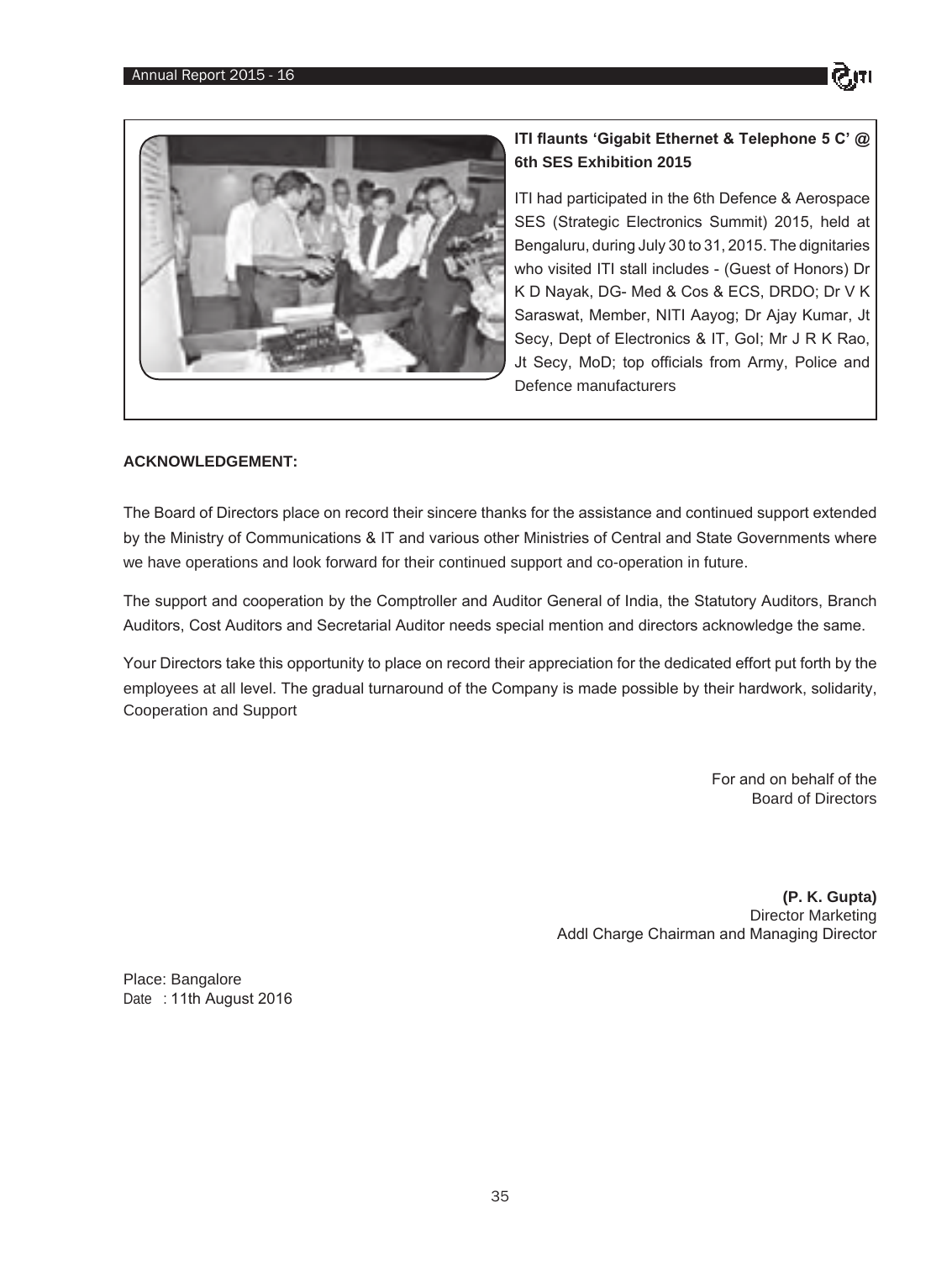**ITI flaunts 'Gigabit Ethernet & Telephone 5 C' @ 6th SES Exhibition 2015**

ITI had participated in the 6th Defence & Aerospace SES (Strategic Electronics Summit) 2015, held at Bengaluru, during July 30 to 31, 2015. The dignitaries who visited ITI stall includes - (Guest of Honors) Dr K D Nayak, DG- Med & Cos & ECS, DRDO; Dr V K Saraswat, Member, NITI Aayog; Dr Ajay Kumar, Jt Secy, Dept of Electronics & IT, GoI; Mr J R K Rao, Jt Secy, MoD; top officials from Army, Police and Defence manufacturers

**ACKNOWLEDGEMENT:**

The Board of Directors place on record their sincere thanks for the assistance and continued support extended by the Ministry of Communications & IT and various other Ministries of Central and State Governments where we have operations and look forward for their continued support and co-operation in future.

The support and cooperation by the Comptroller and Auditor General of India, the Statutory Auditors, Branch Auditors, Cost Auditors and Secretarial Auditor needs special mention and directors acknowledge the same.

Your Directors take this opportunity to place on record their appreciation for the dedicated effort put forth by the employees at all level. The gradual turnaround of the Company is made possible by their hardwork, solidarity, Cooperation and Support

For and on behalf of the
Board of Directors

**(P. K. Gupta)**
Director Marketing
Addl Charge Chairman and Managing Director

Place: Bangalore
Date : 11th August 2016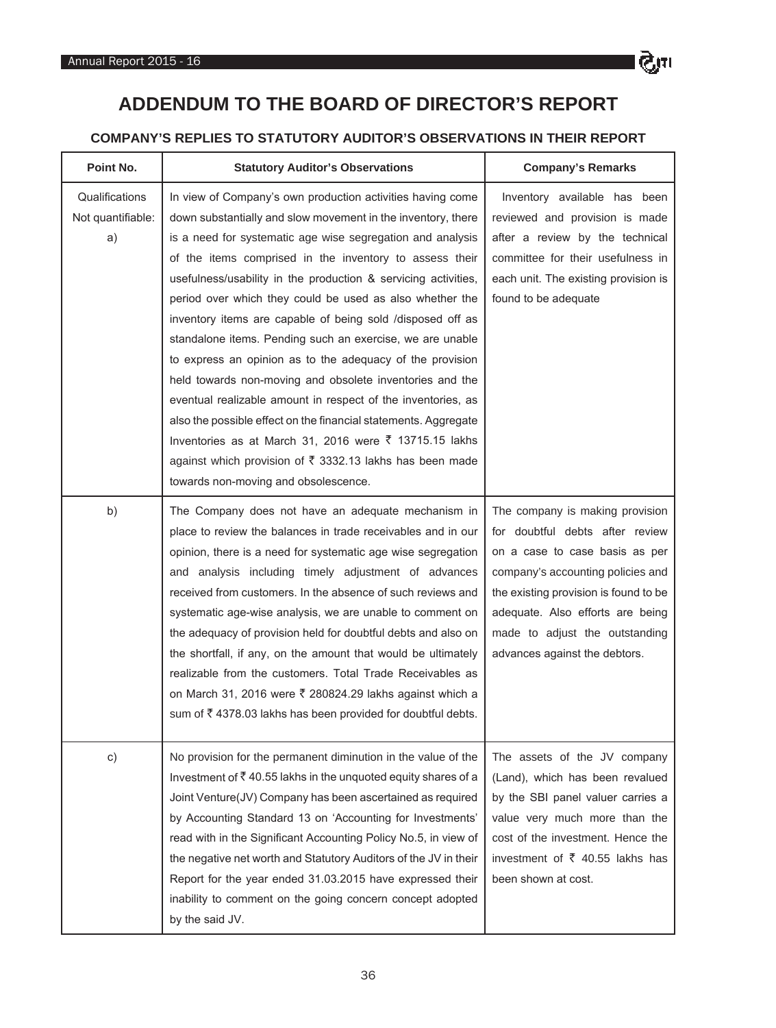# ADDENDUM TO THE BOARD OF DIRECTOR'S REPORT

## COMPANY'S REPLIES TO STATUTORY AUDITOR'S OBSERVATIONS IN THEIR REPORT

| Point No. | Statutory Auditor's Observations | Company's Remarks |
|---|---|---|
| Qualifications Not quantifiable: a) | In view of Company's own production activities having come down substantially and slow movement in the inventory, there is a need for systematic age wise segregation and analysis of the items comprised in the inventory to assess their usefulness/usability in the production & servicing activities, period over which they could be used as also whether the inventory items are capable of being sold /disposed off as standalone items. Pending such an exercise, we are unable to express an opinion as to the adequacy of the provision held towards non-moving and obsolete inventories and the eventual realizable amount in respect of the inventories, as also the possible effect on the financial statements. Aggregate Inventories as at March 31, 2016 were ₹ 13715.15 lakhs against which provision of ₹ 3332.13 lakhs has been made towards non-moving and obsolescence. | Inventory available has been reviewed and provision is made after a review by the technical committee for their usefulness in each unit. The existing provision is found to be adequate |
| b) | The Company does not have an adequate mechanism in place to review the balances in trade receivables and in our opinion, there is a need for systematic age wise segregation and analysis including timely adjustment of advances received from customers. In the absence of such reviews and systematic age-wise analysis, we are unable to comment on the adequacy of provision held for doubtful debts and also on the shortfall, if any, on the amount that would be ultimately realizable from the customers. Total Trade Receivables as on March 31, 2016 were ₹ 280824.29 lakhs against which a sum of ₹ 4378.03 lakhs has been provided for doubtful debts. | The company is making provision for doubtful debts after review on a case to case basis as per company's accounting policies and the existing provision is found to be adequate. Also efforts are being made to adjust the outstanding advances against the debtors. |
| c) | No provision for the permanent diminution in the value of the Investment of ₹ 40.55 lakhs in the unquoted equity shares of a Joint Venture(JV) Company has been ascertained as required by Accounting Standard 13 on 'Accounting for Investments' read with in the Significant Accounting Policy No.5, in view of the negative net worth and Statutory Auditors of the JV in their Report for the year ended 31.03.2015 have expressed their inability to comment on the going concern concept adopted by the said JV. | The assets of the JV company (Land), which has been revalued by the SBI panel valuer carries a value very much more than the cost of the investment. Hence the investment of ₹ 40.55 lakhs has been shown at cost. |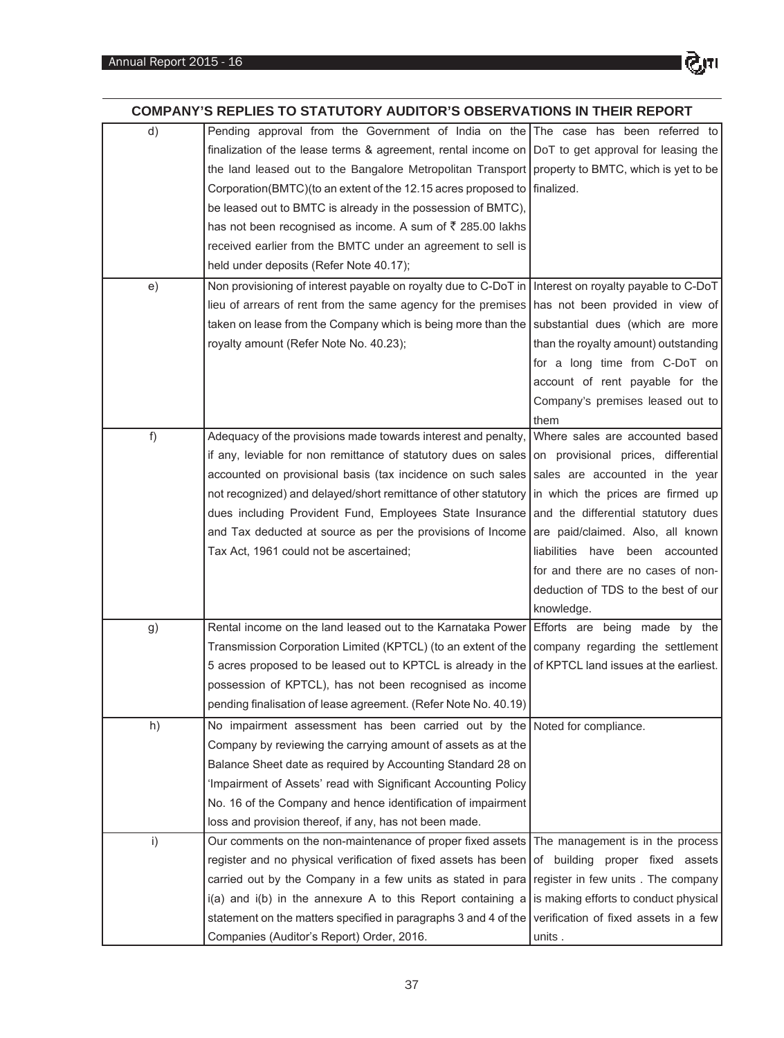## COMPANY'S REPLIES TO STATUTORY AUDITOR'S OBSERVATIONS IN THEIR REPORT

| | | |
|---|---|---|
| d) | Pending approval from the Government of India on the finalization of the lease terms & agreement, rental income on the land leased out to the Bangalore Metropolitan Transport Corporation(BMTC)(to an extent of the 12.15 acres proposed to be leased out to BMTC is already in the possession of BMTC), has not been recognised as income. A sum of ₹ 285.00 lakhs received earlier from the BMTC under an agreement to sell is held under deposits (Refer Note 40.17); | The case has been referred to DoT to get approval for leasing the property to BMTC, which is yet to be finalized. |
| e) | Non provisioning of interest payable on royalty due to C-DoT in lieu of arrears of rent from the same agency for the premises taken on lease from the Company which is being more than the royalty amount (Refer Note No. 40.23); | Interest on royalty payable to C-DoT has not been provided in view of substantial dues (which are more than the royalty amount) outstanding for a long time from C-DoT on account of rent payable for the Company's premises leased out to them |
| f) | Adequacy of the provisions made towards interest and penalty, if any, leviable for non remittance of statutory dues on sales accounted on provisional basis (tax incidence on such sales not recognized) and delayed/short remittance of other statutory dues including Provident Fund, Employees State Insurance and Tax deducted at source as per the provisions of Income Tax Act, 1961 could not be ascertained; | Where sales are accounted based on provisional prices, differential sales are accounted in the year in which the prices are firmed up and the differential statutory dues are paid/claimed. Also, all known liabilities have been accounted for and there are no cases of non-deduction of TDS to the best of our knowledge. |
| g) | Rental income on the land leased out to the Karnataka Power Transmission Corporation Limited (KPTCL) (to an extent of the 5 acres proposed to be leased out to KPTCL is already in the possession of KPTCL), has not been recognised as income pending finalisation of lease agreement. (Refer Note No. 40.19) | Efforts are being made by the company regarding the settlement of KPTCL land issues at the earliest. |
| h) | No impairment assessment has been carried out by the Company by reviewing the carrying amount of assets as at the Balance Sheet date as required by Accounting Standard 28 on 'Impairment of Assets' read with Significant Accounting Policy No. 16 of the Company and hence identification of impairment loss and provision thereof, if any, has not been made. | Noted for compliance. |
| i) | Our comments on the non-maintenance of proper fixed assets register and no physical verification of fixed assets has been carried out by the Company in a few units as stated in para i(a) and i(b) in the annexure A to this Report containing a statement on the matters specified in paragraphs 3 and 4 of the Companies (Auditor's Report) Order, 2016. | The management is in the process of building proper fixed assets register in few units . The company is making efforts to conduct physical verification of fixed assets in a few units . |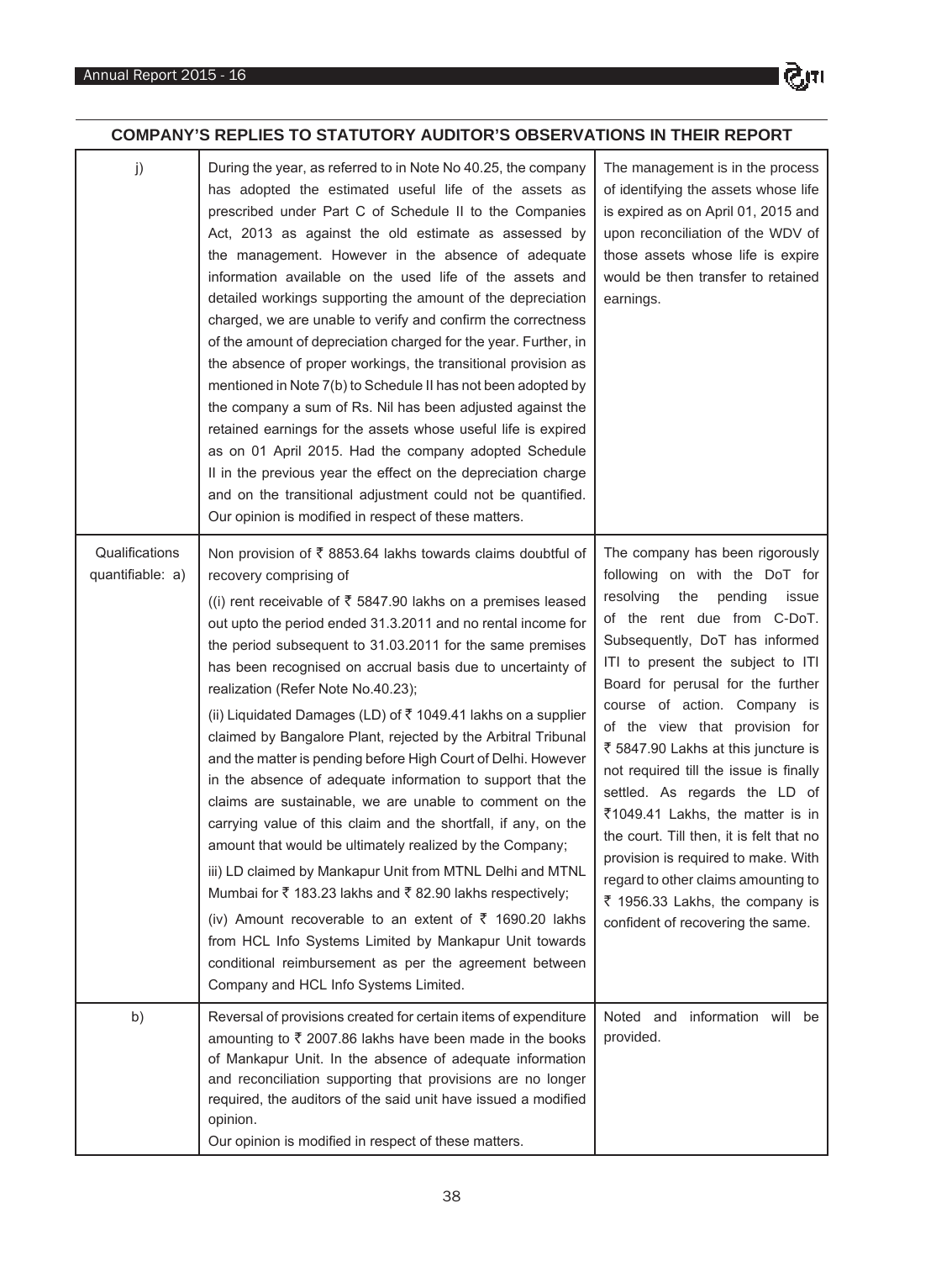## COMPANY'S REPLIES TO STATUTORY AUDITOR'S OBSERVATIONS IN THEIR REPORT

| | | |
|---|---|---|
| j) | During the year, as referred to in Note No 40.25, the company has adopted the estimated useful life of the assets as prescribed under Part C of Schedule II to the Companies Act, 2013 as against the old estimate as assessed by the management. However in the absence of adequate information available on the used life of the assets and detailed workings supporting the amount of the depreciation charged, we are unable to verify and confirm the correctness of the amount of depreciation charged for the year. Further, in the absence of proper workings, the transitional provision as mentioned in Note 7(b) to Schedule II has not been adopted by the company a sum of Rs. Nil has been adjusted against the retained earnings for the assets whose useful life is expired as on 01 April 2015. Had the company adopted Schedule II in the previous year the effect on the depreciation charge and on the transitional adjustment could not be quantified. Our opinion is modified in respect of these matters. | The management is in the process of identifying the assets whose life is expired as on April 01, 2015 and upon reconciliation of the WDV of those assets whose life is expire would be then transfer to retained earnings. |
| Qualifications quantifiable: a) | Non provision of ₹ 8853.64 lakhs towards claims doubtful of recovery comprising of<br><br>((i) rent receivable of ₹ 5847.90 lakhs on a premises leased out upto the period ended 31.3.2011 and no rental income for the period subsequent to 31.03.2011 for the same premises has been recognised on accrual basis due to uncertainty of realization (Refer Note No.40.23);<br><br>(ii) Liquidated Damages (LD) of ₹ 1049.41 lakhs on a supplier claimed by Bangalore Plant, rejected by the Arbitral Tribunal and the matter is pending before High Court of Delhi. However in the absence of adequate information to support that the claims are sustainable, we are unable to comment on the carrying value of this claim and the shortfall, if any, on the amount that would be ultimately realized by the Company;<br><br>iii) LD claimed by Mankapur Unit from MTNL Delhi and MTNL Mumbai for ₹ 183.23 lakhs and ₹ 82.90 lakhs respectively;<br><br>(iv) Amount recoverable to an extent of ₹ 1690.20 lakhs from HCL Info Systems Limited by Mankapur Unit towards conditional reimbursement as per the agreement between Company and HCL Info Systems Limited. | The company has been rigorously following on with the DoT for resolving the pending issue of the rent due from C-DoT. Subsequently, DoT has informed ITI to present the subject to ITI Board for perusal for the further course of action. Company is of the view that provision for ₹ 5847.90 Lakhs at this juncture is not required till the issue is finally settled. As regards the LD of ₹1049.41 Lakhs, the matter is in the court. Till then, it is felt that no provision is required to make. With regard to other claims amounting to ₹ 1956.33 Lakhs, the company is confident of recovering the same. |
| b) | Reversal of provisions created for certain items of expenditure amounting to ₹ 2007.86 lakhs have been made in the books of Mankapur Unit. In the absence of adequate information and reconciliation supporting that provisions are no longer required, the auditors of the said unit have issued a modified opinion.<br>Our opinion is modified in respect of these matters. | Noted and information will be provided. |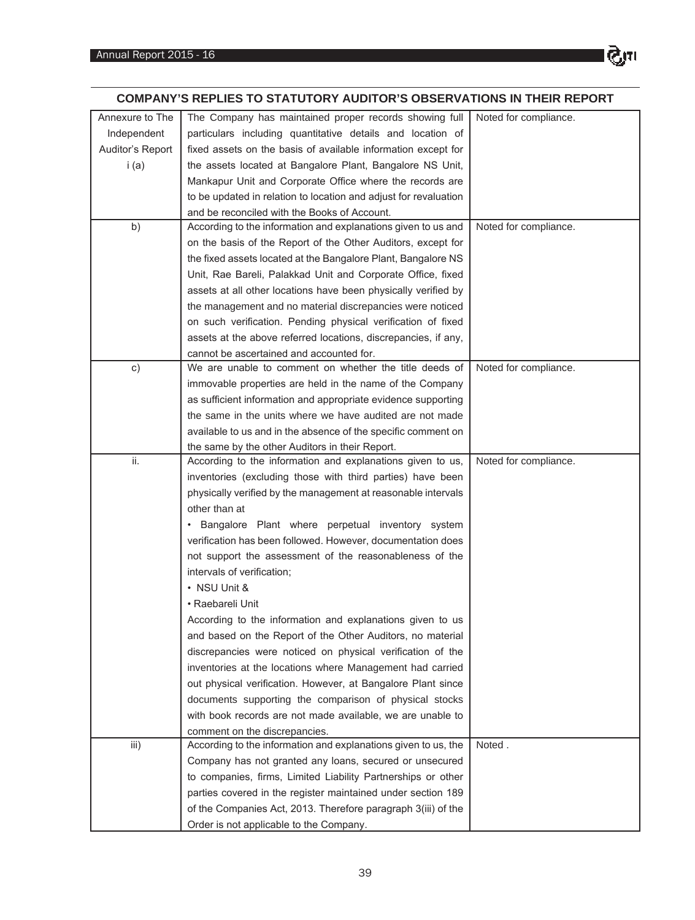## COMPANY'S REPLIES TO STATUTORY AUDITOR'S OBSERVATIONS IN THEIR REPORT

| | | |
|---|---|---|
| Annexure to The Independent Auditor's Report i (a) | The Company has maintained proper records showing full particulars including quantitative details and location of fixed assets on the basis of available information except for the assets located at Bangalore Plant, Bangalore NS Unit, Mankapur Unit and Corporate Office where the records are to be updated in relation to location and adjust for revaluation and be reconciled with the Books of Account. | Noted for compliance. |
| b) | According to the information and explanations given to us and on the basis of the Report of the Other Auditors, except for the fixed assets located at the Bangalore Plant, Bangalore NS Unit, Rae Bareli, Palakkad Unit and Corporate Office, fixed assets at all other locations have been physically verified by the management and no material discrepancies were noticed on such verification. Pending physical verification of fixed assets at the above referred locations, discrepancies, if any, cannot be ascertained and accounted for. | Noted for compliance. |
| c) | We are unable to comment on whether the title deeds of immovable properties are held in the name of the Company as sufficient information and appropriate evidence supporting the same in the units where we have audited are not made available to us and in the absence of the specific comment on the same by the other Auditors in their Report. | Noted for compliance. |
| ii. | According to the information and explanations given to us, inventories (excluding those with third parties) have been physically verified by the management at reasonable intervals other than at<br>• Bangalore Plant where perpetual inventory system verification has been followed. However, documentation does not support the assessment of the reasonableness of the intervals of verification;<br>• NSU Unit &<br>• Raebareli Unit<br>According to the information and explanations given to us and based on the Report of the Other Auditors, no material discrepancies were noticed on physical verification of the inventories at the locations where Management had carried out physical verification. However, at Bangalore Plant since documents supporting the comparison of physical stocks with book records are not made available, we are unable to comment on the discrepancies. | Noted for compliance. |
| iii) | According to the information and explanations given to us, the Company has not granted any loans, secured or unsecured to companies, firms, Limited Liability Partnerships or other parties covered in the register maintained under section 189 of the Companies Act, 2013. Therefore paragraph 3(iii) of the Order is not applicable to the Company. | Noted . |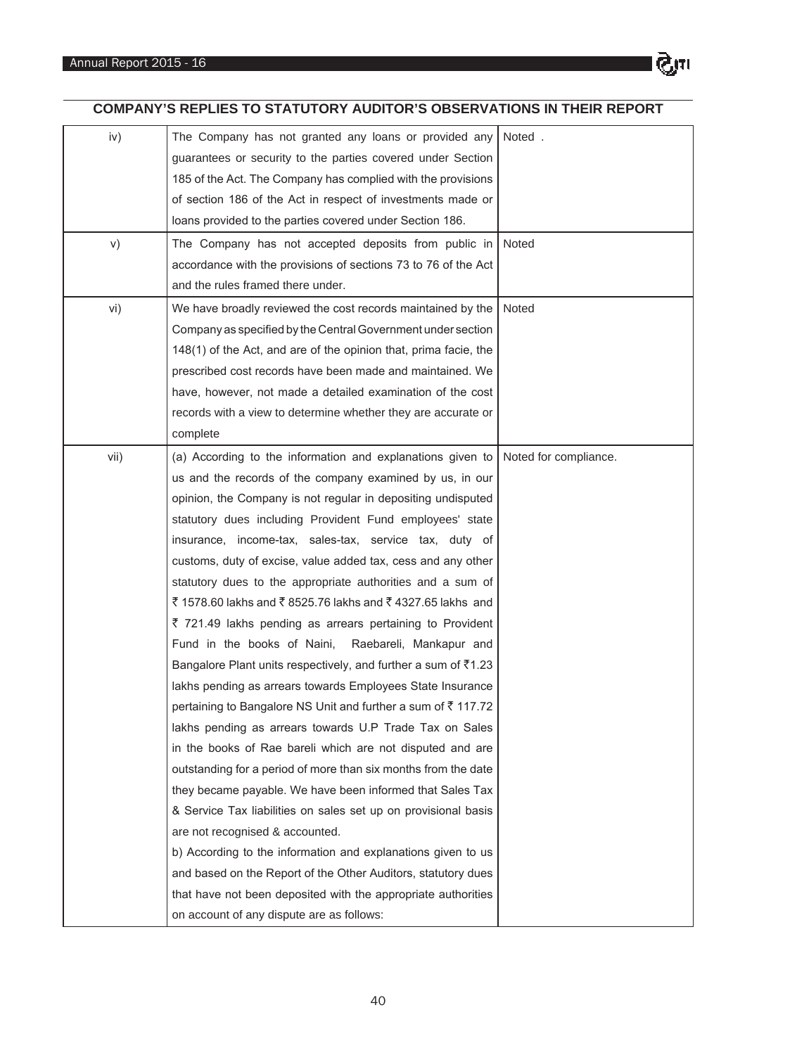## COMPANY'S REPLIES TO STATUTORY AUDITOR'S OBSERVATIONS IN THEIR REPORT

| | | |
|---|---|---|
| iv) | The Company has not granted any loans or provided any guarantees or security to the parties covered under Section 185 of the Act. The Company has complied with the provisions of section 186 of the Act in respect of investments made or loans provided to the parties covered under Section 186. | Noted . |
| v) | The Company has not accepted deposits from public in accordance with the provisions of sections 73 to 76 of the Act and the rules framed there under. | Noted |
| vi) | We have broadly reviewed the cost records maintained by the Company as specified by the Central Government under section 148(1) of the Act, and are of the opinion that, prima facie, the prescribed cost records have been made and maintained. We have, however, not made a detailed examination of the cost records with a view to determine whether they are accurate or complete | Noted |
| vii) | (a) According to the information and explanations given to us and the records of the company examined by us, in our opinion, the Company is not regular in depositing undisputed statutory dues including Provident Fund employees' state insurance, income-tax, sales-tax, service tax, duty of customs, duty of excise, value added tax, cess and any other statutory dues to the appropriate authorities and a sum of ₹ 1578.60 lakhs and ₹ 8525.76 lakhs and ₹ 4327.65 lakhs and ₹ 721.49 lakhs pending as arrears pertaining to Provident Fund in the books of Naini, Raebareli, Mankapur and Bangalore Plant units respectively, and further a sum of ₹1.23 lakhs pending as arrears towards Employees State Insurance pertaining to Bangalore NS Unit and further a sum of ₹ 117.72 lakhs pending as arrears towards U.P Trade Tax on Sales in the books of Rae bareli which are not disputed and are outstanding for a period of more than six months from the date they became payable. We have been informed that Sales Tax & Service Tax liabilities on sales set up on provisional basis are not recognised & accounted.<br>b) According to the information and explanations given to us and based on the Report of the Other Auditors, statutory dues that have not been deposited with the appropriate authorities on account of any dispute are as follows: | Noted for compliance. |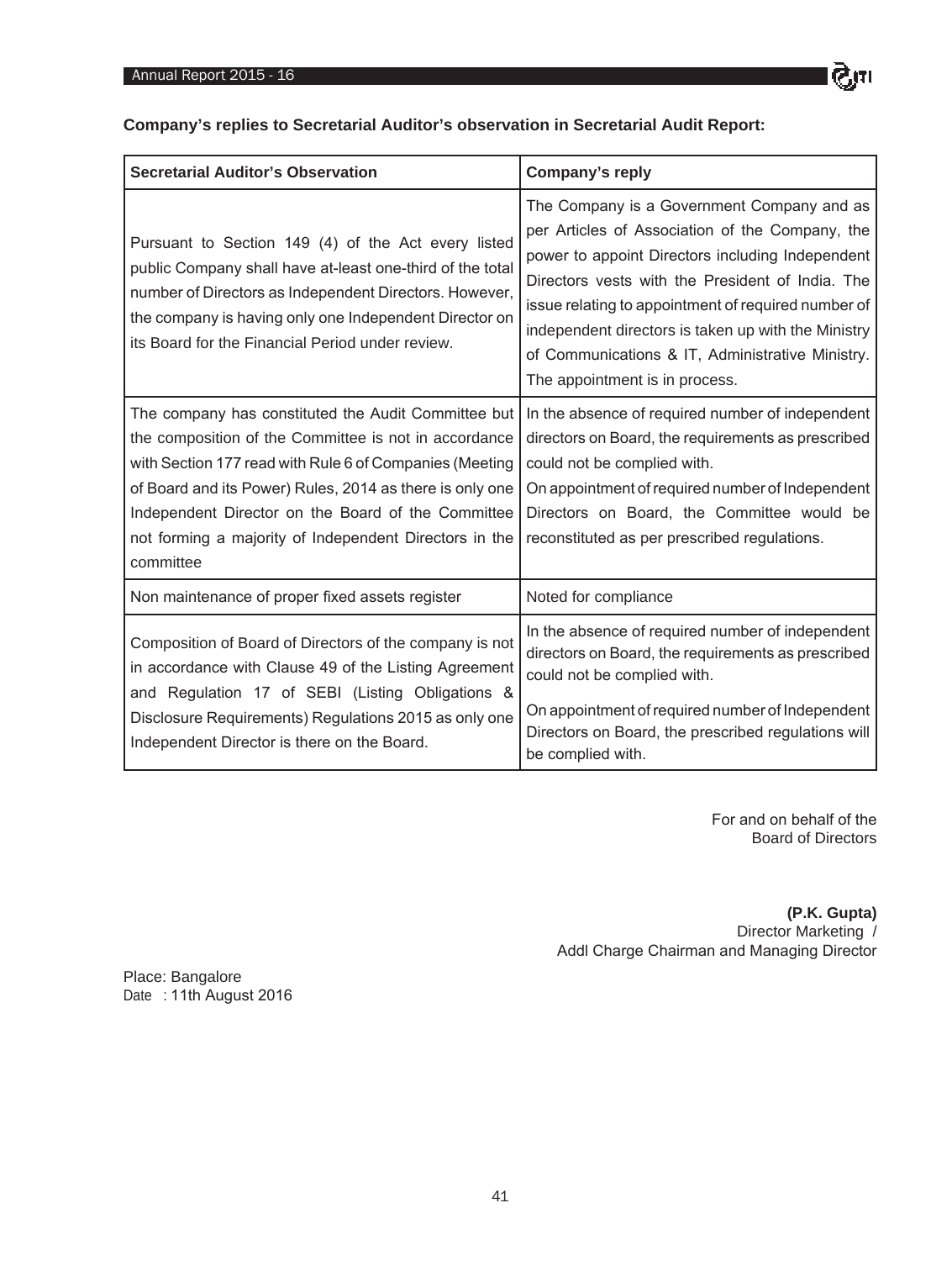**Company's replies to Secretarial Auditor's observation in Secretarial Audit Report:**

| Secretarial Auditor's Observation | Company's reply |
|---|---|
| Pursuant to Section 149 (4) of the Act every listed public Company shall have at-least one-third of the total number of Directors as Independent Directors. However, the company is having only one Independent Director on its Board for the Financial Period under review. | The Company is a Government Company and as per Articles of Association of the Company, the power to appoint Directors including Independent Directors vests with the President of India. The issue relating to appointment of required number of independent directors is taken up with the Ministry of Communications & IT, Administrative Ministry. The appointment is in process. |
| The company has constituted the Audit Committee but the composition of the Committee is not in accordance with Section 177 read with Rule 6 of Companies (Meeting of Board and its Power) Rules, 2014 as there is only one Independent Director on the Board of the Committee not forming a majority of Independent Directors in the committee | In the absence of required number of independent directors on Board, the requirements as prescribed could not be complied with.<br>On appointment of required number of Independent Directors on Board, the Committee would be reconstituted as per prescribed regulations. |
| Non maintenance of proper fixed assets register | Noted for compliance |
| Composition of Board of Directors of the company is not in accordance with Clause 49 of the Listing Agreement and Regulation 17 of SEBI (Listing Obligations & Disclosure Requirements) Regulations 2015 as only one Independent Director is there on the Board. | In the absence of required number of independent directors on Board, the requirements as prescribed could not be complied with.<br>On appointment of required number of Independent Directors on Board, the prescribed regulations will be complied with. |

For and on behalf of the
Board of Directors

**(P.K. Gupta)**
Director Marketing /
Addl Charge Chairman and Managing Director

Place: Bangalore
Date : 11th August 2016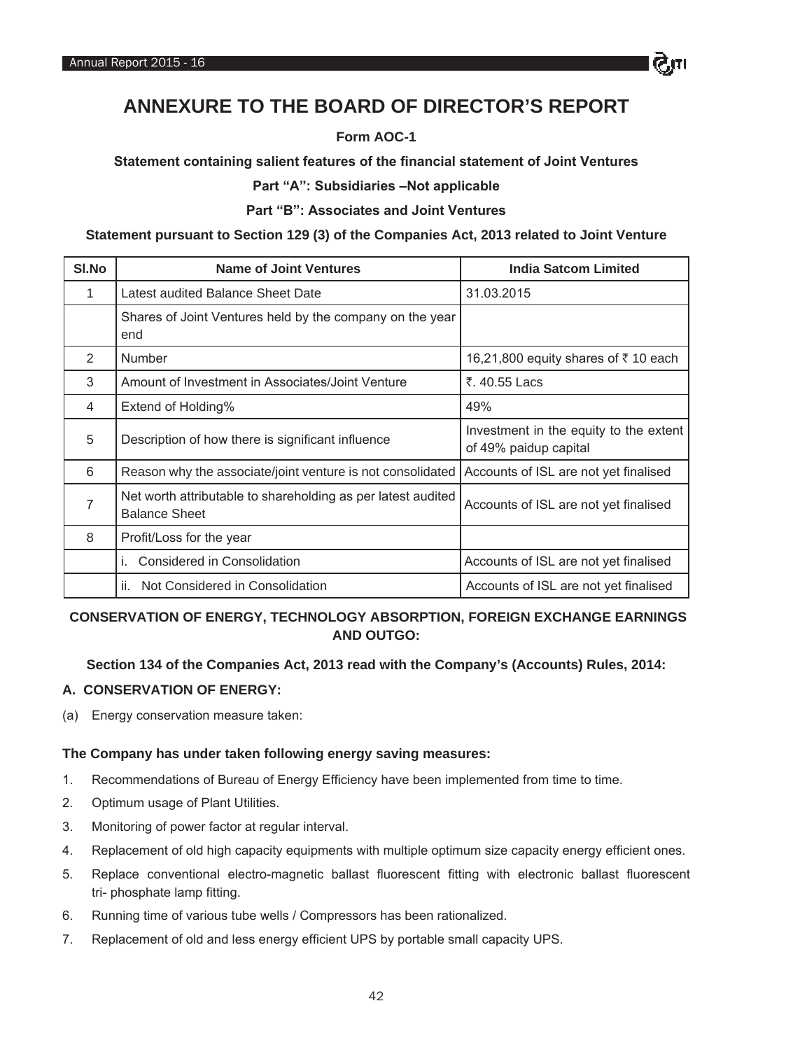# ANNEXURE TO THE BOARD OF DIRECTOR'S REPORT

**Form AOC-1**

**Statement containing salient features of the financial statement of Joint Ventures**

**Part "A": Subsidiaries –Not applicable**

**Part "B": Associates and Joint Ventures**

**Statement pursuant to Section 129 (3) of the Companies Act, 2013 related to Joint Venture**

| Sl.No | Name of Joint Ventures | India Satcom Limited |
|---|---|---|
| 1 | Latest audited Balance Sheet Date | 31.03.2015 |
| | Shares of Joint Ventures held by the company on the year end | |
| 2 | Number | 16,21,800 equity shares of ₹ 10 each |
| 3 | Amount of Investment in Associates/Joint Venture | ₹. 40.55 Lacs |
| 4 | Extend of Holding% | 49% |
| 5 | Description of how there is significant influence | Investment in the equity to the extent of 49% paidup capital |
| 6 | Reason why the associate/joint venture is not consolidated | Accounts of ISL are not yet finalised |
| 7 | Net worth attributable to shareholding as per latest audited Balance Sheet | Accounts of ISL are not yet finalised |
| 8 | Profit/Loss for the year | |
| | i. Considered in Consolidation | Accounts of ISL are not yet finalised |
| | ii. Not Considered in Consolidation | Accounts of ISL are not yet finalised |

**CONSERVATION OF ENERGY, TECHNOLOGY ABSORPTION, FOREIGN EXCHANGE EARNINGS AND OUTGO:**

**Section 134 of the Companies Act, 2013 read with the Company's (Accounts) Rules, 2014:**

**A. CONSERVATION OF ENERGY:**

(a) Energy conservation measure taken:

**The Company has under taken following energy saving measures:**

1. Recommendations of Bureau of Energy Efficiency have been implemented from time to time.
2. Optimum usage of Plant Utilities.
3. Monitoring of power factor at regular interval.
4. Replacement of old high capacity equipments with multiple optimum size capacity energy efficient ones.
5. Replace conventional electro-magnetic ballast fluorescent fitting with electronic ballast fluorescent tri- phosphate lamp fitting.
6. Running time of various tube wells / Compressors has been rationalized.
7. Replacement of old and less energy efficient UPS by portable small capacity UPS.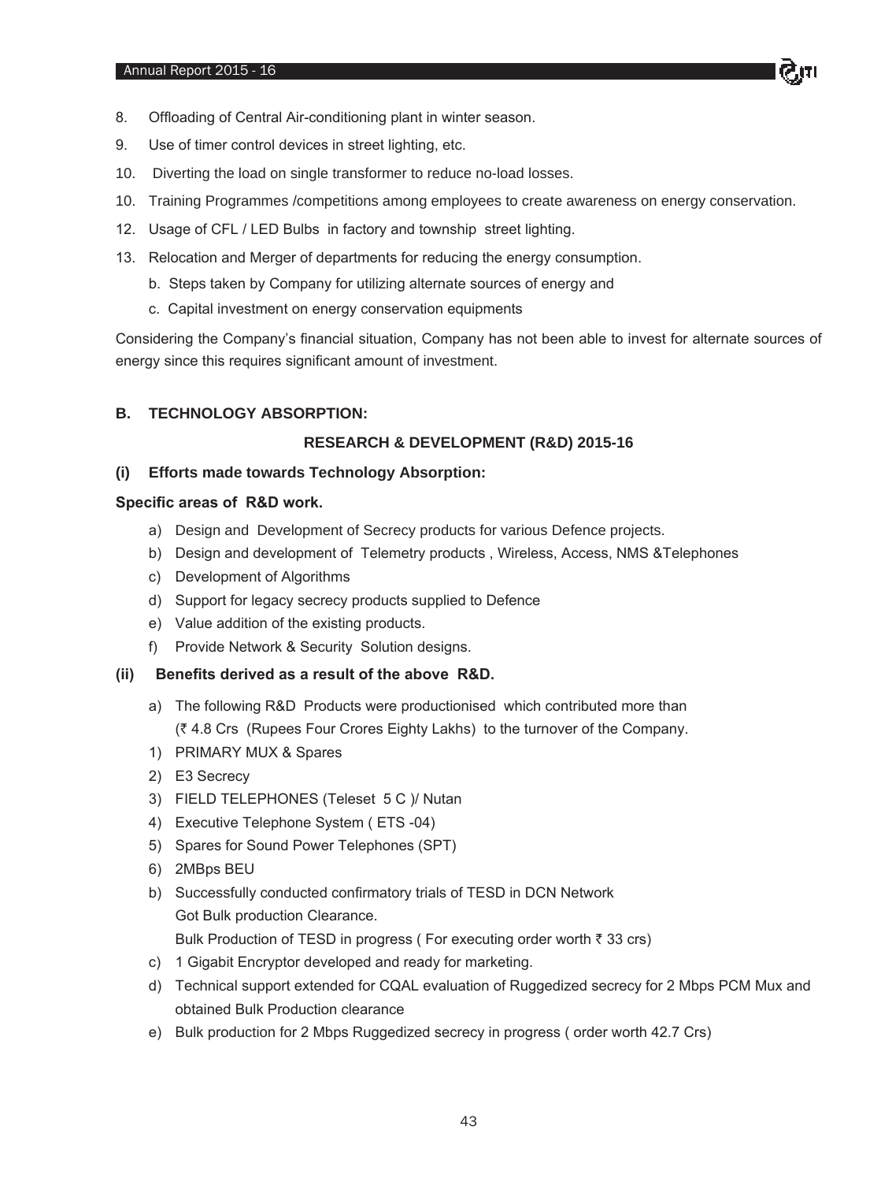8. Offloading of Central Air-conditioning plant in winter season.
9. Use of timer control devices in street lighting, etc.
10. Diverting the load on single transformer to reduce no-load losses.
10. Training Programmes /competitions among employees to create awareness on energy conservation.
12. Usage of CFL / LED Bulbs in factory and township street lighting.
13. Relocation and Merger of departments for reducing the energy consumption.

   b. Steps taken by Company for utilizing alternate sources of energy and

   c. Capital investment on energy conservation equipments

Considering the Company's financial situation, Company has not been able to invest for alternate sources of energy since this requires significant amount of investment.

**B. TECHNOLOGY ABSORPTION:**

**RESEARCH & DEVELOPMENT (R&D) 2015-16**

**(i) Efforts made towards Technology Absorption:**

**Specific areas of R&D work.**

a) Design and Development of Secrecy products for various Defence projects.

b) Design and development of Telemetry products , Wireless, Access, NMS &Telephones

c) Development of Algorithms

d) Support for legacy secrecy products supplied to Defence

e) Value addition of the existing products.

f) Provide Network & Security Solution designs.

**(ii) Benefits derived as a result of the above R&D.**

a) The following R&D Products were productionised which contributed more than (₹ 4.8 Crs (Rupees Four Crores Eighty Lakhs) to the turnover of the Company.

1) PRIMARY MUX & Spares
2) E3 Secrecy
3) FIELD TELEPHONES (Teleset 5 C )/ Nutan
4) Executive Telephone System ( ETS -04)
5) Spares for Sound Power Telephones (SPT)
6) 2MBps BEU

b) Successfully conducted confirmatory trials of TESD in DCN Network
   Got Bulk production Clearance.
   Bulk Production of TESD in progress ( For executing order worth ₹ 33 crs)

c) 1 Gigabit Encryptor developed and ready for marketing.

d) Technical support extended for CQAL evaluation of Ruggedized secrecy for 2 Mbps PCM Mux and obtained Bulk Production clearance

e) Bulk production for 2 Mbps Ruggedized secrecy in progress ( order worth 42.7 Crs)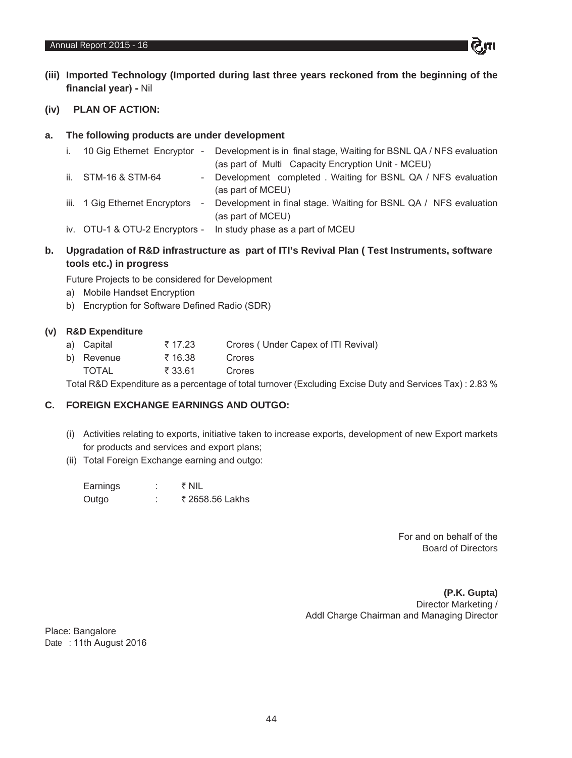**(iii) Imported Technology (Imported during last three years reckoned from the beginning of the financial year) -** Nil

**(iv) PLAN OF ACTION:**

**a. The following products are under development**

| | | |
|---|---|---|
| i. | 10 Gig Ethernet Encryptor - | Development is in final stage, Waiting for BSNL QA / NFS evaluation (as part of Multi Capacity Encryption Unit - MCEU) |
| ii. | STM-16 & STM-64 - | Development completed . Waiting for BSNL QA / NFS evaluation (as part of MCEU) |
| iii. | 1 Gig Ethernet Encryptors - | Development in final stage. Waiting for BSNL QA / NFS evaluation (as part of MCEU) |
| iv. | OTU-1 & OTU-2 Encryptors - | In study phase as a part of MCEU |

**b. Upgradation of R&D infrastructure as part of ITI's Revival Plan ( Test Instruments, software tools etc.) in progress**

Future Projects to be considered for Development

a) Mobile Handset Encryption

b) Encryption for Software Defined Radio (SDR)

**(v) R&D Expenditure**

| | | | |
|---|---|---|---|
| a) | Capital | ₹ 17.23 | Crores ( Under Capex of ITI Revival) |
| b) | Revenue | ₹ 16.38 | Crores |
| | TOTAL | ₹ 33.61 | Crores |

Total R&D Expenditure as a percentage of total turnover (Excluding Excise Duty and Services Tax) : 2.83 %

**C. FOREIGN EXCHANGE EARNINGS AND OUTGO:**

(i) Activities relating to exports, initiative taken to increase exports, development of new Export markets for products and services and export plans;

(ii) Total Foreign Exchange earning and outgo:

| | | |
|---|---|---|
| Earnings | : | ₹ NIL |
| Outgo | : | ₹ 2658.56 Lakhs |

For and on behalf of the
Board of Directors

**(P.K. Gupta)**
Director Marketing /
Addl Charge Chairman and Managing Director

Place: Bangalore
Date : 11th August 2016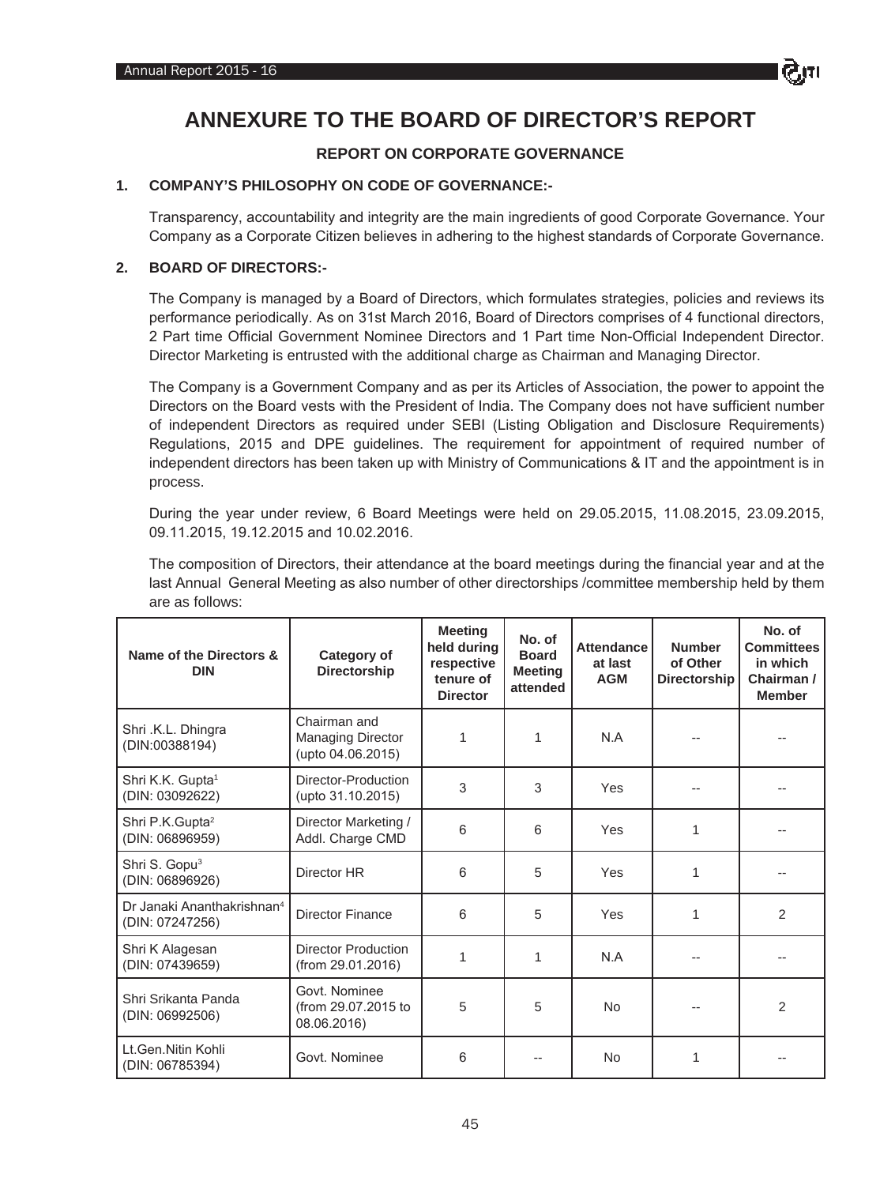# ANNEXURE TO THE BOARD OF DIRECTOR'S REPORT

## REPORT ON CORPORATE GOVERNANCE

### 1. COMPANY'S PHILOSOPHY ON CODE OF GOVERNANCE:-

Transparency, accountability and integrity are the main ingredients of good Corporate Governance. Your Company as a Corporate Citizen believes in adhering to the highest standards of Corporate Governance.

### 2. BOARD OF DIRECTORS:-

The Company is managed by a Board of Directors, which formulates strategies, policies and reviews its performance periodically. As on 31st March 2016, Board of Directors comprises of 4 functional directors, 2 Part time Official Government Nominee Directors and 1 Part time Non-Official Independent Director. Director Marketing is entrusted with the additional charge as Chairman and Managing Director.

The Company is a Government Company and as per its Articles of Association, the power to appoint the Directors on the Board vests with the President of India. The Company does not have sufficient number of independent Directors as required under SEBI (Listing Obligation and Disclosure Requirements) Regulations, 2015 and DPE guidelines. The requirement for appointment of required number of independent directors has been taken up with Ministry of Communications & IT and the appointment is in process.

During the year under review, 6 Board Meetings were held on 29.05.2015, 11.08.2015, 23.09.2015, 09.11.2015, 19.12.2015 and 10.02.2016.

The composition of Directors, their attendance at the board meetings during the financial year and at the last Annual General Meeting as also number of other directorships /committee membership held by them are as follows:

| Name of the Directors & DIN | Category of Directorship | Meeting held during respective tenure of Director | No. of Board Meeting attended | Attendance at last AGM | Number of Other Directorship | No. of Committees in which Chairman / Member |
|---|---|---|---|---|---|---|
| Shri .K.L. Dhingra (DIN:00388194) | Chairman and Managing Director (upto 04.06.2015) | 1 | 1 | N.A | -- | -- |
| Shri K.K. Gupta[1] (DIN: 03092622) | Director-Production (upto 31.10.2015) | 3 | 3 | Yes | -- | -- |
| Shri P.K.Gupta[2] (DIN: 06896959) | Director Marketing / Addl. Charge CMD | 6 | 6 | Yes | 1 | -- |
| Shri S. Gopu[3] (DIN: 06896926) | Director HR | 6 | 5 | Yes | 1 | -- |
| Dr Janaki Ananthakrishnan[4] (DIN: 07247256) | Director Finance | 6 | 5 | Yes | 1 | 2 |
| Shri K Alagesan (DIN: 07439659) | Director Production (from 29.01.2016) | 1 | 1 | N.A | -- | -- |
| Shri Srikanta Panda (DIN: 06992506) | Govt. Nominee (from 29.07.2015 to 08.06.2016) | 5 | 5 | No | -- | 2 |
| Lt.Gen.Nitin Kohli (DIN: 06785394) | Govt. Nominee | 6 | -- | No | 1 | -- |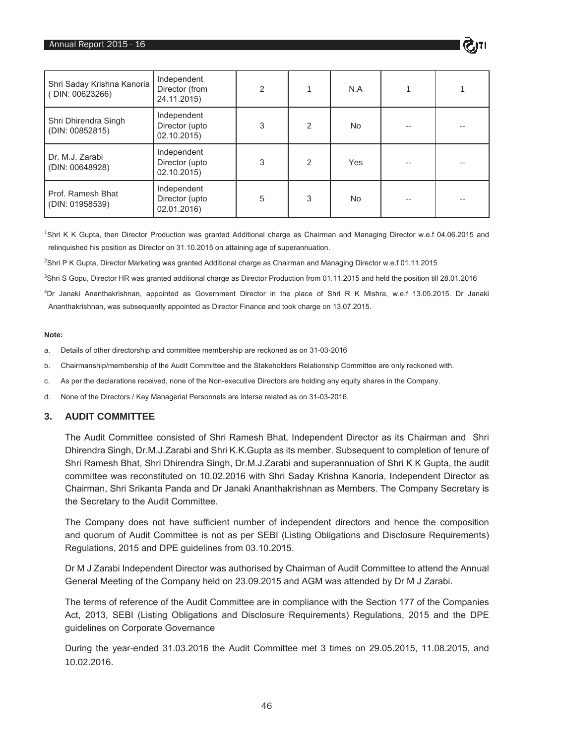| Shri Saday Krishna Kanoria ( DIN: 00623266) | Independent Director (from 24.11.2015) | 2 | 1 | N.A | 1 | 1 |
|---|---|---|---|---|---|---|
| Shri Dhirendra Singh (DIN: 00852815) | Independent Director (upto 02.10.2015) | 3 | 2 | No | -- | -- |
| Dr. M.J. Zarabi (DIN: 00648928) | Independent Director (upto 02.10.2015) | 3 | 2 | Yes | -- | -- |
| Prof. Ramesh Bhat (DIN: 01958539) | Independent Director (upto 02.01.2016) | 5 | 3 | No | -- | -- |

[1]Shri K K Gupta, then Director Production was granted Additional charge as Chairman and Managing Director w.e.f 04.06.2015 and relinquished his position as Director on 31.10.2015 on attaining age of superannuation.

[2]Shri P K Gupta, Director Marketing was granted Additional charge as Chairman and Managing Director w.e.f 01.11.2015

[3]Shri S Gopu, Director HR was granted additional charge as Director Production from 01.11.2015 and held the position till 28.01.2016

[4]Dr Janaki Ananthakrishnan, appointed as Government Director in the place of Shri R K Mishra, w.e.f 13.05.2015. Dr Janaki Ananthakrishnan, was subsequently appointed as Director Finance and took charge on 13.07.2015.

**Note:**

a. Details of other directorship and committee membership are reckoned as on 31-03-2016

b. Chairmanship/membership of the Audit Committee and the Stakeholders Relationship Committee are only reckoned with.

c. As per the declarations received, none of the Non-executive Directors are holding any equity shares in the Company.

d. None of the Directors / Key Managerial Personnels are interse related as on 31-03-2016.

## 3. AUDIT COMMITTEE

The Audit Committee consisted of Shri Ramesh Bhat, Independent Director as its Chairman and Shri Dhirendra Singh, Dr.M.J.Zarabi and Shri K.K.Gupta as its member. Subsequent to completion of tenure of Shri Ramesh Bhat, Shri Dhirendra Singh, Dr.M.J.Zarabi and superannuation of Shri K K Gupta, the audit committee was reconstituted on 10.02.2016 with Shri Saday Krishna Kanoria, Independent Director as Chairman, Shri Srikanta Panda and Dr Janaki Ananthakrishnan as Members. The Company Secretary is the Secretary to the Audit Committee.

The Company does not have sufficient number of independent directors and hence the composition and quorum of Audit Committee is not as per SEBI (Listing Obligations and Disclosure Requirements) Regulations, 2015 and DPE guidelines from 03.10.2015.

Dr M J Zarabi Independent Director was authorised by Chairman of Audit Committee to attend the Annual General Meeting of the Company held on 23.09.2015 and AGM was attended by Dr M J Zarabi.

The terms of reference of the Audit Committee are in compliance with the Section 177 of the Companies Act, 2013, SEBI (Listing Obligations and Disclosure Requirements) Regulations, 2015 and the DPE guidelines on Corporate Governance

During the year-ended 31.03.2016 the Audit Committee met 3 times on 29.05.2015, 11.08.2015, and 10.02.2016.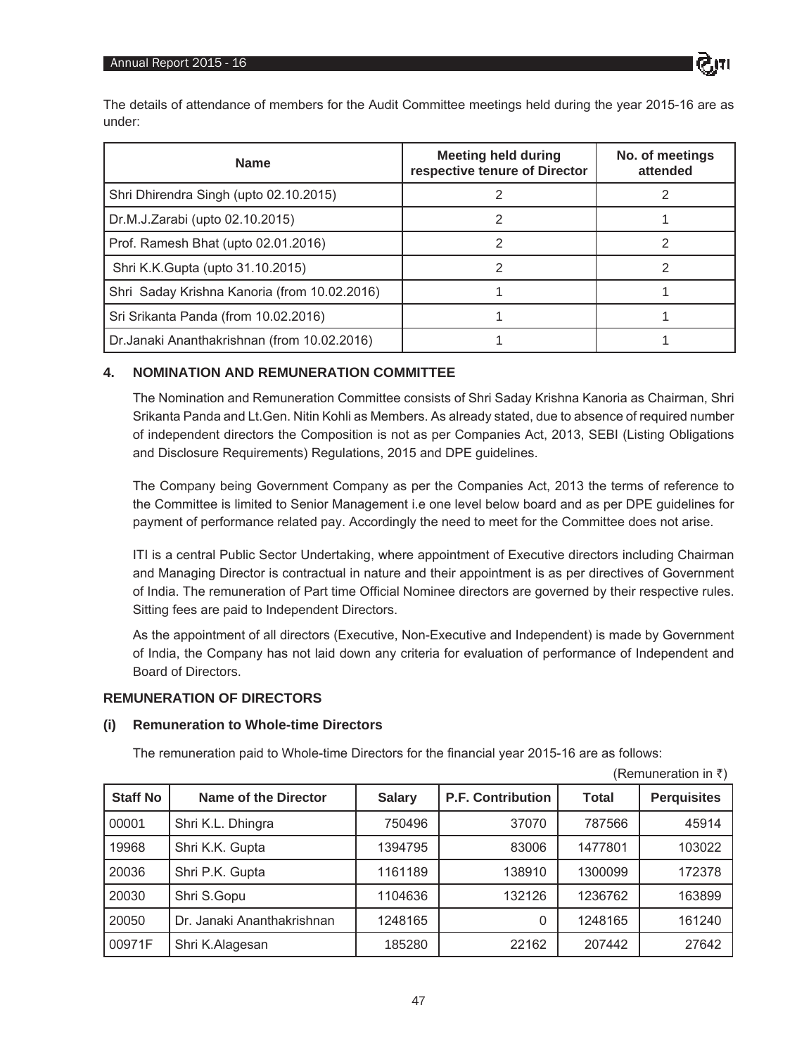The details of attendance of members for the Audit Committee meetings held during the year 2015-16 are as under:

| Name | Meeting held during respective tenure of Director | No. of meetings attended |
|---|---|---|
| Shri Dhirendra Singh (upto 02.10.2015) | 2 | 2 |
| Dr.M.J.Zarabi (upto 02.10.2015) | 2 | 1 |
| Prof. Ramesh Bhat (upto 02.01.2016) | 2 | 2 |
| Shri K.K.Gupta (upto 31.10.2015) | 2 | 2 |
| Shri Saday Krishna Kanoria (from 10.02.2016) | 1 | 1 |
| Sri Srikanta Panda (from 10.02.2016) | 1 | 1 |
| Dr.Janaki Ananthakrishnan (from 10.02.2016) | 1 | 1 |

### 4. NOMINATION AND REMUNERATION COMMITTEE

The Nomination and Remuneration Committee consists of Shri Saday Krishna Kanoria as Chairman, Shri Srikanta Panda and Lt.Gen. Nitin Kohli as Members. As already stated, due to absence of required number of independent directors the Composition is not as per Companies Act, 2013, SEBI (Listing Obligations and Disclosure Requirements) Regulations, 2015 and DPE guidelines.

The Company being Government Company as per the Companies Act, 2013 the terms of reference to the Committee is limited to Senior Management i.e one level below board and as per DPE guidelines for payment of performance related pay. Accordingly the need to meet for the Committee does not arise.

ITI is a central Public Sector Undertaking, where appointment of Executive directors including Chairman and Managing Director is contractual in nature and their appointment is as per directives of Government of India. The remuneration of Part time Official Nominee directors are governed by their respective rules. Sitting fees are paid to Independent Directors.

As the appointment of all directors (Executive, Non-Executive and Independent) is made by Government of India, the Company has not laid down any criteria for evaluation of performance of Independent and Board of Directors.

### REMUNERATION OF DIRECTORS

#### (i) Remuneration to Whole-time Directors

The remuneration paid to Whole-time Directors for the financial year 2015-16 are as follows:

(Remuneration in ₹)

| Staff No | Name of the Director | Salary | P.F. Contribution | Total | Perquisites |
|---|---|---|---|---|---|
| 00001 | Shri K.L. Dhingra | 750496 | 37070 | 787566 | 45914 |
| 19968 | Shri K.K. Gupta | 1394795 | 83006 | 1477801 | 103022 |
| 20036 | Shri P.K. Gupta | 1161189 | 138910 | 1300099 | 172378 |
| 20030 | Shri S.Gopu | 1104636 | 132126 | 1236762 | 163899 |
| 20050 | Dr. Janaki Ananthakrishnan | 1248165 | 0 | 1248165 | 161240 |
| 00971F | Shri K.Alagesan | 185280 | 22162 | 207442 | 27642 |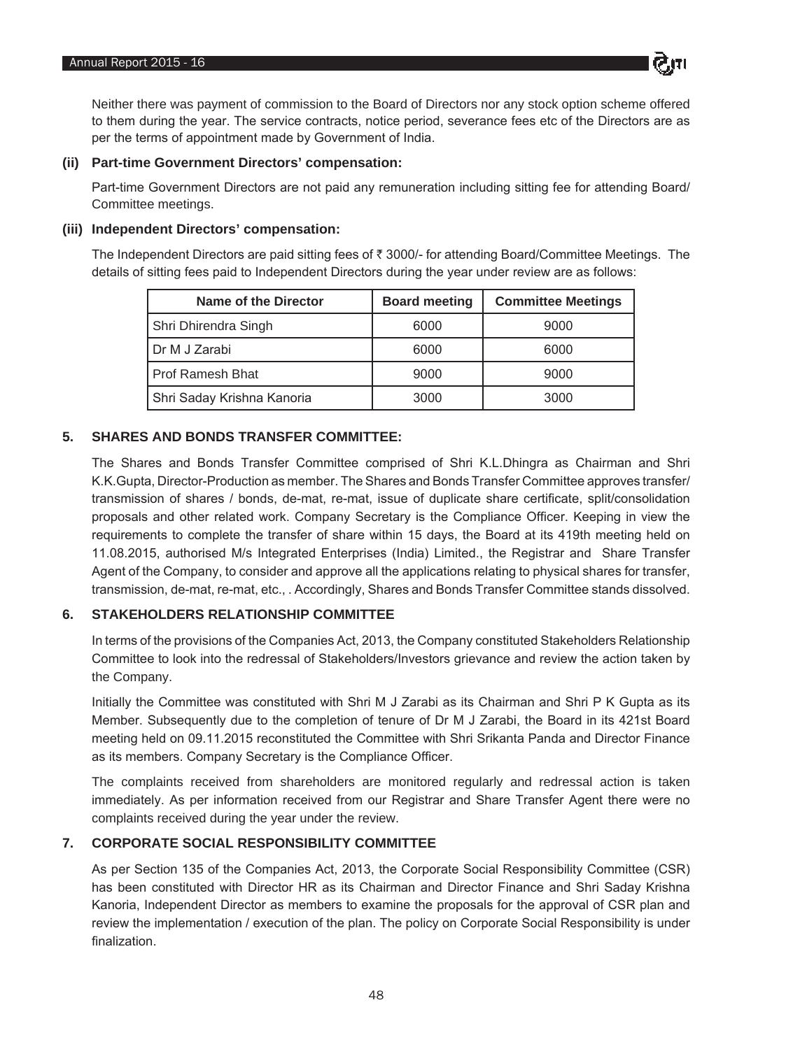Neither there was payment of commission to the Board of Directors nor any stock option scheme offered to them during the year. The service contracts, notice period, severance fees etc of the Directors are as per the terms of appointment made by Government of India.

**(ii) Part-time Government Directors' compensation:**

Part-time Government Directors are not paid any remuneration including sitting fee for attending Board/ Committee meetings.

**(iii) Independent Directors' compensation:**

The Independent Directors are paid sitting fees of ₹ 3000/- for attending Board/Committee Meetings. The details of sitting fees paid to Independent Directors during the year under review are as follows:

| Name of the Director | Board meeting | Committee Meetings |
|---|---|---|
| Shri Dhirendra Singh | 6000 | 9000 |
| Dr M J Zarabi | 6000 | 6000 |
| Prof Ramesh Bhat | 9000 | 9000 |
| Shri Saday Krishna Kanoria | 3000 | 3000 |

## 5. SHARES AND BONDS TRANSFER COMMITTEE:

The Shares and Bonds Transfer Committee comprised of Shri K.L.Dhingra as Chairman and Shri K.K.Gupta, Director-Production as member. The Shares and Bonds Transfer Committee approves transfer/ transmission of shares / bonds, de-mat, re-mat, issue of duplicate share certificate, split/consolidation proposals and other related work. Company Secretary is the Compliance Officer. Keeping in view the requirements to complete the transfer of share within 15 days, the Board at its 419th meeting held on 11.08.2015, authorised M/s Integrated Enterprises (India) Limited., the Registrar and Share Transfer Agent of the Company, to consider and approve all the applications relating to physical shares for transfer, transmission, de-mat, re-mat, etc., . Accordingly, Shares and Bonds Transfer Committee stands dissolved.

## 6. STAKEHOLDERS RELATIONSHIP COMMITTEE

In terms of the provisions of the Companies Act, 2013, the Company constituted Stakeholders Relationship Committee to look into the redressal of Stakeholders/Investors grievance and review the action taken by the Company.

Initially the Committee was constituted with Shri M J Zarabi as its Chairman and Shri P K Gupta as its Member. Subsequently due to the completion of tenure of Dr M J Zarabi, the Board in its 421st Board meeting held on 09.11.2015 reconstituted the Committee with Shri Srikanta Panda and Director Finance as its members. Company Secretary is the Compliance Officer.

The complaints received from shareholders are monitored regularly and redressal action is taken immediately. As per information received from our Registrar and Share Transfer Agent there were no complaints received during the year under the review.

## 7. CORPORATE SOCIAL RESPONSIBILITY COMMITTEE

As per Section 135 of the Companies Act, 2013, the Corporate Social Responsibility Committee (CSR) has been constituted with Director HR as its Chairman and Director Finance and Shri Saday Krishna Kanoria, Independent Director as members to examine the proposals for the approval of CSR plan and review the implementation / execution of the plan. The policy on Corporate Social Responsibility is under finalization.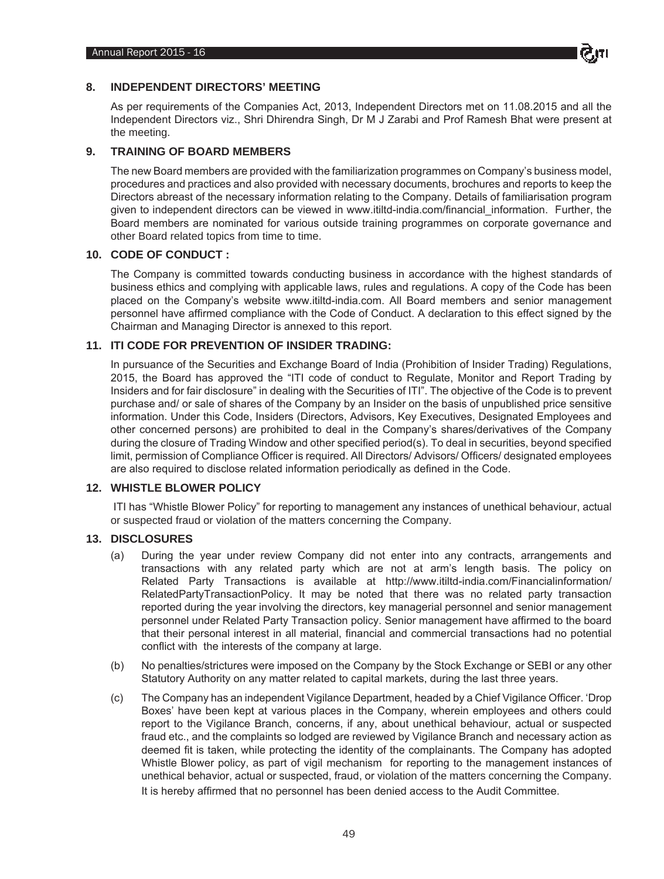## 8. INDEPENDENT DIRECTORS' MEETING

As per requirements of the Companies Act, 2013, Independent Directors met on 11.08.2015 and all the Independent Directors viz., Shri Dhirendra Singh, Dr M J Zarabi and Prof Ramesh Bhat were present at the meeting.

## 9. TRAINING OF BOARD MEMBERS

The new Board members are provided with the familiarization programmes on Company's business model, procedures and practices and also provided with necessary documents, brochures and reports to keep the Directors abreast of the necessary information relating to the Company. Details of familiarisation program given to independent directors can be viewed in www.itiltd-india.com/financial_information. Further, the Board members are nominated for various outside training programmes on corporate governance and other Board related topics from time to time.

## 10. CODE OF CONDUCT :

The Company is committed towards conducting business in accordance with the highest standards of business ethics and complying with applicable laws, rules and regulations. A copy of the Code has been placed on the Company's website www.itiltd-india.com. All Board members and senior management personnel have affirmed compliance with the Code of Conduct. A declaration to this effect signed by the Chairman and Managing Director is annexed to this report.

## 11. ITI CODE FOR PREVENTION OF INSIDER TRADING:

In pursuance of the Securities and Exchange Board of India (Prohibition of Insider Trading) Regulations, 2015, the Board has approved the "ITI code of conduct to Regulate, Monitor and Report Trading by Insiders and for fair disclosure" in dealing with the Securities of ITI". The objective of the Code is to prevent purchase and/ or sale of shares of the Company by an Insider on the basis of unpublished price sensitive information. Under this Code, Insiders (Directors, Advisors, Key Executives, Designated Employees and other concerned persons) are prohibited to deal in the Company's shares/derivatives of the Company during the closure of Trading Window and other specified period(s). To deal in securities, beyond specified limit, permission of Compliance Officer is required. All Directors/ Advisors/ Officers/ designated employees are also required to disclose related information periodically as defined in the Code.

## 12. WHISTLE BLOWER POLICY

ITI has "Whistle Blower Policy" for reporting to management any instances of unethical behaviour, actual or suspected fraud or violation of the matters concerning the Company.

## 13. DISCLOSURES

(a) During the year under review Company did not enter into any contracts, arrangements and transactions with any related party which are not at arm's length basis. The policy on Related Party Transactions is available at http://www.itiltd-india.com/Financialinformation/RelatedPartyTransactionPolicy. It may be noted that there was no related party transaction reported during the year involving the directors, key managerial personnel and senior management personnel under Related Party Transaction policy. Senior management have affirmed to the board that their personal interest in all material, financial and commercial transactions had no potential conflict with the interests of the company at large.

(b) No penalties/strictures were imposed on the Company by the Stock Exchange or SEBI or any other Statutory Authority on any matter related to capital markets, during the last three years.

(c) The Company has an independent Vigilance Department, headed by a Chief Vigilance Officer. 'Drop Boxes' have been kept at various places in the Company, wherein employees and others could report to the Vigilance Branch, concerns, if any, about unethical behaviour, actual or suspected fraud etc., and the complaints so lodged are reviewed by Vigilance Branch and necessary action as deemed fit is taken, while protecting the identity of the complainants. The Company has adopted Whistle Blower policy, as part of vigil mechanism for reporting to the management instances of unethical behavior, actual or suspected, fraud, or violation of the matters concerning the Company. It is hereby affirmed that no personnel has been denied access to the Audit Committee.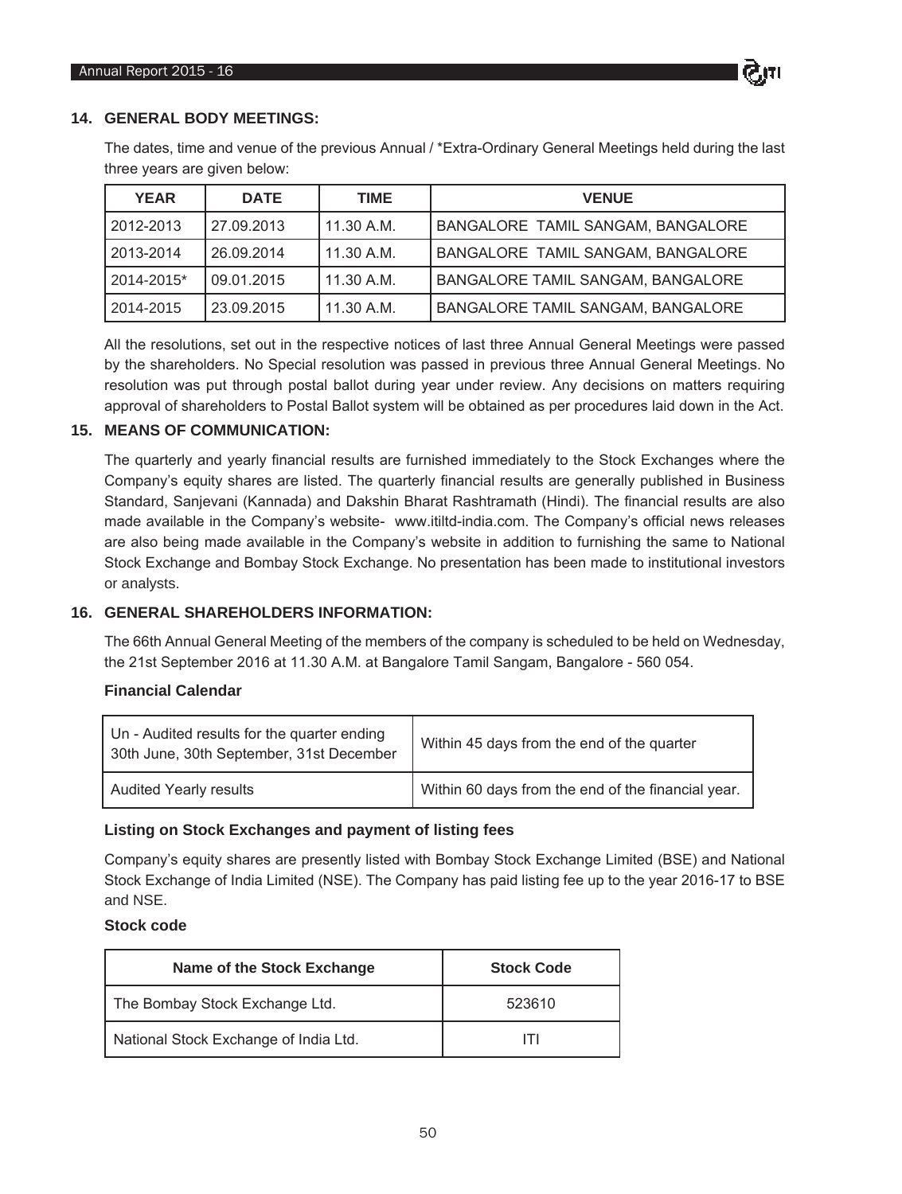## 14. GENERAL BODY MEETINGS:

The dates, time and venue of the previous Annual / *Extra-Ordinary General Meetings held during the last three years are given below:

| YEAR | DATE | TIME | VENUE |
|---|---|---|---|
| 2012-2013 | 27.09.2013 | 11.30 A.M. | BANGALORE TAMIL SANGAM, BANGALORE |
| 2013-2014 | 26.09.2014 | 11.30 A.M. | BANGALORE TAMIL SANGAM, BANGALORE |
| 2014-2015* | 09.01.2015 | 11.30 A.M. | BANGALORE TAMIL SANGAM, BANGALORE |
| 2014-2015 | 23.09.2015 | 11.30 A.M. | BANGALORE TAMIL SANGAM, BANGALORE |

All the resolutions, set out in the respective notices of last three Annual General Meetings were passed by the shareholders. No Special resolution was passed in previous three Annual General Meetings. No resolution was put through postal ballot during year under review. Any decisions on matters requiring approval of shareholders to Postal Ballot system will be obtained as per procedures laid down in the Act.

## 15. MEANS OF COMMUNICATION:

The quarterly and yearly financial results are furnished immediately to the Stock Exchanges where the Company's equity shares are listed. The quarterly financial results are generally published in Business Standard, Sanjevani (Kannada) and Dakshin Bharat Rashtramath (Hindi). The financial results are also made available in the Company's website- www.itiltd-india.com. The Company's official news releases are also being made available in the Company's website in addition to furnishing the same to National Stock Exchange and Bombay Stock Exchange. No presentation has been made to institutional investors or analysts.

## 16. GENERAL SHAREHOLDERS INFORMATION:

The 66th Annual General Meeting of the members of the company is scheduled to be held on Wednesday, the 21st September 2016 at 11.30 A.M. at Bangalore Tamil Sangam, Bangalore - 560 054.

### Financial Calendar

| | |
|---|---|
| Un - Audited results for the quarter ending 30th June, 30th September, 31st December | Within 45 days from the end of the quarter |
| Audited Yearly results | Within 60 days from the end of the financial year. |

### Listing on Stock Exchanges and payment of listing fees

Company's equity shares are presently listed with Bombay Stock Exchange Limited (BSE) and National Stock Exchange of India Limited (NSE). The Company has paid listing fee up to the year 2016-17 to BSE and NSE.

### Stock code

| Name of the Stock Exchange | Stock Code |
|---|---|
| The Bombay Stock Exchange Ltd. | 523610 |
| National Stock Exchange of India Ltd. | ITI |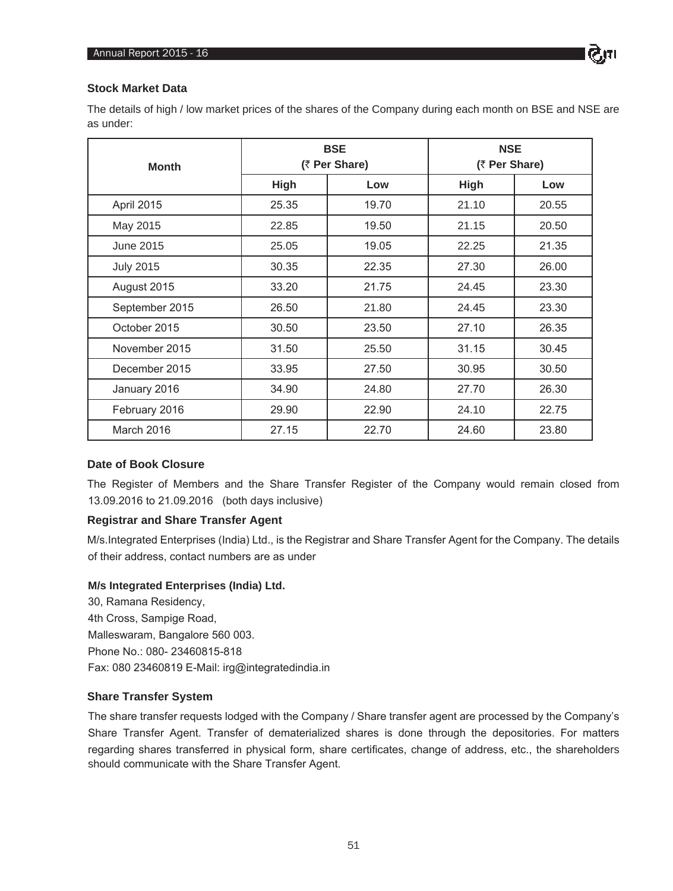### Stock Market Data

The details of high / low market prices of the shares of the Company during each month on BSE and NSE are as under:

| Month | BSE (₹ Per Share) | | NSE (₹ Per Share) | |
|---|---|---|---|---|
| | High | Low | High | Low |
| April 2015 | 25.35 | 19.70 | 21.10 | 20.55 |
| May 2015 | 22.85 | 19.50 | 21.15 | 20.50 |
| June 2015 | 25.05 | 19.05 | 22.25 | 21.35 |
| July 2015 | 30.35 | 22.35 | 27.30 | 26.00 |
| August 2015 | 33.20 | 21.75 | 24.45 | 23.30 |
| September 2015 | 26.50 | 21.80 | 24.45 | 23.30 |
| October 2015 | 30.50 | 23.50 | 27.10 | 26.35 |
| November 2015 | 31.50 | 25.50 | 31.15 | 30.45 |
| December 2015 | 33.95 | 27.50 | 30.95 | 30.50 |
| January 2016 | 34.90 | 24.80 | 27.70 | 26.30 |
| February 2016 | 29.90 | 22.90 | 24.10 | 22.75 |
| March 2016 | 27.15 | 22.70 | 24.60 | 23.80 |

### Date of Book Closure

The Register of Members and the Share Transfer Register of the Company would remain closed from 13.09.2016 to 21.09.2016 (both days inclusive)

### Registrar and Share Transfer Agent

M/s.Integrated Enterprises (India) Ltd., is the Registrar and Share Transfer Agent for the Company. The details of their address, contact numbers are as under

**M/s Integrated Enterprises (India) Ltd.**
30, Ramana Residency,
4th Cross, Sampige Road,
Malleswaram, Bangalore 560 003.
Phone No.: 080- 23460815-818
Fax: 080 23460819 E-Mail: irg@integratedindia.in

### Share Transfer System

The share transfer requests lodged with the Company / Share transfer agent are processed by the Company's Share Transfer Agent. Transfer of dematerialized shares is done through the depositories. For matters regarding shares transferred in physical form, share certificates, change of address, etc., the shareholders should communicate with the Share Transfer Agent.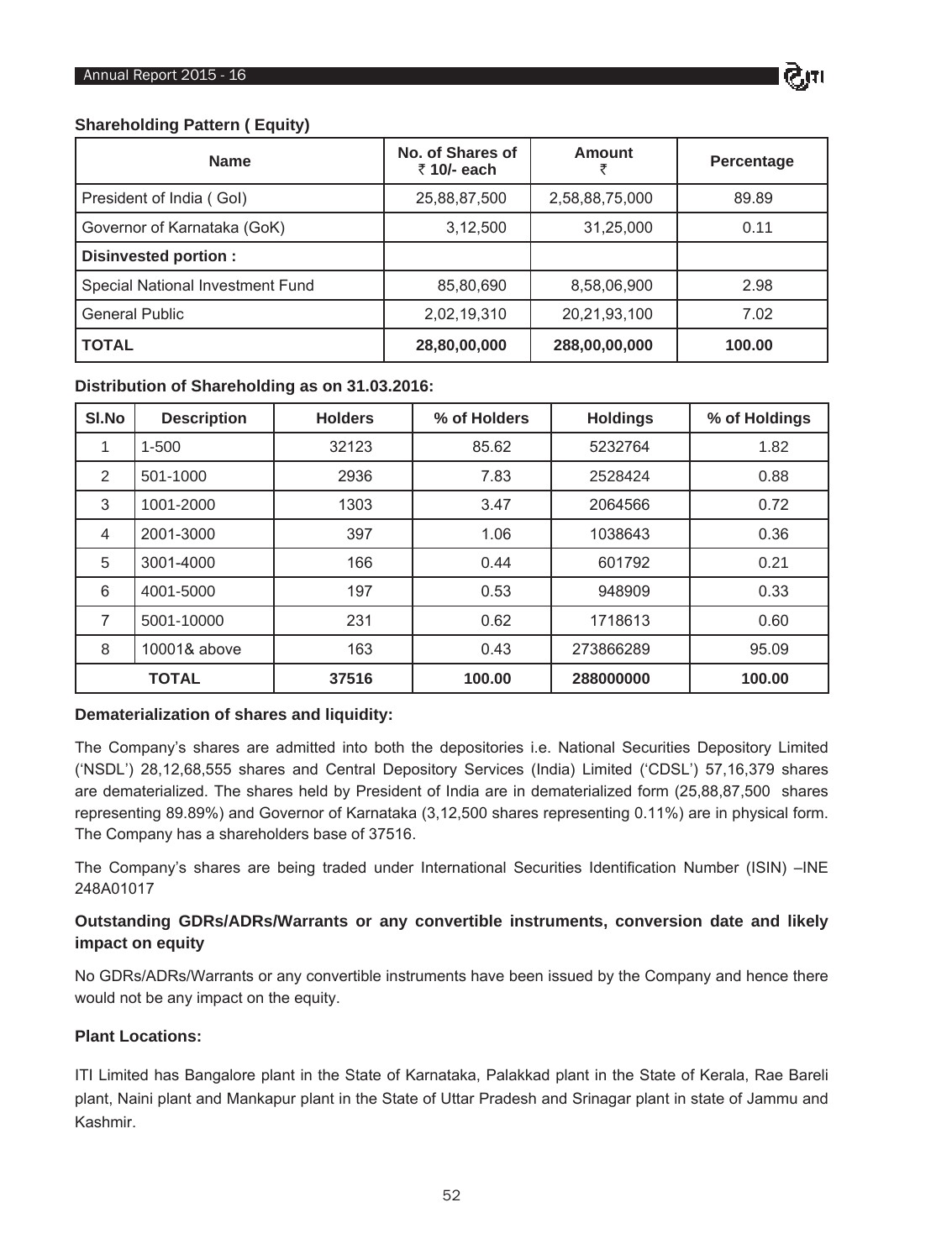**Shareholding Pattern ( Equity)**

| Name | No. of Shares of ₹ 10/- each | Amount ₹ | Percentage |
|---|---|---|---|
| President of India ( GoI) | 25,88,87,500 | 2,58,88,75,000 | 89.89 |
| Governor of Karnataka (GoK) | 3,12,500 | 31,25,000 | 0.11 |
| **Disinvested portion :** | | | |
| Special National Investment Fund | 85,80,690 | 8,58,06,900 | 2.98 |
| General Public | 2,02,19,310 | 20,21,93,100 | 7.02 |
| **TOTAL** | **28,80,00,000** | **288,00,00,000** | **100.00** |

**Distribution of Shareholding as on 31.03.2016:**

| Sl.No | Description | Holders | % of Holders | Holdings | % of Holdings |
|---|---|---|---|---|---|
| 1 | 1-500 | 32123 | 85.62 | 5232764 | 1.82 |
| 2 | 501-1000 | 2936 | 7.83 | 2528424 | 0.88 |
| 3 | 1001-2000 | 1303 | 3.47 | 2064566 | 0.72 |
| 4 | 2001-3000 | 397 | 1.06 | 1038643 | 0.36 |
| 5 | 3001-4000 | 166 | 0.44 | 601792 | 0.21 |
| 6 | 4001-5000 | 197 | 0.53 | 948909 | 0.33 |
| 7 | 5001-10000 | 231 | 0.62 | 1718613 | 0.60 |
| 8 | 10001& above | 163 | 0.43 | 273866289 | 95.09 |
| **TOTAL** | | **37516** | **100.00** | **288000000** | **100.00** |

**Dematerialization of shares and liquidity:**

The Company's shares are admitted into both the depositories i.e. National Securities Depository Limited ('NSDL') 28,12,68,555 shares and Central Depository Services (India) Limited ('CDSL') 57,16,379 shares are dematerialized. The shares held by President of India are in dematerialized form (25,88,87,500 shares representing 89.89%) and Governor of Karnataka (3,12,500 shares representing 0.11%) are in physical form. The Company has a shareholders base of 37516.

The Company's shares are being traded under International Securities Identification Number (ISIN) –INE 248A01017

**Outstanding GDRs/ADRs/Warrants or any convertible instruments, conversion date and likely impact on equity**

No GDRs/ADRs/Warrants or any convertible instruments have been issued by the Company and hence there would not be any impact on the equity.

**Plant Locations:**

ITI Limited has Bangalore plant in the State of Karnataka, Palakkad plant in the State of Kerala, Rae Bareli plant, Naini plant and Mankapur plant in the State of Uttar Pradesh and Srinagar plant in state of Jammu and Kashmir.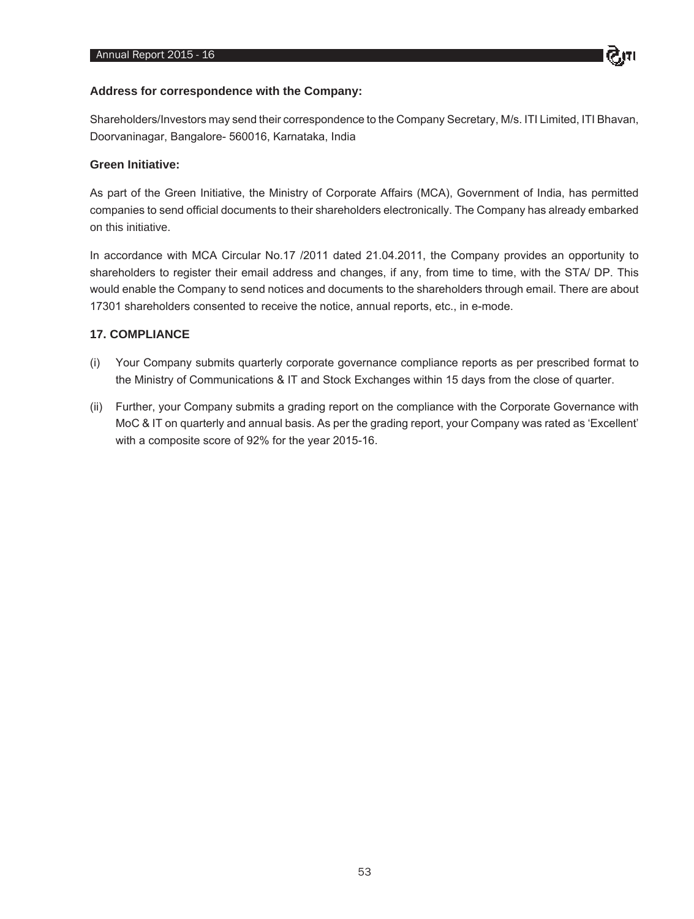**Address for correspondence with the Company:**

Shareholders/Investors may send their correspondence to the Company Secretary, M/s. ITI Limited, ITI Bhavan, Doorvaninagar, Bangalore- 560016, Karnataka, India

**Green Initiative:**

As part of the Green Initiative, the Ministry of Corporate Affairs (MCA), Government of India, has permitted companies to send official documents to their shareholders electronically. The Company has already embarked on this initiative.

In accordance with MCA Circular No.17 /2011 dated 21.04.2011, the Company provides an opportunity to shareholders to register their email address and changes, if any, from time to time, with the STA/ DP. This would enable the Company to send notices and documents to the shareholders through email. There are about 17301 shareholders consented to receive the notice, annual reports, etc., in e-mode.

### 17. COMPLIANCE

(i) Your Company submits quarterly corporate governance compliance reports as per prescribed format to the Ministry of Communications & IT and Stock Exchanges within 15 days from the close of quarter.

(ii) Further, your Company submits a grading report on the compliance with the Corporate Governance with MoC & IT on quarterly and annual basis. As per the grading report, your Company was rated as 'Excellent' with a composite score of 92% for the year 2015-16.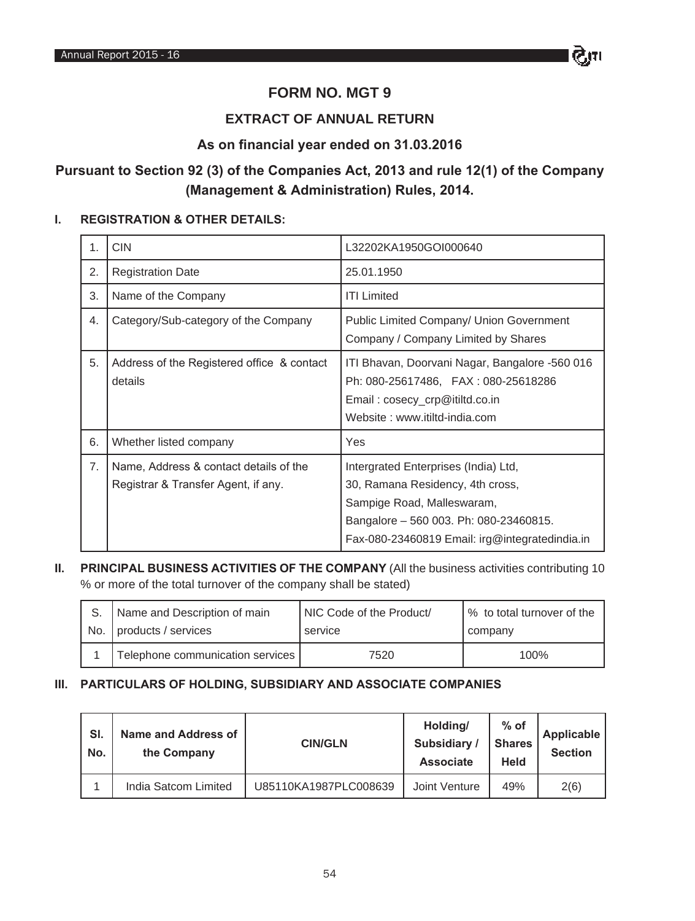# FORM NO. MGT 9

## EXTRACT OF ANNUAL RETURN

### As on financial year ended on 31.03.2016

### Pursuant to Section 92 (3) of the Companies Act, 2013 and rule 12(1) of the Company (Management & Administration) Rules, 2014.

**I. REGISTRATION & OTHER DETAILS:**

| | | |
|---|---|---|
| 1. | CIN | L32202KA1950GOI000640 |
| 2. | Registration Date | 25.01.1950 |
| 3. | Name of the Company | ITI Limited |
| 4. | Category/Sub-category of the Company | Public Limited Company/ Union Government Company / Company Limited by Shares |
| 5. | Address of the Registered office & contact details | ITI Bhavan, Doorvani Nagar, Bangalore -560 016 Ph: 080-25617486, FAX : 080-25618286 Email : cosecy_crp@itiltd.co.in Website : www.itiltd-india.com |
| 6. | Whether listed company | Yes |
| 7. | Name, Address & contact details of the Registrar & Transfer Agent, if any. | Intergrated Enterprises (India) Ltd, 30, Ramana Residency, 4th cross, Sampige Road, Malleswaram, Bangalore – 560 003. Ph: 080-23460815. Fax-080-23460819 Email: irg@integratedindia.in |

**II. PRINCIPAL BUSINESS ACTIVITIES OF THE COMPANY** (All the business activities contributing 10 % or more of the total turnover of the company shall be stated)

| S. No. | Name and Description of main products / services | NIC Code of the Product/ service | % to total turnover of the company |
|---|---|---|---|
| 1 | Telephone communication services | 7520 | 100% |

**III. PARTICULARS OF HOLDING, SUBSIDIARY AND ASSOCIATE COMPANIES**

| Sl. No. | Name and Address of the Company | CIN/GLN | Holding/ Subsidiary / Associate | % of Shares Held | Applicable Section |
|---|---|---|---|---|---|
| 1 | India Satcom Limited | U85110KA1987PLC008639 | Joint Venture | 49% | 2(6) |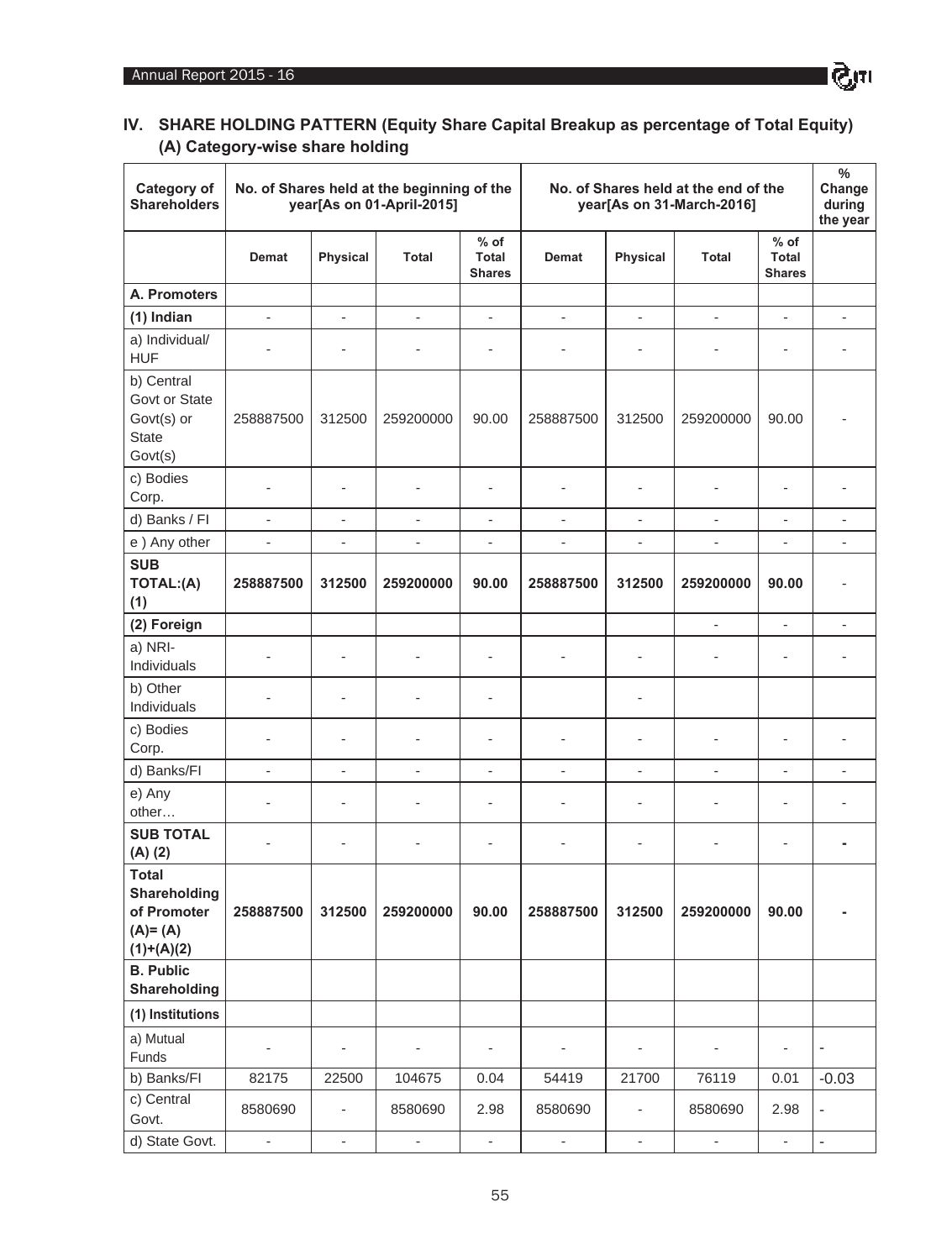## IV. SHARE HOLDING PATTERN (Equity Share Capital Breakup as percentage of Total Equity)

### (A) Category-wise share holding

| Category of Shareholders | No. of Shares held at the beginning of the year[As on 01-April-2015] | | | | No. of Shares held at the end of the year[As on 31-March-2016] | | | | % Change during the year |
|---|---|---|---|---|---|---|---|---|---|
| | Demat | Physical | Total | % of Total Shares | Demat | Physical | Total | % of Total Shares | |
| **A. Promoters** | | | | | | | | | |
| **(1) Indian** | - | - | - | - | - | - | - | - | - |
| a) Individual/ HUF | - | - | - | - | - | - | - | - | - |
| b) Central Govt or State Govt(s) or State Govt(s) | 258887500 | 312500 | 259200000 | 90.00 | 258887500 | 312500 | 259200000 | 90.00 | - |
| c) Bodies Corp. | - | - | - | - | - | - | - | - | - |
| d) Banks / FI | - | - | - | - | - | - | - | - | - |
| e ) Any other | - | - | - | - | - | - | - | - | - |
| **SUB TOTAL:(A) (1)** | **258887500** | **312500** | **259200000** | **90.00** | **258887500** | **312500** | **259200000** | **90.00** | - |
| **(2) Foreign** | | | | | | | - | - | - |
| a) NRI- Individuals | - | - | - | - | - | - | - | - | - |
| b) Other Individuals | - | - | - | - | | - | | | |
| c) Bodies Corp. | - | - | - | - | - | - | - | - | - |
| d) Banks/FI | - | - | - | - | - | - | - | - | - |
| e) Any other… | - | - | - | - | - | - | - | - | - |
| **SUB TOTAL (A) (2)** | - | - | - | - | - | - | - | - | **-** |
| **Total Shareholding of Promoter (A)= (A)(1)+(A)(2)** | **258887500** | **312500** | **259200000** | **90.00** | **258887500** | **312500** | **259200000** | **90.00** | **-** |
| **B. Public Shareholding** | | | | | | | | | |
| **(1) Institutions** | | | | | | | | | |
| a) Mutual Funds | - | - | - | - | - | - | - | - | - |
| b) Banks/FI | 82175 | 22500 | 104675 | 0.04 | 54419 | 21700 | 76119 | 0.01 | -0.03 |
| c) Central Govt. | 8580690 | - | 8580690 | 2.98 | 8580690 | - | 8580690 | 2.98 | - |
| d) State Govt. | - | - | - | - | - | - | - | - | - |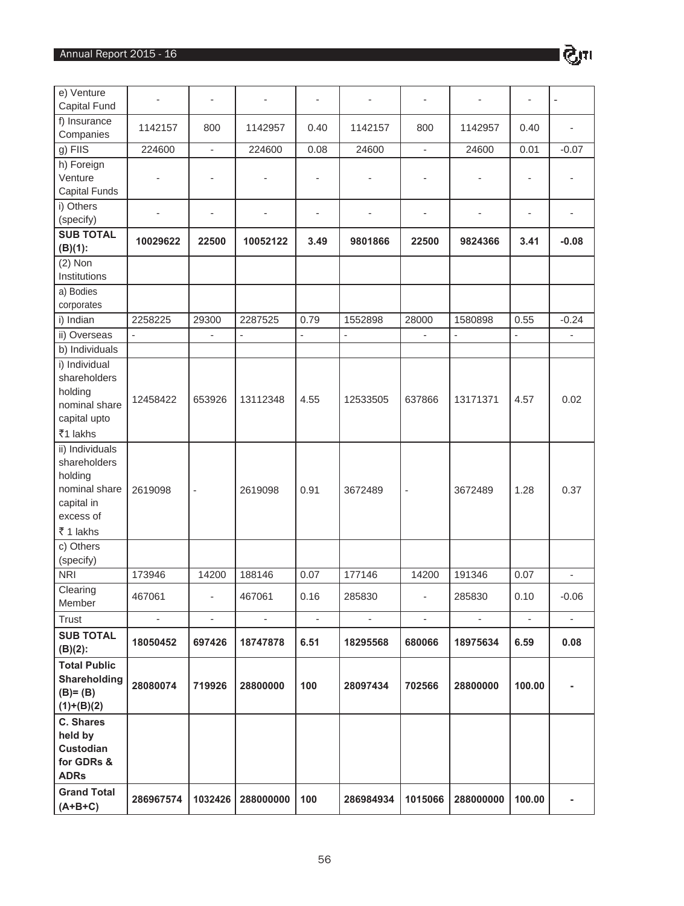| e) Venture Capital Fund | - | - | - | - | - | - | - | - | - |
|---|---|---|---|---|---|---|---|---|---|
| f) Insurance Companies | 1142157 | 800 | 1142957 | 0.40 | 1142157 | 800 | 1142957 | 0.40 | - |
| g) FIIS | 224600 | - | 224600 | 0.08 | 24600 | - | 24600 | 0.01 | -0.07 |
| h) Foreign Venture Capital Funds | - | - | - | - | - | - | - | - | - |
| i) Others (specify) | - | - | - | - | - | - | - | - | - |
| **SUB TOTAL (B)(1):** | **10029622** | **22500** | **10052122** | **3.49** | **9801866** | **22500** | **9824366** | **3.41** | **-0.08** |
| (2) Non Institutions | | | | | | | | | |
| a) Bodies corporates | | | | | | | | | |
| i) Indian | 2258225 | 29300 | 2287525 | 0.79 | 1552898 | 28000 | 1580898 | 0.55 | -0.24 |
| ii) Overseas | - | - | - | - | - | - | - | - | - |
| b) Individuals | | | | | | | | | |
| i) Individual shareholders holding nominal share capital upto ₹1 lakhs | 12458422 | 653926 | 13112348 | 4.55 | 12533505 | 637866 | 13171371 | 4.57 | 0.02 |
| ii) Individuals shareholders holding nominal share capital in excess of ₹ 1 lakhs | 2619098 | - | 2619098 | 0.91 | 3672489 | - | 3672489 | 1.28 | 0.37 |
| c) Others (specify) | | | | | | | | | |
| NRI | 173946 | 14200 | 188146 | 0.07 | 177146 | 14200 | 191346 | 0.07 | - |
| Clearing Member | 467061 | - | 467061 | 0.16 | 285830 | - | 285830 | 0.10 | -0.06 |
| Trust | - | - | - | - | - | - | - | - | - |
| **SUB TOTAL (B)(2):** | **18050452** | **697426** | **18747878** | **6.51** | **18295568** | **680066** | **18975634** | **6.59** | **0.08** |
| **Total Public Shareholding (B)= (B)(1)+(B)(2)** | **28080074** | **719926** | **28800000** | **100** | **28097434** | **702566** | **28800000** | **100.00** | **-** |
| **C. Shares held by Custodian for GDRs & ADRs** | | | | | | | | | |
| **Grand Total (A+B+C)** | **286967574** | **1032426** | **288000000** | **100** | **286984934** | **1015066** | **288000000** | **100.00** | **-** |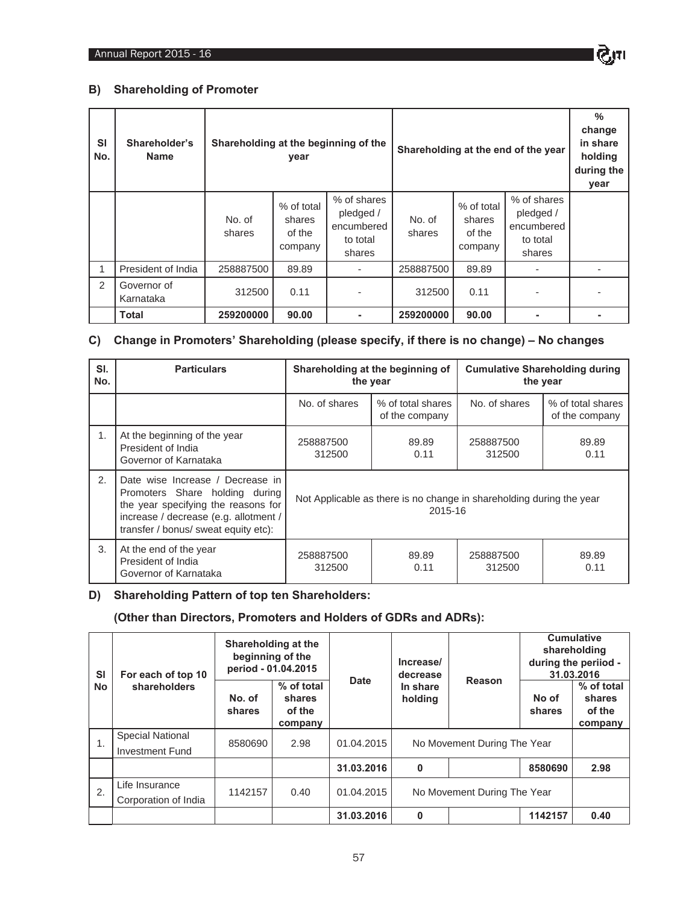## B) Shareholding of Promoter

| Sl No. | Shareholder's Name | Shareholding at the beginning of the year | | | Shareholding at the end of the year | | | % change in share holding during the year |
|---|---|---|---|---|---|---|---|---|
| | | No. of shares | % of total shares of the company | % of shares pledged / encumbered to total shares | No. of shares | % of total shares of the company | % of shares pledged / encumbered to total shares | |
| 1 | President of India | 258887500 | 89.89 | - | 258887500 | 89.89 | - | - |
| 2 | Governor of Karnataka | 312500 | 0.11 | - | 312500 | 0.11 | - | - |
| | **Total** | **259200000** | **90.00** | **-** | **259200000** | **90.00** | **-** | **-** |

## C) Change in Promoters' Shareholding (please specify, if there is no change) – No changes

| Sl. No. | Particulars | Shareholding at the beginning of the year | | Cumulative Shareholding during the year | |
|---|---|---|---|---|---|
| | | No. of shares | % of total shares of the company | No. of shares | % of total shares of the company |
| 1. | At the beginning of the year<br>President of India<br>Governor of Karnataka | 258887500<br>312500 | 89.89<br>0.11 | 258887500<br>312500 | 89.89<br>0.11 |
| 2. | Date wise Increase / Decrease in Promoters Share holding during the year specifying the reasons for increase / decrease (e.g. allotment / transfer / bonus/ sweat equity etc): | Not Applicable as there is no change in shareholding during the year 2015-16 | | | |
| 3. | At the end of the year<br>President of India<br>Governor of Karnataka | 258887500<br>312500 | 89.89<br>0.11 | 258887500<br>312500 | 89.89<br>0.11 |

## D) Shareholding Pattern of top ten Shareholders:

**(Other than Directors, Promoters and Holders of GDRs and ADRs):**

| Sl No | For each of top 10 shareholders | Shareholding at the beginning of the period - 01.04.2015 | | Date | Increase/ decrease In share holding | Reason | Cumulative shareholding during the periiod - 31.03.2016 | |
|---|---|---|---|---|---|---|---|---|
| | | No. of shares | % of total shares of the company | | | | No of shares | % of total shares of the company |
| 1. | Special National Investment Fund | 8580690 | 2.98 | 01.04.2015 | No Movement During The Year | | | |
| | | | | **31.03.2016** | **0** | | **8580690** | **2.98** |
| 2. | Life Insurance Corporation of India | 1142157 | 0.40 | 01.04.2015 | No Movement During The Year | | | |
| | | | | **31.03.2016** | **0** | | **1142157** | **0.40** |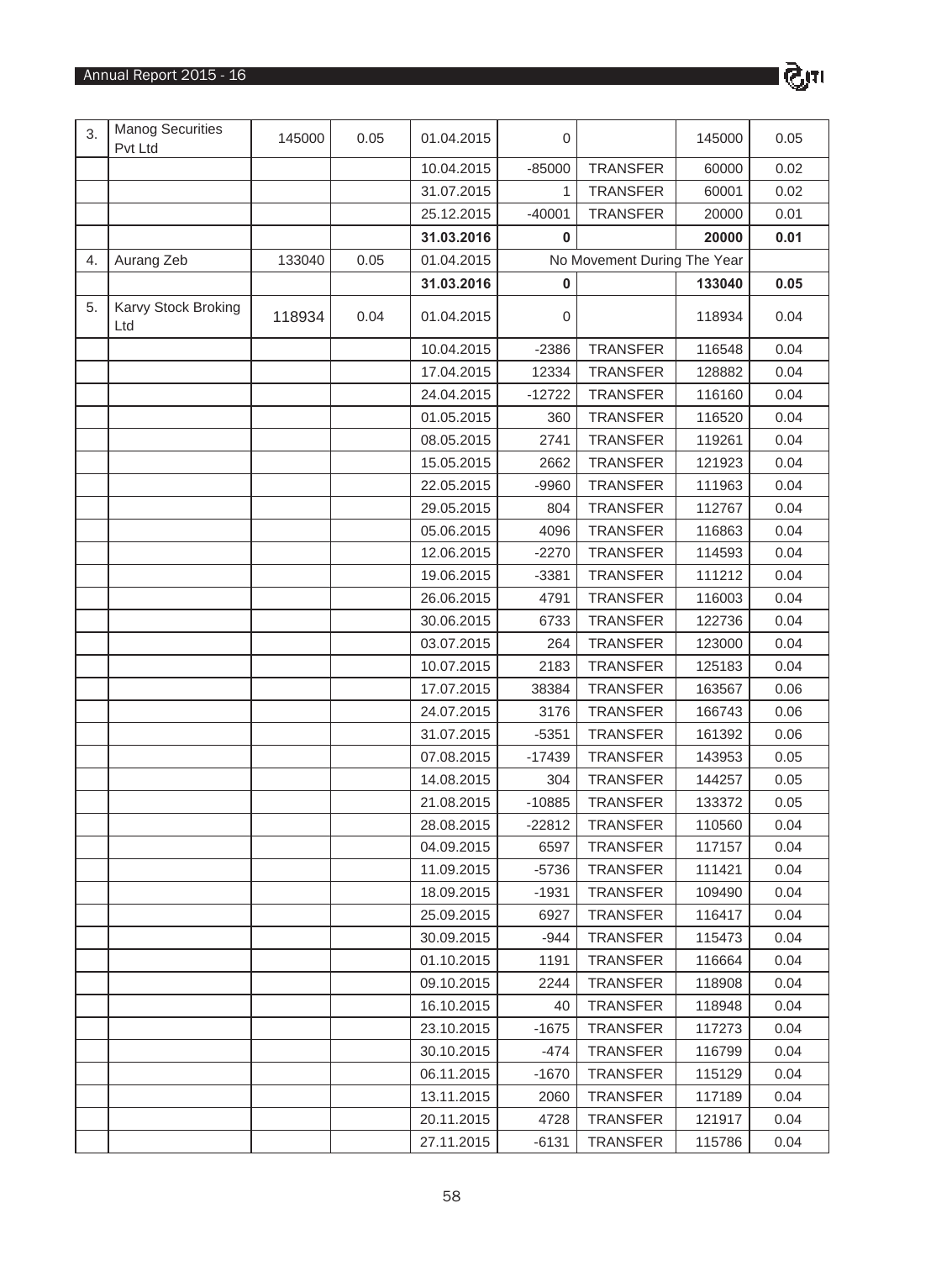| 3. | Manog Securities Pvt Ltd | 145000 | 0.05 | 01.04.2015 | 0 | | 145000 | 0.05 |
|---|---|---|---|---|---|---|---|---|
| | | | | 10.04.2015 | -85000 | TRANSFER | 60000 | 0.02 |
| | | | | 31.07.2015 | 1 | TRANSFER | 60001 | 0.02 |
| | | | | 25.12.2015 | -40001 | TRANSFER | 20000 | 0.01 |
| | | | | **31.03.2016** | **0** | | **20000** | **0.01** |
| 4. | Aurang Zeb | 133040 | 0.05 | 01.04.2015 | No Movement During The Year | | | |
| | | | | **31.03.2016** | **0** | | **133040** | **0.05** |
| 5. | Karvy Stock Broking Ltd | 118934 | 0.04 | 01.04.2015 | 0 | | 118934 | 0.04 |
| | | | | 10.04.2015 | -2386 | TRANSFER | 116548 | 0.04 |
| | | | | 17.04.2015 | 12334 | TRANSFER | 128882 | 0.04 |
| | | | | 24.04.2015 | -12722 | TRANSFER | 116160 | 0.04 |
| | | | | 01.05.2015 | 360 | TRANSFER | 116520 | 0.04 |
| | | | | 08.05.2015 | 2741 | TRANSFER | 119261 | 0.04 |
| | | | | 15.05.2015 | 2662 | TRANSFER | 121923 | 0.04 |
| | | | | 22.05.2015 | -9960 | TRANSFER | 111963 | 0.04 |
| | | | | 29.05.2015 | 804 | TRANSFER | 112767 | 0.04 |
| | | | | 05.06.2015 | 4096 | TRANSFER | 116863 | 0.04 |
| | | | | 12.06.2015 | -2270 | TRANSFER | 114593 | 0.04 |
| | | | | 19.06.2015 | -3381 | TRANSFER | 111212 | 0.04 |
| | | | | 26.06.2015 | 4791 | TRANSFER | 116003 | 0.04 |
| | | | | 30.06.2015 | 6733 | TRANSFER | 122736 | 0.04 |
| | | | | 03.07.2015 | 264 | TRANSFER | 123000 | 0.04 |
| | | | | 10.07.2015 | 2183 | TRANSFER | 125183 | 0.04 |
| | | | | 17.07.2015 | 38384 | TRANSFER | 163567 | 0.06 |
| | | | | 24.07.2015 | 3176 | TRANSFER | 166743 | 0.06 |
| | | | | 31.07.2015 | -5351 | TRANSFER | 161392 | 0.06 |
| | | | | 07.08.2015 | -17439 | TRANSFER | 143953 | 0.05 |
| | | | | 14.08.2015 | 304 | TRANSFER | 144257 | 0.05 |
| | | | | 21.08.2015 | -10885 | TRANSFER | 133372 | 0.05 |
| | | | | 28.08.2015 | -22812 | TRANSFER | 110560 | 0.04 |
| | | | | 04.09.2015 | 6597 | TRANSFER | 117157 | 0.04 |
| | | | | 11.09.2015 | -5736 | TRANSFER | 111421 | 0.04 |
| | | | | 18.09.2015 | -1931 | TRANSFER | 109490 | 0.04 |
| | | | | 25.09.2015 | 6927 | TRANSFER | 116417 | 0.04 |
| | | | | 30.09.2015 | -944 | TRANSFER | 115473 | 0.04 |
| | | | | 01.10.2015 | 1191 | TRANSFER | 116664 | 0.04 |
| | | | | 09.10.2015 | 2244 | TRANSFER | 118908 | 0.04 |
| | | | | 16.10.2015 | 40 | TRANSFER | 118948 | 0.04 |
| | | | | 23.10.2015 | -1675 | TRANSFER | 117273 | 0.04 |
| | | | | 30.10.2015 | -474 | TRANSFER | 116799 | 0.04 |
| | | | | 06.11.2015 | -1670 | TRANSFER | 115129 | 0.04 |
| | | | | 13.11.2015 | 2060 | TRANSFER | 117189 | 0.04 |
| | | | | 20.11.2015 | 4728 | TRANSFER | 121917 | 0.04 |
| | | | | 27.11.2015 | -6131 | TRANSFER | 115786 | 0.04 |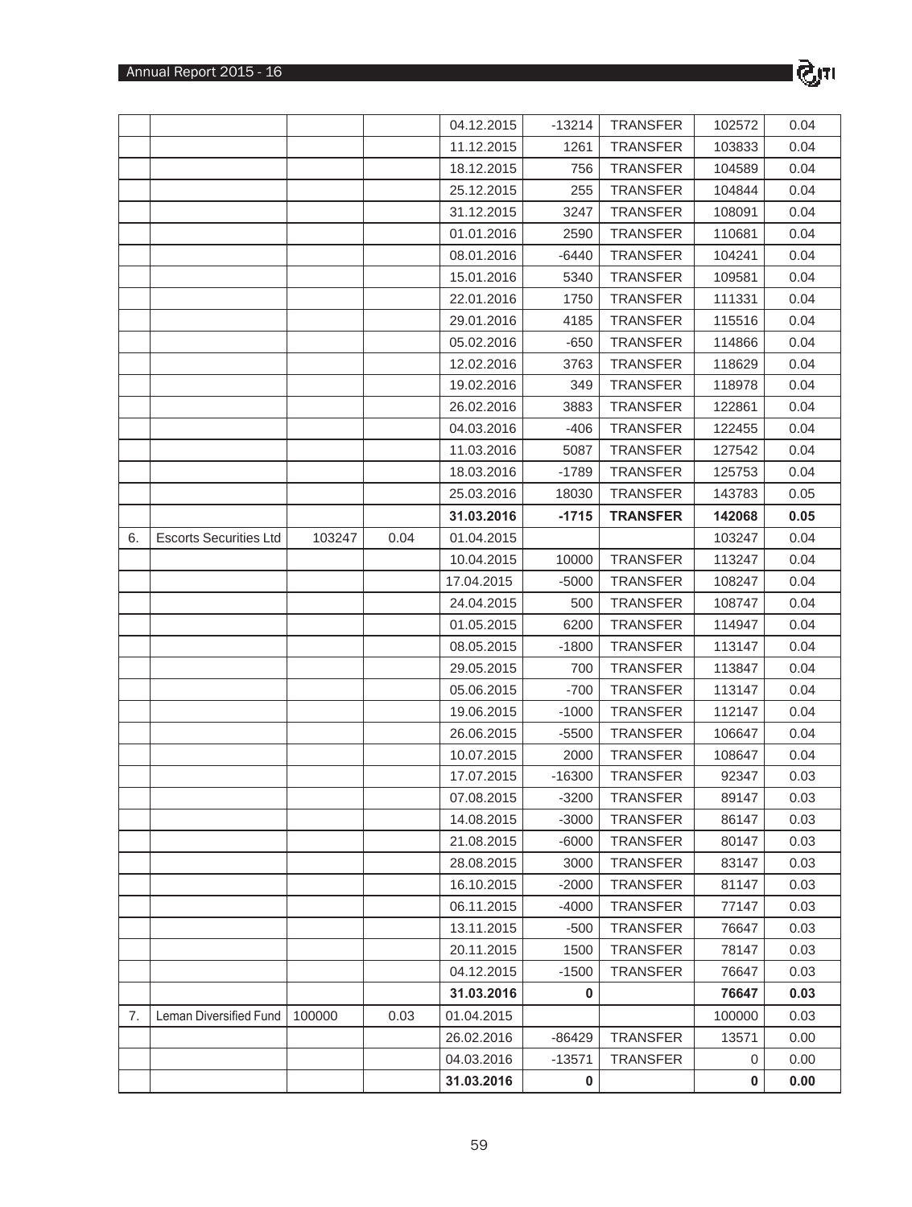| | | | | 04.12.2015 | -13214 | TRANSFER | 102572 | 0.04 |
|---|---|---|---|---|---|---|---|---|
| | | | | 11.12.2015 | 1261 | TRANSFER | 103833 | 0.04 |
| | | | | 18.12.2015 | 756 | TRANSFER | 104589 | 0.04 |
| | | | | 25.12.2015 | 255 | TRANSFER | 104844 | 0.04 |
| | | | | 31.12.2015 | 3247 | TRANSFER | 108091 | 0.04 |
| | | | | 01.01.2016 | 2590 | TRANSFER | 110681 | 0.04 |
| | | | | 08.01.2016 | -6440 | TRANSFER | 104241 | 0.04 |
| | | | | 15.01.2016 | 5340 | TRANSFER | 109581 | 0.04 |
| | | | | 22.01.2016 | 1750 | TRANSFER | 111331 | 0.04 |
| | | | | 29.01.2016 | 4185 | TRANSFER | 115516 | 0.04 |
| | | | | 05.02.2016 | -650 | TRANSFER | 114866 | 0.04 |
| | | | | 12.02.2016 | 3763 | TRANSFER | 118629 | 0.04 |
| | | | | 19.02.2016 | 349 | TRANSFER | 118978 | 0.04 |
| | | | | 26.02.2016 | 3883 | TRANSFER | 122861 | 0.04 |
| | | | | 04.03.2016 | -406 | TRANSFER | 122455 | 0.04 |
| | | | | 11.03.2016 | 5087 | TRANSFER | 127542 | 0.04 |
| | | | | 18.03.2016 | -1789 | TRANSFER | 125753 | 0.04 |
| | | | | 25.03.2016 | 18030 | TRANSFER | 143783 | 0.05 |
| | | | | **31.03.2016** | **-1715** | **TRANSFER** | **142068** | **0.05** |
| 6. | Escorts Securities Ltd | 103247 | 0.04 | 01.04.2015 | | | 103247 | 0.04 |
| | | | | 10.04.2015 | 10000 | TRANSFER | 113247 | 0.04 |
| | | | | 17.04.2015 | -5000 | TRANSFER | 108247 | 0.04 |
| | | | | 24.04.2015 | 500 | TRANSFER | 108747 | 0.04 |
| | | | | 01.05.2015 | 6200 | TRANSFER | 114947 | 0.04 |
| | | | | 08.05.2015 | -1800 | TRANSFER | 113147 | 0.04 |
| | | | | 29.05.2015 | 700 | TRANSFER | 113847 | 0.04 |
| | | | | 05.06.2015 | -700 | TRANSFER | 113147 | 0.04 |
| | | | | 19.06.2015 | -1000 | TRANSFER | 112147 | 0.04 |
| | | | | 26.06.2015 | -5500 | TRANSFER | 106647 | 0.04 |
| | | | | 10.07.2015 | 2000 | TRANSFER | 108647 | 0.04 |
| | | | | 17.07.2015 | -16300 | TRANSFER | 92347 | 0.03 |
| | | | | 07.08.2015 | -3200 | TRANSFER | 89147 | 0.03 |
| | | | | 14.08.2015 | -3000 | TRANSFER | 86147 | 0.03 |
| | | | | 21.08.2015 | -6000 | TRANSFER | 80147 | 0.03 |
| | | | | 28.08.2015 | 3000 | TRANSFER | 83147 | 0.03 |
| | | | | 16.10.2015 | -2000 | TRANSFER | 81147 | 0.03 |
| | | | | 06.11.2015 | -4000 | TRANSFER | 77147 | 0.03 |
| | | | | 13.11.2015 | -500 | TRANSFER | 76647 | 0.03 |
| | | | | 20.11.2015 | 1500 | TRANSFER | 78147 | 0.03 |
| | | | | 04.12.2015 | -1500 | TRANSFER | 76647 | 0.03 |
| | | | | **31.03.2016** | **0** | | **76647** | **0.03** |
| 7. | Leman Diversified Fund | 100000 | 0.03 | 01.04.2015 | | | 100000 | 0.03 |
| | | | | 26.02.2016 | -86429 | TRANSFER | 13571 | 0.00 |
| | | | | 04.03.2016 | -13571 | TRANSFER | 0 | 0.00 |
| | | | | **31.03.2016** | **0** | | **0** | **0.00** |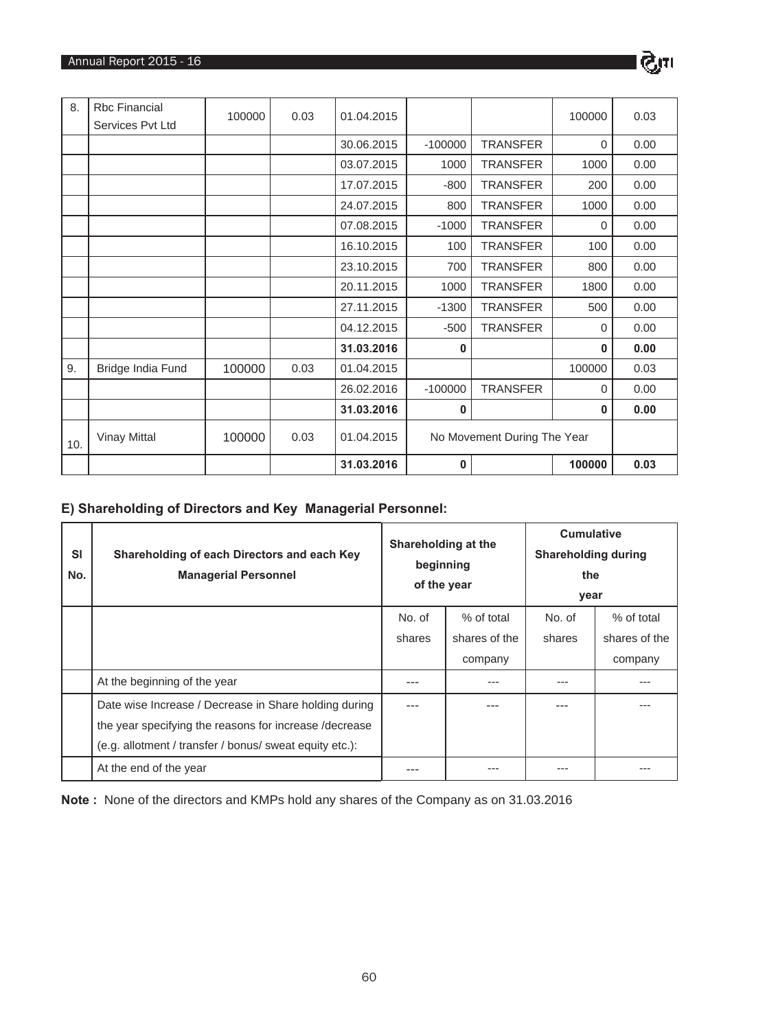| 8. | Rbc Financial Services Pvt Ltd | 100000 | 0.03 | 01.04.2015 | | | 100000 | 0.03 |
|---|---|---|---|---|---|---|---|---|
| | | | | 30.06.2015 | -100000 | TRANSFER | 0 | 0.00 |
| | | | | 03.07.2015 | 1000 | TRANSFER | 1000 | 0.00 |
| | | | | 17.07.2015 | -800 | TRANSFER | 200 | 0.00 |
| | | | | 24.07.2015 | 800 | TRANSFER | 1000 | 0.00 |
| | | | | 07.08.2015 | -1000 | TRANSFER | 0 | 0.00 |
| | | | | 16.10.2015 | 100 | TRANSFER | 100 | 0.00 |
| | | | | 23.10.2015 | 700 | TRANSFER | 800 | 0.00 |
| | | | | 20.11.2015 | 1000 | TRANSFER | 1800 | 0.00 |
| | | | | 27.11.2015 | -1300 | TRANSFER | 500 | 0.00 |
| | | | | 04.12.2015 | -500 | TRANSFER | 0 | 0.00 |
| | | | | **31.03.2016** | **0** | | **0** | **0.00** |
| 9. | Bridge India Fund | 100000 | 0.03 | 01.04.2015 | | | 100000 | 0.03 |
| | | | | 26.02.2016 | -100000 | TRANSFER | 0 | 0.00 |
| | | | | **31.03.2016** | **0** | | **0** | **0.00** |
| 10. | Vinay Mittal | 100000 | 0.03 | 01.04.2015 | No Movement During The Year | | | |
| | | | | **31.03.2016** | **0** | | **100000** | **0.03** |

**E) Shareholding of Directors and Key Managerial Personnel:**

| Sl No. | Shareholding of each Directors and each Key Managerial Personnel | Shareholding at the beginning of the year | | Cumulative Shareholding during the year | |
|---|---|---|---|---|---|
| | | No. of shares | % of total shares of the company | No. of shares | % of total shares of the company |
| | At the beginning of the year | --- | --- | --- | --- |
| | Date wise Increase / Decrease in Share holding during the year specifying the reasons for increase /decrease (e.g. allotment / transfer / bonus/ sweat equity etc.): | --- | --- | --- | --- |
| | At the end of the year | --- | --- | --- | --- |

**Note :** None of the directors and KMPs hold any shares of the Company as on 31.03.2016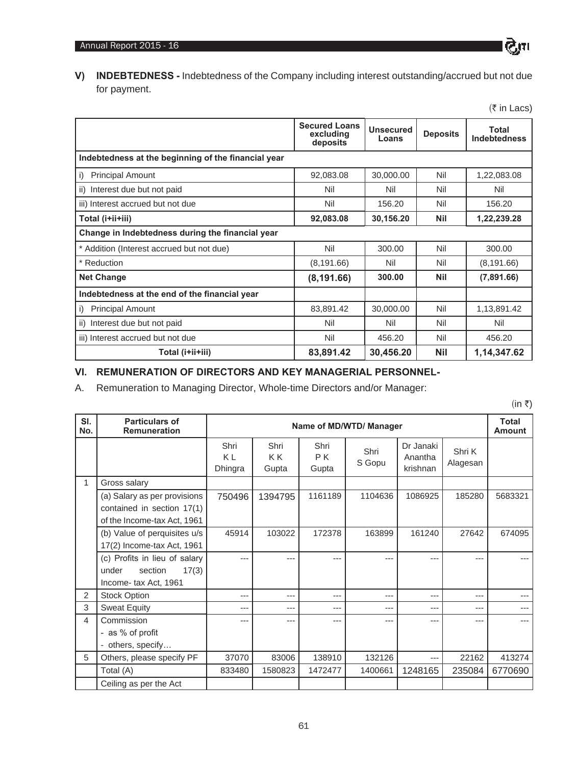**V) INDEBTEDNESS -** Indebtedness of the Company including interest outstanding/accrued but not due for payment.

(₹ in Lacs)

| | Secured Loans excluding deposits | Unsecured Loans | Deposits | Total Indebtedness |
|---|---|---|---|---|
| **Indebtedness at the beginning of the financial year** | | | | |
| i) Principal Amount | 92,083.08 | 30,000.00 | Nil | 1,22,083.08 |
| ii) Interest due but not paid | Nil | Nil | Nil | Nil |
| iii) Interest accrued but not due | Nil | 156.20 | Nil | 156.20 |
| **Total (i+ii+iii)** | **92,083.08** | **30,156.20** | **Nil** | **1,22,239.28** |
| **Change in Indebtedness during the financial year** | | | | |
| * Addition (Interest accrued but not due) | Nil | 300.00 | Nil | 300.00 |
| * Reduction | (8,191.66) | Nil | Nil | (8,191.66) |
| **Net Change** | **(8,191.66)** | **300.00** | **Nil** | **(7,891.66)** |
| **Indebtedness at the end of the financial year** | | | | |
| i) Principal Amount | 83,891.42 | 30,000.00 | Nil | 1,13,891.42 |
| ii) Interest due but not paid | Nil | Nil | Nil | Nil |
| iii) Interest accrued but not due | Nil | 456.20 | Nil | 456.20 |
| **Total (i+ii+iii)** | **83,891.42** | **30,456.20** | **Nil** | **1,14,347.62** |

## VI. REMUNERATION OF DIRECTORS AND KEY MANAGERIAL PERSONNEL-

A. Remuneration to Managing Director, Whole-time Directors and/or Manager:

(in ₹)

| Sl. No. | Particulars of Remuneration | Name of MD/WTD/ Manager | | | | | | Total Amount |
|---|---|---|---|---|---|---|---|---|
| | | Shri K L Dhingra | Shri K K Gupta | Shri P K Gupta | Shri S Gopu | Dr Janaki Anantha krishnan | Shri K Alagesan | |
| 1 | Gross salary | | | | | | | |
| | (a) Salary as per provisions contained in section 17(1) of the Income-tax Act, 1961 | 750496 | 1394795 | 1161189 | 1104636 | 1086925 | 185280 | 5683321 |
| | (b) Value of perquisites u/s 17(2) Income-tax Act, 1961 | 45914 | 103022 | 172378 | 163899 | 161240 | 27642 | 674095 |
| | (c) Profits in lieu of salary under section 17(3) Income- tax Act, 1961 | --- | --- | --- | --- | --- | --- | --- |
| 2 | Stock Option | --- | --- | --- | --- | --- | --- | --- |
| 3 | Sweat Equity | --- | --- | --- | --- | --- | --- | --- |
| 4 | Commission<br>- as % of profit<br>- others, specify… | --- | --- | --- | --- | --- | --- | --- |
| 5 | Others, please specify PF | 37070 | 83006 | 138910 | 132126 | --- | 22162 | 413274 |
| | Total (A) | 833480 | 1580823 | 1472477 | 1400661 | 1248165 | 235084 | 6770690 |
| | Ceiling as per the Act | | | | | | | |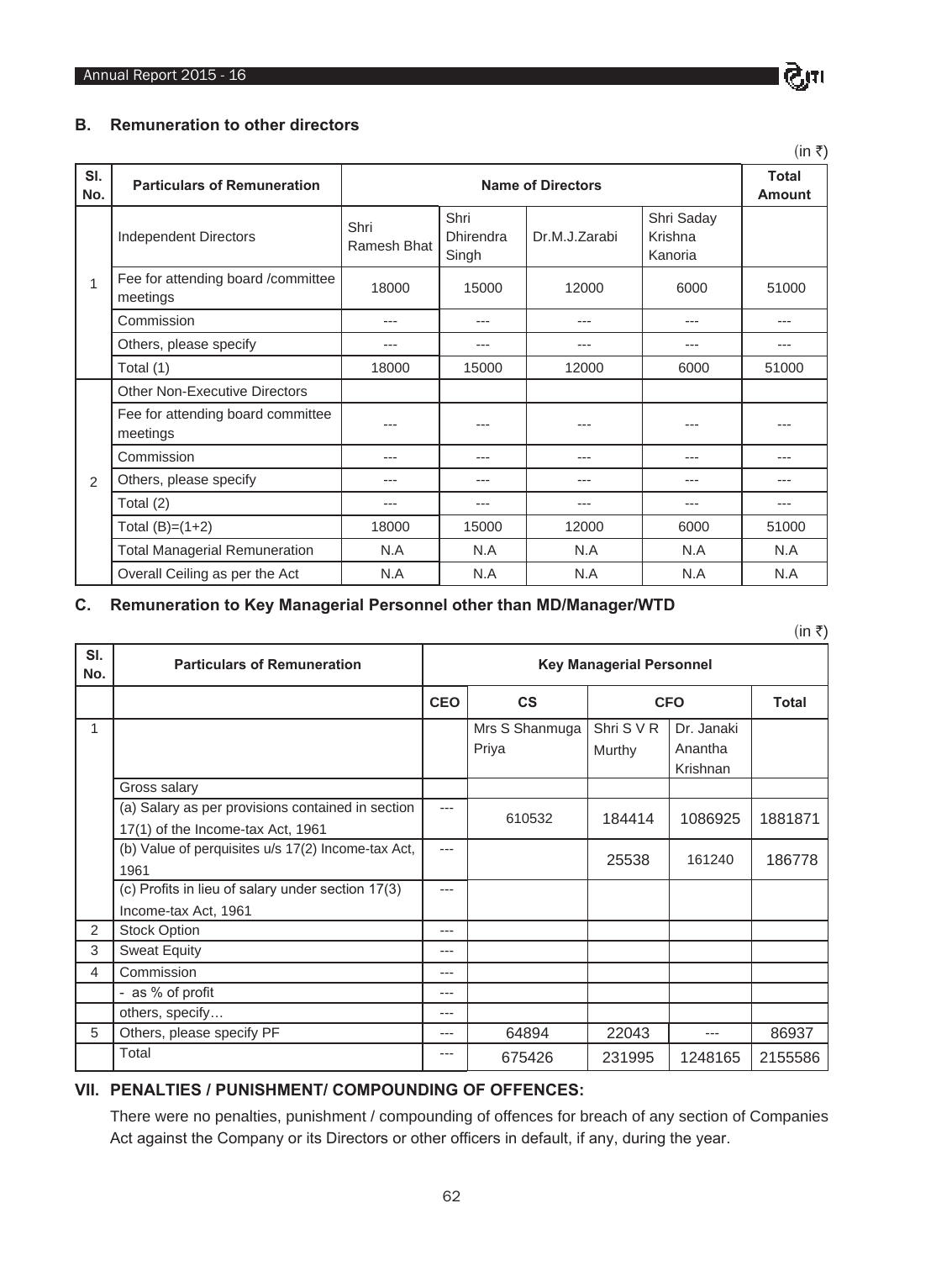### B. Remuneration to other directors

(in ₹)

| Sl. No. | Particulars of Remuneration | Name of Directors | | | | Total Amount |
|---|---|---|---|---|---|---|
| 1 | Independent Directors | Shri Ramesh Bhat | Shri Dhirendra Singh | Dr.M.J.Zarabi | Shri Saday Krishna Kanoria | |
| | Fee for attending board /committee meetings | 18000 | 15000 | 12000 | 6000 | 51000 |
| | Commission | --- | --- | --- | --- | --- |
| | Others, please specify | --- | --- | --- | --- | --- |
| | Total (1) | 18000 | 15000 | 12000 | 6000 | 51000 |
| 2 | Other Non-Executive Directors | | | | | |
| | Fee for attending board committee meetings | --- | --- | --- | --- | --- |
| | Commission | --- | --- | --- | --- | --- |
| | Others, please specify | --- | --- | --- | --- | --- |
| | Total (2) | --- | --- | --- | --- | --- |
| | Total (B)=(1+2) | 18000 | 15000 | 12000 | 6000 | 51000 |
| | Total Managerial Remuneration | N.A | N.A | N.A | N.A | N.A |
| | Overall Ceiling as per the Act | N.A | N.A | N.A | N.A | N.A |

### C. Remuneration to Key Managerial Personnel other than MD/Manager/WTD

(in ₹)

| Sl. No. | Particulars of Remuneration | Key Managerial Personnel | | | | |
|---|---|---|---|---|---|---|
| | | CEO | CS | CFO | | Total |
| 1 | | | Mrs S Shanmuga Priya | Shri S V R Murthy | Dr. Janaki Anantha Krishnan | |
| | Gross salary | | | | | |
| | (a) Salary as per provisions contained in section 17(1) of the Income-tax Act, 1961 | --- | 610532 | 184414 | 1086925 | 1881871 |
| | (b) Value of perquisites u/s 17(2) Income-tax Act, 1961 | --- | | 25538 | 161240 | 186778 |
| | (c) Profits in lieu of salary under section 17(3) Income-tax Act, 1961 | --- | | | | |
| 2 | Stock Option | --- | | | | |
| 3 | Sweat Equity | --- | | | | |
| 4 | Commission | --- | | | | |
| | - as % of profit | --- | | | | |
| | others, specify… | --- | | | | |
| 5 | Others, please specify PF | --- | 64894 | 22043 | --- | 86937 |
| | Total | --- | 675426 | 231995 | 1248165 | 2155586 |

## VII. PENALTIES / PUNISHMENT/ COMPOUNDING OF OFFENCES:

There were no penalties, punishment / compounding of offences for breach of any section of Companies Act against the Company or its Directors or other officers in default, if any, during the year.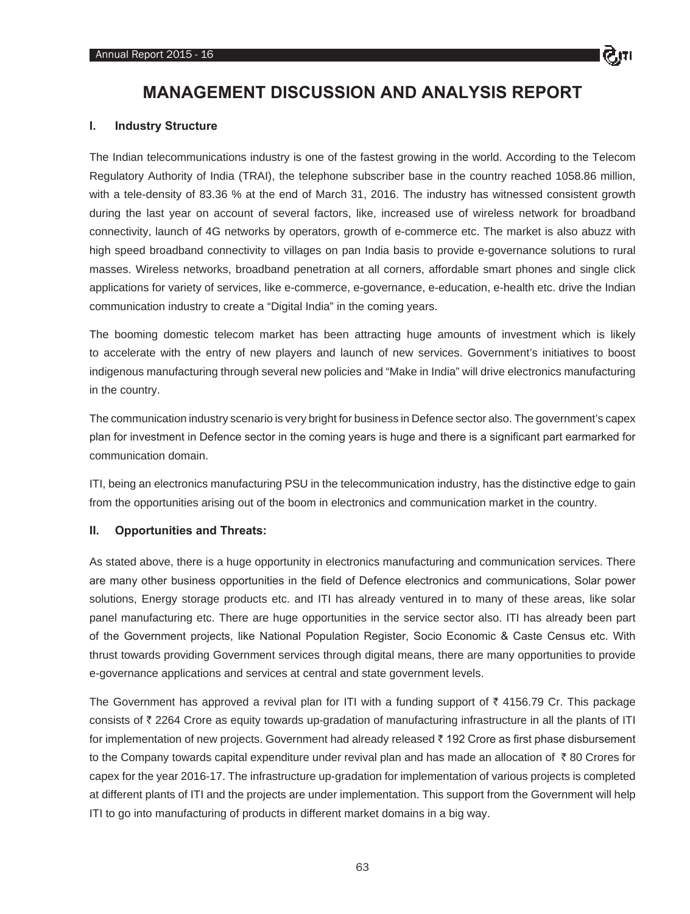# MANAGEMENT DISCUSSION AND ANALYSIS REPORT

## I. Industry Structure

The Indian telecommunications industry is one of the fastest growing in the world. According to the Telecom Regulatory Authority of India (TRAI), the telephone subscriber base in the country reached 1058.86 million, with a tele-density of 83.36 % at the end of March 31, 2016. The industry has witnessed consistent growth during the last year on account of several factors, like, increased use of wireless network for broadband connectivity, launch of 4G networks by operators, growth of e-commerce etc. The market is also abuzz with high speed broadband connectivity to villages on pan India basis to provide e-governance solutions to rural masses. Wireless networks, broadband penetration at all corners, affordable smart phones and single click applications for variety of services, like e-commerce, e-governance, e-education, e-health etc. drive the Indian communication industry to create a "Digital India" in the coming years.

The booming domestic telecom market has been attracting huge amounts of investment which is likely to accelerate with the entry of new players and launch of new services. Government's initiatives to boost indigenous manufacturing through several new policies and "Make in India" will drive electronics manufacturing in the country.

The communication industry scenario is very bright for business in Defence sector also. The government's capex plan for investment in Defence sector in the coming years is huge and there is a significant part earmarked for communication domain.

ITI, being an electronics manufacturing PSU in the telecommunication industry, has the distinctive edge to gain from the opportunities arising out of the boom in electronics and communication market in the country.

## II. Opportunities and Threats:

As stated above, there is a huge opportunity in electronics manufacturing and communication services. There are many other business opportunities in the field of Defence electronics and communications, Solar power solutions, Energy storage products etc. and ITI has already ventured in to many of these areas, like solar panel manufacturing etc. There are huge opportunities in the service sector also. ITI has already been part of the Government projects, like National Population Register, Socio Economic & Caste Census etc. With thrust towards providing Government services through digital means, there are many opportunities to provide e-governance applications and services at central and state government levels.

The Government has approved a revival plan for ITI with a funding support of ₹ 4156.79 Cr. This package consists of ₹ 2264 Crore as equity towards up-gradation of manufacturing infrastructure in all the plants of ITI for implementation of new projects. Government had already released ₹ 192 Crore as first phase disbursement to the Company towards capital expenditure under revival plan and has made an allocation of ₹ 80 Crores for capex for the year 2016-17. The infrastructure up-gradation for implementation of various projects is completed at different plants of ITI and the projects are under implementation. This support from the Government will help ITI to go into manufacturing of products in different market domains in a big way.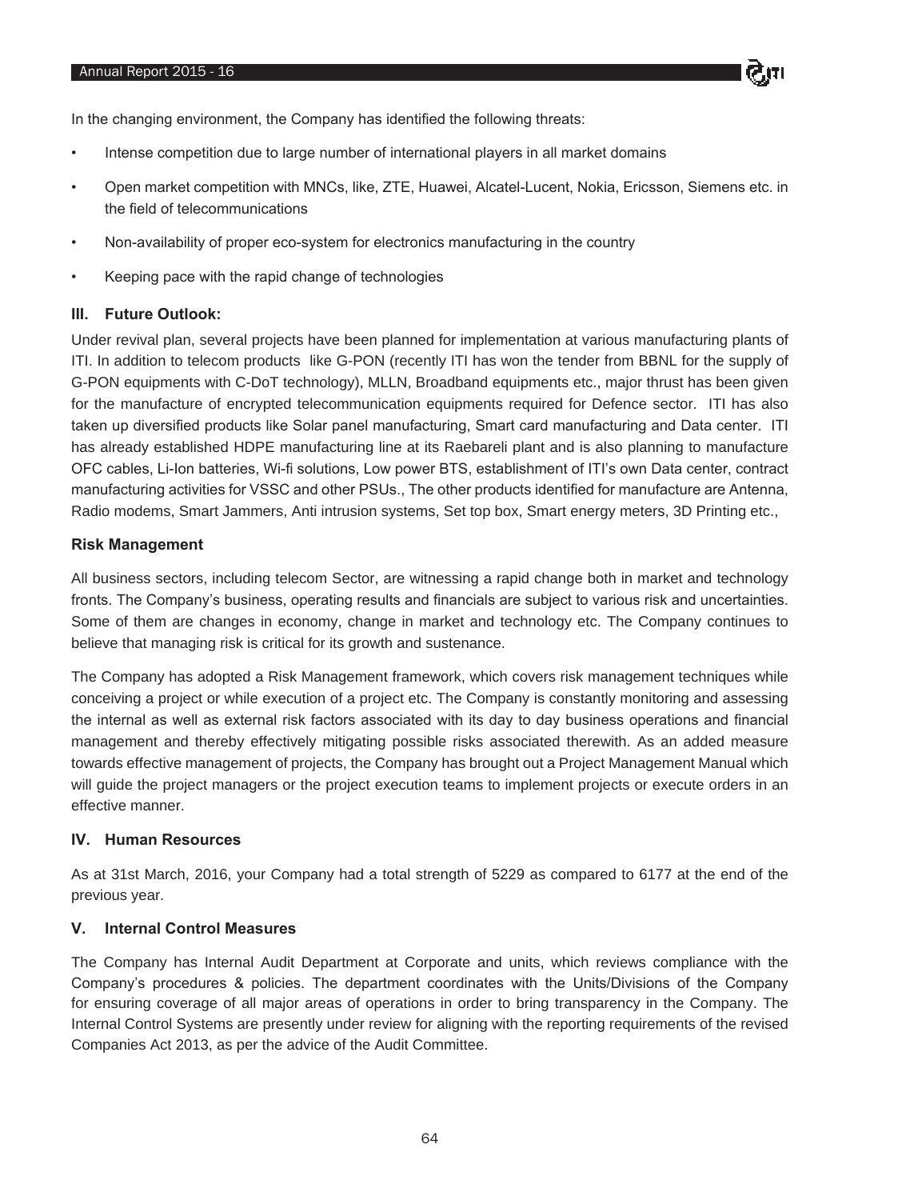In the changing environment, the Company has identified the following threats:

- Intense competition due to large number of international players in all market domains
- Open market competition with MNCs, like, ZTE, Huawei, Alcatel-Lucent, Nokia, Ericsson, Siemens etc. in the field of telecommunications
- Non-availability of proper eco-system for electronics manufacturing in the country
- Keeping pace with the rapid change of technologies

### III. Future Outlook:

Under revival plan, several projects have been planned for implementation at various manufacturing plants of ITI. In addition to telecom products like G-PON (recently ITI has won the tender from BBNL for the supply of G-PON equipments with C-DoT technology), MLLN, Broadband equipments etc., major thrust has been given for the manufacture of encrypted telecommunication equipments required for Defence sector. ITI has also taken up diversified products like Solar panel manufacturing, Smart card manufacturing and Data center. ITI has already established HDPE manufacturing line at its Raebareli plant and is also planning to manufacture OFC cables, Li-Ion batteries, Wi-fi solutions, Low power BTS, establishment of ITI's own Data center, contract manufacturing activities for VSSC and other PSUs., The other products identified for manufacture are Antenna, Radio modems, Smart Jammers, Anti intrusion systems, Set top box, Smart energy meters, 3D Printing etc.,

### Risk Management

All business sectors, including telecom Sector, are witnessing a rapid change both in market and technology fronts. The Company's business, operating results and financials are subject to various risk and uncertainties. Some of them are changes in economy, change in market and technology etc. The Company continues to believe that managing risk is critical for its growth and sustenance.

The Company has adopted a Risk Management framework, which covers risk management techniques while conceiving a project or while execution of a project etc. The Company is constantly monitoring and assessing the internal as well as external risk factors associated with its day to day business operations and financial management and thereby effectively mitigating possible risks associated therewith. As an added measure towards effective management of projects, the Company has brought out a Project Management Manual which will guide the project managers or the project execution teams to implement projects or execute orders in an effective manner.

### IV. Human Resources

As at 31st March, 2016, your Company had a total strength of 5229 as compared to 6177 at the end of the previous year.

### V. Internal Control Measures

The Company has Internal Audit Department at Corporate and units, which reviews compliance with the Company's procedures & policies. The department coordinates with the Units/Divisions of the Company for ensuring coverage of all major areas of operations in order to bring transparency in the Company. The Internal Control Systems are presently under review for aligning with the reporting requirements of the revised Companies Act 2013, as per the advice of the Audit Committee.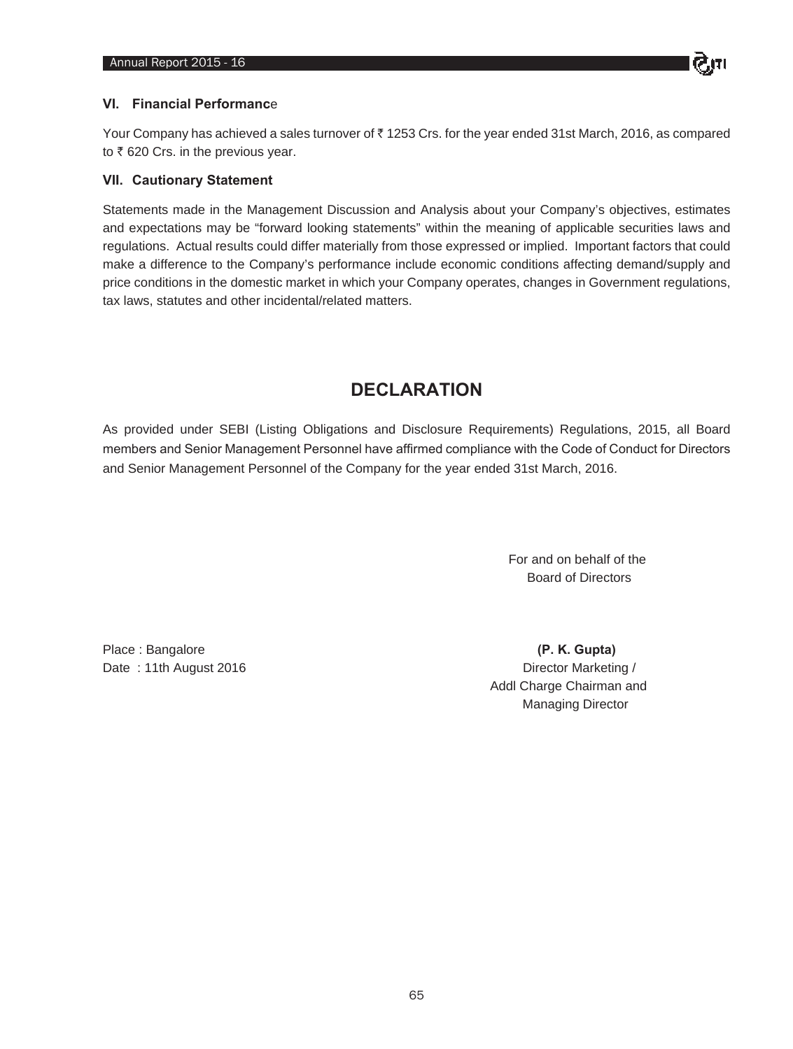### VI. Financial Performance

Your Company has achieved a sales turnover of ₹ 1253 Crs. for the year ended 31st March, 2016, as compared to ₹ 620 Crs. in the previous year.

### VII. Cautionary Statement

Statements made in the Management Discussion and Analysis about your Company's objectives, estimates and expectations may be "forward looking statements" within the meaning of applicable securities laws and regulations. Actual results could differ materially from those expressed or implied. Important factors that could make a difference to the Company's performance include economic conditions affecting demand/supply and price conditions in the domestic market in which your Company operates, changes in Government regulations, tax laws, statutes and other incidental/related matters.

## DECLARATION

As provided under SEBI (Listing Obligations and Disclosure Requirements) Regulations, 2015, all Board members and Senior Management Personnel have affirmed compliance with the Code of Conduct for Directors and Senior Management Personnel of the Company for the year ended 31st March, 2016.

For and on behalf of the
Board of Directors

Place : Bangalore
Date : 11th August 2016

**(P. K. Gupta)**
Director Marketing /
Addl Charge Chairman and
Managing Director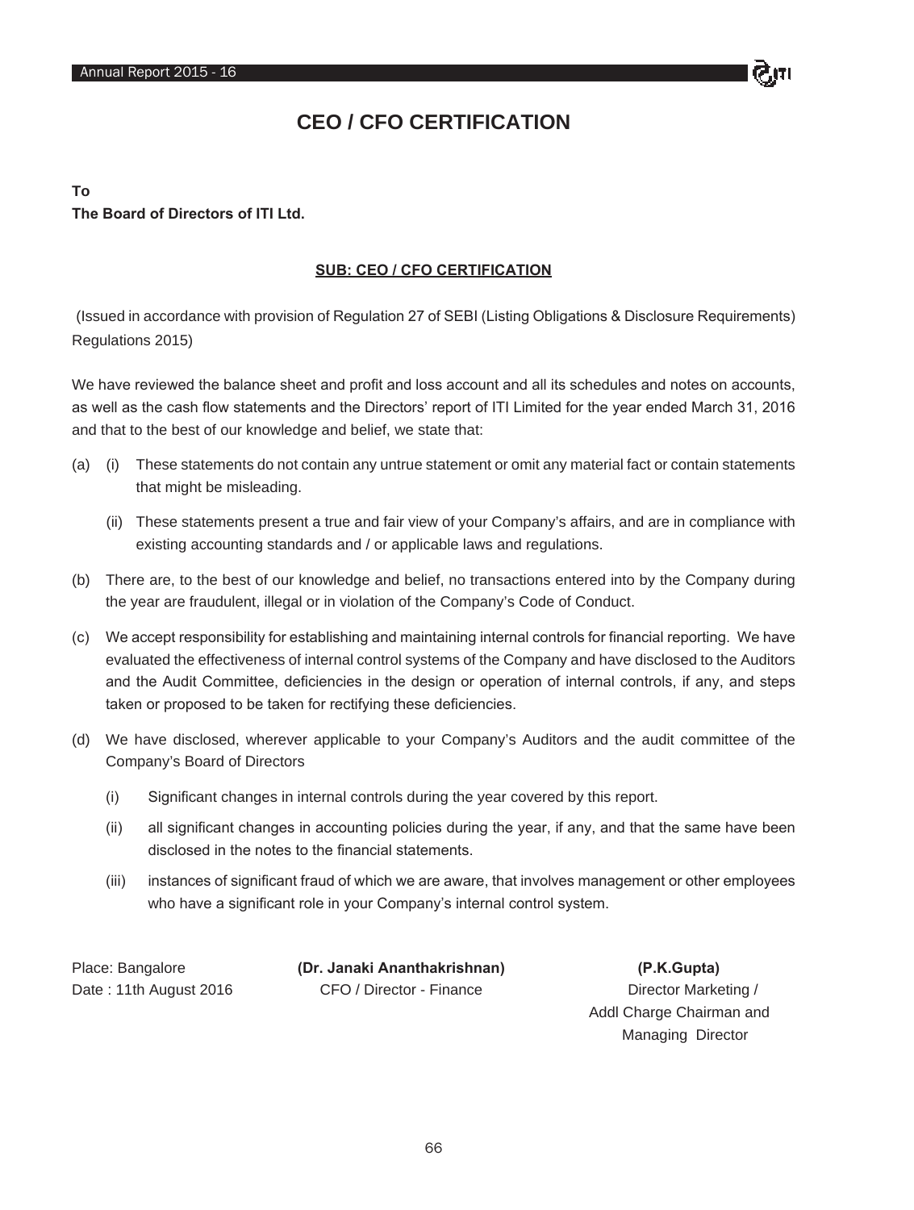# CEO / CFO CERTIFICATION

**To**

**The Board of Directors of ITI Ltd.**

**SUB: CEO / CFO CERTIFICATION**

(Issued in accordance with provision of Regulation 27 of SEBI (Listing Obligations & Disclosure Requirements) Regulations 2015)

We have reviewed the balance sheet and profit and loss account and all its schedules and notes on accounts, as well as the cash flow statements and the Directors' report of ITI Limited for the year ended March 31, 2016 and that to the best of our knowledge and belief, we state that:

(a) (i) These statements do not contain any untrue statement or omit any material fact or contain statements that might be misleading.

(ii) These statements present a true and fair view of your Company's affairs, and are in compliance with existing accounting standards and / or applicable laws and regulations.

(b) There are, to the best of our knowledge and belief, no transactions entered into by the Company during the year are fraudulent, illegal or in violation of the Company's Code of Conduct.

(c) We accept responsibility for establishing and maintaining internal controls for financial reporting. We have evaluated the effectiveness of internal control systems of the Company and have disclosed to the Auditors and the Audit Committee, deficiencies in the design or operation of internal controls, if any, and steps taken or proposed to be taken for rectifying these deficiencies.

(d) We have disclosed, wherever applicable to your Company's Auditors and the audit committee of the Company's Board of Directors

(i) Significant changes in internal controls during the year covered by this report.

(ii) all significant changes in accounting policies during the year, if any, and that the same have been disclosed in the notes to the financial statements.

(iii) instances of significant fraud of which we are aware, that involves management or other employees who have a significant role in your Company's internal control system.

Place: Bangalore

Date : 11th August 2016

**(Dr. Janaki Ananthakrishnan)**
CFO / Director - Finance

**(P.K.Gupta)**
Director Marketing /
Addl Charge Chairman and
Managing Director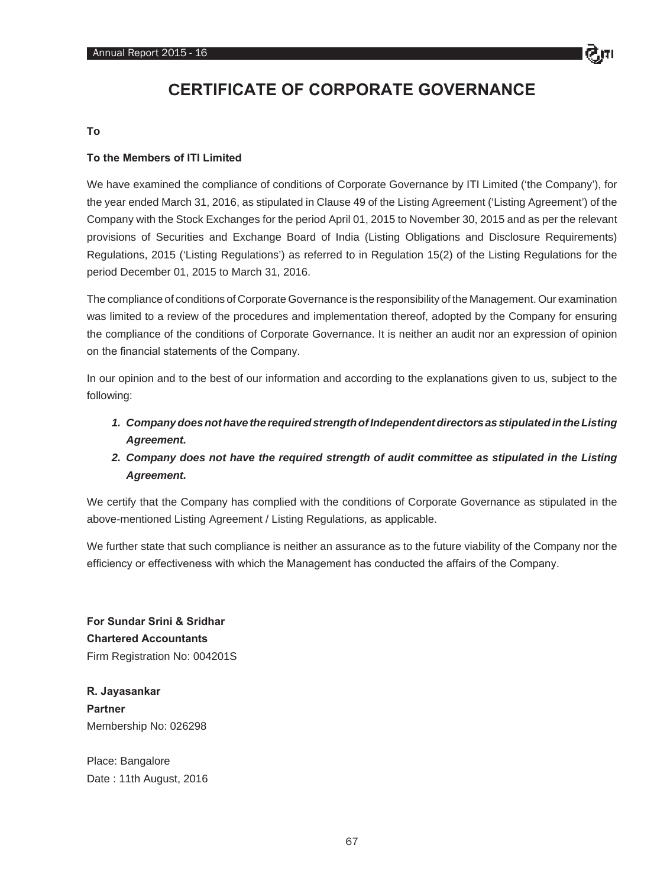# CERTIFICATE OF CORPORATE GOVERNANCE

**To**

**To the Members of ITI Limited**

We have examined the compliance of conditions of Corporate Governance by ITI Limited ('the Company'), for the year ended March 31, 2016, as stipulated in Clause 49 of the Listing Agreement ('Listing Agreement') of the Company with the Stock Exchanges for the period April 01, 2015 to November 30, 2015 and as per the relevant provisions of Securities and Exchange Board of India (Listing Obligations and Disclosure Requirements) Regulations, 2015 ('Listing Regulations') as referred to in Regulation 15(2) of the Listing Regulations for the period December 01, 2015 to March 31, 2016.

The compliance of conditions of Corporate Governance is the responsibility of the Management. Our examination was limited to a review of the procedures and implementation thereof, adopted by the Company for ensuring the compliance of the conditions of Corporate Governance. It is neither an audit nor an expression of opinion on the financial statements of the Company.

In our opinion and to the best of our information and according to the explanations given to us, subject to the following:

1. ***Company does not have the required strength of Independent directors as stipulated in the Listing Agreement.***
2. ***Company does not have the required strength of audit committee as stipulated in the Listing Agreement.***

We certify that the Company has complied with the conditions of Corporate Governance as stipulated in the above-mentioned Listing Agreement / Listing Regulations, as applicable.

We further state that such compliance is neither an assurance as to the future viability of the Company nor the efficiency or effectiveness with which the Management has conducted the affairs of the Company.

**For Sundar Srini & Sridhar**
**Chartered Accountants**
Firm Registration No: 004201S

**R. Jayasankar**
**Partner**
Membership No: 026298

Place: Bangalore
Date : 11th August, 2016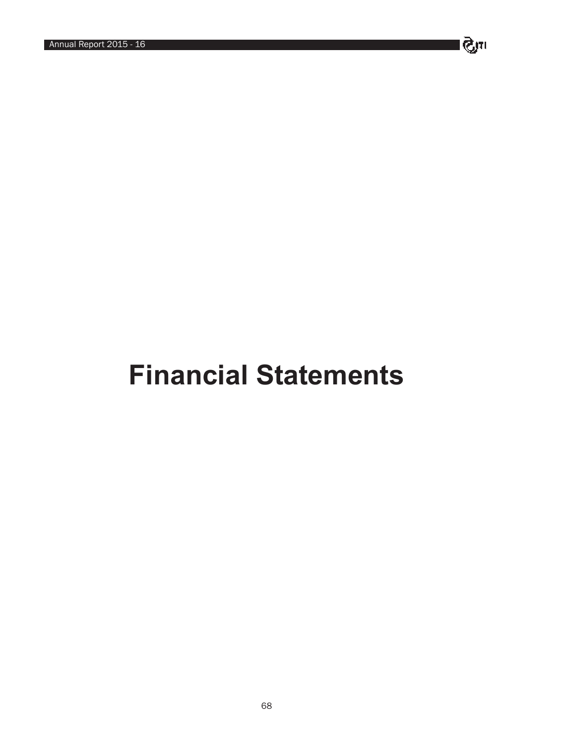# Financial Statements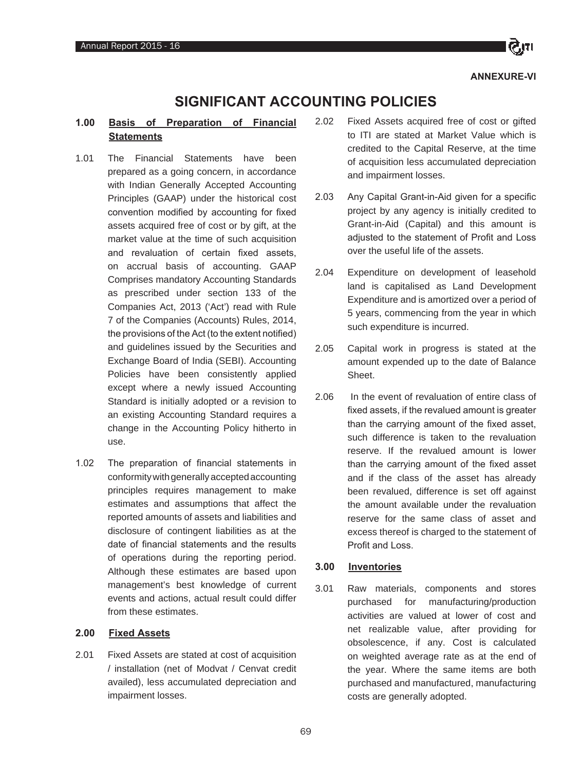**ANNEXURE-VI**

# SIGNIFICANT ACCOUNTING POLICIES

## 1.00 Basis of Preparation of Financial Statements

1.01 The Financial Statements have been prepared as a going concern, in accordance with Indian Generally Accepted Accounting Principles (GAAP) under the historical cost convention modified by accounting for fixed assets acquired free of cost or by gift, at the market value at the time of such acquisition and revaluation of certain fixed assets, on accrual basis of accounting. GAAP Comprises mandatory Accounting Standards as prescribed under section 133 of the Companies Act, 2013 ('Act') read with Rule 7 of the Companies (Accounts) Rules, 2014, the provisions of the Act (to the extent notified) and guidelines issued by the Securities and Exchange Board of India (SEBI). Accounting Policies have been consistently applied except where a newly issued Accounting Standard is initially adopted or a revision to an existing Accounting Standard requires a change in the Accounting Policy hitherto in use.

1.02 The preparation of financial statements in conformity with generally accepted accounting principles requires management to make estimates and assumptions that affect the reported amounts of assets and liabilities and disclosure of contingent liabilities as at the date of financial statements and the results of operations during the reporting period. Although these estimates are based upon management's best knowledge of current events and actions, actual result could differ from these estimates.

## 2.00 Fixed Assets

2.01 Fixed Assets are stated at cost of acquisition / installation (net of Modvat / Cenvat credit availed), less accumulated depreciation and impairment losses.

2.02 Fixed Assets acquired free of cost or gifted to ITI are stated at Market Value which is credited to the Capital Reserve, at the time of acquisition less accumulated depreciation and impairment losses.

2.03 Any Capital Grant-in-Aid given for a specific project by any agency is initially credited to Grant-in-Aid (Capital) and this amount is adjusted to the statement of Profit and Loss over the useful life of the assets.

2.04 Expenditure on development of leasehold land is capitalised as Land Development Expenditure and is amortized over a period of 5 years, commencing from the year in which such expenditure is incurred.

2.05 Capital work in progress is stated at the amount expended up to the date of Balance Sheet.

2.06 In the event of revaluation of entire class of fixed assets, if the revalued amount is greater than the carrying amount of the fixed asset, such difference is taken to the revaluation reserve. If the revalued amount is lower than the carrying amount of the fixed asset and if the class of the asset has already been revalued, difference is set off against the amount available under the revaluation reserve for the same class of asset and excess thereof is charged to the statement of Profit and Loss.

## 3.00 Inventories

3.01 Raw materials, components and stores purchased for manufacturing/production activities are valued at lower of cost and net realizable value, after providing for obsolescence, if any. Cost is calculated on weighted average rate as at the end of the year. Where the same items are both purchased and manufactured, manufacturing costs are generally adopted.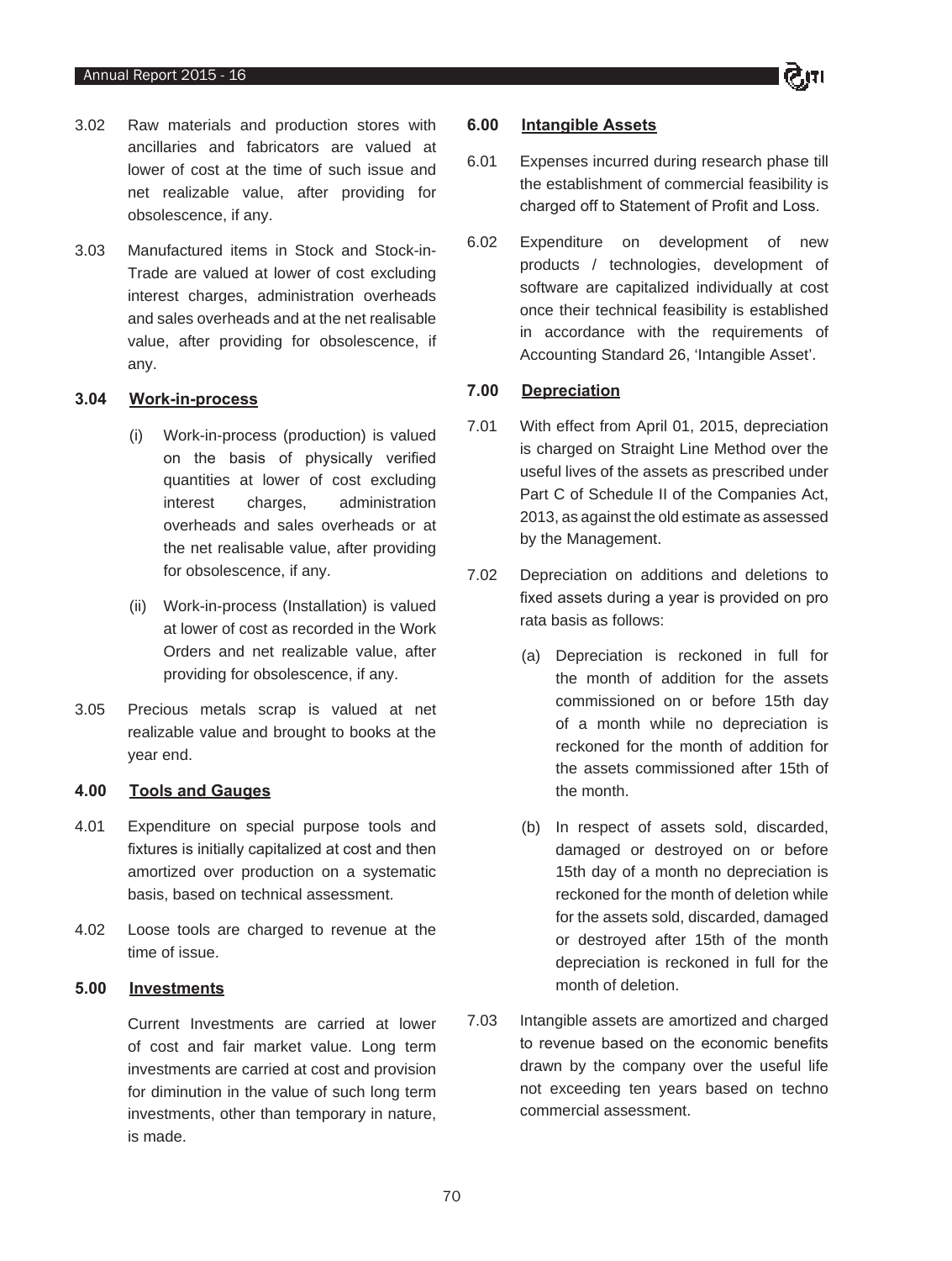3.02 Raw materials and production stores with ancillaries and fabricators are valued at lower of cost at the time of such issue and net realizable value, after providing for obsolescence, if any.

3.03 Manufactured items in Stock and Stock-in-Trade are valued at lower of cost excluding interest charges, administration overheads and sales overheads and at the net realisable value, after providing for obsolescence, if any.

**3.04 Work-in-process**

(i) Work-in-process (production) is valued on the basis of physically verified quantities at lower of cost excluding interest charges, administration overheads and sales overheads or at the net realisable value, after providing for obsolescence, if any.

(ii) Work-in-process (Installation) is valued at lower of cost as recorded in the Work Orders and net realizable value, after providing for obsolescence, if any.

3.05 Precious metals scrap is valued at net realizable value and brought to books at the year end.

**4.00 Tools and Gauges**

4.01 Expenditure on special purpose tools and fixtures is initially capitalized at cost and then amortized over production on a systematic basis, based on technical assessment.

4.02 Loose tools are charged to revenue at the time of issue.

**5.00 Investments**

Current Investments are carried at lower of cost and fair market value. Long term investments are carried at cost and provision for diminution in the value of such long term investments, other than temporary in nature, is made.

**6.00 Intangible Assets**

6.01 Expenses incurred during research phase till the establishment of commercial feasibility is charged off to Statement of Profit and Loss.

6.02 Expenditure on development of new products / technologies, development of software are capitalized individually at cost once their technical feasibility is established in accordance with the requirements of Accounting Standard 26, 'Intangible Asset'.

**7.00 Depreciation**

7.01 With effect from April 01, 2015, depreciation is charged on Straight Line Method over the useful lives of the assets as prescribed under Part C of Schedule II of the Companies Act, 2013, as against the old estimate as assessed by the Management.

7.02 Depreciation on additions and deletions to fixed assets during a year is provided on pro rata basis as follows:

(a) Depreciation is reckoned in full for the month of addition for the assets commissioned on or before 15th day of a month while no depreciation is reckoned for the month of addition for the assets commissioned after 15th of the month.

(b) In respect of assets sold, discarded, damaged or destroyed on or before 15th day of a month no depreciation is reckoned for the month of deletion while for the assets sold, discarded, damaged or destroyed after 15th of the month depreciation is reckoned in full for the month of deletion.

7.03 Intangible assets are amortized and charged to revenue based on the economic benefits drawn by the company over the useful life not exceeding ten years based on techno commercial assessment.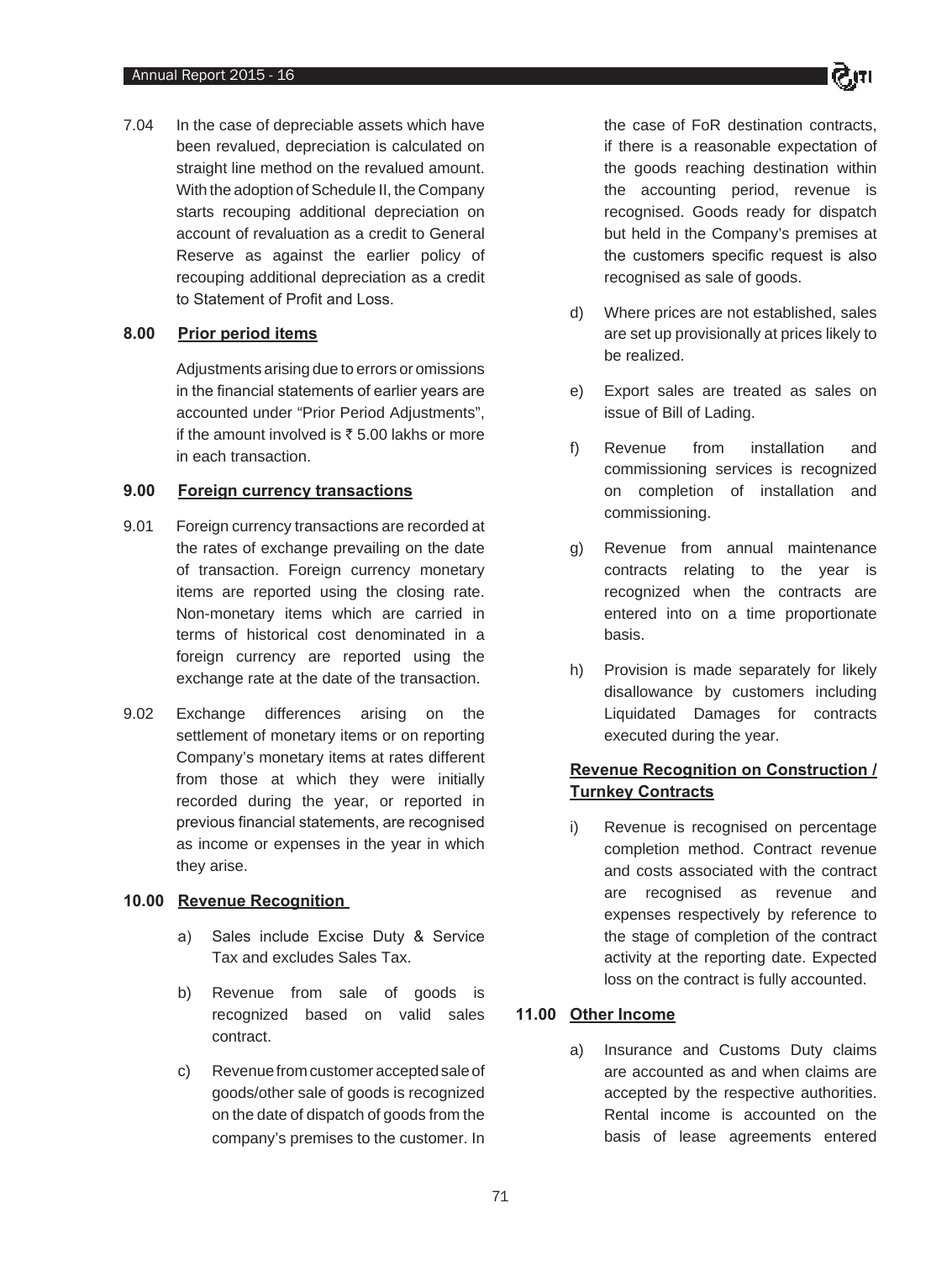7.04 In the case of depreciable assets which have been revalued, depreciation is calculated on straight line method on the revalued amount. With the adoption of Schedule II, the Company starts recouping additional depreciation on account of revaluation as a credit to General Reserve as against the earlier policy of recouping additional depreciation as a credit to Statement of Profit and Loss.

### 8.00 Prior period items

Adjustments arising due to errors or omissions in the financial statements of earlier years are accounted under "Prior Period Adjustments", if the amount involved is ₹ 5.00 lakhs or more in each transaction.

### 9.00 Foreign currency transactions

9.01 Foreign currency transactions are recorded at the rates of exchange prevailing on the date of transaction. Foreign currency monetary items are reported using the closing rate. Non-monetary items which are carried in terms of historical cost denominated in a foreign currency are reported using the exchange rate at the date of the transaction.

9.02 Exchange differences arising on the settlement of monetary items or on reporting Company's monetary items at rates different from those at which they were initially recorded during the year, or reported in previous financial statements, are recognised as income or expenses in the year in which they arise.

### 10.00 Revenue Recognition

a) Sales include Excise Duty & Service Tax and excludes Sales Tax.

b) Revenue from sale of goods is recognized based on valid sales contract.

c) Revenue from customer accepted sale of goods/other sale of goods is recognized on the date of dispatch of goods from the company's premises to the customer. In the case of FoR destination contracts, if there is a reasonable expectation of the goods reaching destination within the accounting period, revenue is recognised. Goods ready for dispatch but held in the Company's premises at the customers specific request is also recognised as sale of goods.

d) Where prices are not established, sales are set up provisionally at prices likely to be realized.

e) Export sales are treated as sales on issue of Bill of Lading.

f) Revenue from installation and commissioning services is recognized on completion of installation and commissioning.

g) Revenue from annual maintenance contracts relating to the year is recognized when the contracts are entered into on a time proportionate basis.

h) Provision is made separately for likely disallowance by customers including Liquidated Damages for contracts executed during the year.

#### Revenue Recognition on Construction / Turnkey Contracts

i) Revenue is recognised on percentage completion method. Contract revenue and costs associated with the contract are recognised as revenue and expenses respectively by reference to the stage of completion of the contract activity at the reporting date. Expected loss on the contract is fully accounted.

### 11.00 Other Income

a) Insurance and Customs Duty claims are accounted as and when claims are accepted by the respective authorities. Rental income is accounted on the basis of lease agreements entered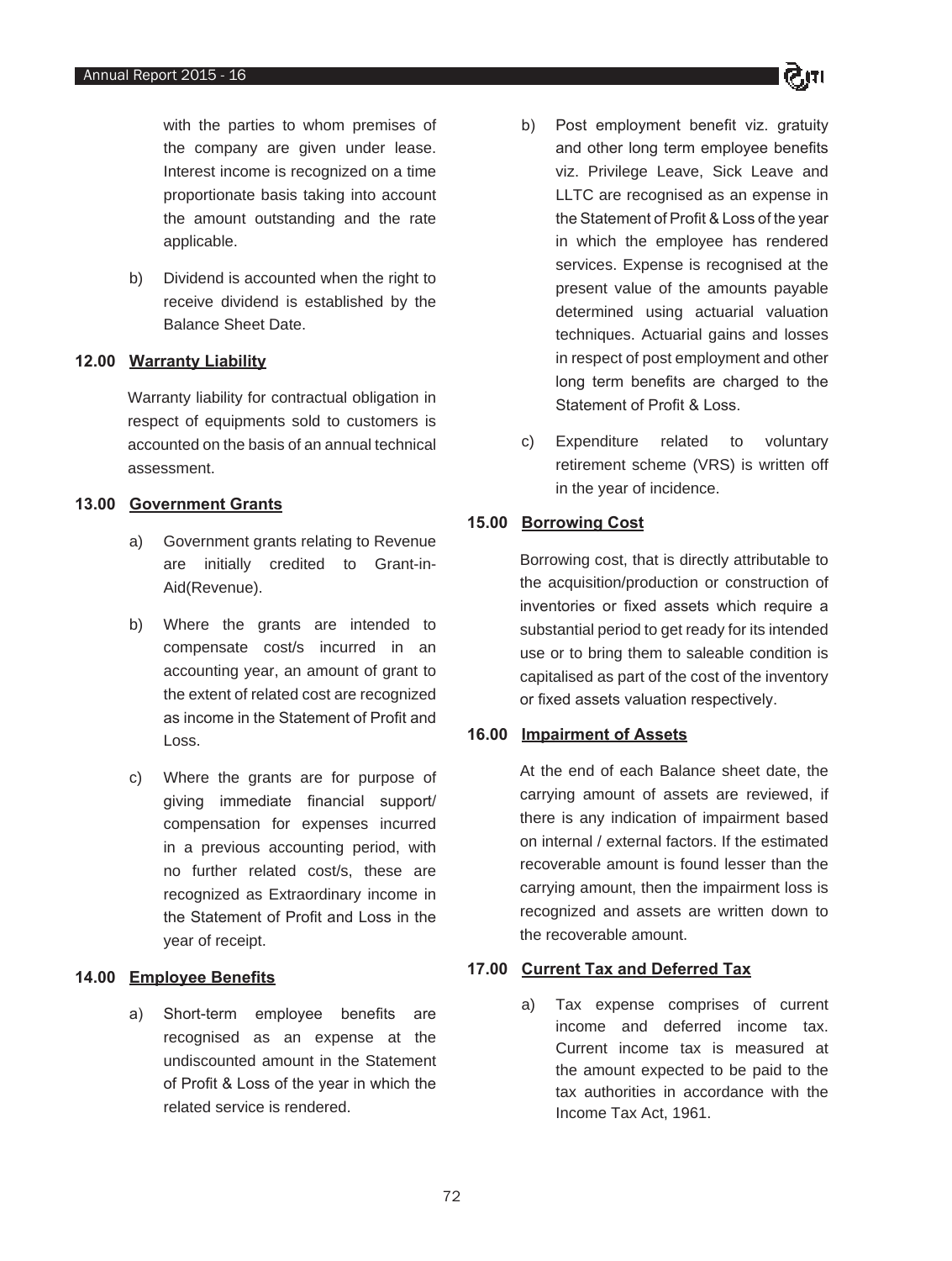with the parties to whom premises of the company are given under lease. Interest income is recognized on a time proportionate basis taking into account the amount outstanding and the rate applicable.

b) Dividend is accounted when the right to receive dividend is established by the Balance Sheet Date.

### 12.00 Warranty Liability

Warranty liability for contractual obligation in respect of equipments sold to customers is accounted on the basis of an annual technical assessment.

### 13.00 Government Grants

a) Government grants relating to Revenue are initially credited to Grant-in-Aid(Revenue).

b) Where the grants are intended to compensate cost/s incurred in an accounting year, an amount of grant to the extent of related cost are recognized as income in the Statement of Profit and Loss.

c) Where the grants are for purpose of giving immediate financial support/ compensation for expenses incurred in a previous accounting period, with no further related cost/s, these are recognized as Extraordinary income in the Statement of Profit and Loss in the year of receipt.

### 14.00 Employee Benefits

a) Short-term employee benefits are recognised as an expense at the undiscounted amount in the Statement of Profit & Loss of the year in which the related service is rendered.

b) Post employment benefit viz. gratuity and other long term employee benefits viz. Privilege Leave, Sick Leave and LLTC are recognised as an expense in the Statement of Profit & Loss of the year in which the employee has rendered services. Expense is recognised at the present value of the amounts payable determined using actuarial valuation techniques. Actuarial gains and losses in respect of post employment and other long term benefits are charged to the Statement of Profit & Loss.

c) Expenditure related to voluntary retirement scheme (VRS) is written off in the year of incidence.

### 15.00 Borrowing Cost

Borrowing cost, that is directly attributable to the acquisition/production or construction of inventories or fixed assets which require a substantial period to get ready for its intended use or to bring them to saleable condition is capitalised as part of the cost of the inventory or fixed assets valuation respectively.

### 16.00 Impairment of Assets

At the end of each Balance sheet date, the carrying amount of assets are reviewed, if there is any indication of impairment based on internal / external factors. If the estimated recoverable amount is found lesser than the carrying amount, then the impairment loss is recognized and assets are written down to the recoverable amount.

### 17.00 Current Tax and Deferred Tax

a) Tax expense comprises of current income and deferred income tax. Current income tax is measured at the amount expected to be paid to the tax authorities in accordance with the Income Tax Act, 1961.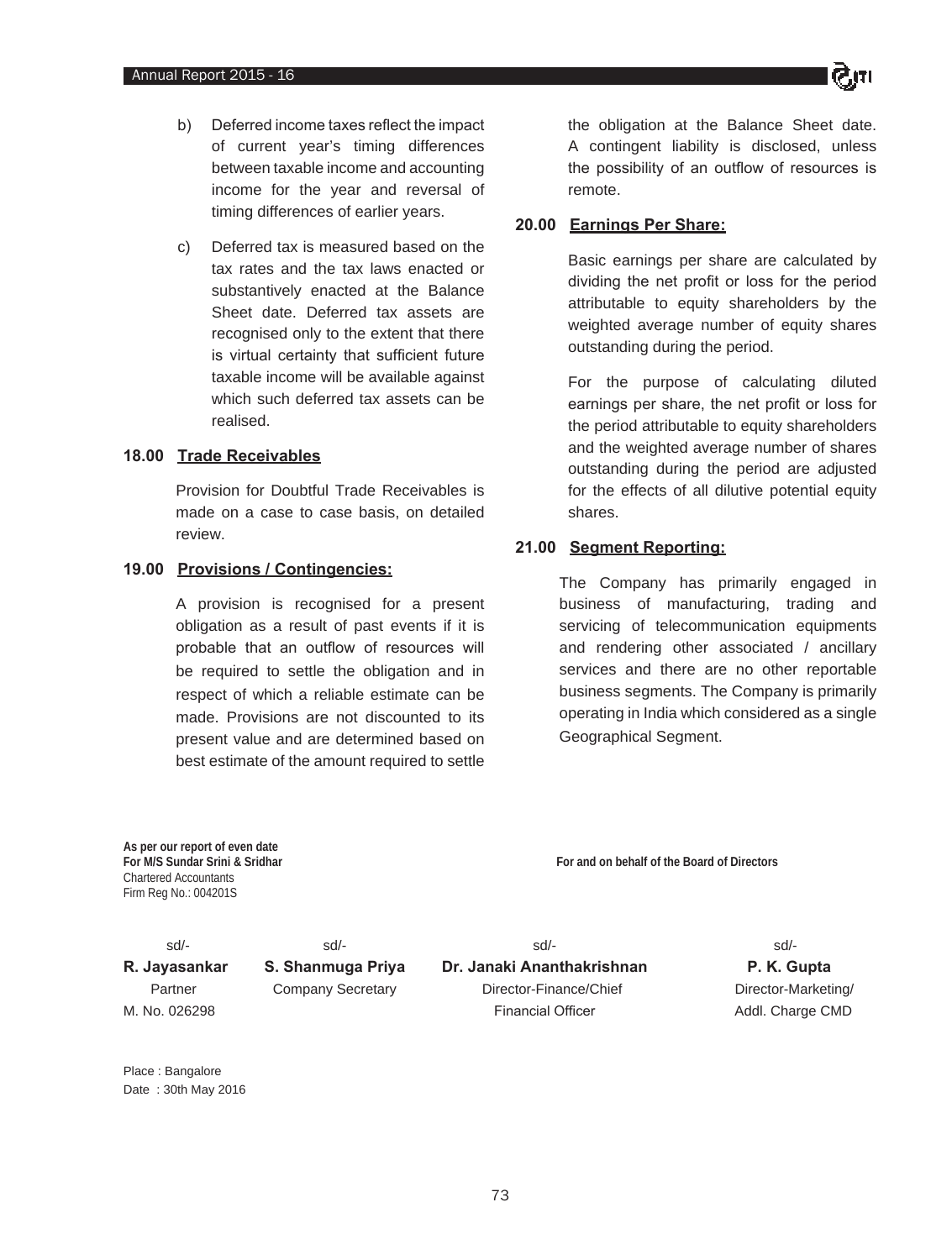b) Deferred income taxes reflect the impact of current year's timing differences between taxable income and accounting income for the year and reversal of timing differences of earlier years.

c) Deferred tax is measured based on the tax rates and the tax laws enacted or substantively enacted at the Balance Sheet date. Deferred tax assets are recognised only to the extent that there is virtual certainty that sufficient future taxable income will be available against which such deferred tax assets can be realised.

**18.00 Trade Receivables**

Provision for Doubtful Trade Receivables is made on a case to case basis, on detailed review.

**19.00 Provisions / Contingencies:**

A provision is recognised for a present obligation as a result of past events if it is probable that an outflow of resources will be required to settle the obligation and in respect of which a reliable estimate can be made. Provisions are not discounted to its present value and are determined based on best estimate of the amount required to settle the obligation at the Balance Sheet date. A contingent liability is disclosed, unless the possibility of an outflow of resources is remote.

**20.00 Earnings Per Share:**

Basic earnings per share are calculated by dividing the net profit or loss for the period attributable to equity shareholders by the weighted average number of equity shares outstanding during the period.

For the purpose of calculating diluted earnings per share, the net profit or loss for the period attributable to equity shareholders and the weighted average number of shares outstanding during the period are adjusted for the effects of all dilutive potential equity shares.

**21.00 Segment Reporting:**

The Company has primarily engaged in business of manufacturing, trading and servicing of telecommunication equipments and rendering other associated / ancillary services and there are no other reportable business segments. The Company is primarily operating in India which considered as a single Geographical Segment.

**As per our report of even date**
**For M/S Sundar Srini & Sridhar**
Chartered Accountants
Firm Reg No.: 004201S

**For and on behalf of the Board of Directors**

| sd/- | sd/- | sd/- | sd/- |
|---|---|---|---|
| **R. Jayasankar** | **S. Shanmuga Priya** | **Dr. Janaki Ananthakrishnan** | **P. K. Gupta** |
| Partner | Company Secretary | Director-Finance/Chief Financial Officer | Director-Marketing/ Addl. Charge CMD |
| M. No. 026298 | | | |

Place : Bangalore
Date : 30th May 2016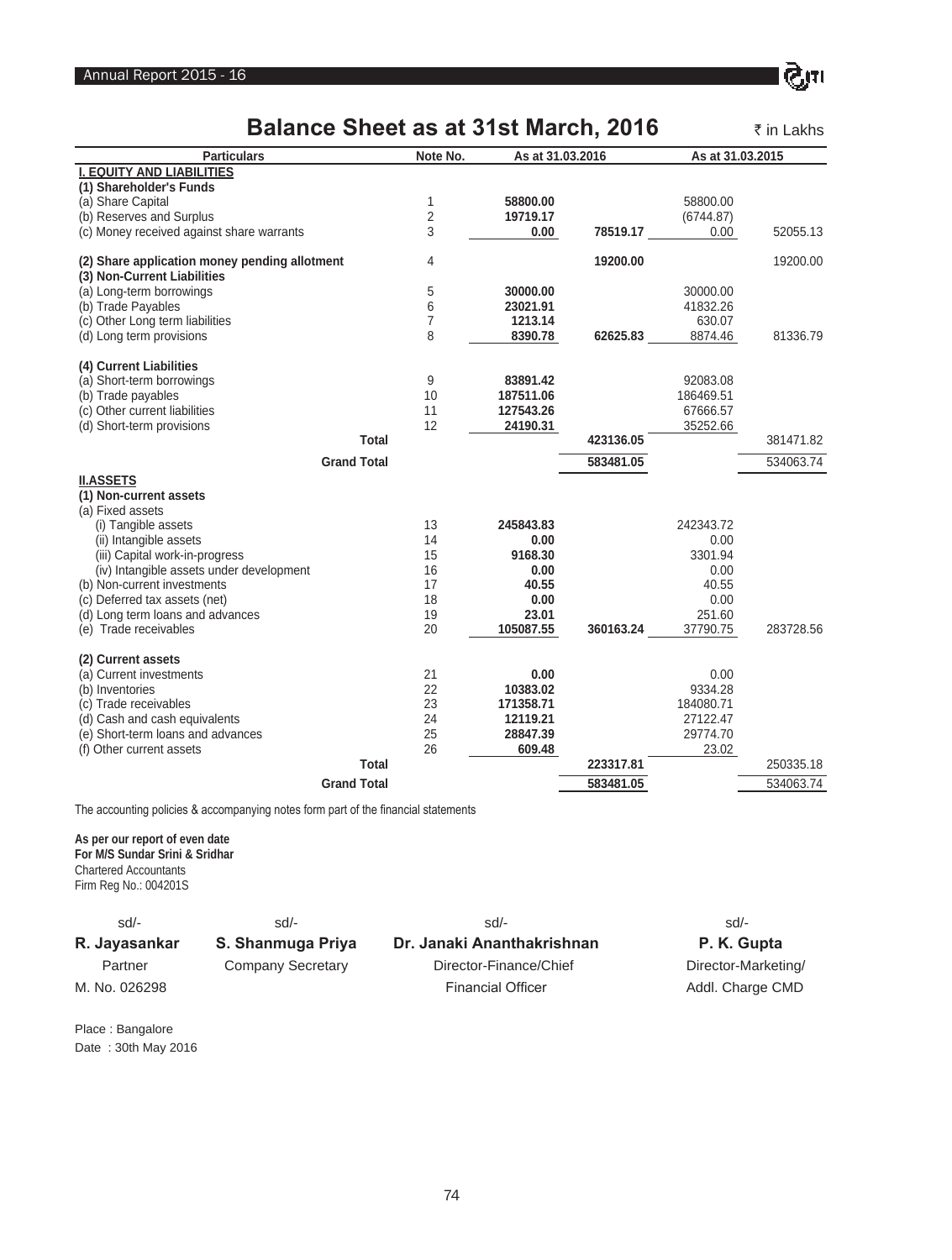## Balance Sheet as at 31st March, 2016

₹ in Lakhs

| Particulars | Note No. | As at 31.03.2016 | | As at 31.03.2015 | |
|---|---|---|---|---|---|
| **I. EQUITY AND LIABILITIES** | | | | | |
| **(1) Shareholder's Funds** | | | | | |
| (a) Share Capital | 1 | **58800.00** | | 58800.00 | |
| (b) Reserves and Surplus | 2 | **19719.17** | | (6744.87) | |
| (c) Money received against share warrants | 3 | **0.00** | **78519.17** | 0.00 | 52055.13 |
| **(2) Share application money pending allotment** | 4 | | **19200.00** | | 19200.00 |
| **(3) Non-Current Liabilities** | | | | | |
| (a) Long-term borrowings | 5 | **30000.00** | | 30000.00 | |
| (b) Trade Payables | 6 | **23021.91** | | 41832.26 | |
| (c) Other Long term liabilities | 7 | **1213.14** | | 630.07 | |
| (d) Long term provisions | 8 | **8390.78** | **62625.83** | 8874.46 | 81336.79 |
| **(4) Current Liabilities** | | | | | |
| (a) Short-term borrowings | 9 | **83891.42** | | 92083.08 | |
| (b) Trade payables | 10 | **187511.06** | | 186469.51 | |
| (c) Other current liabilities | 11 | **127543.26** | | 67666.57 | |
| (d) Short-term provisions | 12 | **24190.31** | | 35252.66 | |
| **Total** | | | **423136.05** | | 381471.82 |
| **Grand Total** | | | **583481.05** | | 534063.74 |
| **II.ASSETS** | | | | | |
| **(1) Non-current assets** | | | | | |
| (a) Fixed assets | | | | | |
| (i) Tangible assets | 13 | **245843.83** | | 242343.72 | |
| (ii) Intangible assets | 14 | **0.00** | | 0.00 | |
| (iii) Capital work-in-progress | 15 | **9168.30** | | 3301.94 | |
| (iv) Intangible assets under development | 16 | **0.00** | | 0.00 | |
| (b) Non-current investments | 17 | **40.55** | | 40.55 | |
| (c) Deferred tax assets (net) | 18 | **0.00** | | 0.00 | |
| (d) Long term loans and advances | 19 | **23.01** | | 251.60 | |
| (e) Trade receivables | 20 | **105087.55** | **360163.24** | 37790.75 | 283728.56 |
| **(2) Current assets** | | | | | |
| (a) Current investments | 21 | **0.00** | | 0.00 | |
| (b) Inventories | 22 | **10383.02** | | 9334.28 | |
| (c) Trade receivables | 23 | **171358.71** | | 184080.71 | |
| (d) Cash and cash equivalents | 24 | **12119.21** | | 27122.47 | |
| (e) Short-term loans and advances | 25 | **28847.39** | | 29774.70 | |
| (f) Other current assets | 26 | **609.48** | | 23.02 | |
| **Total** | | | **223317.81** | | 250335.18 |
| **Grand Total** | | | **583481.05** | | 534063.74 |

The accounting policies & accompanying notes form part of the financial statements

**As per our report of even date**
**For M/S Sundar Srini & Sridhar**
Chartered Accountants
Firm Reg No.: 004201S

| sd/- | sd/- | sd/- | sd/- |
|---|---|---|---|
| **R. Jayasankar** | **S. Shanmuga Priya** | **Dr. Janaki Ananthakrishnan** | **P. K. Gupta** |
| Partner | Company Secretary | Director-Finance/Chief | Director-Marketing/ |
| M. No. 026298 | | Financial Officer | Addl. Charge CMD |

Place : Bangalore
Date : 30th May 2016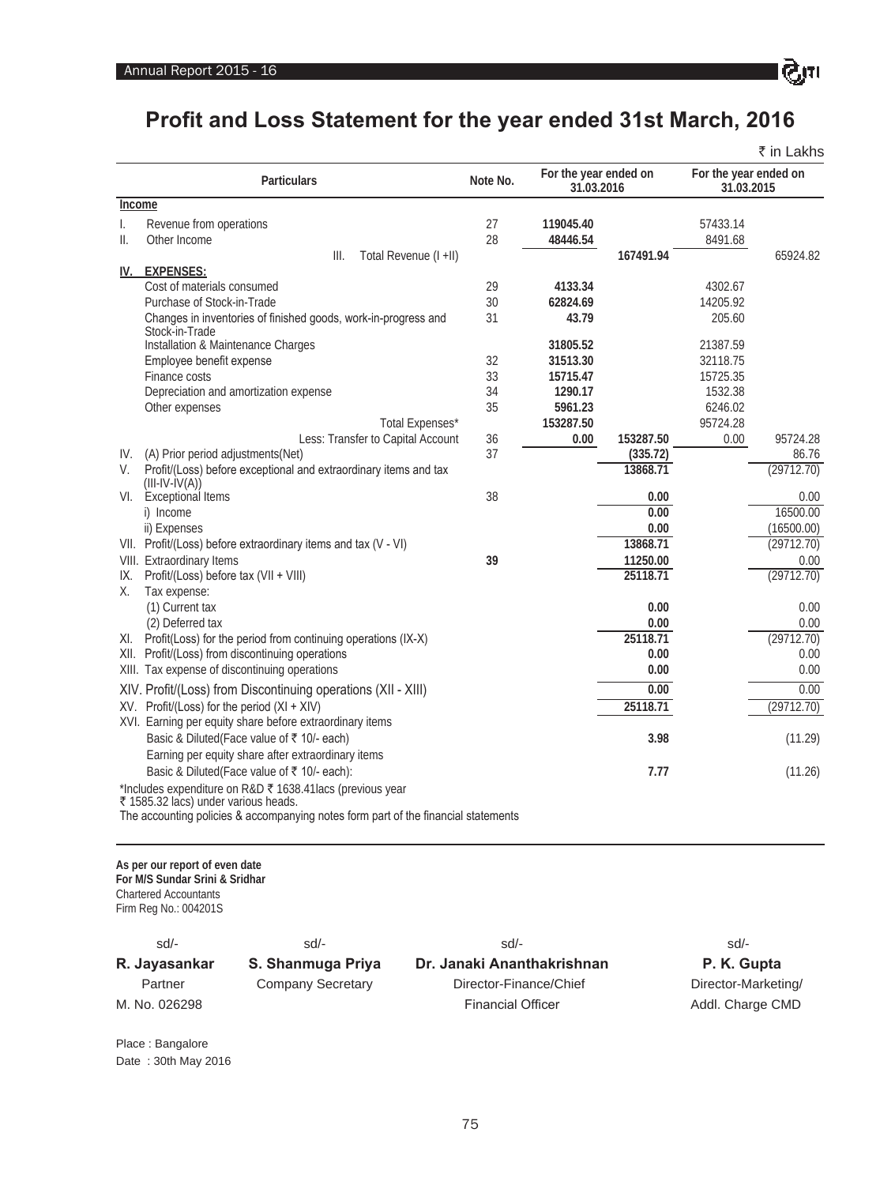# Profit and Loss Statement for the year ended 31st March, 2016

₹ in Lakhs

| | Particulars | Note No. | For the year ended on 31.03.2016 | | For the year ended on 31.03.2015 | |
|---|---|---|---|---|---|---|
| | **Income** | | | | | |
| I. | Revenue from operations | 27 | **119045.40** | | 57433.14 | |
| II. | Other Income | 28 | **48446.54** | | 8491.68 | |
| | III. Total Revenue (I +II) | | | **167491.94** | | 65924.82 |
| **IV.** | **EXPENSES:** | | | | | |
| | Cost of materials consumed | 29 | **4133.34** | | 4302.67 | |
| | Purchase of Stock-in-Trade | 30 | **62824.69** | | 14205.92 | |
| | Changes in inventories of finished goods, work-in-progress and Stock-in-Trade | 31 | **43.79** | | 205.60 | |
| | Installation & Maintenance Charges | | **31805.52** | | 21387.59 | |
| | Employee benefit expense | 32 | **31513.30** | | 32118.75 | |
| | Finance costs | 33 | **15715.47** | | 15725.35 | |
| | Depreciation and amortization expense | 34 | **1290.17** | | 1532.38 | |
| | Other expenses | 35 | **5961.23** | | 6246.02 | |
| | Total Expenses* | | **153287.50** | | 95724.28 | |
| | Less: Transfer to Capital Account | 36 | **0.00** | **153287.50** | 0.00 | 95724.28 |
| IV. | (A) Prior period adjustments(Net) | 37 | | **(335.72)** | | 86.76 |
| V. | Profit/(Loss) before exceptional and extraordinary items and tax (III-IV-IV(A)) | | | **13868.71** | | (29712.70) |
| VI. | Exceptional Items | 38 | | **0.00** | | 0.00 |
| | i) Income | | | **0.00** | | 16500.00 |
| | ii) Expenses | | | **0.00** | | (16500.00) |
| VII. | Profit/(Loss) before extraordinary items and tax (V - VI) | | | **13868.71** | | (29712.70) |
| VIII. | Extraordinary Items | **39** | | **11250.00** | | 0.00 |
| IX. | Profit/(Loss) before tax (VII + VIII) | | | **25118.71** | | (29712.70) |
| X. | Tax expense: | | | | | |
| | (1) Current tax | | | **0.00** | | 0.00 |
| | (2) Deferred tax | | | **0.00** | | 0.00 |
| XI. | Profit(Loss) for the period from continuing operations (IX-X) | | | **25118.71** | | (29712.70) |
| XII. | Profit/(Loss) from discontinuing operations | | | **0.00** | | 0.00 |
| XIII. | Tax expense of discontinuing operations | | | **0.00** | | 0.00 |
| XIV. | Profit/(Loss) from Discontinuing operations (XII - XIII) | | | **0.00** | | 0.00 |
| XV. | Profit/(Loss) for the period (XI + XIV) | | | **25118.71** | | (29712.70) |
| XVI. | Earning per equity share before extraordinary items | | | | | |
| | Basic & Diluted(Face value of ₹ 10/- each) | | | **3.98** | | (11.29) |
| | Earning per equity share after extraordinary items | | | | | |
| | Basic & Diluted(Face value of ₹ 10/- each): | | | **7.77** | | (11.26) |

*Includes expenditure on R&D ₹ 1638.41lacs (previous year ₹ 1585.32 lacs) under various heads.

The accounting policies & accompanying notes form part of the financial statements

**As per our report of even date**
**For M/S Sundar Srini & Sridhar**
Chartered Accountants
Firm Reg No.: 004201S

| sd/- | sd/- | sd/- | sd/- |
|---|---|---|---|
| **R. Jayasankar** | **S. Shanmuga Priya** | **Dr. Janaki Ananthakrishnan** | **P. K. Gupta** |
| Partner | Company Secretary | Director-Finance/Chief | Director-Marketing/ |
| M. No. 026298 | | Financial Officer | Addl. Charge CMD |

Place : Bangalore
Date : 30th May 2016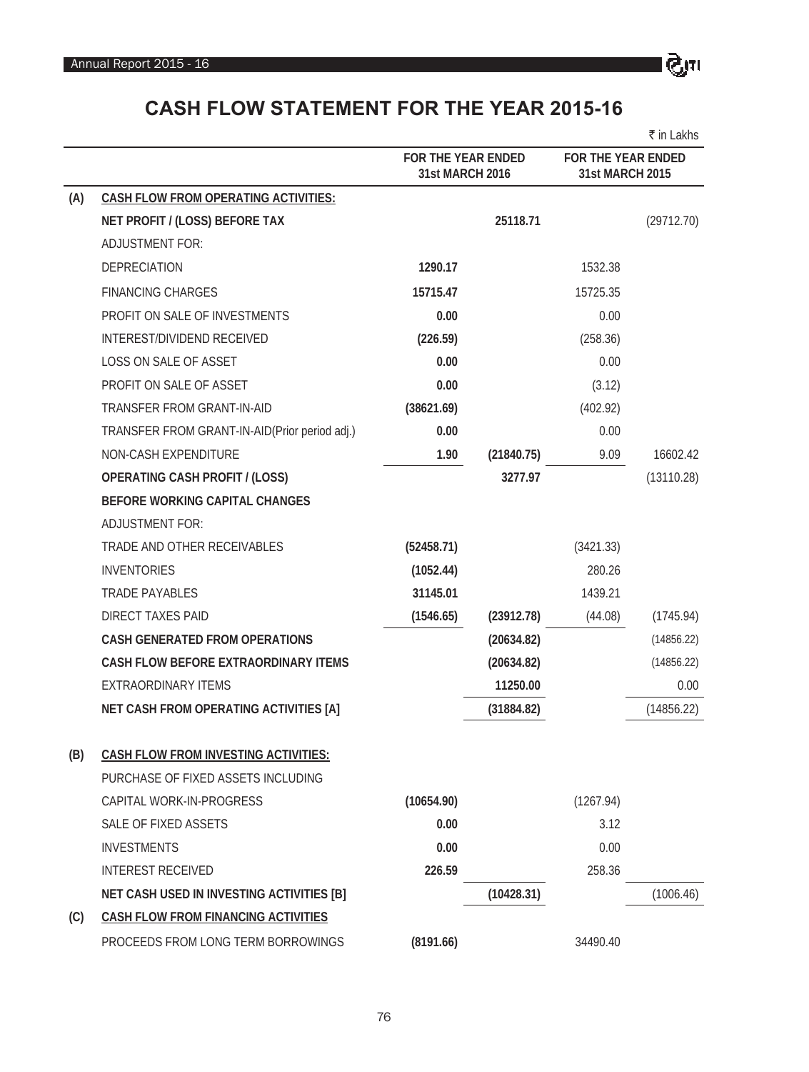# CASH FLOW STATEMENT FOR THE YEAR 2015-16

₹ in Lakhs

| | | FOR THE YEAR ENDED 31st MARCH 2016 | | FOR THE YEAR ENDED 31st MARCH 2015 | |
|---|---|---|---|---|---|
| **(A)** | **CASH FLOW FROM OPERATING ACTIVITIES:** | | | | |
| | **NET PROFIT / (LOSS) BEFORE TAX** | | **25118.71** | | (29712.70) |
| | ADJUSTMENT FOR: | | | | |
| | DEPRECIATION | **1290.17** | | 1532.38 | |
| | FINANCING CHARGES | **15715.47** | | 15725.35 | |
| | PROFIT ON SALE OF INVESTMENTS | **0.00** | | 0.00 | |
| | INTEREST/DIVIDEND RECEIVED | **(226.59)** | | (258.36) | |
| | LOSS ON SALE OF ASSET | **0.00** | | 0.00 | |
| | PROFIT ON SALE OF ASSET | **0.00** | | (3.12) | |
| | TRANSFER FROM GRANT-IN-AID | **(38621.69)** | | (402.92) | |
| | TRANSFER FROM GRANT-IN-AID(Prior period adj.) | **0.00** | | 0.00 | |
| | NON-CASH EXPENDITURE | **1.90** | **(21840.75)** | 9.09 | 16602.42 |
| | **OPERATING CASH PROFIT / (LOSS)** | | **3277.97** | | (13110.28) |
| | **BEFORE WORKING CAPITAL CHANGES** | | | | |
| | ADJUSTMENT FOR: | | | | |
| | TRADE AND OTHER RECEIVABLES | **(52458.71)** | | (3421.33) | |
| | INVENTORIES | **(1052.44)** | | 280.26 | |
| | TRADE PAYABLES | **31145.01** | | 1439.21 | |
| | DIRECT TAXES PAID | **(1546.65)** | **(23912.78)** | (44.08) | (1745.94) |
| | **CASH GENERATED FROM OPERATIONS** | | **(20634.82)** | | (14856.22) |
| | **CASH FLOW BEFORE EXTRAORDINARY ITEMS** | | **(20634.82)** | | (14856.22) |
| | EXTRAORDINARY ITEMS | | **11250.00** | | 0.00 |
| | **NET CASH FROM OPERATING ACTIVITIES [A]** | | **(31884.82)** | | (14856.22) |
| **(B)** | **CASH FLOW FROM INVESTING ACTIVITIES:** | | | | |
| | PURCHASE OF FIXED ASSETS INCLUDING CAPITAL WORK-IN-PROGRESS | **(10654.90)** | | (1267.94) | |
| | SALE OF FIXED ASSETS | **0.00** | | 3.12 | |
| | INVESTMENTS | **0.00** | | 0.00 | |
| | INTEREST RECEIVED | **226.59** | | 258.36 | |
| | **NET CASH USED IN INVESTING ACTIVITIES [B]** | | **(10428.31)** | | (1006.46) |
| **(C)** | **CASH FLOW FROM FINANCING ACTIVITIES** | | | | |
| | PROCEEDS FROM LONG TERM BORROWINGS | **(8191.66)** | | 34490.40 | |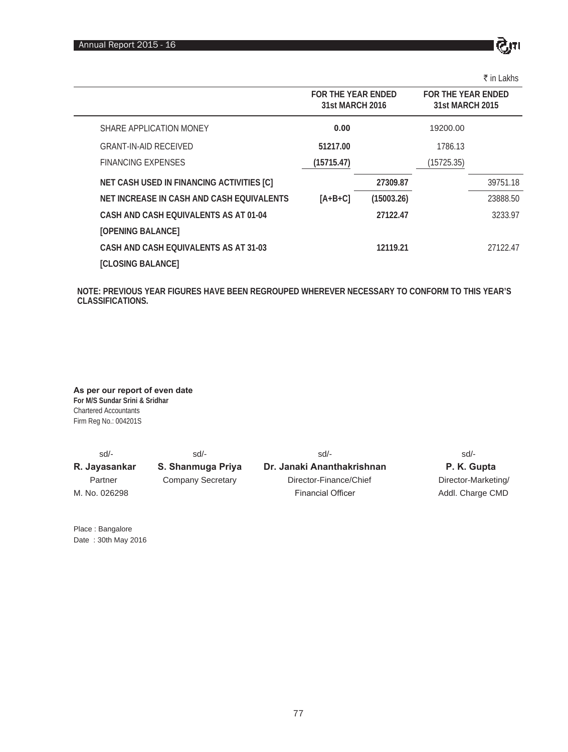₹ in Lakhs

| | FOR THE YEAR ENDED 31st MARCH 2016 | | FOR THE YEAR ENDED 31st MARCH 2015 | |
|---|---|---|---|---|
| SHARE APPLICATION MONEY | **0.00** | | 19200.00 | |
| GRANT-IN-AID RECEIVED | **51217.00** | | 1786.13 | |
| FINANCING EXPENSES | **(15715.47)** | | (15725.35) | |
| **NET CASH USED IN FINANCING ACTIVITIES [C]** | | **27309.87** | | 39751.18 |
| **NET INCREASE IN CASH AND CASH EQUIVALENTS** | **[A+B+C]** | **(15003.26)** | | 23888.50 |
| **CASH AND CASH EQUIVALENTS AS AT 01-04 [OPENING BALANCE]** | | **27122.47** | | 3233.97 |
| **CASH AND CASH EQUIVALENTS AS AT 31-03 [CLOSING BALANCE]** | | **12119.21** | | 27122.47 |

**NOTE: PREVIOUS YEAR FIGURES HAVE BEEN REGROUPED WHEREVER NECESSARY TO CONFORM TO THIS YEAR'S CLASSIFICATIONS.**

**As per our report of even date**
**For M/S Sundar Srini & Sridhar**
Chartered Accountants
Firm Reg No.: 004201S

| sd/- | sd/- | sd/- | sd/- |
|---|---|---|---|
| **R. Jayasankar** | **S. Shanmuga Priya** | **Dr. Janaki Ananthakrishnan** | **P. K. Gupta** |
| Partner | Company Secretary | Director-Finance/Chief Financial Officer | Director-Marketing/ Addl. Charge CMD |
| M. No. 026298 | | | |

Place : Bangalore
Date : 30th May 2016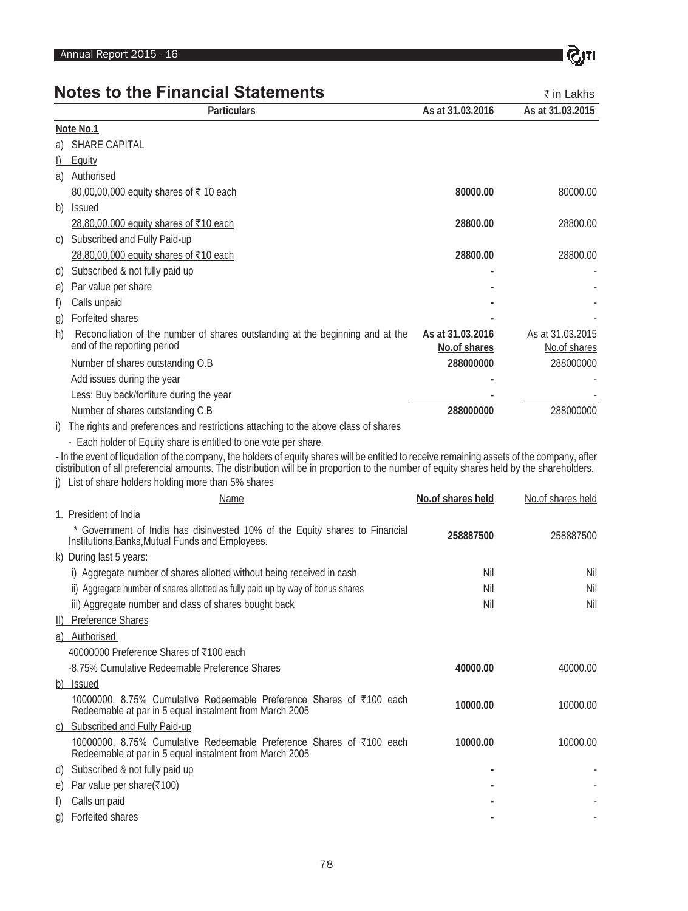# Notes to the Financial Statements

₹ in Lakhs

| Particulars | As at 31.03.2016 | As at 31.03.2015 |
|---|---|---|
| **Note No.1** | | |
| a) SHARE CAPITAL | | |
| I) Equity | | |
| a) Authorised | | |
| 80,00,00,000 equity shares of ₹ 10 each | **80000.00** | 80000.00 |
| b) Issued | | |
| 28,80,00,000 equity shares of ₹10 each | **28800.00** | 28800.00 |
| c) Subscribed and Fully Paid-up | | |
| 28,80,00,000 equity shares of ₹10 each | **28800.00** | 28800.00 |
| d) Subscribed & not fully paid up | **-** | - |
| e) Par value per share | **-** | - |
| f) Calls unpaid | **-** | - |
| g) Forfeited shares | **-** | - |
| h) Reconciliation of the number of shares outstanding at the beginning and at the end of the reporting period | **As at 31.03.2016 No.of shares** | As at 31.03.2015 No.of shares |
| Number of shares outstanding O.B | **288000000** | 288000000 |
| Add issues during the year | **-** | - |
| Less: Buy back/forfiture during the year | **-** | - |
| Number of shares outstanding C.B | **288000000** | 288000000 |

i) The rights and preferences and restrictions attaching to the above class of shares

- Each holder of Equity share is entitled to one vote per share.

- In the event of liqudation of the company, the holders of equity shares will be entitled to receive remaining assets of the company, after distribution of all preferencial amounts. The distribution will be in proportion to the number of equity shares held by the shareholders.

j) List of share holders holding more than 5% shares

| Name | No.of shares held | No.of shares held |
|---|---|---|
| 1. President of India | | |
| * Government of India has disinvested 10% of the Equity shares to Financial Institutions,Banks,Mutual Funds and Employees. | **258887500** | 258887500 |
| k) During last 5 years: | | |
| i) Aggregate number of shares allotted without being received in cash | Nil | Nil |
| ii) Aggregate number of shares allotted as fully paid up by way of bonus shares | Nil | Nil |
| iii) Aggregate number and class of shares bought back | Nil | Nil |
| II) Preference Shares | | |
| a) Authorised | | |
| 40000000 Preference Shares of ₹100 each | | |
| -8.75% Cumulative Redeemable Preference Shares | **40000.00** | 40000.00 |
| b) Issued | | |
| 10000000, 8.75% Cumulative Redeemable Preference Shares of ₹100 each Redeemable at par in 5 equal instalment from March 2005 | **10000.00** | 10000.00 |
| c) Subscribed and Fully Paid-up | | |
| 10000000, 8.75% Cumulative Redeemable Preference Shares of ₹100 each Redeemable at par in 5 equal instalment from March 2005 | **10000.00** | 10000.00 |
| d) Subscribed & not fully paid up | **-** | - |
| e) Par value per share(₹100) | **-** | - |
| f) Calls un paid | **-** | - |
| g) Forfeited shares | **-** | - |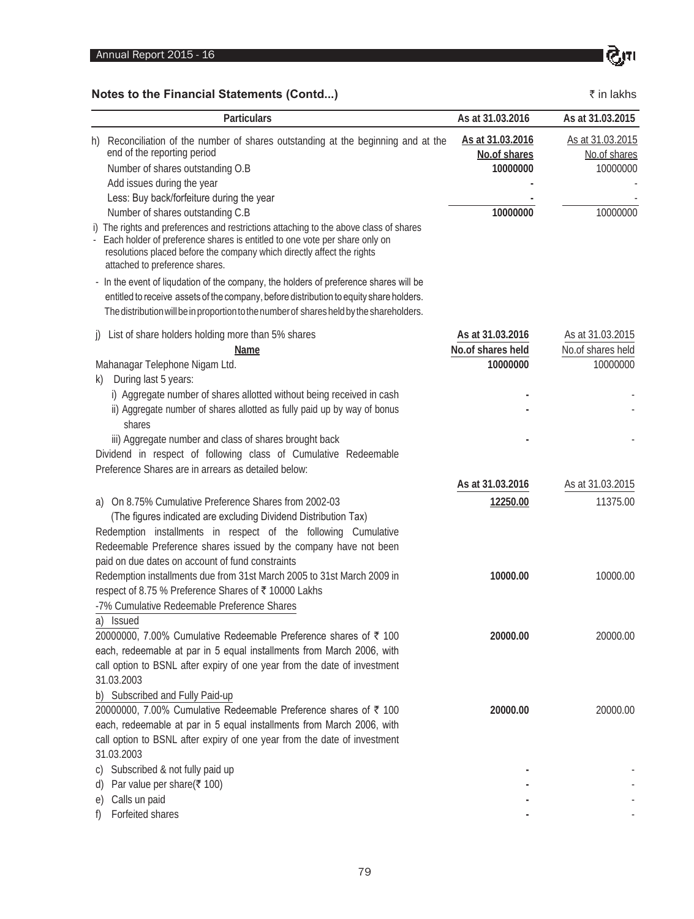## Notes to the Financial Statements (Contd...)

₹ in lakhs

| Particulars | As at 31.03.2016 | As at 31.03.2015 |
|---|---|---|
| h) Reconciliation of the number of shares outstanding at the beginning and at the end of the reporting period | As at 31.03.2016<br>No.of shares | As at 31.03.2015<br>No.of shares |
| Number of shares outstanding O.B | 10000000 | 10000000 |
| Add issues during the year | - | - |
| Less: Buy back/forfeiture during the year | - | - |
| Number of shares outstanding C.B | 10000000 | 10000000 |
| i) The rights and preferences and restrictions attaching to the above class of shares<br>- Each holder of preference shares is entitled to one vote per share only on resolutions placed before the company which directly affect the rights attached to preference shares. | | |
| - In the event of liqudation of the company, the holders of preference shares will be entitled to receive assets of the company, before distribution to equity share holders. The distribution will be in proportion to the number of shares held by the shareholders. | | |
| j) List of share holders holding more than 5% shares | As at 31.03.2016 | As at 31.03.2015 |
| Name | No.of shares held | No.of shares held |
| Mahanagar Telephone Nigam Ltd. | 10000000 | 10000000 |
| k) During last 5 years: | | |
| i) Aggregate number of shares allotted without being received in cash | - | - |
| ii) Aggregate number of shares allotted as fully paid up by way of bonus shares | - | - |
| iii) Aggregate number and class of shares brought back | - | - |
| Dividend in respect of following class of Cumulative Redeemable Preference Shares are in arrears as detailed below: | | |
| | As at 31.03.2016 | As at 31.03.2015 |
| a) On 8.75% Cumulative Preference Shares from 2002-03<br>(The figures indicated are excluding Dividend Distribution Tax) | 12250.00 | 11375.00 |
| Redemption installments in respect of the following Cumulative Redeemable Preference shares issued by the company have not been paid on due dates on account of fund constraints | | |
| Redemption installments due from 31st March 2005 to 31st March 2009 in respect of 8.75 % Preference Shares of ₹ 10000 Lakhs | 10000.00 | 10000.00 |
| -7% Cumulative Redeemable Preference Shares | | |
| a) Issued<br>20000000, 7.00% Cumulative Redeemable Preference shares of ₹ 100 each, redeemable at par in 5 equal installments from March 2006, with call option to BSNL after expiry of one year from the date of investment 31.03.2003 | 20000.00 | 20000.00 |
| b) Subscribed and Fully Paid-up<br>20000000, 7.00% Cumulative Redeemable Preference shares of ₹ 100 each, redeemable at par in 5 equal installments from March 2006, with call option to BSNL after expiry of one year from the date of investment 31.03.2003 | 20000.00 | 20000.00 |
| c) Subscribed & not fully paid up | - | - |
| d) Par value per share(₹ 100) | - | - |
| e) Calls un paid | - | - |
| f) Forfeited shares | - | - |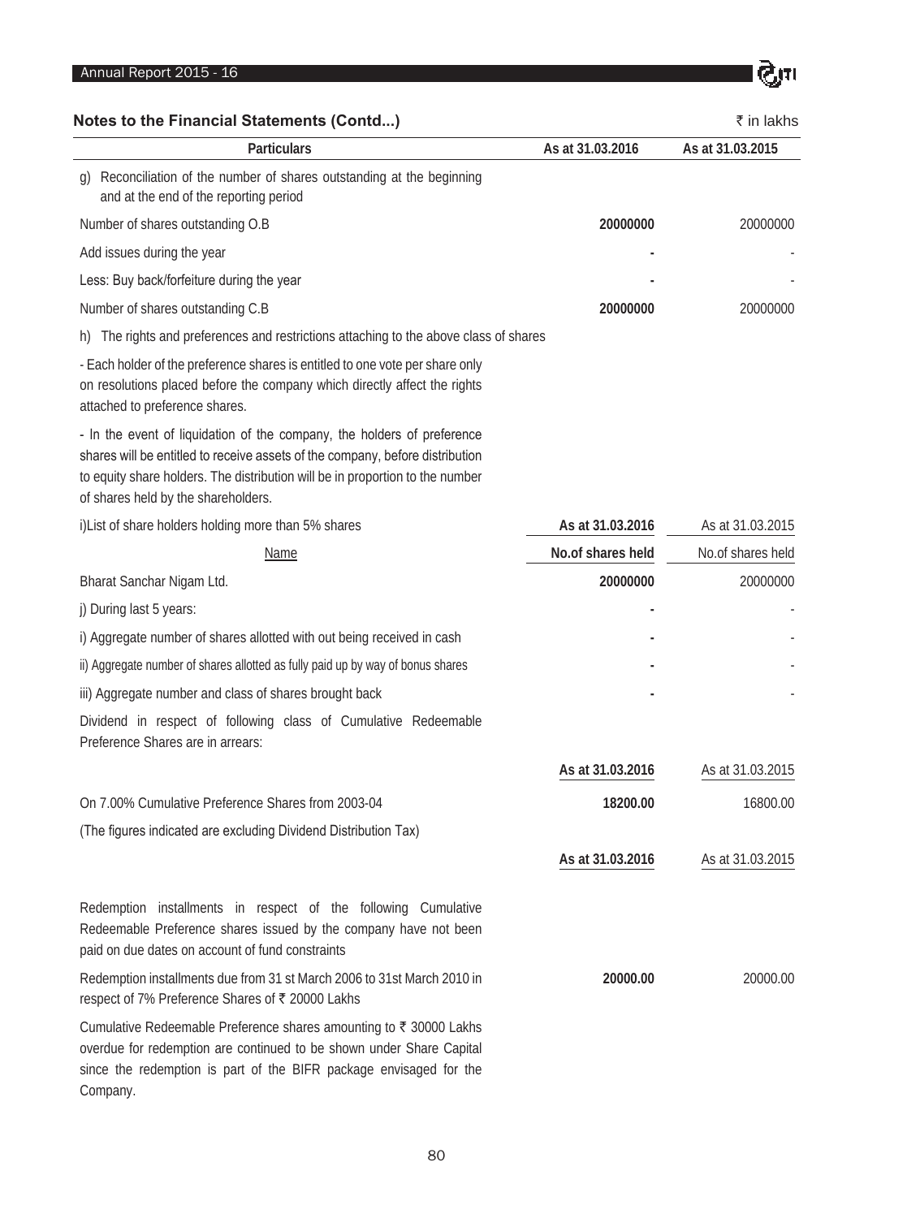## Notes to the Financial Statements (Contd...)

₹ in lakhs

| Particulars | As at 31.03.2016 | As at 31.03.2015 |
|---|---|---|
| g) Reconciliation of the number of shares outstanding at the beginning and at the end of the reporting period | | |
| Number of shares outstanding O.B | **20000000** | 20000000 |
| Add issues during the year | **-** | - |
| Less: Buy back/forfeiture during the year | **-** | - |
| Number of shares outstanding C.B | **20000000** | 20000000 |
| h) The rights and preferences and restrictions attaching to the above class of shares | | |
| - Each holder of the preference shares is entitled to one vote per share only on resolutions placed before the company which directly affect the rights attached to preference shares. | | |
| - In the event of liquidation of the company, the holders of preference shares will be entitled to receive assets of the company, before distribution to equity share holders. The distribution will be in proportion to the number of shares held by the shareholders. | | |
| i)List of share holders holding more than 5% shares | **As at 31.03.2016** | As at 31.03.2015 |
| Name | **No.of shares held** | No.of shares held |
| Bharat Sanchar Nigam Ltd. | **20000000** | 20000000 |
| j) During last 5 years: | **-** | - |
| i) Aggregate number of shares allotted with out being received in cash | **-** | - |
| ii) Aggregate number of shares allotted as fully paid up by way of bonus shares | **-** | - |
| iii) Aggregate number and class of shares brought back | **-** | - |
| Dividend in respect of following class of Cumulative Redeemable Preference Shares are in arrears: | | |
| | **As at 31.03.2016** | As at 31.03.2015 |
| On 7.00% Cumulative Preference Shares from 2003-04 | **18200.00** | 16800.00 |
| (The figures indicated are excluding Dividend Distribution Tax) | | |
| | **As at 31.03.2016** | As at 31.03.2015 |
| Redemption installments in respect of the following Cumulative Redeemable Preference shares issued by the company have not been paid on due dates on account of fund constraints | | |
| Redemption installments due from 31 st March 2006 to 31st March 2010 in respect of 7% Preference Shares of ₹ 20000 Lakhs | **20000.00** | 20000.00 |

Cumulative Redeemable Preference shares amounting to ₹ 30000 Lakhs overdue for redemption are continued to be shown under Share Capital since the redemption is part of the BIFR package envisaged for the Company.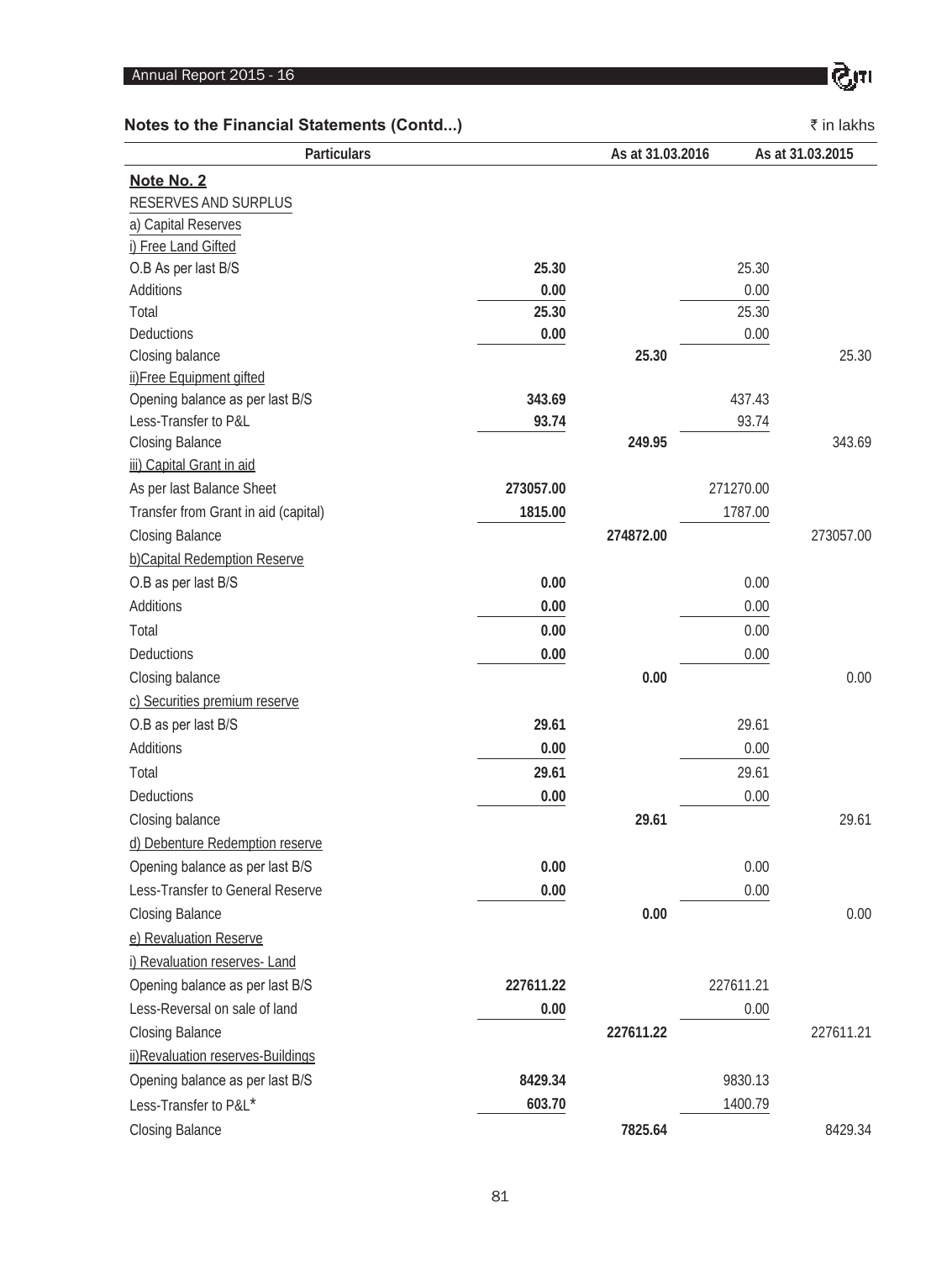## Notes to the Financial Statements (Contd...)

₹ in lakhs

| Particulars | | As at 31.03.2016 | | As at 31.03.2015 |
|---|---|---|---|---|
| **Note No. 2** | | | | |
| RESERVES AND SURPLUS | | | | |
| a) Capital Reserves | | | | |
| i) Free Land Gifted | | | | |
| O.B As per last B/S | **25.30** | | 25.30 | |
| Additions | **0.00** | | 0.00 | |
| Total | **25.30** | | 25.30 | |
| Deductions | **0.00** | | 0.00 | |
| Closing balance | | **25.30** | | 25.30 |
| ii)Free Equipment gifted | | | | |
| Opening balance as per last B/S | **343.69** | | 437.43 | |
| Less-Transfer to P&L | **93.74** | | 93.74 | |
| Closing Balance | | **249.95** | | 343.69 |
| iii) Capital Grant in aid | | | | |
| As per last Balance Sheet | **273057.00** | | 271270.00 | |
| Transfer from Grant in aid (capital) | **1815.00** | | 1787.00 | |
| Closing Balance | | **274872.00** | | 273057.00 |
| b)Capital Redemption Reserve | | | | |
| O.B as per last B/S | **0.00** | | 0.00 | |
| Additions | **0.00** | | 0.00 | |
| Total | **0.00** | | 0.00 | |
| Deductions | **0.00** | | 0.00 | |
| Closing balance | | **0.00** | | 0.00 |
| c) Securities premium reserve | | | | |
| O.B as per last B/S | **29.61** | | 29.61 | |
| Additions | **0.00** | | 0.00 | |
| Total | **29.61** | | 29.61 | |
| Deductions | **0.00** | | 0.00 | |
| Closing balance | | **29.61** | | 29.61 |
| d) Debenture Redemption reserve | | | | |
| Opening balance as per last B/S | **0.00** | | 0.00 | |
| Less-Transfer to General Reserve | **0.00** | | 0.00 | |
| Closing Balance | | **0.00** | | 0.00 |
| e) Revaluation Reserve | | | | |
| i) Revaluation reserves- Land | | | | |
| Opening balance as per last B/S | **227611.22** | | 227611.21 | |
| Less-Reversal on sale of land | **0.00** | | 0.00 | |
| Closing Balance | | **227611.22** | | 227611.21 |
| ii)Revaluation reserves-Buildings | | | | |
| Opening balance as per last B/S | **8429.34** | | 9830.13 | |
| Less-Transfer to P&L* | **603.70** | | 1400.79 | |
| Closing Balance | | **7825.64** | | 8429.34 |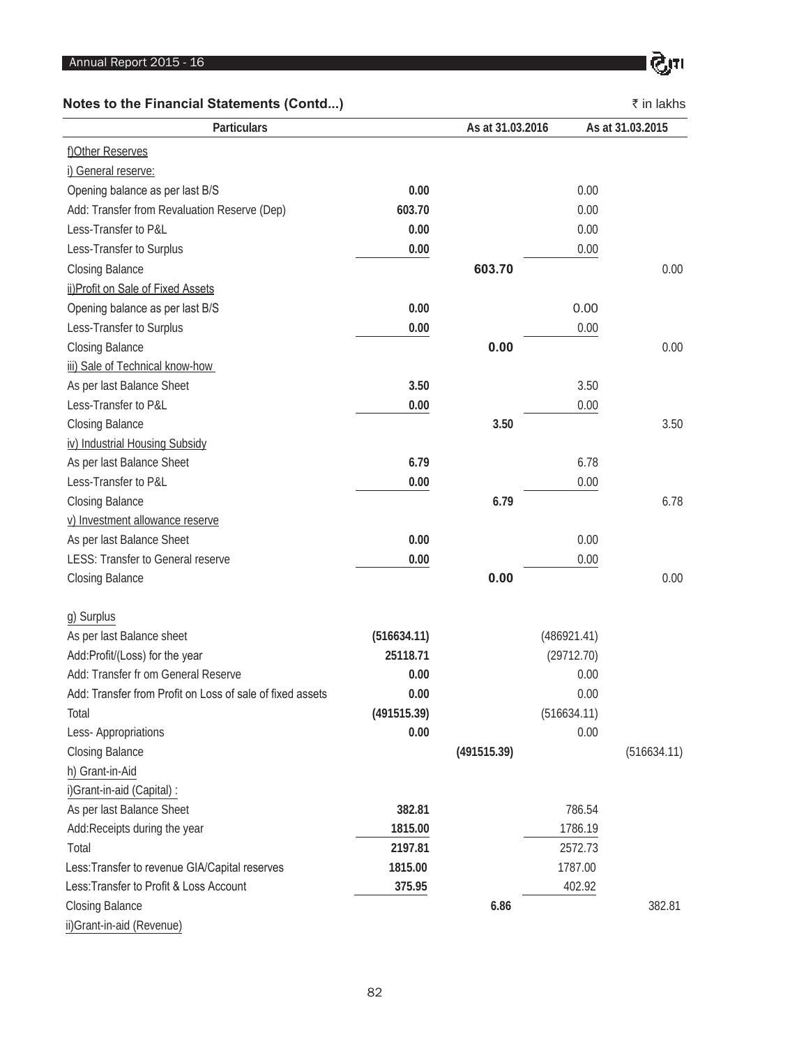## Notes to the Financial Statements (Contd...)

₹ in lakhs

| Particulars | | As at 31.03.2016 | | As at 31.03.2015 |
|---|---|---|---|---|
| f)Other Reserves | | | | |
| i) General reserve: | | | | |
| Opening balance as per last B/S | 0.00 | | 0.00 | |
| Add: Transfer from Revaluation Reserve (Dep) | 603.70 | | 0.00 | |
| Less-Transfer to P&L | 0.00 | | 0.00 | |
| Less-Transfer to Surplus | 0.00 | | 0.00 | |
| Closing Balance | | 603.70 | | 0.00 |
| ii)Profit on Sale of Fixed Assets | | | | |
| Opening balance as per last B/S | 0.00 | | 0.00 | |
| Less-Transfer to Surplus | 0.00 | | 0.00 | |
| Closing Balance | | 0.00 | | 0.00 |
| iii) Sale of Technical know-how | | | | |
| As per last Balance Sheet | 3.50 | | 3.50 | |
| Less-Transfer to P&L | 0.00 | | 0.00 | |
| Closing Balance | | 3.50 | | 3.50 |
| iv) Industrial Housing Subsidy | | | | |
| As per last Balance Sheet | 6.79 | | 6.78 | |
| Less-Transfer to P&L | 0.00 | | 0.00 | |
| Closing Balance | | 6.79 | | 6.78 |
| v) Investment allowance reserve | | | | |
| As per last Balance Sheet | 0.00 | | 0.00 | |
| LESS: Transfer to General reserve | 0.00 | | 0.00 | |
| Closing Balance | | 0.00 | | 0.00 |
| g) Surplus | | | | |
| As per last Balance sheet | (516634.11) | | (486921.41) | |
| Add:Profit/(Loss) for the year | 25118.71 | | (29712.70) | |
| Add: Transfer fr om General Reserve | 0.00 | | 0.00 | |
| Add: Transfer from Profit on Loss of sale of fixed assets | 0.00 | | 0.00 | |
| Total | (491515.39) | | (516634.11) | |
| Less- Appropriations | 0.00 | | 0.00 | |
| Closing Balance | | (491515.39) | | (516634.11) |
| h) Grant-in-Aid | | | | |
| i)Grant-in-aid (Capital) : | | | | |
| As per last Balance Sheet | 382.81 | | 786.54 | |
| Add:Receipts during the year | 1815.00 | | 1786.19 | |
| Total | 2197.81 | | 2572.73 | |
| Less:Transfer to revenue GIA/Capital reserves | 1815.00 | | 1787.00 | |
| Less:Transfer to Profit & Loss Account | 375.95 | | 402.92 | |
| Closing Balance | | 6.86 | | 382.81 |
| ii)Grant-in-aid (Revenue) | | | | |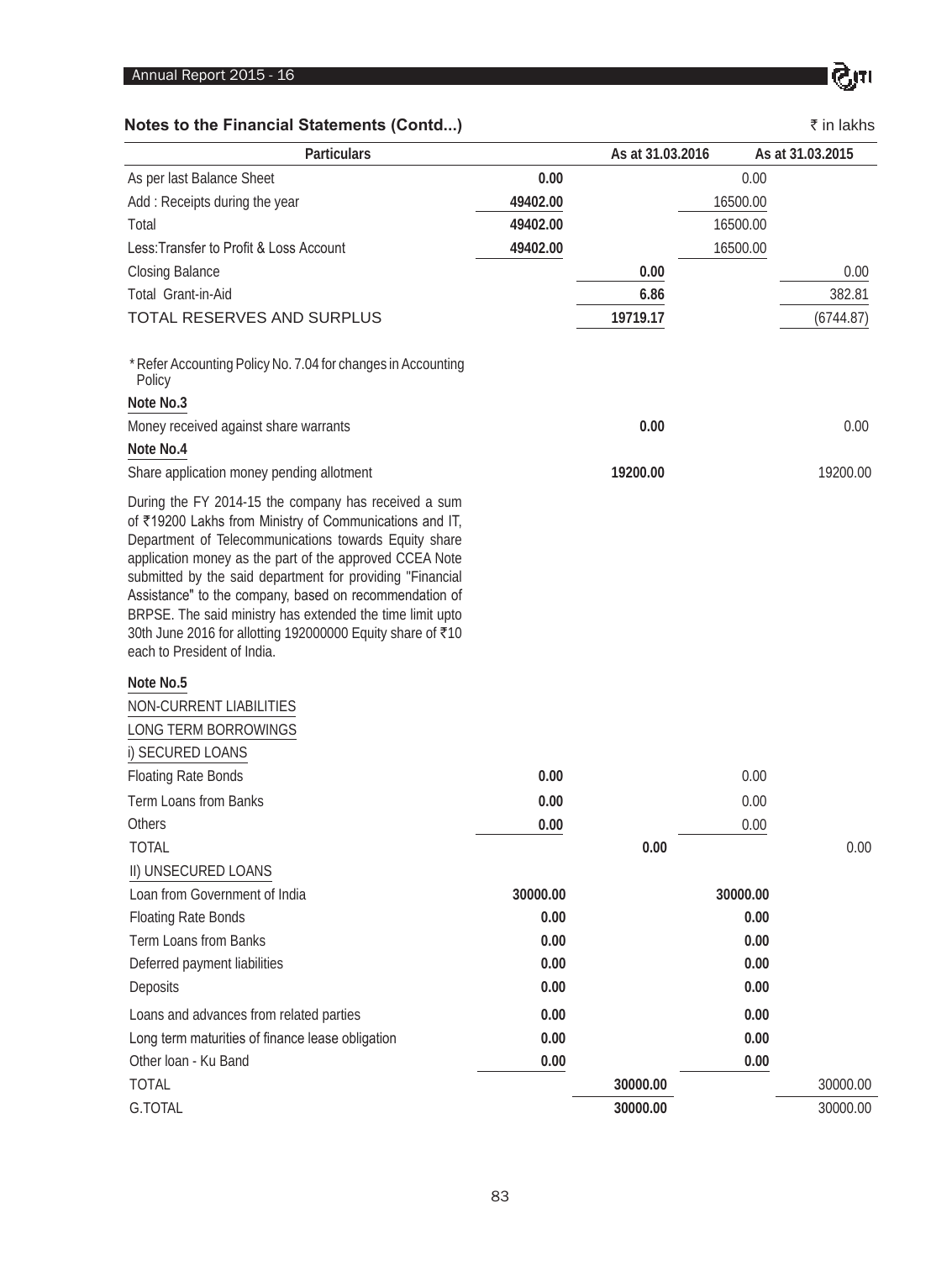## Notes to the Financial Statements (Contd...)

₹ in lakhs

| Particulars | | As at 31.03.2016 | | As at 31.03.2015 |
|---|---|---|---|---|
| As per last Balance Sheet | 0.00 | | 0.00 | |
| Add : Receipts during the year | 49402.00 | | 16500.00 | |
| Total | 49402.00 | | 16500.00 | |
| Less:Transfer to Profit & Loss Account | 49402.00 | | 16500.00 | |
| Closing Balance | | 0.00 | | 0.00 |
| Total Grant-in-Aid | | 6.86 | | 382.81 |
| TOTAL RESERVES AND SURPLUS | | 19719.17 | | (6744.87) |

* Refer Accounting Policy No. 7.04 for changes in Accounting Policy

| Particulars | | As at 31.03.2016 | | As at 31.03.2015 |
|---|---|---|---|---|
| **Note No.3** | | | | |
| Money received against share warrants | | 0.00 | | 0.00 |
| **Note No.4** | | | | |
| Share application money pending allotment | | 19200.00 | | 19200.00 |

During the FY 2014-15 the company has received a sum of ₹19200 Lakhs from Ministry of Communications and IT, Department of Telecommunications towards Equity share application money as the part of the approved CCEA Note submitted by the said department for providing "Financial Assistance" to the company, based on recommendation of BRPSE. The said ministry has extended the time limit upto 30th June 2016 for allotting 192000000 Equity share of ₹10 each to President of India.

**Note No.5**

NON-CURRENT LIABILITIES

LONG TERM BORROWINGS

| Particulars | | As at 31.03.2016 | | As at 31.03.2015 |
|---|---|---|---|---|
| i) SECURED LOANS | | | | |
| Floating Rate Bonds | 0.00 | | 0.00 | |
| Term Loans from Banks | 0.00 | | 0.00 | |
| Others | 0.00 | | 0.00 | |
| TOTAL | | 0.00 | | 0.00 |
| II) UNSECURED LOANS | | | | |
| Loan from Government of India | 30000.00 | | 30000.00 | |
| Floating Rate Bonds | 0.00 | | 0.00 | |
| Term Loans from Banks | 0.00 | | 0.00 | |
| Deferred payment liabilities | 0.00 | | 0.00 | |
| Deposits | 0.00 | | 0.00 | |
| Loans and advances from related parties | 0.00 | | 0.00 | |
| Long term maturities of finance lease obligation | 0.00 | | 0.00 | |
| Other loan - Ku Band | 0.00 | | 0.00 | |
| TOTAL | | 30000.00 | | 30000.00 |
| G.TOTAL | | 30000.00 | | 30000.00 |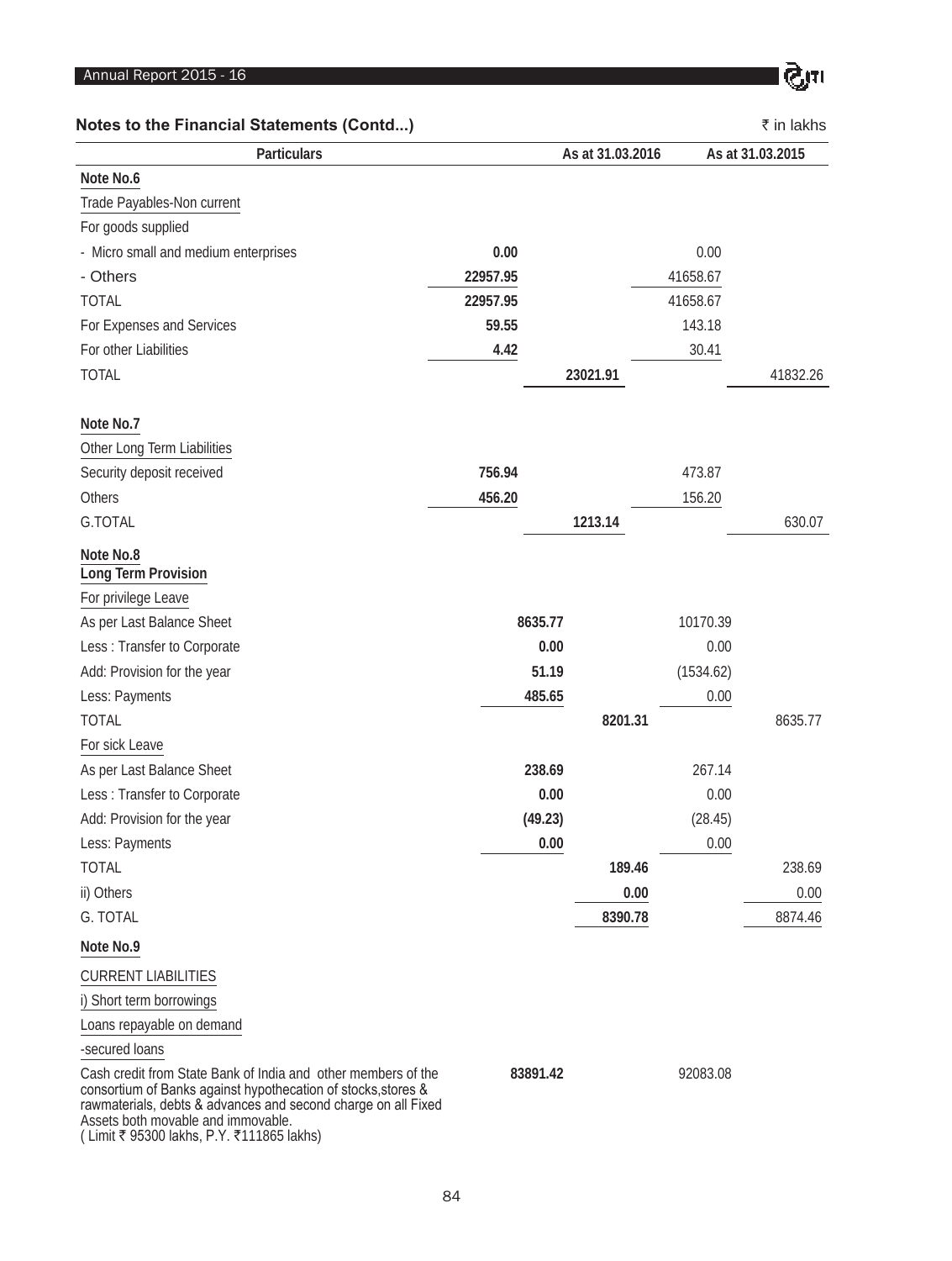## Notes to the Financial Statements (Contd...)

₹ in lakhs

| Particulars | | As at 31.03.2016 | | As at 31.03.2015 |
|---|---|---|---|---|
| **Note No.6** | | | | |
| Trade Payables-Non current | | | | |
| For goods supplied | | | | |
| - Micro small and medium enterprises | **0.00** | | 0.00 | |
| - Others | **22957.95** | | 41658.67 | |
| TOTAL | **22957.95** | | 41658.67 | |
| For Expenses and Services | **59.55** | | 143.18 | |
| For other Liabilities | **4.42** | | 30.41 | |
| TOTAL | | **23021.91** | | 41832.26 |
| **Note No.7** | | | | |
| Other Long Term Liabilities | | | | |
| Security deposit received | **756.94** | | 473.87 | |
| Others | **456.20** | | 156.20 | |
| G.TOTAL | | **1213.14** | | 630.07 |
| **Note No.8** | | | | |
| **Long Term Provision** | | | | |
| For privilege Leave | | | | |
| As per Last Balance Sheet | **8635.77** | | 10170.39 | |
| Less : Transfer to Corporate | **0.00** | | 0.00 | |
| Add: Provision for the year | **51.19** | | (1534.62) | |
| Less: Payments | **485.65** | | 0.00 | |
| TOTAL | | **8201.31** | | 8635.77 |
| For sick Leave | | | | |
| As per Last Balance Sheet | **238.69** | | 267.14 | |
| Less : Transfer to Corporate | **0.00** | | 0.00 | |
| Add: Provision for the year | **(49.23)** | | (28.45) | |
| Less: Payments | **0.00** | | 0.00 | |
| TOTAL | | **189.46** | | 238.69 |
| ii) Others | | **0.00** | | 0.00 |
| G. TOTAL | | **8390.78** | | 8874.46 |
| **Note No.9** | | | | |
| CURRENT LIABILITIES | | | | |
| i) Short term borrowings | | | | |
| Loans repayable on demand | | | | |
| -secured loans | | | | |
| Cash credit from State Bank of India and other members of the consortium of Banks against hypothecation of stocks,stores & rawmaterials, debts & advances and second charge on all Fixed Assets both movable and immovable. ( Limit ₹ 95300 lakhs, P.Y. ₹111865 lakhs) | **83891.42** | | 92083.08 | |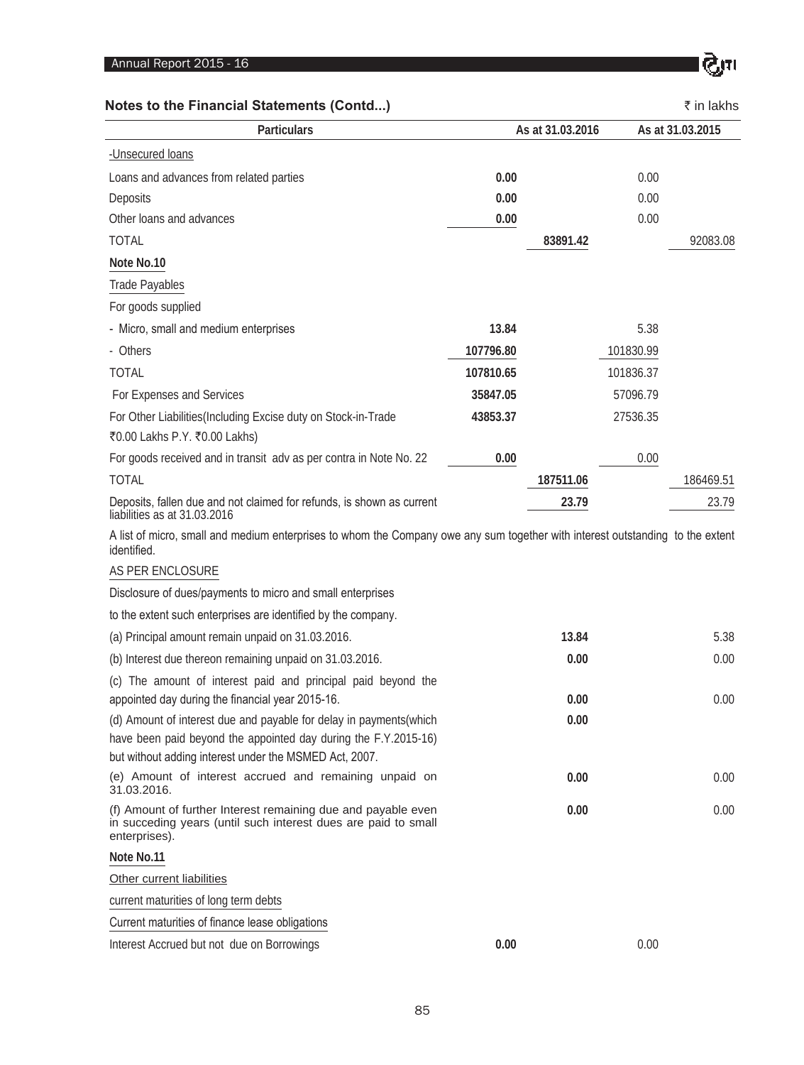## Notes to the Financial Statements (Contd...)

₹ in lakhs

| Particulars | As at 31.03.2016 | | As at 31.03.2015 | |
|---|---|---|---|---|
| -Unsecured loans | | | | |
| Loans and advances from related parties | **0.00** | | 0.00 | |
| Deposits | **0.00** | | 0.00 | |
| Other loans and advances | **0.00** | | 0.00 | |
| TOTAL | | **83891.42** | | 92083.08 |
| **Note No.10** | | | | |
| Trade Payables | | | | |
| For goods supplied | | | | |
| - Micro, small and medium enterprises | **13.84** | | 5.38 | |
| - Others | **107796.80** | | 101830.99 | |
| TOTAL | **107810.65** | | 101836.37 | |
| For Expenses and Services | **35847.05** | | 57096.79 | |
| For Other Liabilities(Including Excise duty on Stock-in-Trade ₹0.00 Lakhs P.Y. ₹0.00 Lakhs) | **43853.37** | | 27536.35 | |
| For goods received and in transit adv as per contra in Note No. 22 | **0.00** | | 0.00 | |
| TOTAL | | **187511.06** | | 186469.51 |
| Deposits, fallen due and not claimed for refunds, is shown as current liabilities as at 31.03.2016 | | **23.79** | | 23.79 |

A list of micro, small and medium enterprises to whom the Company owe any sum together with interest outstanding to the extent identified.

AS PER ENCLOSURE

Disclosure of dues/payments to micro and small enterprises

to the extent such enterprises are identified by the company.

| Particulars | As at 31.03.2016 | As at 31.03.2015 |
|---|---|---|
| (a) Principal amount remain unpaid on 31.03.2016. | **13.84** | 5.38 |
| (b) Interest due thereon remaining unpaid on 31.03.2016. | **0.00** | 0.00 |
| (c) The amount of interest paid and principal paid beyond the appointed day during the financial year 2015-16. | **0.00** | 0.00 |
| (d) Amount of interest due and payable for delay in payments(which have been paid beyond the appointed day during the F.Y.2015-16) but without adding interest under the MSMED Act, 2007. | **0.00** | |
| (e) Amount of interest accrued and remaining unpaid on 31.03.2016. | **0.00** | 0.00 |
| (f) Amount of further Interest remaining due and payable even in succeding years (until such interest dues are paid to small enterprises). | **0.00** | 0.00 |

**Note No.11**

| Particulars | As at 31.03.2016 | | As at 31.03.2015 | |
|---|---|---|---|---|
| Other current liabilities | | | | |
| current maturities of long term debts | | | | |
| Current maturities of finance lease obligations | | | | |
| Interest Accrued but not due on Borrowings | **0.00** | | 0.00 | |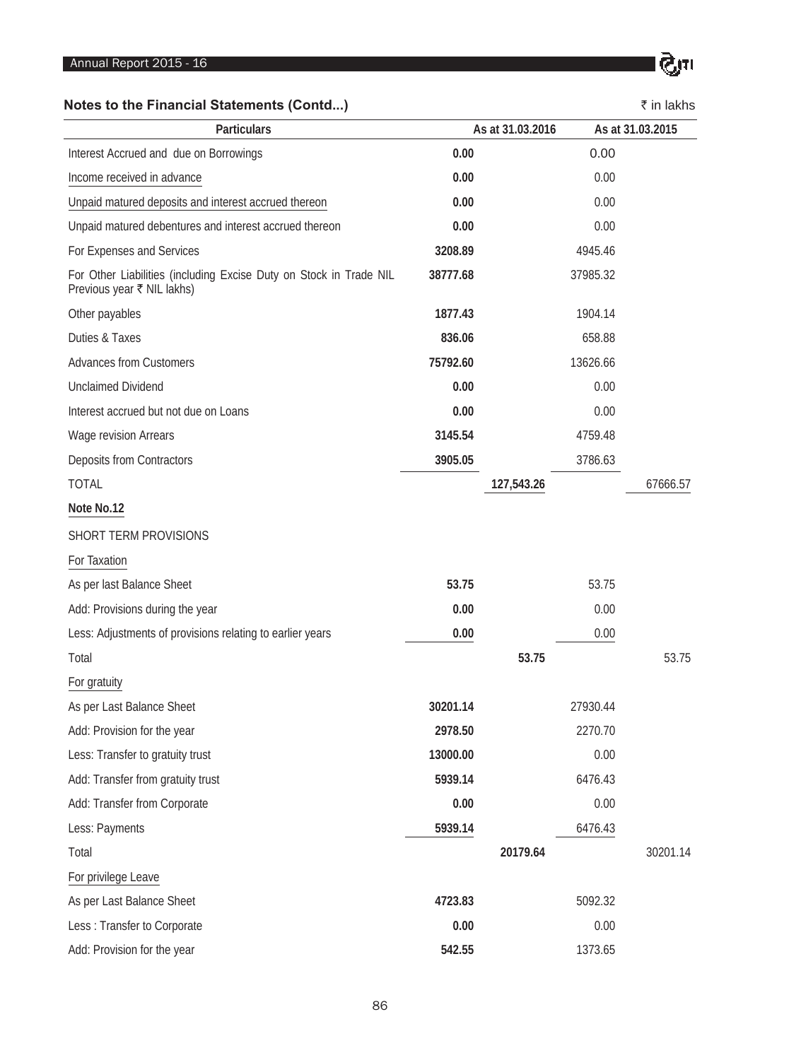## Notes to the Financial Statements (Contd...)

₹ in lakhs

| Particulars | As at 31.03.2016 | | As at 31.03.2015 | |
|---|---|---|---|---|
| Interest Accrued and due on Borrowings | **0.00** | | 0.00 | |
| Income received in advance | **0.00** | | 0.00 | |
| Unpaid matured deposits and interest accrued thereon | **0.00** | | 0.00 | |
| Unpaid matured debentures and interest accrued thereon | **0.00** | | 0.00 | |
| For Expenses and Services | **3208.89** | | 4945.46 | |
| For Other Liabilities (including Excise Duty on Stock in Trade NIL Previous year ₹ NIL lakhs) | **38777.68** | | 37985.32 | |
| Other payables | **1877.43** | | 1904.14 | |
| Duties & Taxes | **836.06** | | 658.88 | |
| Advances from Customers | **75792.60** | | 13626.66 | |
| Unclaimed Dividend | **0.00** | | 0.00 | |
| Interest accrued but not due on Loans | **0.00** | | 0.00 | |
| Wage revision Arrears | **3145.54** | | 4759.48 | |
| Deposits from Contractors | **3905.05** | | 3786.63 | |
| TOTAL | | **127,543.26** | | 67666.57 |
| **Note No.12** | | | | |
| SHORT TERM PROVISIONS | | | | |
| For Taxation | | | | |
| As per last Balance Sheet | **53.75** | | 53.75 | |
| Add: Provisions during the year | **0.00** | | 0.00 | |
| Less: Adjustments of provisions relating to earlier years | **0.00** | | 0.00 | |
| Total | | **53.75** | | 53.75 |
| For gratuity | | | | |
| As per Last Balance Sheet | **30201.14** | | 27930.44 | |
| Add: Provision for the year | **2978.50** | | 2270.70 | |
| Less: Transfer to gratuity trust | **13000.00** | | 0.00 | |
| Add: Transfer from gratuity trust | **5939.14** | | 6476.43 | |
| Add: Transfer from Corporate | **0.00** | | 0.00 | |
| Less: Payments | **5939.14** | | 6476.43 | |
| Total | | **20179.64** | | 30201.14 |
| For privilege Leave | | | | |
| As per Last Balance Sheet | **4723.83** | | 5092.32 | |
| Less : Transfer to Corporate | **0.00** | | 0.00 | |
| Add: Provision for the year | **542.55** | | 1373.65 | |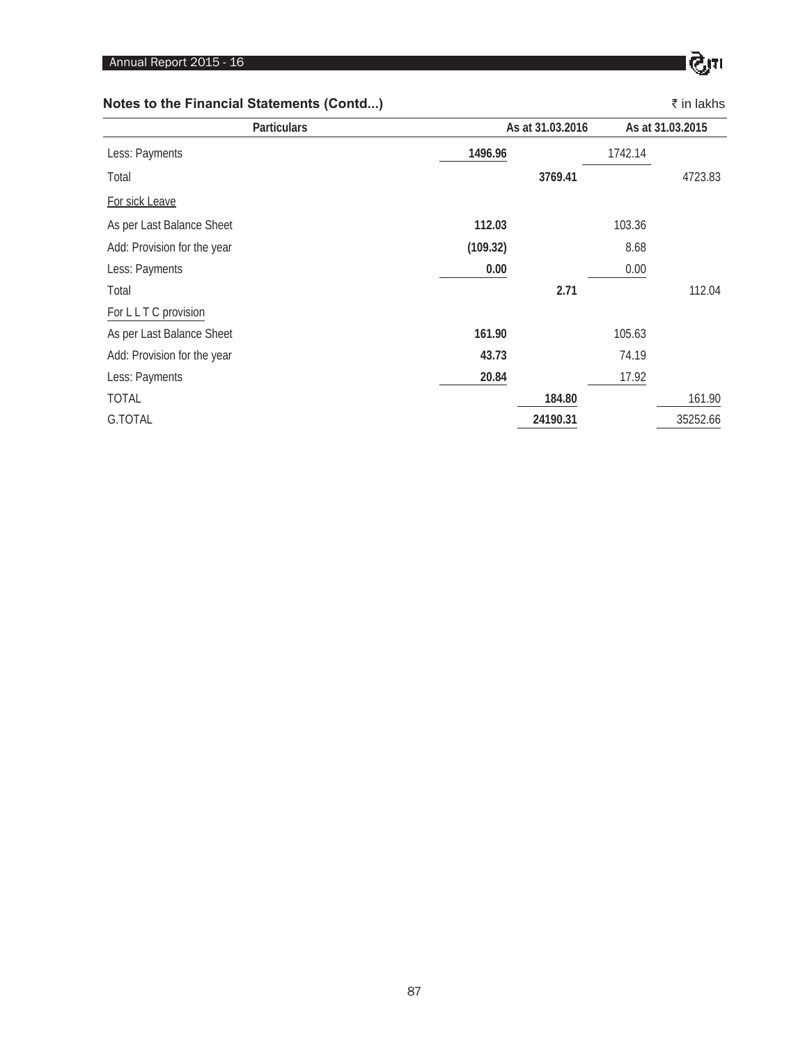## Notes to the Financial Statements (Contd...)

₹ in lakhs

| Particulars | As at 31.03.2016 | | As at 31.03.2015 | |
|---|---|---|---|---|
| Less: Payments | **1496.96** | | 1742.14 | |
| Total | | **3769.41** | | 4723.83 |
| For sick Leave | | | | |
| As per Last Balance Sheet | **112.03** | | 103.36 | |
| Add: Provision for the year | **(109.32)** | | 8.68 | |
| Less: Payments | **0.00** | | 0.00 | |
| Total | | **2.71** | | 112.04 |
| For L L T C provision | | | | |
| As per Last Balance Sheet | **161.90** | | 105.63 | |
| Add: Provision for the year | **43.73** | | 74.19 | |
| Less: Payments | **20.84** | | 17.92 | |
| TOTAL | | **184.80** | | 161.90 |
| G.TOTAL | | **24190.31** | | 35252.66 |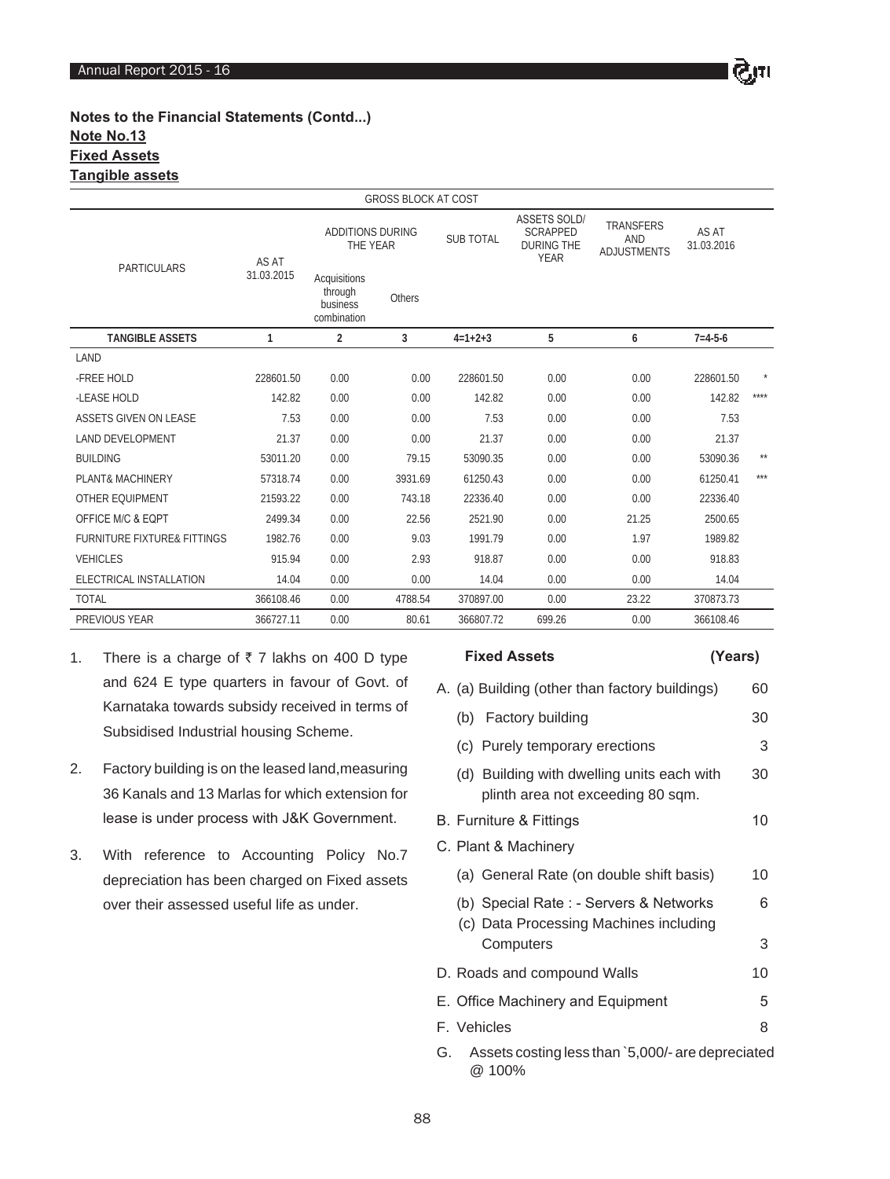**Notes to the Financial Statements (Contd...)**

**Note No.13**

**Fixed Assets**

**Tangible assets**

| PARTICULARS | GROSS BLOCK AT COST | | | | | | | |
|---|---|---|---|---|---|---|---|---|
| | AS AT 31.03.2015 | ADDITIONS DURING THE YEAR | | SUB TOTAL | ASSETS SOLD/ SCRAPPED DURING THE YEAR | TRANSFERS AND ADJUSTMENTS | AS AT 31.03.2016 | |
| | | Acquisitions through business combination | Others | | | | | |
| **TANGIBLE ASSETS** | 1 | 2 | 3 | 4=1+2+3 | 5 | 6 | 7=4-5-6 | |
| LAND | | | | | | | | |
| -FREE HOLD | 228601.50 | 0.00 | 0.00 | 228601.50 | 0.00 | 0.00 | 228601.50 | * |
| -LEASE HOLD | 142.82 | 0.00 | 0.00 | 142.82 | 0.00 | 0.00 | 142.82 | **** |
| ASSETS GIVEN ON LEASE | 7.53 | 0.00 | 0.00 | 7.53 | 0.00 | 0.00 | 7.53 | |
| LAND DEVELOPMENT | 21.37 | 0.00 | 0.00 | 21.37 | 0.00 | 0.00 | 21.37 | |
| BUILDING | 53011.20 | 0.00 | 79.15 | 53090.35 | 0.00 | 0.00 | 53090.36 | ** |
| PLANT& MACHINERY | 57318.74 | 0.00 | 3931.69 | 61250.43 | 0.00 | 0.00 | 61250.41 | *** |
| OTHER EQUIPMENT | 21593.22 | 0.00 | 743.18 | 22336.40 | 0.00 | 0.00 | 22336.40 | |
| OFFICE M/C & EQPT | 2499.34 | 0.00 | 22.56 | 2521.90 | 0.00 | 21.25 | 2500.65 | |
| FURNITURE FIXTURE& FITTINGS | 1982.76 | 0.00 | 9.03 | 1991.79 | 0.00 | 1.97 | 1989.82 | |
| VEHICLES | 915.94 | 0.00 | 2.93 | 918.87 | 0.00 | 0.00 | 918.83 | |
| ELECTRICAL INSTALLATION | 14.04 | 0.00 | 0.00 | 14.04 | 0.00 | 0.00 | 14.04 | |
| TOTAL | 366108.46 | 0.00 | 4788.54 | 370897.00 | 0.00 | 23.22 | 370873.73 | |
| PREVIOUS YEAR | 366727.11 | 0.00 | 80.61 | 366807.72 | 699.26 | 0.00 | 366108.46 | |

1. There is a charge of ₹ 7 lakhs on 400 D type and 624 E type quarters in favour of Govt. of Karnataka towards subsidy received in terms of Subsidised Industrial housing Scheme.

2. Factory building is on the leased land,measuring 36 Kanals and 13 Marlas for which extension for lease is under process with J&K Government.

3. With reference to Accounting Policy No.7 depreciation has been charged on Fixed assets over their assessed useful life as under.

| **Fixed Assets** | **(Years)** |
|---|---|
| A. (a) Building (other than factory buildings) | 60 |
| (b) Factory building | 30 |
| (c) Purely temporary erections | 3 |
| (d) Building with dwelling units each with plinth area not exceeding 80 sqm. | 30 |
| B. Furniture & Fittings | 10 |
| C. Plant & Machinery | |
| (a) General Rate (on double shift basis) | 10 |
| (b) Special Rate : - Servers & Networks | 6 |
| (c) Data Processing Machines including Computers | 3 |
| D. Roads and compound Walls | 10 |
| E. Office Machinery and Equipment | 5 |
| F. Vehicles | 8 |
| G. Assets costing less than `5,000/- are depreciated @ 100% | |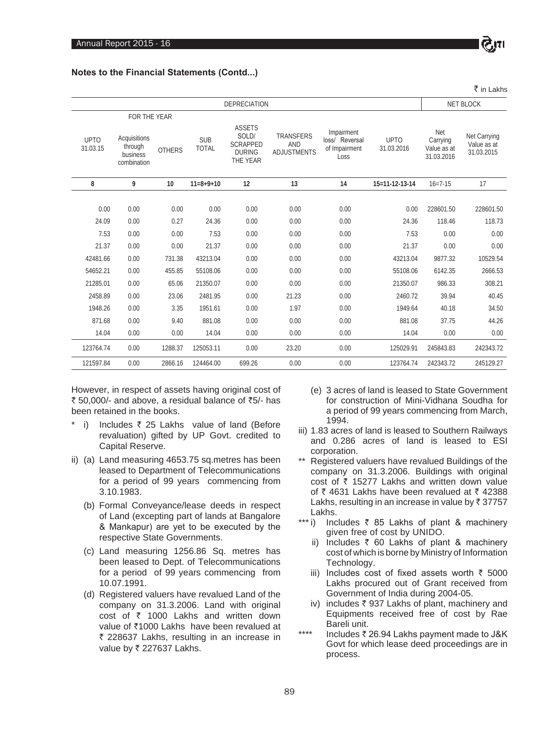## Notes to the Financial Statements (Contd...)

₹ in Lakhs

| DEPRECIATION | | | | | | | | NET BLOCK | |
|---|---|---|---|---|---|---|---|---|---|
| | FOR THE YEAR | | | | | | | | |
| UPTO 31.03.15 | Acquisitions through business combination | OTHERS | SUB TOTAL | ASSETS SOLD/ SCRAPPED DURING THE YEAR | TRANSFERS AND ADJUSTMENTS | Impairment loss/ Reversal of Impairment Loss | UPTO 31.03.2016 | Net Carrying Value as at 31.03.2016 | Net Carrying Value as at 31.03.2015 |
| 8 | 9 | 10 | 11=8+9+10 | 12 | 13 | 14 | 15=11-12-13-14 | 16=7-15 | 17 |
| 0.00 | 0.00 | 0.00 | 0.00 | 0.00 | 0.00 | 0.00 | 0.00 | 228601.50 | 228601.50 |
| 24.09 | 0.00 | 0.27 | 24.36 | 0.00 | 0.00 | 0.00 | 24.36 | 118.46 | 118.73 |
| 7.53 | 0.00 | 0.00 | 7.53 | 0.00 | 0.00 | 0.00 | 7.53 | 0.00 | 0.00 |
| 21.37 | 0.00 | 0.00 | 21.37 | 0.00 | 0.00 | 0.00 | 21.37 | 0.00 | 0.00 |
| 42481.66 | 0.00 | 731.38 | 43213.04 | 0.00 | 0.00 | 0.00 | 43213.04 | 9877.32 | 10529.54 |
| 54652.21 | 0.00 | 455.85 | 55108.06 | 0.00 | 0.00 | 0.00 | 55108.06 | 6142.35 | 2666.53 |
| 21285.01 | 0.00 | 65.06 | 21350.07 | 0.00 | 0.00 | 0.00 | 21350.07 | 986.33 | 308.21 |
| 2458.89 | 0.00 | 23.06 | 2481.95 | 0.00 | 21.23 | 0.00 | 2460.72 | 39.94 | 40.45 |
| 1948.26 | 0.00 | 3.35 | 1951.61 | 0.00 | 1.97 | 0.00 | 1949.64 | 40.18 | 34.50 |
| 871.68 | 0.00 | 9.40 | 881.08 | 0.00 | 0.00 | 0.00 | 881.08 | 37.75 | 44.26 |
| 14.04 | 0.00 | 0.00 | 14.04 | 0.00 | 0.00 | 0.00 | 14.04 | 0.00 | 0.00 |
| 123764.74 | 0.00 | 1288.37 | 125053.11 | 0.00 | 23.20 | 0.00 | 125029.91 | 245843.83 | 242343.72 |
| 121597.84 | 0.00 | 2866.16 | 124464.00 | 699.26 | 0.00 | 0.00 | 123764.74 | 242343.72 | 245129.27 |

However, in respect of assets having original cost of ₹ 50,000/- and above, a residual balance of ₹5/- has been retained in the books.

\* i) Includes ₹ 25 Lakhs value of land (Before revaluation) gifted by UP Govt. credited to Capital Reserve.

ii) (a) Land measuring 4653.75 sq.metres has been leased to Department of Telecommunications for a period of 99 years commencing from 3.10.1983.

(b) Formal Conveyance/lease deeds in respect of Land (excepting part of lands at Bangalore & Mankapur) are yet to be executed by the respective State Governments.

(c) Land measuring 1256.86 Sq. metres has been leased to Dept. of Telecommunications for a period of 99 years commencing from 10.07.1991.

(d) Registered valuers have revalued Land of the company on 31.3.2006. Land with original cost of ₹ 1000 Lakhs and written down value of ₹1000 Lakhs have been revalued at ₹ 228637 Lakhs, resulting in an increase in value by ₹ 227637 Lakhs.

(e) 3 acres of land is leased to State Government for construction of Mini-Vidhana Soudha for a period of 99 years commencing from March, 1994.

iii) 1.83 acres of land is leased to Southern Railways and 0.286 acres of land is leased to ESI corporation.

** Registered valuers have revalued Buildings of the company on 31.3.2006. Buildings with original cost of ₹ 15277 Lakhs and written down value of ₹ 4631 Lakhs have been revalued at ₹ 42388 Lakhs, resulting in an increase in value by ₹ 37757 Lakhs.

*** i) Includes ₹ 85 Lakhs of plant & machinery given free of cost by UNIDO.

ii) Includes ₹ 60 Lakhs of plant & machinery cost of which is borne by Ministry of Information Technology.

iii) Includes cost of fixed assets worth ₹ 5000 Lakhs procured out of Grant received from Government of India during 2004-05.

iv) includes ₹ 937 Lakhs of plant, machinery and Equipments received free of cost by Rae Bareli unit.

**** Includes ₹ 26.94 Lakhs payment made to J&K Govt for which lease deed proceedings are in process.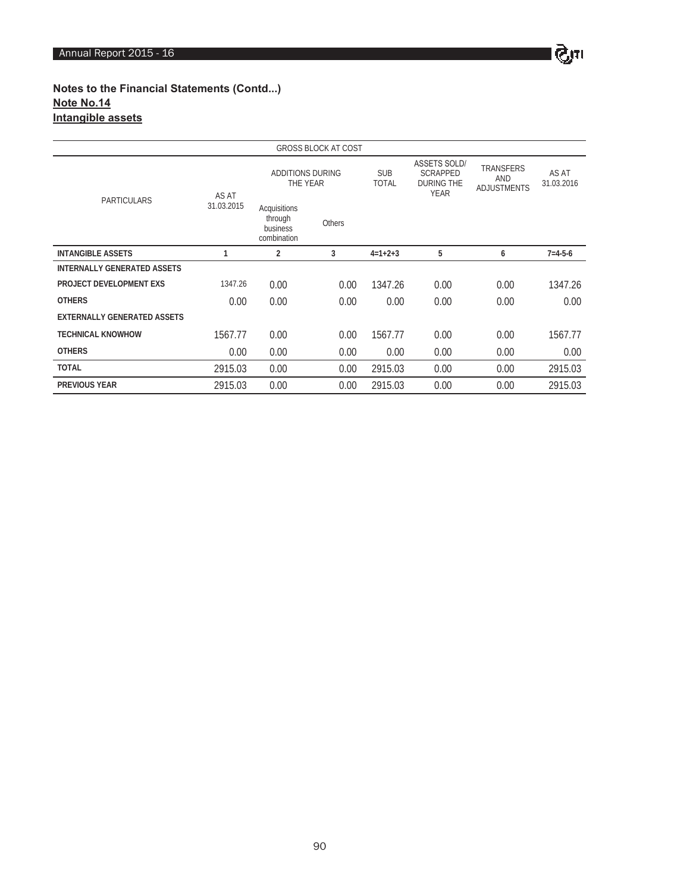**Notes to the Financial Statements (Contd...)**

**Note No.14**

**Intangible assets**

| PARTICULARS | GROSS BLOCK AT COST | | | | | | |
|---|---|---|---|---|---|---|---|
| | AS AT 31.03.2015 | ADDITIONS DURING THE YEAR | | SUB TOTAL | ASSETS SOLD/ SCRAPPED DURING THE YEAR | TRANSFERS AND ADJUSTMENTS | AS AT 31.03.2016 |
| | | Acquisitions through business combination | Others | | | | |
| **INTANGIBLE ASSETS** | 1 | 2 | 3 | 4=1+2+3 | 5 | 6 | 7=4-5-6 |
| **INTERNALLY GENERATED ASSETS** | | | | | | | |
| **PROJECT DEVELOPMENT EXS** | 1347.26 | 0.00 | 0.00 | 1347.26 | 0.00 | 0.00 | 1347.26 |
| **OTHERS** | 0.00 | 0.00 | 0.00 | 0.00 | 0.00 | 0.00 | 0.00 |
| **EXTERNALLY GENERATED ASSETS** | | | | | | | |
| **TECHNICAL KNOWHOW** | 1567.77 | 0.00 | 0.00 | 1567.77 | 0.00 | 0.00 | 1567.77 |
| **OTHERS** | 0.00 | 0.00 | 0.00 | 0.00 | 0.00 | 0.00 | 0.00 |
| **TOTAL** | 2915.03 | 0.00 | 0.00 | 2915.03 | 0.00 | 0.00 | 2915.03 |
| **PREVIOUS YEAR** | 2915.03 | 0.00 | 0.00 | 2915.03 | 0.00 | 0.00 | 2915.03 |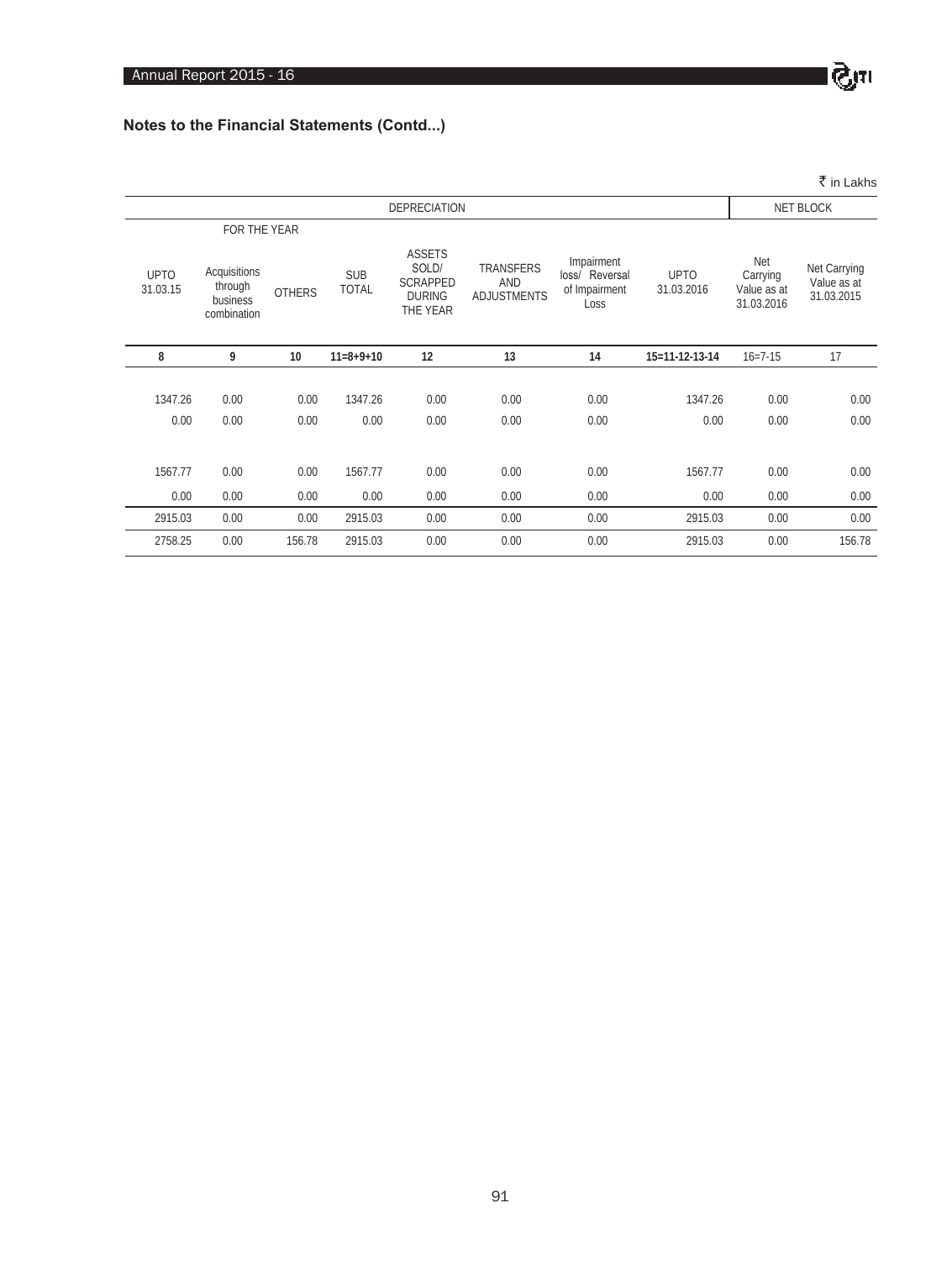## Notes to the Financial Statements (Contd...)

₹ in Lakhs

| DEPRECIATION | | | | | | | | NET BLOCK | |
|---|---|---|---|---|---|---|---|---|---|
| | FOR THE YEAR | | | | | | | | |
| UPTO 31.03.15 | Acquisitions through business combination | OTHERS | SUB TOTAL | ASSETS SOLD/ SCRAPPED DURING THE YEAR | TRANSFERS AND ADJUSTMENTS | Impairment loss/ Reversal of Impairment Loss | UPTO 31.03.2016 | Net Carrying Value as at 31.03.2016 | Net Carrying Value as at 31.03.2015 |
| **8** | **9** | **10** | **11=8+9+10** | **12** | **13** | **14** | **15=11-12-13-14** | 16=7-15 | 17 |
| 1347.26 | 0.00 | 0.00 | 1347.26 | 0.00 | 0.00 | 0.00 | 1347.26 | 0.00 | 0.00 |
| 0.00 | 0.00 | 0.00 | 0.00 | 0.00 | 0.00 | 0.00 | 0.00 | 0.00 | 0.00 |
| 1567.77 | 0.00 | 0.00 | 1567.77 | 0.00 | 0.00 | 0.00 | 1567.77 | 0.00 | 0.00 |
| 0.00 | 0.00 | 0.00 | 0.00 | 0.00 | 0.00 | 0.00 | 0.00 | 0.00 | 0.00 |
| 2915.03 | 0.00 | 0.00 | 2915.03 | 0.00 | 0.00 | 0.00 | 2915.03 | 0.00 | 0.00 |
| 2758.25 | 0.00 | 156.78 | 2915.03 | 0.00 | 0.00 | 0.00 | 2915.03 | 0.00 | 156.78 |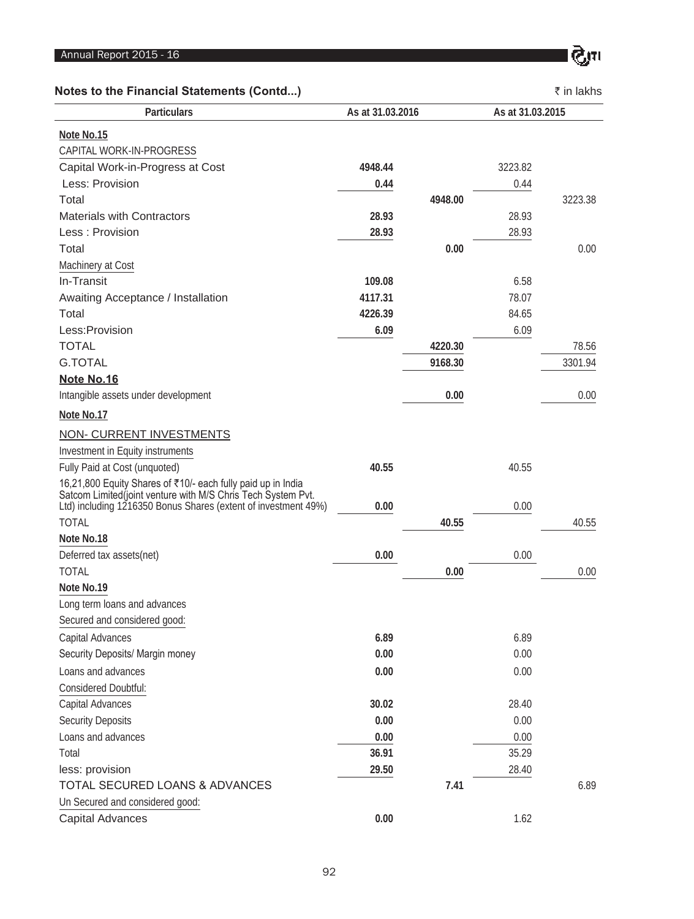## Notes to the Financial Statements (Contd...)

₹ in lakhs

| Particulars | As at 31.03.2016 | | As at 31.03.2015 | |
|---|---|---|---|---|
| **Note No.15** | | | | |
| CAPITAL WORK-IN-PROGRESS | | | | |
| Capital Work-in-Progress at Cost | **4948.44** | | 3223.82 | |
| Less: Provision | **0.44** | | 0.44 | |
| Total | | **4948.00** | | 3223.38 |
| Materials with Contractors | **28.93** | | 28.93 | |
| Less : Provision | **28.93** | | 28.93 | |
| Total | | **0.00** | | 0.00 |
| Machinery at Cost | | | | |
| In-Transit | **109.08** | | 6.58 | |
| Awaiting Acceptance / Installation | **4117.31** | | 78.07 | |
| Total | **4226.39** | | 84.65 | |
| Less:Provision | **6.09** | | 6.09 | |
| TOTAL | | **4220.30** | | 78.56 |
| G.TOTAL | | **9168.30** | | 3301.94 |
| **Note No.16** | | | | |
| Intangible assets under development | | **0.00** | | 0.00 |
| **Note No.17** | | | | |
| NON- CURRENT INVESTMENTS | | | | |
| Investment in Equity instruments | | | | |
| Fully Paid at Cost (unquoted) | **40.55** | | 40.55 | |
| 16,21,800 Equity Shares of ₹10/- each fully paid up in India Satcom Limited(joint venture with M/S Chris Tech System Pvt. Ltd) including 1216350 Bonus Shares (extent of investment 49%) | **0.00** | | 0.00 | |
| TOTAL | | **40.55** | | 40.55 |
| **Note No.18** | | | | |
| Deferred tax assets(net) | **0.00** | | 0.00 | |
| TOTAL | | **0.00** | | 0.00 |
| **Note No.19** | | | | |
| Long term loans and advances | | | | |
| Secured and considered good: | | | | |
| Capital Advances | **6.89** | | 6.89 | |
| Security Deposits/ Margin money | **0.00** | | 0.00 | |
| Loans and advances | **0.00** | | 0.00 | |
| Considered Doubtful: | | | | |
| Capital Advances | **30.02** | | 28.40 | |
| Security Deposits | **0.00** | | 0.00 | |
| Loans and advances | **0.00** | | 0.00 | |
| Total | **36.91** | | 35.29 | |
| less: provision | **29.50** | | 28.40 | |
| TOTAL SECURED LOANS & ADVANCES | | **7.41** | | 6.89 |
| Un Secured and considered good: | | | | |
| Capital Advances | **0.00** | | 1.62 | |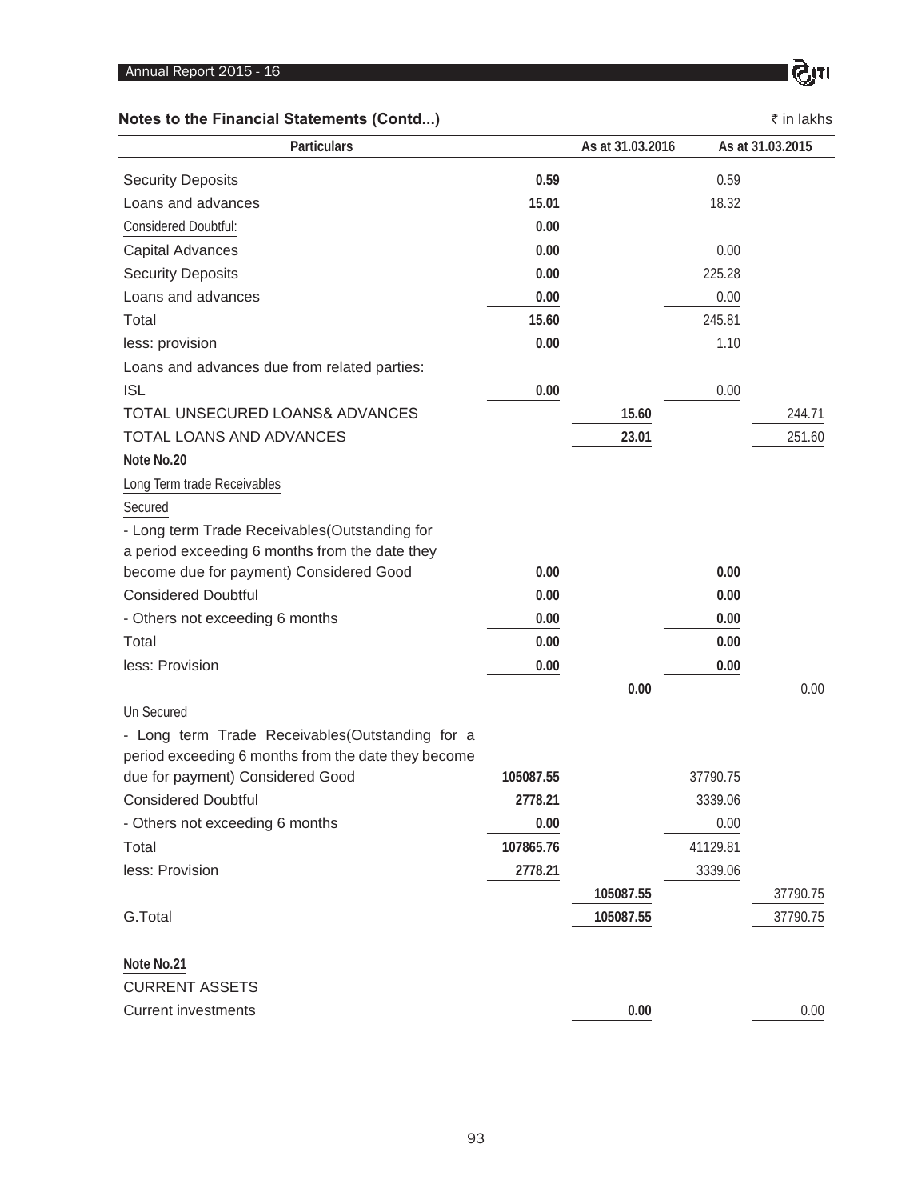## Notes to the Financial Statements (Contd...)

₹ in lakhs

| Particulars | As at 31.03.2016 | | As at 31.03.2015 | |
|---|---|---|---|---|
| Security Deposits | **0.59** | | 0.59 | |
| Loans and advances | **15.01** | | 18.32 | |
| Considered Doubtful: | **0.00** | | | |
| Capital Advances | **0.00** | | 0.00 | |
| Security Deposits | **0.00** | | 225.28 | |
| Loans and advances | **0.00** | | 0.00 | |
| Total | **15.60** | | 245.81 | |
| less: provision | **0.00** | | 1.10 | |
| Loans and advances due from related parties: | | | | |
| ISL | **0.00** | | 0.00 | |
| TOTAL UNSECURED LOANS& ADVANCES | | **15.60** | | 244.71 |
| TOTAL LOANS AND ADVANCES | | **23.01** | | 251.60 |
| **Note No.20** | | | | |
| Long Term trade Receivables | | | | |
| Secured | | | | |
| - Long term Trade Receivables(Outstanding for a period exceeding 6 months from the date they become due for payment) Considered Good | **0.00** | | **0.00** | |
| Considered Doubtful | **0.00** | | **0.00** | |
| - Others not exceeding 6 months | **0.00** | | **0.00** | |
| Total | **0.00** | | **0.00** | |
| less: Provision | **0.00** | | **0.00** | |
| | | **0.00** | | 0.00 |
| Un Secured | | | | |
| - Long term Trade Receivables(Outstanding for a period exceeding 6 months from the date they become due for payment) Considered Good | **105087.55** | | 37790.75 | |
| Considered Doubtful | **2778.21** | | 3339.06 | |
| - Others not exceeding 6 months | **0.00** | | 0.00 | |
| Total | **107865.76** | | 41129.81 | |
| less: Provision | **2778.21** | | 3339.06 | |
| | | **105087.55** | | 37790.75 |
| G.Total | | **105087.55** | | 37790.75 |
| **Note No.21** | | | | |
| CURRENT ASSETS | | | | |
| Current investments | | **0.00** | | 0.00 |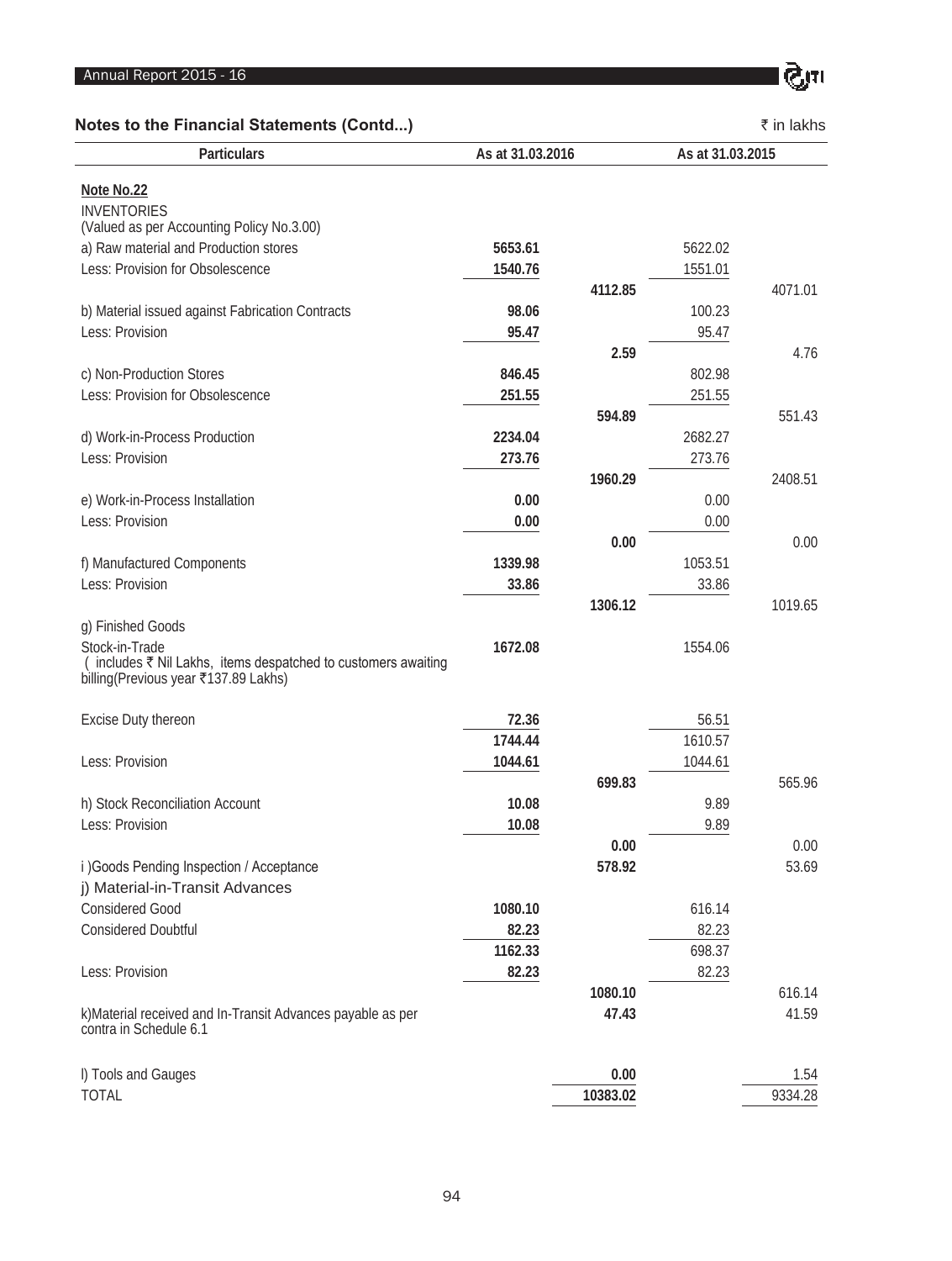## Notes to the Financial Statements (Contd...)

₹ in lakhs

| Particulars | As at 31.03.2016 | | As at 31.03.2015 | |
|---|---|---|---|---|
| **Note No.22** | | | | |
| INVENTORIES<br>(Valued as per Accounting Policy No.3.00) | | | | |
| a) Raw material and Production stores | **5653.61** | | 5622.02 | |
| Less: Provision for Obsolescence | **1540.76** | | 1551.01 | |
| | | **4112.85** | | 4071.01 |
| b) Material issued against Fabrication Contracts | **98.06** | | 100.23 | |
| Less: Provision | **95.47** | | 95.47 | |
| | | **2.59** | | 4.76 |
| c) Non-Production Stores | **846.45** | | 802.98 | |
| Less: Provision for Obsolescence | **251.55** | | 251.55 | |
| | | **594.89** | | 551.43 |
| d) Work-in-Process Production | **2234.04** | | 2682.27 | |
| Less: Provision | **273.76** | | 273.76 | |
| | | **1960.29** | | 2408.51 |
| e) Work-in-Process Installation | **0.00** | | 0.00 | |
| Less: Provision | **0.00** | | 0.00 | |
| | | **0.00** | | 0.00 |
| f) Manufactured Components | **1339.98** | | 1053.51 | |
| Less: Provision | **33.86** | | 33.86 | |
| | | **1306.12** | | 1019.65 |
| g) Finished Goods | | | | |
| Stock-in-Trade<br>( includes ₹ Nil Lakhs, items despatched to customers awaiting billing(Previous year ₹137.89 Lakhs) | **1672.08** | | 1554.06 | |
| Excise Duty thereon | **72.36** | | 56.51 | |
| | **1744.44** | | 1610.57 | |
| Less: Provision | **1044.61** | | 1044.61 | |
| | | **699.83** | | 565.96 |
| h) Stock Reconciliation Account | **10.08** | | 9.89 | |
| Less: Provision | **10.08** | | 9.89 | |
| | | **0.00** | | 0.00 |
| i )Goods Pending Inspection / Acceptance | | **578.92** | | 53.69 |
| j) Material-in-Transit Advances | | | | |
| Considered Good | **1080.10** | | 616.14 | |
| Considered Doubtful | **82.23** | | 82.23 | |
| | **1162.33** | | 698.37 | |
| Less: Provision | **82.23** | | 82.23 | |
| | | **1080.10** | | 616.14 |
| k)Material received and In-Transit Advances payable as per contra in Schedule 6.1 | | **47.43** | | 41.59 |
| l) Tools and Gauges | | **0.00** | | 1.54 |
| TOTAL | | **10383.02** | | 9334.28 |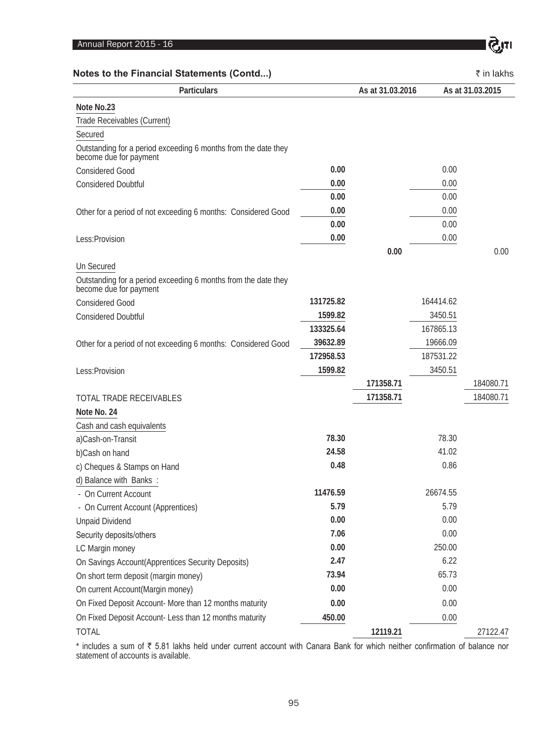## Notes to the Financial Statements (Contd...)

₹ in lakhs

| Particulars | | As at 31.03.2016 | | As at 31.03.2015 |
|---|---|---|---|---|
| **Note No.23** | | | | |
| Trade Receivables (Current) | | | | |
| Secured | | | | |
| Outstanding for a period exceeding 6 months from the date they become due for payment | | | | |
| Considered Good | **0.00** | | 0.00 | |
| Considered Doubtful | **0.00** | | 0.00 | |
| | **0.00** | | 0.00 | |
| Other for a period of not exceeding 6 months: Considered Good | **0.00** | | 0.00 | |
| | **0.00** | | 0.00 | |
| Less:Provision | **0.00** | | 0.00 | |
| | | **0.00** | | 0.00 |
| Un Secured | | | | |
| Outstanding for a period exceeding 6 months from the date they become due for payment | | | | |
| Considered Good | **131725.82** | | 164414.62 | |
| Considered Doubtful | **1599.82** | | 3450.51 | |
| | **133325.64** | | 167865.13 | |
| Other for a period of not exceeding 6 months: Considered Good | **39632.89** | | 19666.09 | |
| | **172958.53** | | 187531.22 | |
| Less:Provision | **1599.82** | | 3450.51 | |
| | | **171358.71** | | 184080.71 |
| TOTAL TRADE RECEIVABLES | | **171358.71** | | 184080.71 |
| **Note No. 24** | | | | |
| Cash and cash equivalents | | | | |
| a)Cash-on-Transit | **78.30** | | 78.30 | |
| b)Cash on hand | **24.58** | | 41.02 | |
| c) Cheques & Stamps on Hand | **0.48** | | 0.86 | |
| d) Balance with Banks : | | | | |
| - On Current Account | **11476.59** | | 26674.55 | |
| - On Current Account (Apprentices) | **5.79** | | 5.79 | |
| Unpaid Dividend | **0.00** | | 0.00 | |
| Security deposits/others | **7.06** | | 0.00 | |
| LC Margin money | **0.00** | | 250.00 | |
| On Savings Account(Apprentices Security Deposits) | **2.47** | | 6.22 | |
| On short term deposit (margin money) | **73.94** | | 65.73 | |
| On current Account(Margin money) | **0.00** | | 0.00 | |
| On Fixed Deposit Account- More than 12 months maturity | **0.00** | | 0.00 | |
| On Fixed Deposit Account- Less than 12 months maturity | **450.00** | | 0.00 | |
| TOTAL | | **12119.21** | | 27122.47 |

* includes a sum of ₹ 5.81 lakhs held under current account with Canara Bank for which neither confirmation of balance nor statement of accounts is available.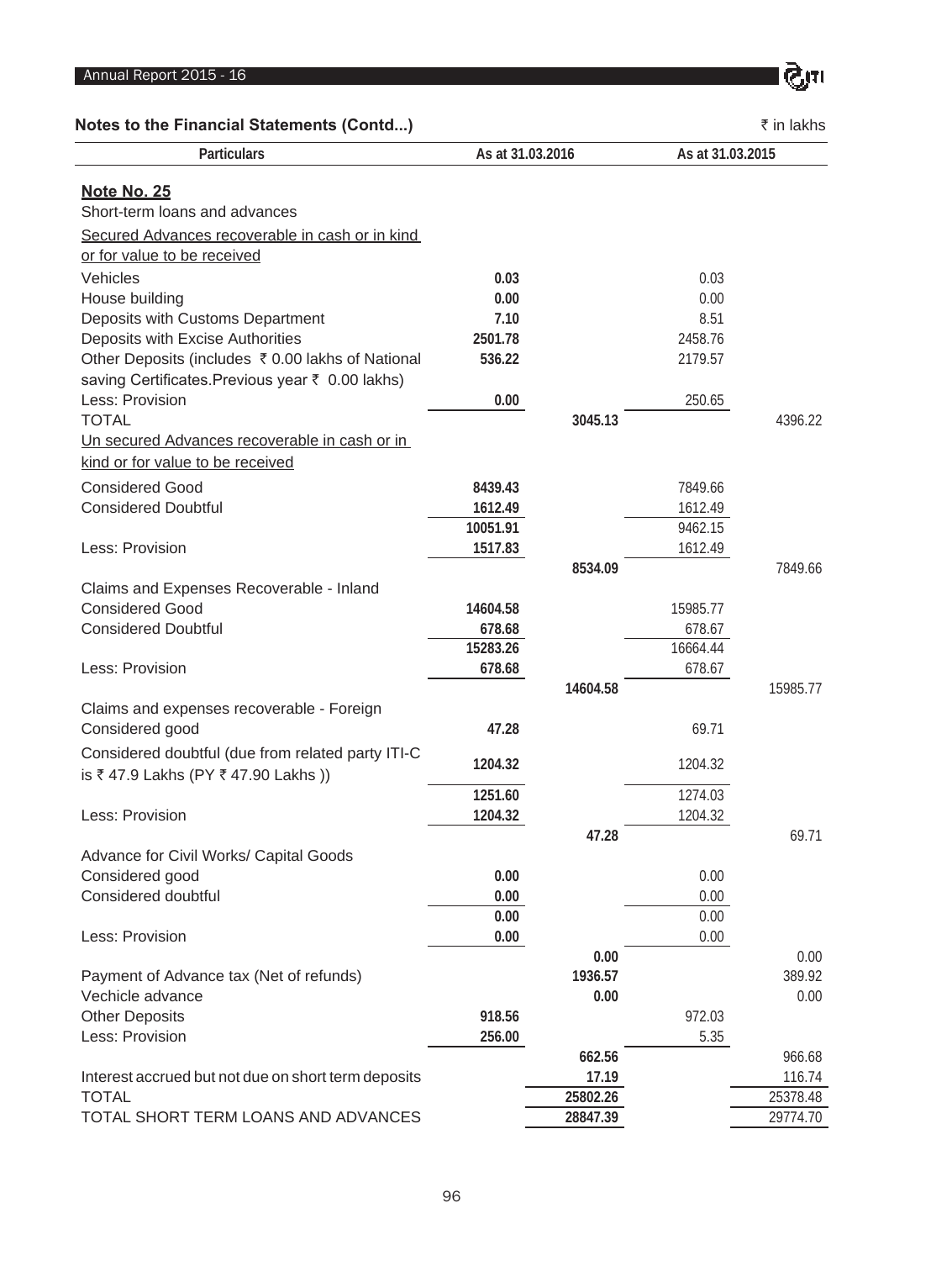## Notes to the Financial Statements (Contd...)

₹ in lakhs

| Particulars | As at 31.03.2016 | | As at 31.03.2015 | |
|---|---|---|---|---|
| **Note No. 25** | | | | |
| Short-term loans and advances | | | | |
| Secured Advances recoverable in cash or in kind or for value to be received | | | | |
| Vehicles | 0.03 | | 0.03 | |
| House building | 0.00 | | 0.00 | |
| Deposits with Customs Department | 7.10 | | 8.51 | |
| Deposits with Excise Authorities | 2501.78 | | 2458.76 | |
| Other Deposits (includes ₹ 0.00 lakhs of National saving Certificates.Previous year ₹ 0.00 lakhs) | 536.22 | | 2179.57 | |
| Less: Provision | 0.00 | | 250.65 | |
| TOTAL | | 3045.13 | | 4396.22 |
| Un secured Advances recoverable in cash or in kind or for value to be received | | | | |
| Considered Good | 8439.43 | | 7849.66 | |
| Considered Doubtful | 1612.49 | | 1612.49 | |
| | 10051.91 | | 9462.15 | |
| Less: Provision | 1517.83 | | 1612.49 | |
| | | 8534.09 | | 7849.66 |
| Claims and Expenses Recoverable - Inland | | | | |
| Considered Good | 14604.58 | | 15985.77 | |
| Considered Doubtful | 678.68 | | 678.67 | |
| | 15283.26 | | 16664.44 | |
| Less: Provision | 678.68 | | 678.67 | |
| | | 14604.58 | | 15985.77 |
| Claims and expenses recoverable - Foreign | | | | |
| Considered good | 47.28 | | 69.71 | |
| Considered doubtful (due from related party ITI-C is ₹ 47.9 Lakhs (PY ₹ 47.90 Lakhs )) | 1204.32 | | 1204.32 | |
| | 1251.60 | | 1274.03 | |
| Less: Provision | 1204.32 | | 1204.32 | |
| | | 47.28 | | 69.71 |
| Advance for Civil Works/ Capital Goods | | | | |
| Considered good | 0.00 | | 0.00 | |
| Considered doubtful | 0.00 | | 0.00 | |
| | 0.00 | | 0.00 | |
| Less: Provision | 0.00 | | 0.00 | |
| | | 0.00 | | 0.00 |
| Payment of Advance tax (Net of refunds) | | 1936.57 | | 389.92 |
| Vechicle advance | | 0.00 | | 0.00 |
| Other Deposits | 918.56 | | 972.03 | |
| Less: Provision | 256.00 | | 5.35 | |
| | | 662.56 | | 966.68 |
| Interest accrued but not due on short term deposits | | 17.19 | | 116.74 |
| TOTAL | | 25802.26 | | 25378.48 |
| TOTAL SHORT TERM LOANS AND ADVANCES | | 28847.39 | | 29774.70 |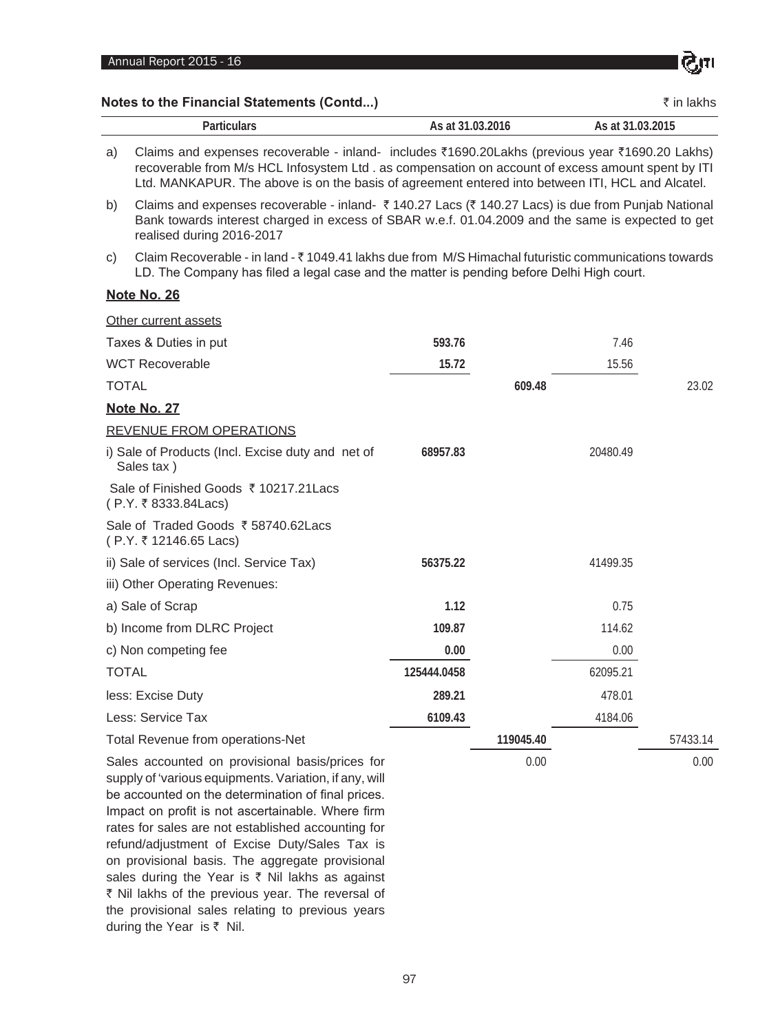## Notes to the Financial Statements (Contd...)

₹ in lakhs

| Particulars | As at 31.03.2016 | | As at 31.03.2015 | |
|---|---|---|---|---|

a) Claims and expenses recoverable - inland- includes ₹1690.20Lakhs (previous year ₹1690.20 Lakhs) recoverable from M/s HCL Infosystem Ltd . as compensation on account of excess amount spent by ITI Ltd. MANKAPUR. The above is on the basis of agreement entered into between ITI, HCL and Alcatel.

b) Claims and expenses recoverable - inland- ₹ 140.27 Lacs (₹ 140.27 Lacs) is due from Punjab National Bank towards interest charged in excess of SBAR w.e.f. 01.04.2009 and the same is expected to get realised during 2016-2017

c) Claim Recoverable - in land - ₹ 1049.41 lakhs due from M/S Himachal futuristic communications towards LD. The Company has filed a legal case and the matter is pending before Delhi High court.

### Note No. 26

| Other current assets | | | | |
|---|---|---|---|---|
| Taxes & Duties in put | **593.76** | | 7.46 | |
| WCT Recoverable | **15.72** | | 15.56 | |
| TOTAL | | **609.48** | | 23.02 |

### Note No. 27

| REVENUE FROM OPERATIONS | | | | |
|---|---|---|---|---|
| i) Sale of Products (Incl. Excise duty and net of Sales tax ) | **68957.83** | | 20480.49 | |
| Sale of Finished Goods ₹ 10217.21Lacs ( P.Y. ₹ 8333.84Lacs) | | | | |
| Sale of Traded Goods ₹ 58740.62Lacs ( P.Y. ₹ 12146.65 Lacs) | | | | |
| ii) Sale of services (Incl. Service Tax) | **56375.22** | | 41499.35 | |
| iii) Other Operating Revenues: | | | | |
| a) Sale of Scrap | **1.12** | | 0.75 | |
| b) Income from DLRC Project | **109.87** | | 114.62 | |
| c) Non competing fee | **0.00** | | 0.00 | |
| TOTAL | **125444.0458** | | 62095.21 | |
| less: Excise Duty | **289.21** | | 478.01 | |
| Less: Service Tax | **6109.43** | | 4184.06 | |
| Total Revenue from operations-Net | | **119045.40** | | 57433.14 |
| Sales accounted on provisional basis/prices for supply of 'various equipments. Variation, if any, will be accounted on the determination of final prices. Impact on profit is not ascertainable. Where firm rates for sales are not established accounting for refund/adjustment of Excise Duty/Sales Tax is on provisional basis. The aggregate provisional sales during the Year is ₹ Nil lakhs as against ₹ Nil lakhs of the previous year. The reversal of the provisional sales relating to previous years during the Year is ₹ Nil. | | 0.00 | | 0.00 |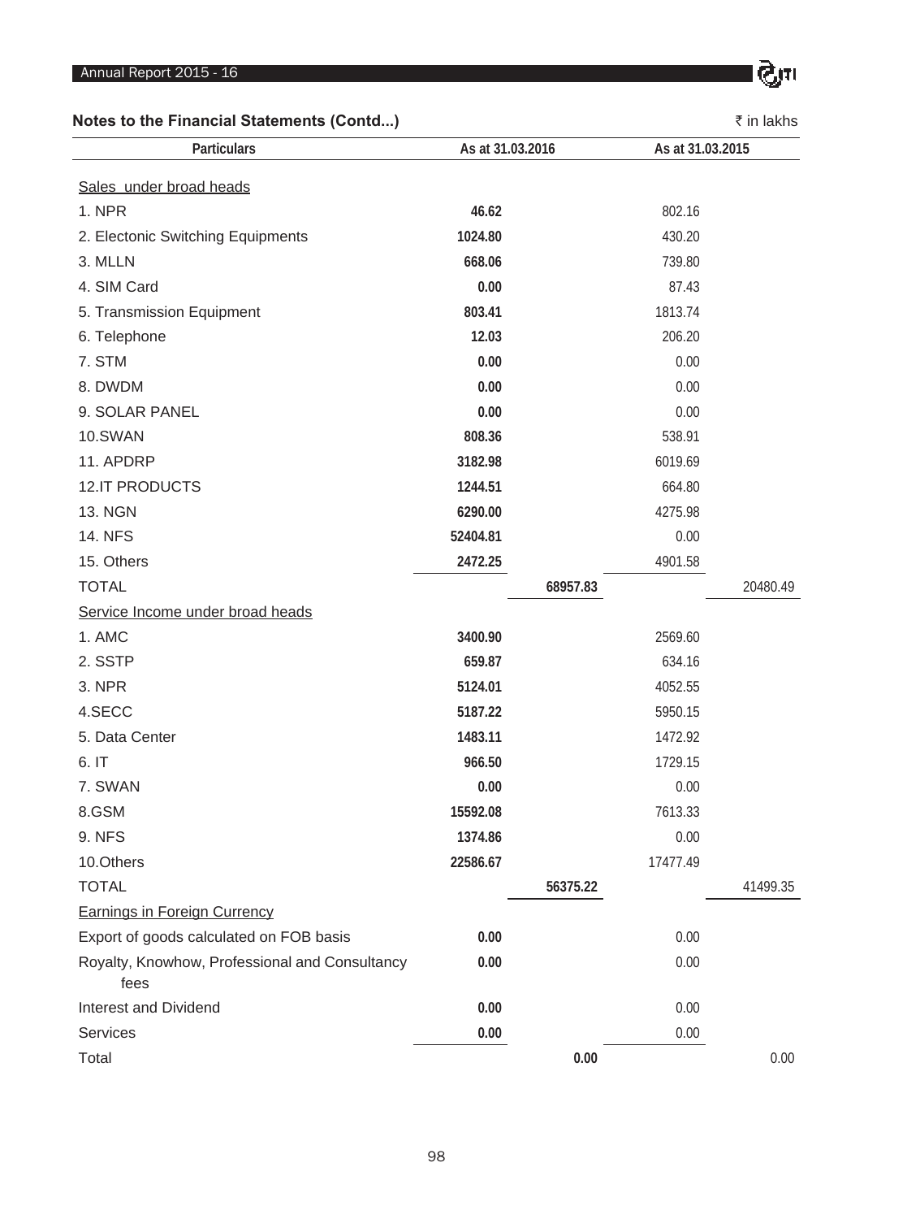## Notes to the Financial Statements (Contd...)

₹ in lakhs

| Particulars | As at 31.03.2016 | | As at 31.03.2015 | |
|---|---|---|---|---|
| Sales under broad heads | | | | |
| 1. NPR | **46.62** | | 802.16 | |
| 2. Electonic Switching Equipments | **1024.80** | | 430.20 | |
| 3. MLLN | **668.06** | | 739.80 | |
| 4. SIM Card | **0.00** | | 87.43 | |
| 5. Transmission Equipment | **803.41** | | 1813.74 | |
| 6. Telephone | **12.03** | | 206.20 | |
| 7. STM | **0.00** | | 0.00 | |
| 8. DWDM | **0.00** | | 0.00 | |
| 9. SOLAR PANEL | **0.00** | | 0.00 | |
| 10.SWAN | **808.36** | | 538.91 | |
| 11. APDRP | **3182.98** | | 6019.69 | |
| 12.IT PRODUCTS | **1244.51** | | 664.80 | |
| 13. NGN | **6290.00** | | 4275.98 | |
| 14. NFS | **52404.81** | | 0.00 | |
| 15. Others | **2472.25** | | 4901.58 | |
| TOTAL | | **68957.83** | | 20480.49 |
| Service Income under broad heads | | | | |
| 1. AMC | **3400.90** | | 2569.60 | |
| 2. SSTP | **659.87** | | 634.16 | |
| 3. NPR | **5124.01** | | 4052.55 | |
| 4.SECC | **5187.22** | | 5950.15 | |
| 5. Data Center | **1483.11** | | 1472.92 | |
| 6. IT | **966.50** | | 1729.15 | |
| 7. SWAN | **0.00** | | 0.00 | |
| 8.GSM | **15592.08** | | 7613.33 | |
| 9. NFS | **1374.86** | | 0.00 | |
| 10.Others | **22586.67** | | 17477.49 | |
| TOTAL | | **56375.22** | | 41499.35 |
| Earnings in Foreign Currency | | | | |
| Export of goods calculated on FOB basis | **0.00** | | 0.00 | |
| Royalty, Knowhow, Professional and Consultancy fees | **0.00** | | 0.00 | |
| Interest and Dividend | **0.00** | | 0.00 | |
| Services | **0.00** | | 0.00 | |
| Total | | **0.00** | | 0.00 |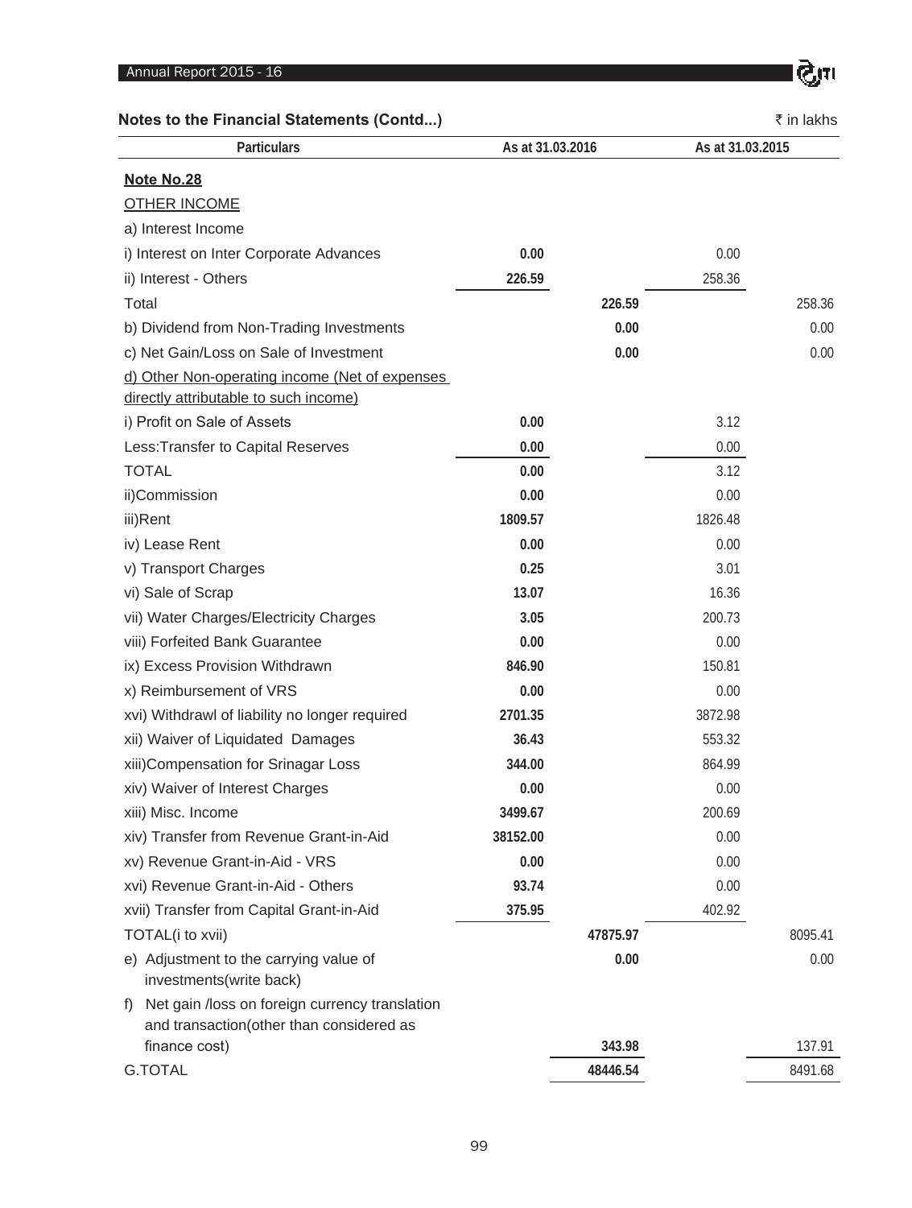## Notes to the Financial Statements (Contd...)

₹ in lakhs

| Particulars | As at 31.03.2016 | | As at 31.03.2015 | |
|---|---|---|---|---|
| **Note No.28** | | | | |
| OTHER INCOME | | | | |
| a) Interest Income | | | | |
| i) Interest on Inter Corporate Advances | 0.00 | | 0.00 | |
| ii) Interest - Others | 226.59 | | 258.36 | |
| Total | | 226.59 | | 258.36 |
| b) Dividend from Non-Trading Investments | | 0.00 | | 0.00 |
| c) Net Gain/Loss on Sale of Investment | | 0.00 | | 0.00 |
| d) Other Non-operating income (Net of expenses directly attributable to such income) | | | | |
| i) Profit on Sale of Assets | 0.00 | | 3.12 | |
| Less:Transfer to Capital Reserves | 0.00 | | 0.00 | |
| TOTAL | 0.00 | | 3.12 | |
| ii)Commission | 0.00 | | 0.00 | |
| iii)Rent | 1809.57 | | 1826.48 | |
| iv) Lease Rent | 0.00 | | 0.00 | |
| v) Transport Charges | 0.25 | | 3.01 | |
| vi) Sale of Scrap | 13.07 | | 16.36 | |
| vii) Water Charges/Electricity Charges | 3.05 | | 200.73 | |
| viii) Forfeited Bank Guarantee | 0.00 | | 0.00 | |
| ix) Excess Provision Withdrawn | 846.90 | | 150.81 | |
| x) Reimbursement of VRS | 0.00 | | 0.00 | |
| xvi) Withdrawl of liability no longer required | 2701.35 | | 3872.98 | |
| xii) Waiver of Liquidated Damages | 36.43 | | 553.32 | |
| xiii)Compensation for Srinagar Loss | 344.00 | | 864.99 | |
| xiv) Waiver of Interest Charges | 0.00 | | 0.00 | |
| xiii) Misc. Income | 3499.67 | | 200.69 | |
| xiv) Transfer from Revenue Grant-in-Aid | 38152.00 | | 0.00 | |
| xv) Revenue Grant-in-Aid - VRS | 0.00 | | 0.00 | |
| xvi) Revenue Grant-in-Aid - Others | 93.74 | | 0.00 | |
| xvii) Transfer from Capital Grant-in-Aid | 375.95 | | 402.92 | |
| TOTAL(i to xvii) | | 47875.97 | | 8095.41 |
| e) Adjustment to the carrying value of investments(write back) | | 0.00 | | 0.00 |
| f) Net gain /loss on foreign currency translation and transaction(other than considered as finance cost) | | 343.98 | | 137.91 |
| G.TOTAL | | 48446.54 | | 8491.68 |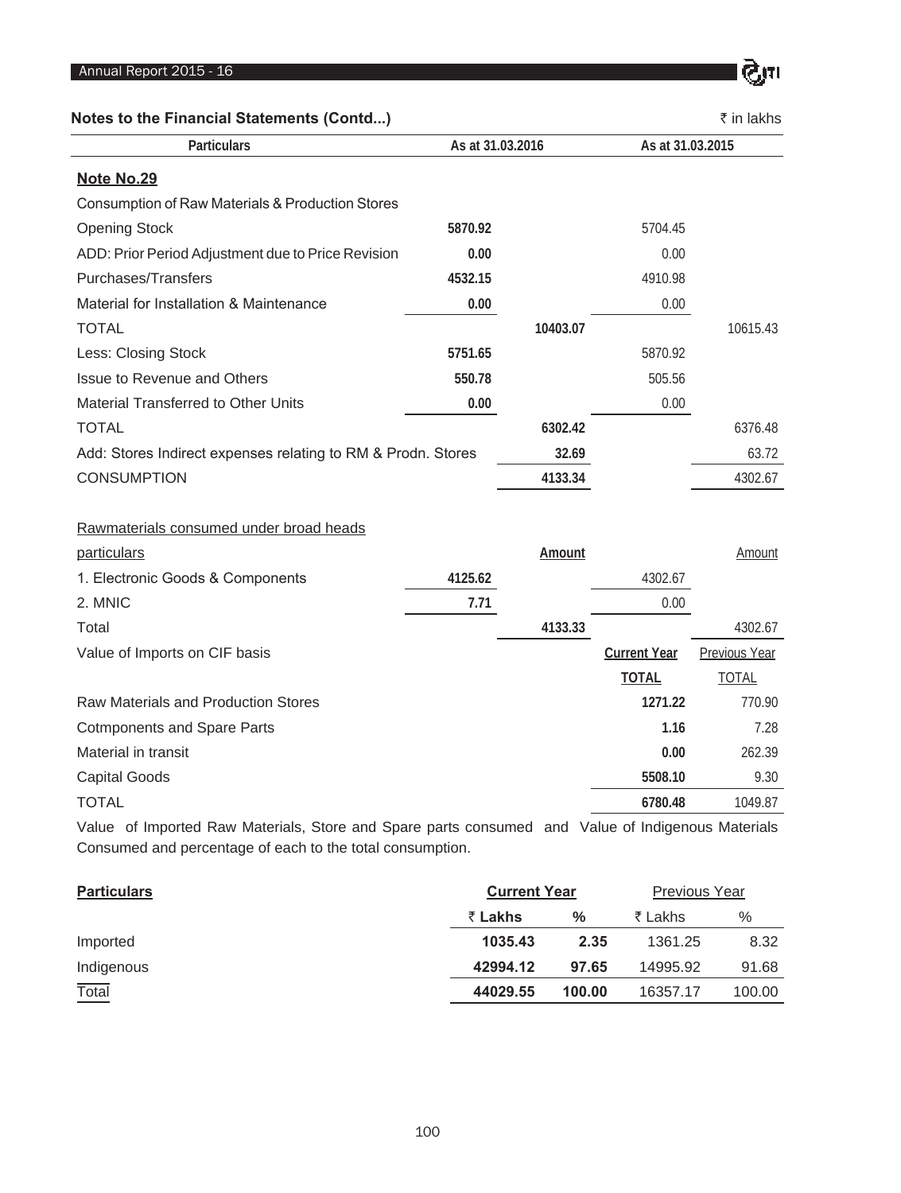## Notes to the Financial Statements (Contd...)

₹ in lakhs

| Particulars | As at 31.03.2016 | | As at 31.03.2015 | |
|---|---|---|---|---|
| **Note No.29** | | | | |
| Consumption of Raw Materials & Production Stores | | | | |
| Opening Stock | **5870.92** | | 5704.45 | |
| ADD: Prior Period Adjustment due to Price Revision | **0.00** | | 0.00 | |
| Purchases/Transfers | **4532.15** | | 4910.98 | |
| Material for Installation & Maintenance | **0.00** | | 0.00 | |
| TOTAL | | **10403.07** | | 10615.43 |
| Less: Closing Stock | **5751.65** | | 5870.92 | |
| Issue to Revenue and Others | **550.78** | | 505.56 | |
| Material Transferred to Other Units | **0.00** | | 0.00 | |
| TOTAL | | **6302.42** | | 6376.48 |
| Add: Stores Indirect expenses relating to RM & Prodn. Stores | | **32.69** | | 63.72 |
| CONSUMPTION | | **4133.34** | | 4302.67 |
| Rawmaterials consumed under broad heads | | | | |
| particulars | | **Amount** | | Amount |
| 1. Electronic Goods & Components | **4125.62** | | 4302.67 | |
| 2. MNIC | **7.71** | | 0.00 | |
| Total | | **4133.33** | | 4302.67 |
| Value of Imports on CIF basis | | | **Current Year** | Previous Year |
| | | | **TOTAL** | TOTAL |
| Raw Materials and Production Stores | | | **1271.22** | 770.90 |
| Cotmponents and Spare Parts | | | **1.16** | 7.28 |
| Material in transit | | | **0.00** | 262.39 |
| Capital Goods | | | **5508.10** | 9.30 |
| TOTAL | | | **6780.48** | 1049.87 |

Value of Imported Raw Materials, Store and Spare parts consumed and Value of Indigenous Materials Consumed and percentage of each to the total consumption.

| **Particulars** | **Current Year** | | Previous Year | |
|---|---|---|---|---|
| | **₹ Lakhs** | **%** | ₹ Lakhs | % |
| Imported | **1035.43** | **2.35** | 1361.25 | 8.32 |
| Indigenous | **42994.12** | **97.65** | 14995.92 | 91.68 |
| Total | **44029.55** | **100.00** | 16357.17 | 100.00 |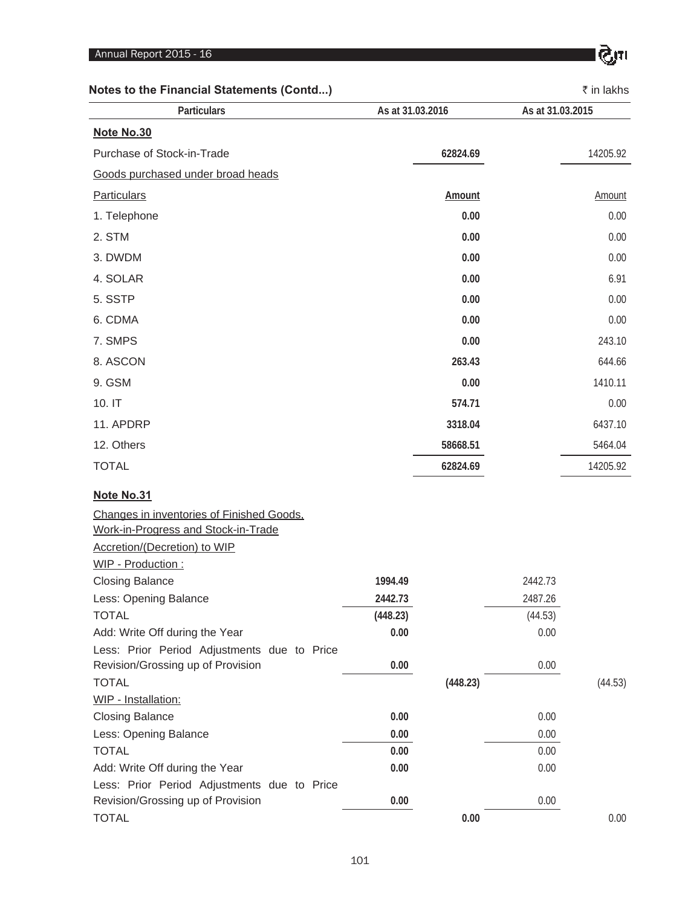## Notes to the Financial Statements (Contd...)

₹ in lakhs

| Particulars | As at 31.03.2016 | | As at 31.03.2015 | |
|---|---|---|---|---|
| **Note No.30** | | | | |
| Purchase of Stock-in-Trade | | **62824.69** | | 14205.92 |
| Goods purchased under broad heads | | | | |
| Particulars | | **Amount** | | Amount |
| 1. Telephone | | **0.00** | | 0.00 |
| 2. STM | | **0.00** | | 0.00 |
| 3. DWDM | | **0.00** | | 0.00 |
| 4. SOLAR | | **0.00** | | 6.91 |
| 5. SSTP | | **0.00** | | 0.00 |
| 6. CDMA | | **0.00** | | 0.00 |
| 7. SMPS | | **0.00** | | 243.10 |
| 8. ASCON | | **263.43** | | 644.66 |
| 9. GSM | | **0.00** | | 1410.11 |
| 10. IT | | **574.71** | | 0.00 |
| 11. APDRP | | **3318.04** | | 6437.10 |
| 12. Others | | **58668.51** | | 5464.04 |
| TOTAL | | **62824.69** | | 14205.92 |
| **Note No.31** | | | | |
| Changes in inventories of Finished Goods, Work-in-Progress and Stock-in-Trade | | | | |
| Accretion/(Decretion) to WIP | | | | |
| WIP - Production : | | | | |
| Closing Balance | **1994.49** | | 2442.73 | |
| Less: Opening Balance | **2442.73** | | 2487.26 | |
| TOTAL | **(448.23)** | | (44.53) | |
| Add: Write Off during the Year | **0.00** | | 0.00 | |
| Less: Prior Period Adjustments due to Price Revision/Grossing up of Provision | **0.00** | | 0.00 | |
| TOTAL | | **(448.23)** | | (44.53) |
| WIP - Installation: | | | | |
| Closing Balance | **0.00** | | 0.00 | |
| Less: Opening Balance | **0.00** | | 0.00 | |
| TOTAL | **0.00** | | 0.00 | |
| Add: Write Off during the Year | **0.00** | | 0.00 | |
| Less: Prior Period Adjustments due to Price Revision/Grossing up of Provision | **0.00** | | 0.00 | |
| TOTAL | | **0.00** | | 0.00 |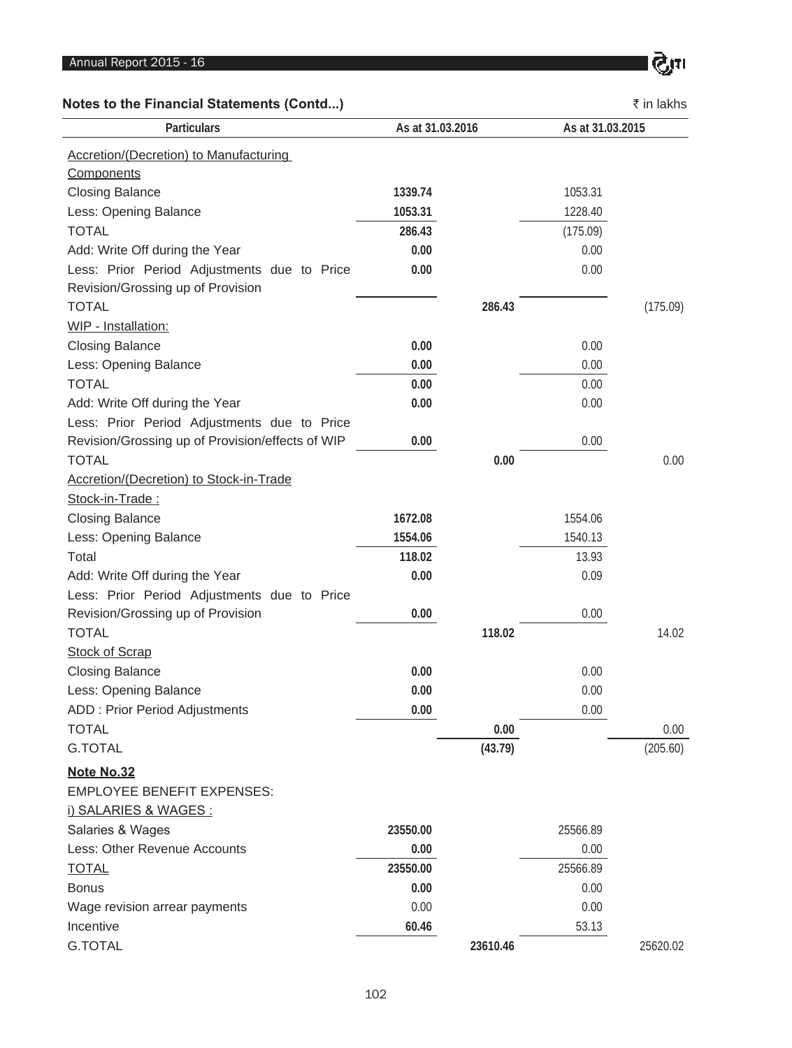## Notes to the Financial Statements (Contd...)

₹ in lakhs

| Particulars | As at 31.03.2016 | | As at 31.03.2015 | |
|---|---|---|---|---|
| Accretion/(Decretion) to Manufacturing Components | | | | |
| Closing Balance | 1339.74 | | 1053.31 | |
| Less: Opening Balance | 1053.31 | | 1228.40 | |
| TOTAL | 286.43 | | (175.09) | |
| Add: Write Off during the Year | 0.00 | | 0.00 | |
| Less: Prior Period Adjustments due to Price Revision/Grossing up of Provision | 0.00 | | 0.00 | |
| TOTAL | | 286.43 | | (175.09) |
| WIP - Installation: | | | | |
| Closing Balance | 0.00 | | 0.00 | |
| Less: Opening Balance | 0.00 | | 0.00 | |
| TOTAL | 0.00 | | 0.00 | |
| Add: Write Off during the Year | 0.00 | | 0.00 | |
| Less: Prior Period Adjustments due to Price Revision/Grossing up of Provision/effects of WIP | 0.00 | | 0.00 | |
| TOTAL | | 0.00 | | 0.00 |
| Accretion/(Decretion) to Stock-in-Trade | | | | |
| Stock-in-Trade : | | | | |
| Closing Balance | 1672.08 | | 1554.06 | |
| Less: Opening Balance | 1554.06 | | 1540.13 | |
| Total | 118.02 | | 13.93 | |
| Add: Write Off during the Year | 0.00 | | 0.09 | |
| Less: Prior Period Adjustments due to Price Revision/Grossing up of Provision | 0.00 | | 0.00 | |
| TOTAL | | 118.02 | | 14.02 |
| Stock of Scrap | | | | |
| Closing Balance | 0.00 | | 0.00 | |
| Less: Opening Balance | 0.00 | | 0.00 | |
| ADD : Prior Period Adjustments | 0.00 | | 0.00 | |
| TOTAL | | 0.00 | | 0.00 |
| G.TOTAL | | (43.79) | | (205.60) |

### Note No.32

EMPLOYEE BENEFIT EXPENSES:

| Particulars | As at 31.03.2016 | | As at 31.03.2015 | |
|---|---|---|---|---|
| i) SALARIES & WAGES : | | | | |
| Salaries & Wages | 23550.00 | | 25566.89 | |
| Less: Other Revenue Accounts | 0.00 | | 0.00 | |
| TOTAL | 23550.00 | | 25566.89 | |
| Bonus | 0.00 | | 0.00 | |
| Wage revision arrear payments | 0.00 | | 0.00 | |
| Incentive | 60.46 | | 53.13 | |
| G.TOTAL | | 23610.46 | | 25620.02 |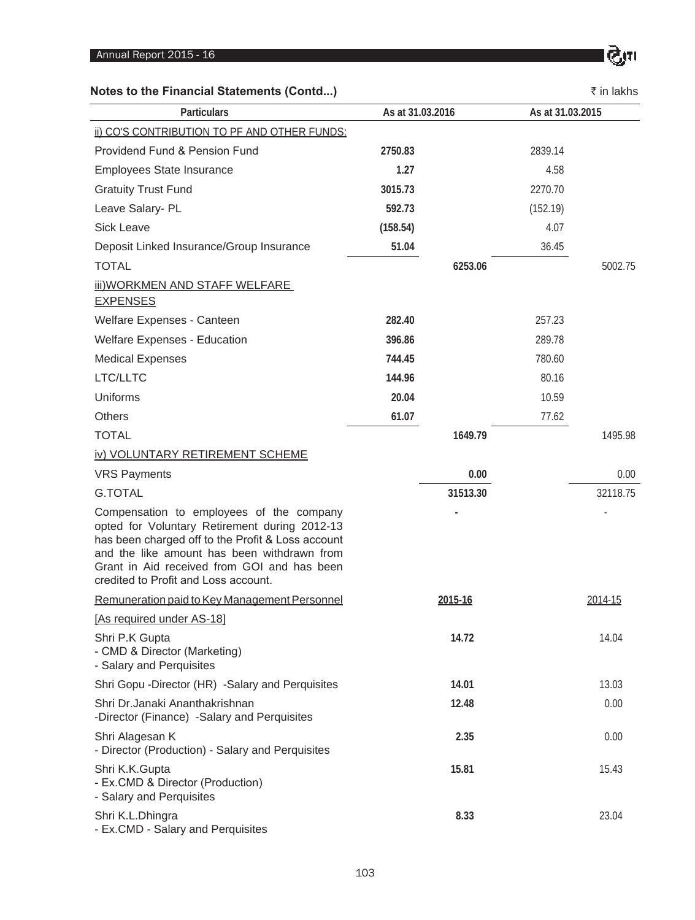## Notes to the Financial Statements (Contd...)

₹ in lakhs

| Particulars | As at 31.03.2016 | | As at 31.03.2015 | |
|---|---|---|---|---|
| ii) CO'S CONTRIBUTION TO PF AND OTHER FUNDS: | | | | |
| Providend Fund & Pension Fund | **2750.83** | | 2839.14 | |
| Employees State Insurance | **1.27** | | 4.58 | |
| Gratuity Trust Fund | **3015.73** | | 2270.70 | |
| Leave Salary- PL | **592.73** | | (152.19) | |
| Sick Leave | **(158.54)** | | 4.07 | |
| Deposit Linked Insurance/Group Insurance | **51.04** | | 36.45 | |
| TOTAL | | **6253.06** | | 5002.75 |
| iii)WORKMEN AND STAFF WELFARE EXPENSES | | | | |
| Welfare Expenses - Canteen | **282.40** | | 257.23 | |
| Welfare Expenses - Education | **396.86** | | 289.78 | |
| Medical Expenses | **744.45** | | 780.60 | |
| LTC/LLTC | **144.96** | | 80.16 | |
| Uniforms | **20.04** | | 10.59 | |
| Others | **61.07** | | 77.62 | |
| TOTAL | | **1649.79** | | 1495.98 |
| iv) VOLUNTARY RETIREMENT SCHEME | | | | |
| VRS Payments | | **0.00** | | 0.00 |
| G.TOTAL | | **31513.30** | | 32118.75 |
| Compensation to employees of the company opted for Voluntary Retirement during 2012-13 has been charged off to the Profit & Loss account and the like amount has been withdrawn from Grant in Aid received from GOI and has been credited to Profit and Loss account. | | **-** | | - |
| Remuneration paid to Key Management Personnel | | **2015-16** | | 2014-15 |
| [As required under AS-18] | | | | |
| Shri P.K Gupta<br>- CMD & Director (Marketing)<br>- Salary and Perquisites | | **14.72** | | 14.04 |
| Shri Gopu -Director (HR) -Salary and Perquisites | | **14.01** | | 13.03 |
| Shri Dr.Janaki Ananthakrishnan<br>-Director (Finance) -Salary and Perquisites | | **12.48** | | 0.00 |
| Shri Alagesan K<br>- Director (Production) - Salary and Perquisites | | **2.35** | | 0.00 |
| Shri K.K.Gupta<br>- Ex.CMD & Director (Production)<br>- Salary and Perquisites | | **15.81** | | 15.43 |
| Shri K.L.Dhingra<br>- Ex.CMD - Salary and Perquisites | | **8.33** | | 23.04 |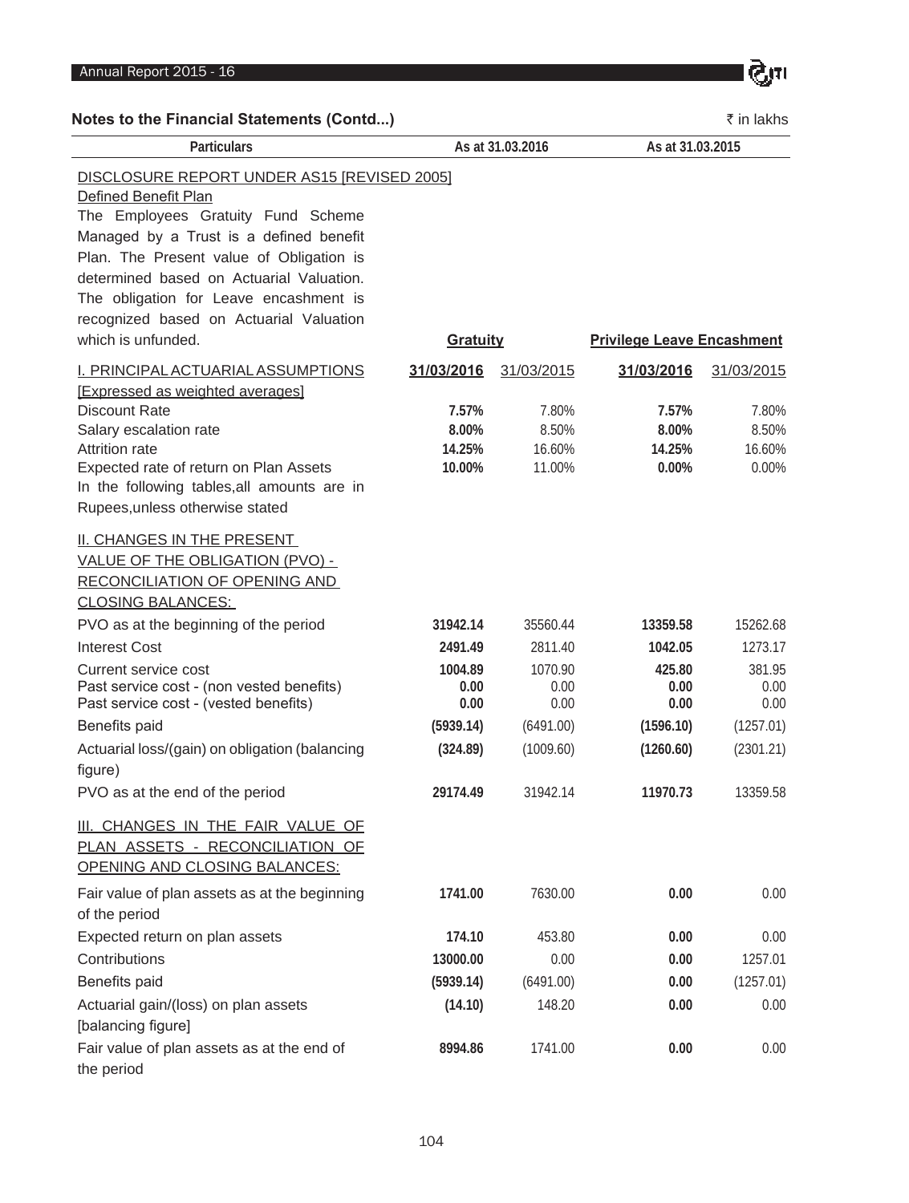## Notes to the Financial Statements (Contd...)

₹ in lakhs

| Particulars | As at 31.03.2016 | | As at 31.03.2015 | |
|---|---|---|---|---|
| DISCLOSURE REPORT UNDER AS15 [REVISED 2005] | | | | |
| Defined Benefit Plan | | | | |
| The Employees Gratuity Fund Scheme Managed by a Trust is a defined benefit Plan. The Present value of Obligation is determined based on Actuarial Valuation. The obligation for Leave encashment is recognized based on Actuarial Valuation which is unfunded. | **Gratuity** | | **Privilege Leave Encashment** | |
| I. PRINCIPAL ACTUARIAL ASSUMPTIONS [Expressed as weighted averages] | **31/03/2016** | 31/03/2015 | **31/03/2016** | 31/03/2015 |
| Discount Rate | **7.57%** | 7.80% | **7.57%** | 7.80% |
| Salary escalation rate | **8.00%** | 8.50% | **8.00%** | 8.50% |
| Attrition rate | **14.25%** | 16.60% | **14.25%** | 16.60% |
| Expected rate of return on Plan Assets | **10.00%** | 11.00% | **0.00%** | 0.00% |
| In the following tables,all amounts are in Rupees,unless otherwise stated | | | | |
| II. CHANGES IN THE PRESENT VALUE OF THE OBLIGATION (PVO) - RECONCILIATION OF OPENING AND CLOSING BALANCES: | | | | |
| PVO as at the beginning of the period | **31942.14** | 35560.44 | **13359.58** | 15262.68 |
| Interest Cost | **2491.49** | 2811.40 | **1042.05** | 1273.17 |
| Current service cost | **1004.89** | 1070.90 | **425.80** | 381.95 |
| Past service cost - (non vested benefits) | **0.00** | 0.00 | **0.00** | 0.00 |
| Past service cost - (vested benefits) | **0.00** | 0.00 | **0.00** | 0.00 |
| Benefits paid | **(5939.14)** | (6491.00) | **(1596.10)** | (1257.01) |
| Actuarial loss/(gain) on obligation (balancing figure) | **(324.89)** | (1009.60) | **(1260.60)** | (2301.21) |
| PVO as at the end of the period | **29174.49** | 31942.14 | **11970.73** | 13359.58 |
| III. CHANGES IN THE FAIR VALUE OF PLAN ASSETS - RECONCILIATION OF OPENING AND CLOSING BALANCES: | | | | |
| Fair value of plan assets as at the beginning of the period | **1741.00** | 7630.00 | **0.00** | 0.00 |
| Expected return on plan assets | **174.10** | 453.80 | **0.00** | 0.00 |
| Contributions | **13000.00** | 0.00 | **0.00** | 1257.01 |
| Benefits paid | **(5939.14)** | (6491.00) | **0.00** | (1257.01) |
| Actuarial gain/(loss) on plan assets [balancing figure] | **(14.10)** | 148.20 | **0.00** | 0.00 |
| Fair value of plan assets as at the end of the period | **8994.86** | 1741.00 | **0.00** | 0.00 |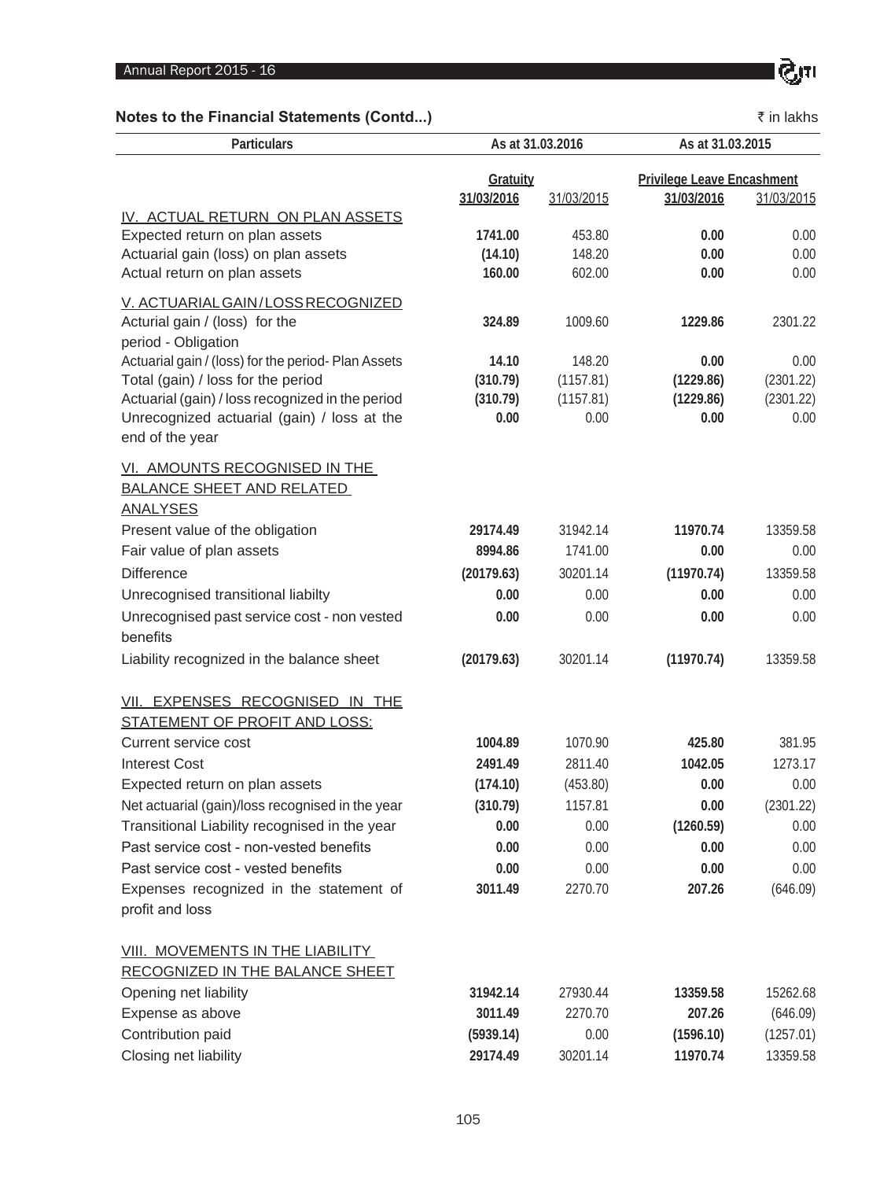## Notes to the Financial Statements (Contd...)

₹ in lakhs

| Particulars | As at 31.03.2016 | | As at 31.03.2015 | |
|---|---|---|---|---|
| | Gratuity | | Privilege Leave Encashment | |
| | 31/03/2016 | 31/03/2015 | 31/03/2016 | 31/03/2015 |
| IV. ACTUAL RETURN ON PLAN ASSETS | | | | |
| Expected return on plan assets | **1741.00** | 453.80 | **0.00** | 0.00 |
| Actuarial gain (loss) on plan assets | **(14.10)** | 148.20 | **0.00** | 0.00 |
| Actual return on plan assets | **160.00** | 602.00 | **0.00** | 0.00 |
| V. ACTUARIAL GAIN / LOSS RECOGNIZED | | | | |
| Acturial gain / (loss) for the period - Obligation | **324.89** | 1009.60 | **1229.86** | 2301.22 |
| Actuarial gain / (loss) for the period- Plan Assets | **14.10** | 148.20 | **0.00** | 0.00 |
| Total (gain) / loss for the period | **(310.79)** | (1157.81) | **(1229.86)** | (2301.22) |
| Actuarial (gain) / loss recognized in the period | **(310.79)** | (1157.81) | **(1229.86)** | (2301.22) |
| Unrecognized actuarial (gain) / loss at the end of the year | **0.00** | 0.00 | **0.00** | 0.00 |
| VI. AMOUNTS RECOGNISED IN THE BALANCE SHEET AND RELATED ANALYSES | | | | |
| Present value of the obligation | **29174.49** | 31942.14 | **11970.74** | 13359.58 |
| Fair value of plan assets | **8994.86** | 1741.00 | **0.00** | 0.00 |
| Difference | **(20179.63)** | 30201.14 | **(11970.74)** | 13359.58 |
| Unrecognised transitional liabilty | **0.00** | 0.00 | **0.00** | 0.00 |
| Unrecognised past service cost - non vested benefits | **0.00** | 0.00 | **0.00** | 0.00 |
| Liability recognized in the balance sheet | **(20179.63)** | 30201.14 | **(11970.74)** | 13359.58 |
| VII. EXPENSES RECOGNISED IN THE STATEMENT OF PROFIT AND LOSS: | | | | |
| Current service cost | **1004.89** | 1070.90 | **425.80** | 381.95 |
| Interest Cost | **2491.49** | 2811.40 | **1042.05** | 1273.17 |
| Expected return on plan assets | **(174.10)** | (453.80) | **0.00** | 0.00 |
| Net actuarial (gain)/loss recognised in the year | **(310.79)** | 1157.81 | **0.00** | (2301.22) |
| Transitional Liability recognised in the year | **0.00** | 0.00 | **(1260.59)** | 0.00 |
| Past service cost - non-vested benefits | **0.00** | 0.00 | **0.00** | 0.00 |
| Past service cost - vested benefits | **0.00** | 0.00 | **0.00** | 0.00 |
| Expenses recognized in the statement of profit and loss | **3011.49** | 2270.70 | **207.26** | (646.09) |
| VIII. MOVEMENTS IN THE LIABILITY RECOGNIZED IN THE BALANCE SHEET | | | | |
| Opening net liability | **31942.14** | 27930.44 | **13359.58** | 15262.68 |
| Expense as above | **3011.49** | 2270.70 | **207.26** | (646.09) |
| Contribution paid | **(5939.14)** | 0.00 | **(1596.10)** | (1257.01) |
| Closing net liability | **29174.49** | 30201.14 | **11970.74** | 13359.58 |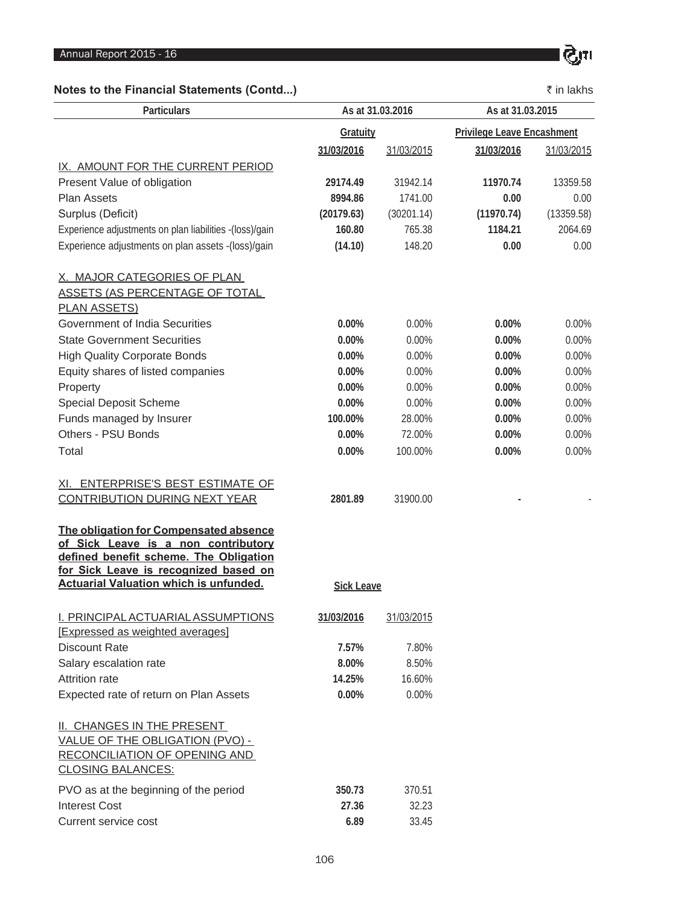## Notes to the Financial Statements (Contd...)

₹ in lakhs

| Particulars | As at 31.03.2016 | | As at 31.03.2015 | |
|---|---|---|---|---|
| | Gratuity | | Privilege Leave Encashment | |
| | **31/03/2016** | 31/03/2015 | **31/03/2016** | 31/03/2015 |
| IX. AMOUNT FOR THE CURRENT PERIOD | | | | |
| Present Value of obligation | **29174.49** | 31942.14 | **11970.74** | 13359.58 |
| Plan Assets | **8994.86** | 1741.00 | **0.00** | 0.00 |
| Surplus (Deficit) | **(20179.63)** | (30201.14) | **(11970.74)** | (13359.58) |
| Experience adjustments on plan liabilities -(loss)/gain | **160.80** | 765.38 | **1184.21** | 2064.69 |
| Experience adjustments on plan assets -(loss)/gain | **(14.10)** | 148.20 | **0.00** | 0.00 |
| X. MAJOR CATEGORIES OF PLAN ASSETS (AS PERCENTAGE OF TOTAL PLAN ASSETS) | | | | |
| Government of India Securities | **0.00%** | 0.00% | **0.00%** | 0.00% |
| State Government Securities | **0.00%** | 0.00% | **0.00%** | 0.00% |
| High Quality Corporate Bonds | **0.00%** | 0.00% | **0.00%** | 0.00% |
| Equity shares of listed companies | **0.00%** | 0.00% | **0.00%** | 0.00% |
| Property | **0.00%** | 0.00% | **0.00%** | 0.00% |
| Special Deposit Scheme | **0.00%** | 0.00% | **0.00%** | 0.00% |
| Funds managed by Insurer | **100.00%** | 28.00% | **0.00%** | 0.00% |
| Others - PSU Bonds | **0.00%** | 72.00% | **0.00%** | 0.00% |
| Total | **0.00%** | 100.00% | **0.00%** | 0.00% |
| XI. ENTERPRISE'S BEST ESTIMATE OF CONTRIBUTION DURING NEXT YEAR | **2801.89** | 31900.00 | **-** | - |

**The obligation for Compensated absence of Sick Leave is a non contributory defined benefit scheme. The Obligation for Sick Leave is recognized based on Actuarial Valuation which is unfunded.**

| | Sick Leave | |
|---|---|---|
| I. PRINCIPAL ACTUARIAL ASSUMPTIONS [Expressed as weighted averages] | **31/03/2016** | 31/03/2015 |
| Discount Rate | **7.57%** | 7.80% |
| Salary escalation rate | **8.00%** | 8.50% |
| Attrition rate | **14.25%** | 16.60% |
| Expected rate of return on Plan Assets | **0.00%** | 0.00% |
| II. CHANGES IN THE PRESENT VALUE OF THE OBLIGATION (PVO) - RECONCILIATION OF OPENING AND CLOSING BALANCES: | | |
| PVO as at the beginning of the period | **350.73** | 370.51 |
| Interest Cost | **27.36** | 32.23 |
| Current service cost | **6.89** | 33.45 |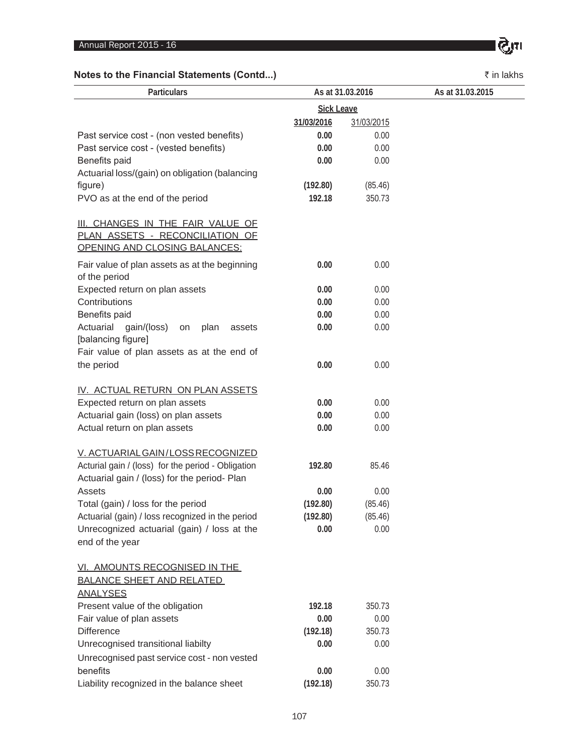**Notes to the Financial Statements (Contd...)**

₹ in lakhs

| Particulars | As at 31.03.2016 | | As at 31.03.2015 |
|---|---|---|---|
| | Sick Leave | | |
| | 31/03/2016 | 31/03/2015 | |
| Past service cost - (non vested benefits) | 0.00 | 0.00 | |
| Past service cost - (vested benefits) | 0.00 | 0.00 | |
| Benefits paid | 0.00 | 0.00 | |
| Actuarial loss/(gain) on obligation (balancing figure) | (192.80) | (85.46) | |
| PVO as at the end of the period | 192.18 | 350.73 | |
| III. CHANGES IN THE FAIR VALUE OF PLAN ASSETS - RECONCILIATION OF OPENING AND CLOSING BALANCES: | | | |
| Fair value of plan assets as at the beginning of the period | 0.00 | 0.00 | |
| Expected return on plan assets | 0.00 | 0.00 | |
| Contributions | 0.00 | 0.00 | |
| Benefits paid | 0.00 | 0.00 | |
| Actuarial gain/(loss) on plan assets [balancing figure] | 0.00 | 0.00 | |
| Fair value of plan assets as at the end of the period | 0.00 | 0.00 | |
| IV. ACTUAL RETURN ON PLAN ASSETS | | | |
| Expected return on plan assets | 0.00 | 0.00 | |
| Actuarial gain (loss) on plan assets | 0.00 | 0.00 | |
| Actual return on plan assets | 0.00 | 0.00 | |
| V. ACTUARIAL GAIN / LOSS RECOGNIZED | | | |
| Acturial gain / (loss) for the period - Obligation | 192.80 | 85.46 | |
| Actuarial gain / (loss) for the period- Plan Assets | 0.00 | 0.00 | |
| Total (gain) / loss for the period | (192.80) | (85.46) | |
| Actuarial (gain) / loss recognized in the period | (192.80) | (85.46) | |
| Unrecognized actuarial (gain) / loss at the end of the year | 0.00 | 0.00 | |
| VI. AMOUNTS RECOGNISED IN THE BALANCE SHEET AND RELATED ANALYSES | | | |
| Present value of the obligation | 192.18 | 350.73 | |
| Fair value of plan assets | 0.00 | 0.00 | |
| Difference | (192.18) | 350.73 | |
| Unrecognised transitional liabilty | 0.00 | 0.00 | |
| Unrecognised past service cost - non vested benefits | 0.00 | 0.00 | |
| Liability recognized in the balance sheet | (192.18) | 350.73 | |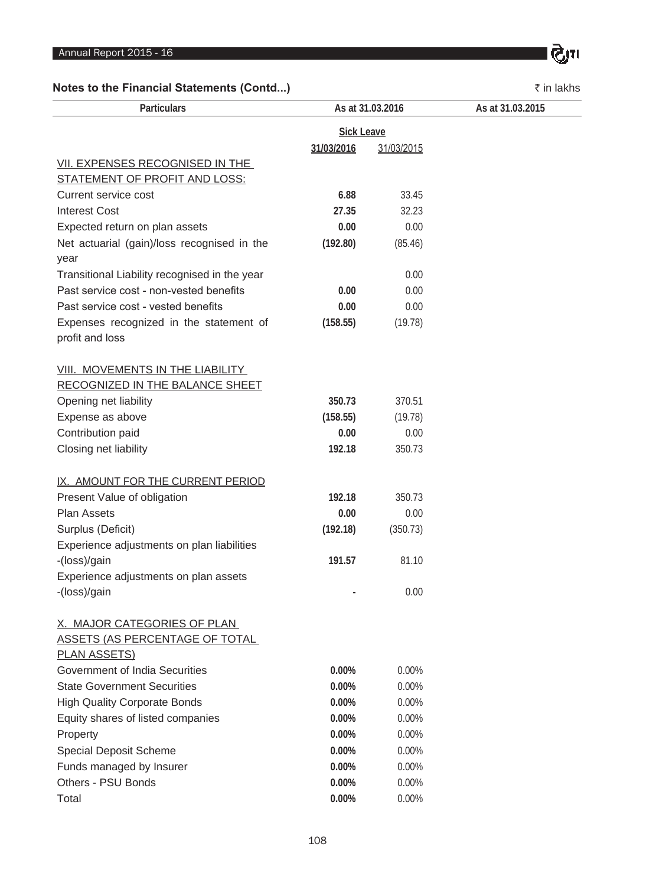## Notes to the Financial Statements (Contd...)

₹ in lakhs

| Particulars | As at 31.03.2016 | | As at 31.03.2015 |
|---|---|---|---|
| | Sick Leave | | |
| | **31/03/2016** | 31/03/2015 | |
| VII. EXPENSES RECOGNISED IN THE STATEMENT OF PROFIT AND LOSS: | | | |
| Current service cost | **6.88** | 33.45 | |
| Interest Cost | **27.35** | 32.23 | |
| Expected return on plan assets | **0.00** | 0.00 | |
| Net actuarial (gain)/loss recognised in the year | **(192.80)** | (85.46) | |
| Transitional Liability recognised in the year | | 0.00 | |
| Past service cost - non-vested benefits | **0.00** | 0.00 | |
| Past service cost - vested benefits | **0.00** | 0.00 | |
| Expenses recognized in the statement of profit and loss | **(158.55)** | (19.78) | |
| VIII. MOVEMENTS IN THE LIABILITY RECOGNIZED IN THE BALANCE SHEET | | | |
| Opening net liability | **350.73** | 370.51 | |
| Expense as above | **(158.55)** | (19.78) | |
| Contribution paid | **0.00** | 0.00 | |
| Closing net liability | **192.18** | 350.73 | |
| IX. AMOUNT FOR THE CURRENT PERIOD | | | |
| Present Value of obligation | **192.18** | 350.73 | |
| Plan Assets | **0.00** | 0.00 | |
| Surplus (Deficit) | **(192.18)** | (350.73) | |
| Experience adjustments on plan liabilities -(loss)/gain | **191.57** | 81.10 | |
| Experience adjustments on plan assets -(loss)/gain | **-** | 0.00 | |
| X. MAJOR CATEGORIES OF PLAN ASSETS (AS PERCENTAGE OF TOTAL PLAN ASSETS) | | | |
| Government of India Securities | **0.00%** | 0.00% | |
| State Government Securities | **0.00%** | 0.00% | |
| High Quality Corporate Bonds | **0.00%** | 0.00% | |
| Equity shares of listed companies | **0.00%** | 0.00% | |
| Property | **0.00%** | 0.00% | |
| Special Deposit Scheme | **0.00%** | 0.00% | |
| Funds managed by Insurer | **0.00%** | 0.00% | |
| Others - PSU Bonds | **0.00%** | 0.00% | |
| Total | **0.00%** | 0.00% | |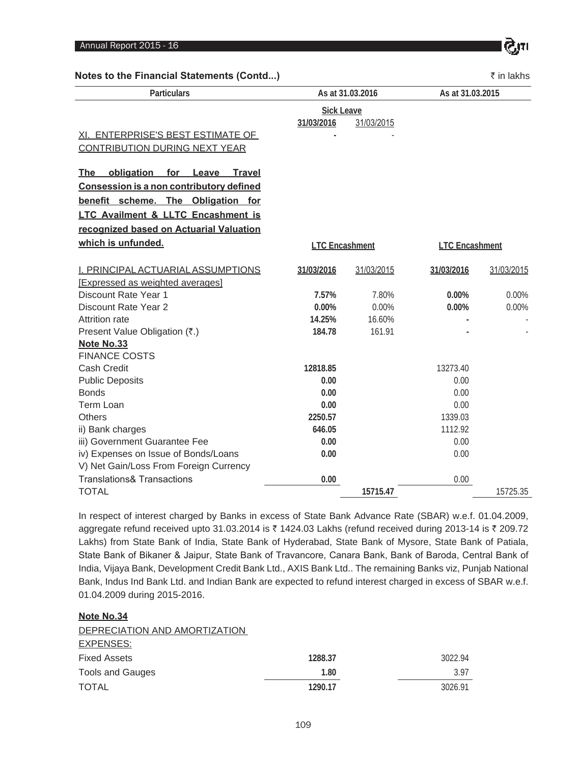## Notes to the Financial Statements (Contd...)

₹ in lakhs

| Particulars | As at 31.03.2016 | | As at 31.03.2015 | |
|---|---|---|---|---|
| | Sick Leave | | | |
| | **31/03/2016** | 31/03/2015 | | |
| XI. ENTERPRISE'S BEST ESTIMATE OF CONTRIBUTION DURING NEXT YEAR | **-** | - | | |
| **The obligation for Leave Travel Consession is a non contributory defined benefit scheme. The Obligation for LTC Availment & LLTC Encashment is recognized based on Actuarial Valuation which is unfunded.** | LTC Encashment | | LTC Encashment | |
| I. PRINCIPAL ACTUARIAL ASSUMPTIONS [Expressed as weighted averages] | **31/03/2016** | 31/03/2015 | **31/03/2016** | 31/03/2015 |
| Discount Rate Year 1 | **7.57%** | 7.80% | **0.00%** | 0.00% |
| Discount Rate Year 2 | **0.00%** | 0.00% | **0.00%** | 0.00% |
| Attrition rate | **14.25%** | 16.60% | **-** | - |
| Present Value Obligation (₹.) | **184.78** | 161.91 | **-** | - |

**Note No.33**

FINANCE COSTS

| Particulars | As at 31.03.2016 | | As at 31.03.2015 | |
|---|---|---|---|---|
| Cash Credit | **12818.85** | | 13273.40 | |
| Public Deposits | **0.00** | | 0.00 | |
| Bonds | **0.00** | | 0.00 | |
| Term Loan | **0.00** | | 0.00 | |
| Others | **2250.57** | | 1339.03 | |
| ii) Bank charges | **646.05** | | 1112.92 | |
| iii) Government Guarantee Fee | **0.00** | | 0.00 | |
| iv) Expenses on Issue of Bonds/Loans | **0.00** | | 0.00 | |
| V) Net Gain/Loss From Foreign Currency Translations& Transactions | **0.00** | | 0.00 | |
| TOTAL | | **15715.47** | | 15725.35 |

In respect of interest charged by Banks in excess of State Bank Advance Rate (SBAR) w.e.f. 01.04.2009, aggregate refund received upto 31.03.2014 is ₹ 1424.03 Lakhs (refund received during 2013-14 is ₹ 209.72 Lakhs) from State Bank of India, State Bank of Hyderabad, State Bank of Mysore, State Bank of Patiala, State Bank of Bikaner & Jaipur, State Bank of Travancore, Canara Bank, Bank of Baroda, Central Bank of India, Vijaya Bank, Development Credit Bank Ltd., AXIS Bank Ltd.. The remaining Banks viz, Punjab National Bank, Indus Ind Bank Ltd. and Indian Bank are expected to refund interest charged in excess of SBAR w.e.f. 01.04.2009 during 2015-2016.

**Note No.34**

DEPRECIATION AND AMORTIZATION EXPENSES:

| Particulars | As at 31.03.2016 | As at 31.03.2015 |
|---|---|---|
| Fixed Assets | **1288.37** | 3022.94 |
| Tools and Gauges | **1.80** | 3.97 |
| TOTAL | **1290.17** | 3026.91 |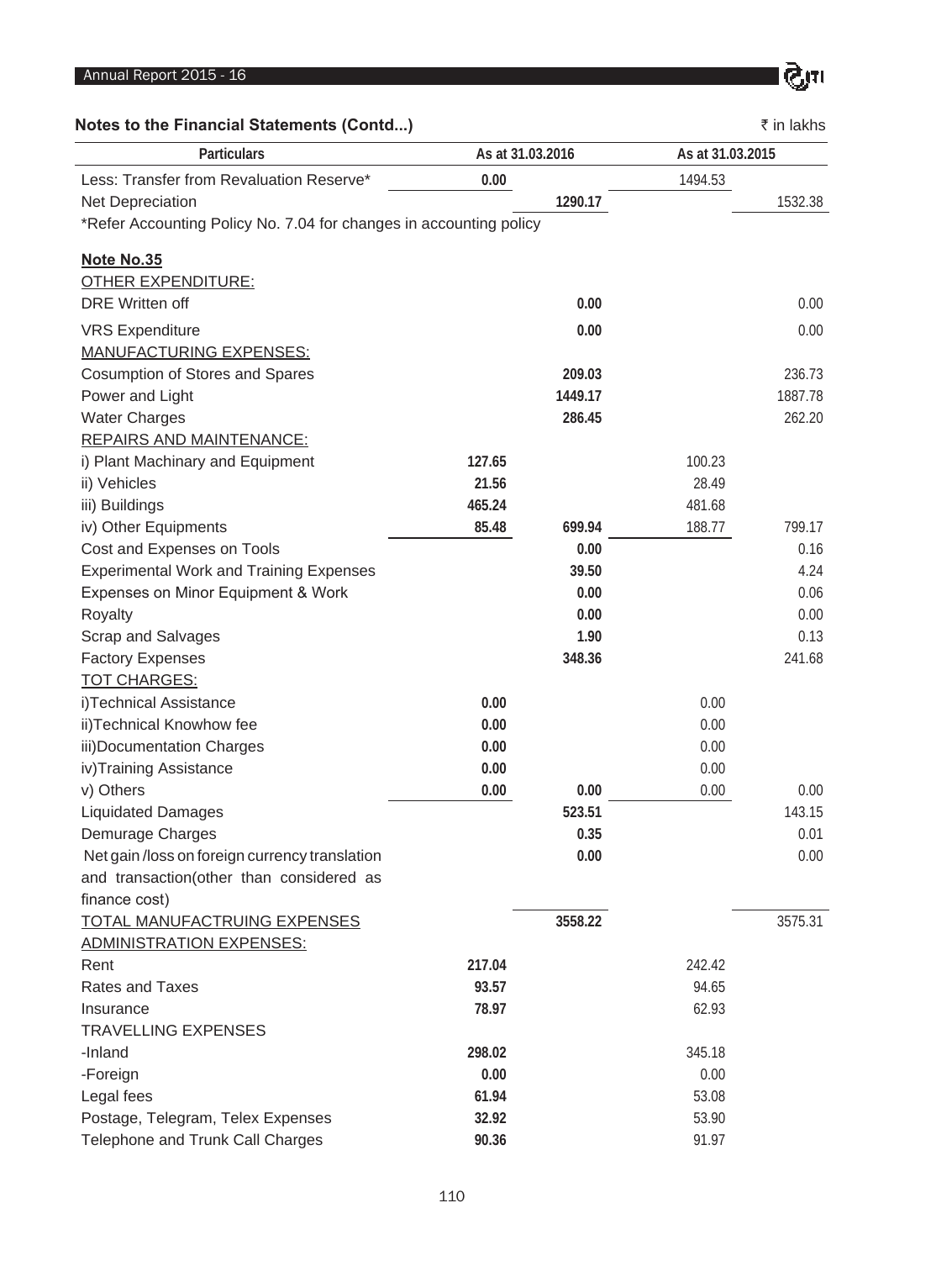## Notes to the Financial Statements (Contd...)

₹ in lakhs

| Particulars | As at 31.03.2016 | | As at 31.03.2015 | |
|---|---|---|---|---|
| Less: Transfer from Revaluation Reserve* | 0.00 | | 1494.53 | |
| Net Depreciation | | 1290.17 | | 1532.38 |
| *Refer Accounting Policy No. 7.04 for changes in accounting policy | | | | |
| **Note No.35** | | | | |
| OTHER EXPENDITURE: | | | | |
| DRE Written off | | 0.00 | | 0.00 |
| VRS Expenditure | | 0.00 | | 0.00 |
| MANUFACTURING EXPENSES: | | | | |
| Cosumption of Stores and Spares | | 209.03 | | 236.73 |
| Power and Light | | 1449.17 | | 1887.78 |
| Water Charges | | 286.45 | | 262.20 |
| REPAIRS AND MAINTENANCE: | | | | |
| i) Plant Machinary and Equipment | 127.65 | | 100.23 | |
| ii) Vehicles | 21.56 | | 28.49 | |
| iii) Buildings | 465.24 | | 481.68 | |
| iv) Other Equipments | 85.48 | 699.94 | 188.77 | 799.17 |
| Cost and Expenses on Tools | | 0.00 | | 0.16 |
| Experimental Work and Training Expenses | | 39.50 | | 4.24 |
| Expenses on Minor Equipment & Work | | 0.00 | | 0.06 |
| Royalty | | 0.00 | | 0.00 |
| Scrap and Salvages | | 1.90 | | 0.13 |
| Factory Expenses | | 348.36 | | 241.68 |
| TOT CHARGES: | | | | |
| i)Technical Assistance | 0.00 | | 0.00 | |
| ii)Technical Knowhow fee | 0.00 | | 0.00 | |
| iii)Documentation Charges | 0.00 | | 0.00 | |
| iv)Training Assistance | 0.00 | | 0.00 | |
| v) Others | 0.00 | 0.00 | 0.00 | 0.00 |
| Liquidated Damages | | 523.51 | | 143.15 |
| Demurage Charges | | 0.35 | | 0.01 |
| Net gain /loss on foreign currency translation and transaction(other than considered as finance cost) | | 0.00 | | 0.00 |
| TOTAL MANUFACTRUING EXPENSES | | 3558.22 | | 3575.31 |
| ADMINISTRATION EXPENSES: | | | | |
| Rent | 217.04 | | 242.42 | |
| Rates and Taxes | 93.57 | | 94.65 | |
| Insurance | 78.97 | | 62.93 | |
| TRAVELLING EXPENSES | | | | |
| -Inland | 298.02 | | 345.18 | |
| -Foreign | 0.00 | | 0.00 | |
| Legal fees | 61.94 | | 53.08 | |
| Postage, Telegram, Telex Expenses | 32.92 | | 53.90 | |
| Telephone and Trunk Call Charges | 90.36 | | 91.97 | |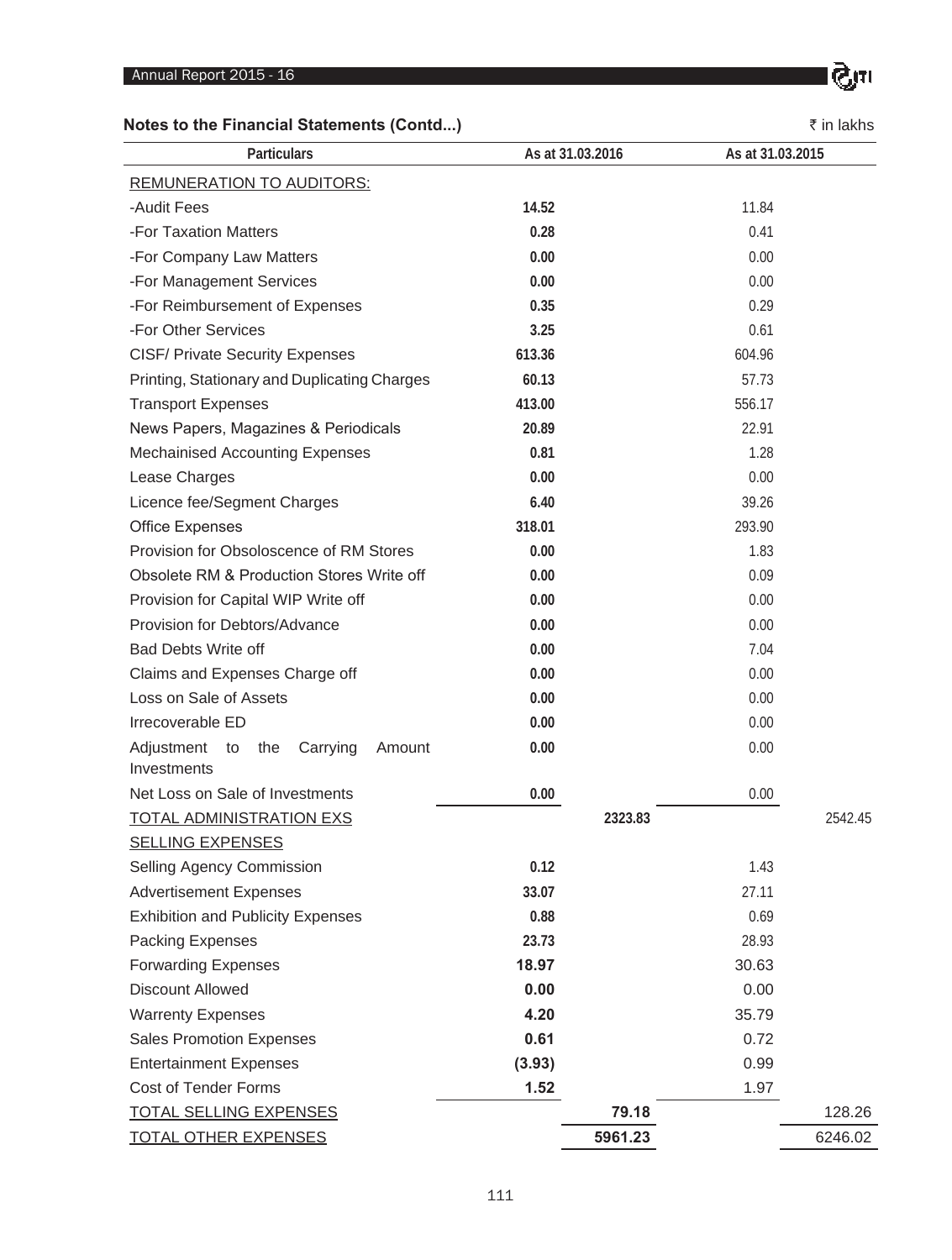## Notes to the Financial Statements (Contd...)

₹ in lakhs

| Particulars | As at 31.03.2016 | | As at 31.03.2015 | |
|---|---|---|---|---|
| REMUNERATION TO AUDITORS: | | | | |
| -Audit Fees | 14.52 | | 11.84 | |
| -For Taxation Matters | 0.28 | | 0.41 | |
| -For Company Law Matters | 0.00 | | 0.00 | |
| -For Management Services | 0.00 | | 0.00 | |
| -For Reimbursement of Expenses | 0.35 | | 0.29 | |
| -For Other Services | 3.25 | | 0.61 | |
| CISF/ Private Security Expenses | 613.36 | | 604.96 | |
| Printing, Stationary and Duplicating Charges | 60.13 | | 57.73 | |
| Transport Expenses | 413.00 | | 556.17 | |
| News Papers, Magazines & Periodicals | 20.89 | | 22.91 | |
| Mechainised Accounting Expenses | 0.81 | | 1.28 | |
| Lease Charges | 0.00 | | 0.00 | |
| Licence fee/Segment Charges | 6.40 | | 39.26 | |
| Office Expenses | 318.01 | | 293.90 | |
| Provision for Obsoloscence of RM Stores | 0.00 | | 1.83 | |
| Obsolete RM & Production Stores Write off | 0.00 | | 0.09 | |
| Provision for Capital WIP Write off | 0.00 | | 0.00 | |
| Provision for Debtors/Advance | 0.00 | | 0.00 | |
| Bad Debts Write off | 0.00 | | 7.04 | |
| Claims and Expenses Charge off | 0.00 | | 0.00 | |
| Loss on Sale of Assets | 0.00 | | 0.00 | |
| Irrecoverable ED | 0.00 | | 0.00 | |
| Adjustment to the Carrying Amount Investments | 0.00 | | 0.00 | |
| Net Loss on Sale of Investments | 0.00 | | 0.00 | |
| TOTAL ADMINISTRATION EXS | | 2323.83 | | 2542.45 |
| SELLING EXPENSES | | | | |
| Selling Agency Commission | 0.12 | | 1.43 | |
| Advertisement Expenses | 33.07 | | 27.11 | |
| Exhibition and Publicity Expenses | 0.88 | | 0.69 | |
| Packing Expenses | 23.73 | | 28.93 | |
| Forwarding Expenses | 18.97 | | 30.63 | |
| Discount Allowed | 0.00 | | 0.00 | |
| Warrenty Expenses | 4.20 | | 35.79 | |
| Sales Promotion Expenses | 0.61 | | 0.72 | |
| Entertainment Expenses | (3.93) | | 0.99 | |
| Cost of Tender Forms | 1.52 | | 1.97 | |
| TOTAL SELLING EXPENSES | | 79.18 | | 128.26 |
| TOTAL OTHER EXPENSES | | 5961.23 | | 6246.02 |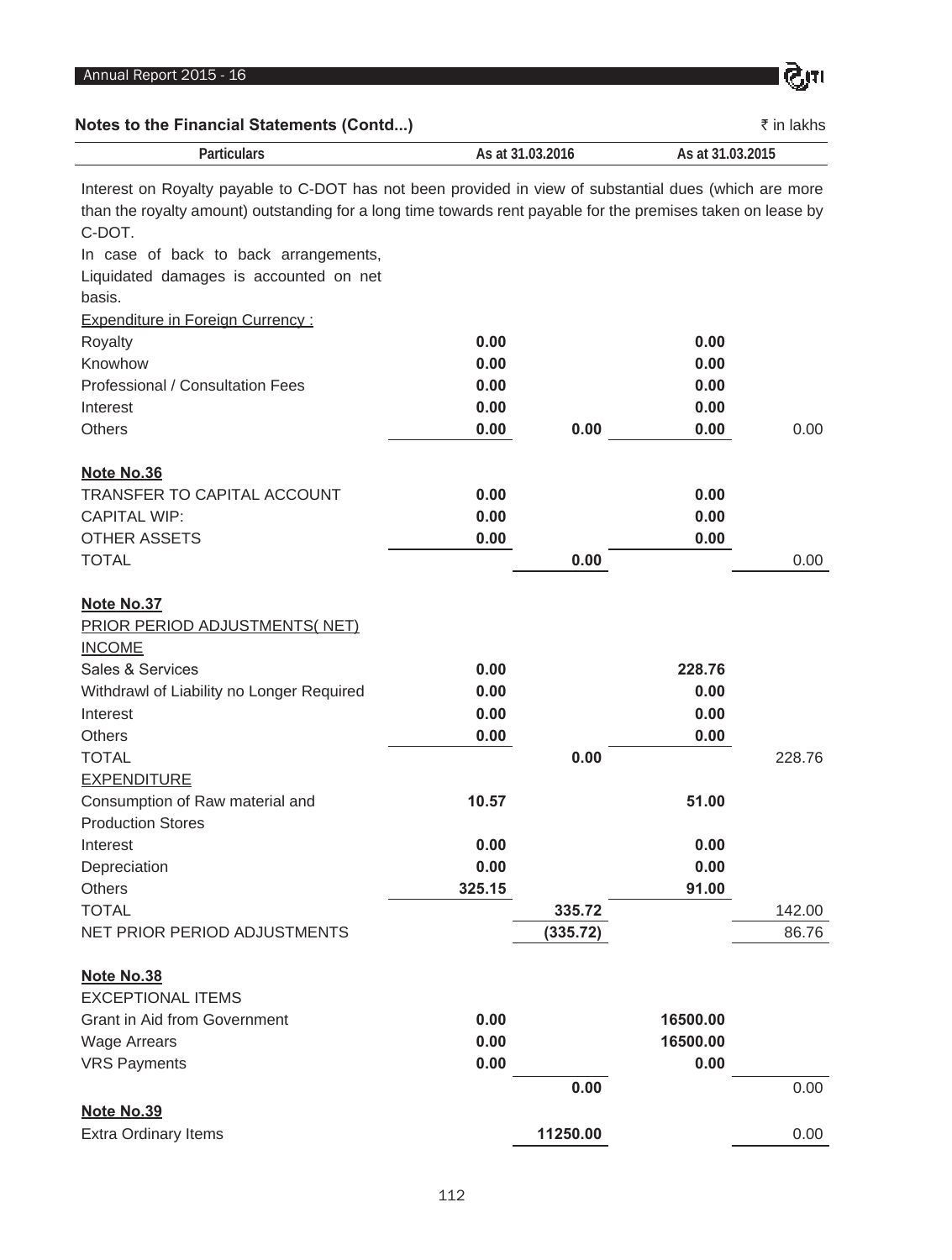**Notes to the Financial Statements (Contd...)** ₹ in lakhs

| Particulars | As at 31.03.2016 | | As at 31.03.2015 | |
|---|---|---|---|---|

Interest on Royalty payable to C-DOT has not been provided in view of substantial dues (which are more than the royalty amount) outstanding for a long time towards rent payable for the premises taken on lease by C-DOT.

In case of back to back arrangements, Liquidated damages is accounted on net basis.

| Particulars | As at 31.03.2016 | | As at 31.03.2015 | |
|---|---|---|---|---|
| Expenditure in Foreign Currency : | | | | |
| Royalty | **0.00** | | **0.00** | |
| Knowhow | **0.00** | | **0.00** | |
| Professional / Consultation Fees | **0.00** | | **0.00** | |
| Interest | **0.00** | | **0.00** | |
| Others | **0.00** | **0.00** | **0.00** | 0.00 |

**Note No.36**

| Particulars | As at 31.03.2016 | | As at 31.03.2015 | |
|---|---|---|---|---|
| TRANSFER TO CAPITAL ACCOUNT | **0.00** | | **0.00** | |
| CAPITAL WIP: | **0.00** | | **0.00** | |
| OTHER ASSETS | **0.00** | | **0.00** | |
| TOTAL | | **0.00** | | 0.00 |

**Note No.37**

PRIOR PERIOD ADJUSTMENTS( NET)

| Particulars | As at 31.03.2016 | | As at 31.03.2015 | |
|---|---|---|---|---|
| INCOME | | | | |
| Sales & Services | **0.00** | | **228.76** | |
| Withdrawl of Liability no Longer Required | **0.00** | | **0.00** | |
| Interest | **0.00** | | **0.00** | |
| Others | **0.00** | | **0.00** | |
| TOTAL | | **0.00** | | 228.76 |
| EXPENDITURE | | | | |
| Consumption of Raw material and Production Stores | **10.57** | | **51.00** | |
| Interest | **0.00** | | **0.00** | |
| Depreciation | **0.00** | | **0.00** | |
| Others | **325.15** | | **91.00** | |
| TOTAL | | **335.72** | | 142.00 |
| NET PRIOR PERIOD ADJUSTMENTS | | **(335.72)** | | 86.76 |

**Note No.38**

| Particulars | As at 31.03.2016 | | As at 31.03.2015 | |
|---|---|---|---|---|
| EXCEPTIONAL ITEMS | | | | |
| Grant in Aid from Government | **0.00** | | **16500.00** | |
| Wage Arrears | **0.00** | | **16500.00** | |
| VRS Payments | **0.00** | | **0.00** | |
| | | **0.00** | | 0.00 |

**Note No.39**

| Particulars | As at 31.03.2016 | | As at 31.03.2015 | |
|---|---|---|---|---|
| Extra Ordinary Items | | **11250.00** | | 0.00 |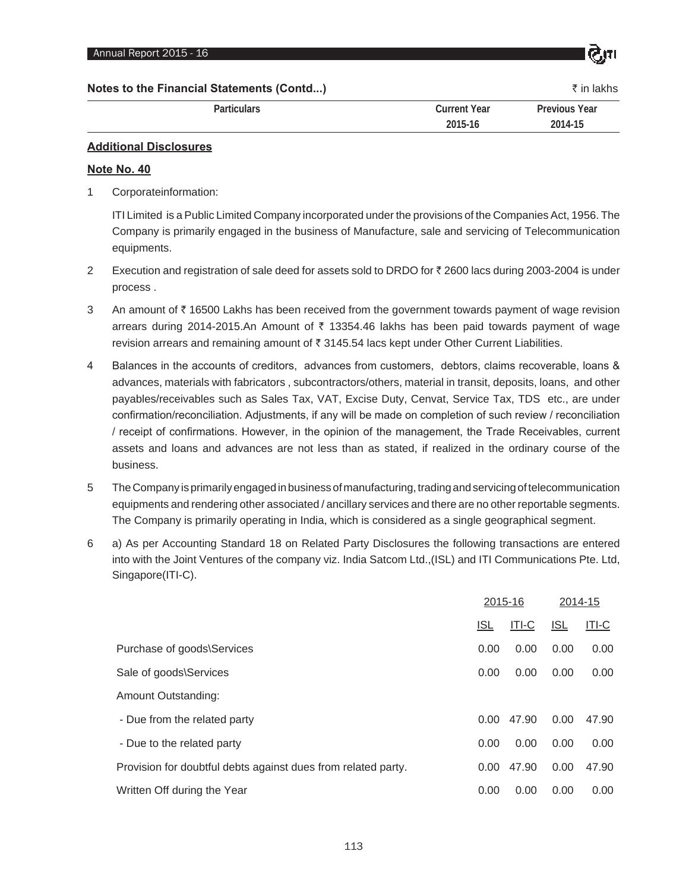**Notes to the Financial Statements (Contd...)** ₹ in lakhs

| Particulars | Current Year 2015-16 | Previous Year 2014-15 |
|---|---|---|

**Additional Disclosures**

**Note No. 40**

1 Corporateinformation:

ITI Limited is a Public Limited Company incorporated under the provisions of the Companies Act, 1956. The Company is primarily engaged in the business of Manufacture, sale and servicing of Telecommunication equipments.

2 Execution and registration of sale deed for assets sold to DRDO for ₹ 2600 lacs during 2003-2004 is under process .

3 An amount of ₹ 16500 Lakhs has been received from the government towards payment of wage revision arrears during 2014-2015.An Amount of ₹ 13354.46 lakhs has been paid towards payment of wage revision arrears and remaining amount of ₹ 3145.54 lacs kept under Other Current Liabilities.

4 Balances in the accounts of creditors, advances from customers, debtors, claims recoverable, loans & advances, materials with fabricators , subcontractors/others, material in transit, deposits, loans, and other payables/receivables such as Sales Tax, VAT, Excise Duty, Cenvat, Service Tax, TDS etc., are under confirmation/reconciliation. Adjustments, if any will be made on completion of such review / reconciliation / receipt of confirmations. However, in the opinion of the management, the Trade Receivables, current assets and loans and advances are not less than as stated, if realized in the ordinary course of the business.

5 The Company is primarily engaged in business of manufacturing, trading and servicing of telecommunication equipments and rendering other associated / ancillary services and there are no other reportable segments. The Company is primarily operating in India, which is considered as a single geographical segment.

6 a) As per Accounting Standard 18 on Related Party Disclosures the following transactions are entered into with the Joint Ventures of the company viz. India Satcom Ltd.,(ISL) and ITI Communications Pte. Ltd, Singapore(ITI-C).

| | 2015-16 | | 2014-15 | |
|---|---|---|---|---|
| | ISL | ITI-C | ISL | ITI-C |
| Purchase of goods\Services | 0.00 | 0.00 | 0.00 | 0.00 |
| Sale of goods\Services | 0.00 | 0.00 | 0.00 | 0.00 |
| Amount Outstanding: | | | | |
| - Due from the related party | 0.00 | 47.90 | 0.00 | 47.90 |
| - Due to the related party | 0.00 | 0.00 | 0.00 | 0.00 |
| Provision for doubtful debts against dues from related party. | 0.00 | 47.90 | 0.00 | 47.90 |
| Written Off during the Year | 0.00 | 0.00 | 0.00 | 0.00 |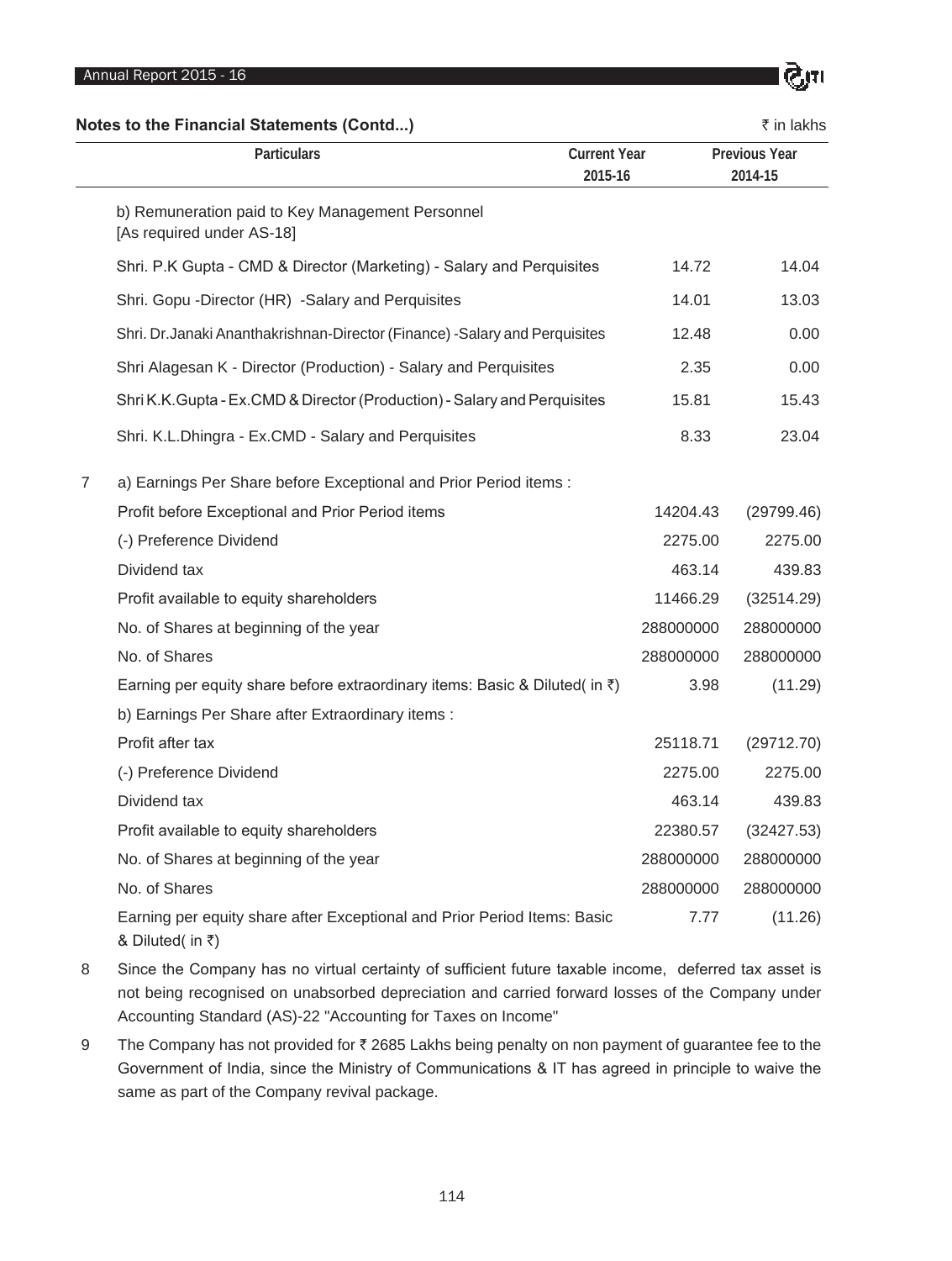**Notes to the Financial Statements (Contd...)** ₹ in lakhs

| | Particulars | Current Year 2015-16 | Previous Year 2014-15 |
|---|---|---|---|
| | b) Remuneration paid to Key Management Personnel [As required under AS-18] | | |
| | Shri. P.K Gupta - CMD & Director (Marketing) - Salary and Perquisites | 14.72 | 14.04 |
| | Shri. Gopu -Director (HR) -Salary and Perquisites | 14.01 | 13.03 |
| | Shri. Dr.Janaki Ananthakrishnan-Director (Finance) -Salary and Perquisites | 12.48 | 0.00 |
| | Shri Alagesan K - Director (Production) - Salary and Perquisites | 2.35 | 0.00 |
| | Shri K.K.Gupta - Ex.CMD & Director (Production) - Salary and Perquisites | 15.81 | 15.43 |
| | Shri. K.L.Dhingra - Ex.CMD - Salary and Perquisites | 8.33 | 23.04 |
| 7 | a) Earnings Per Share before Exceptional and Prior Period items : | | |
| | Profit before Exceptional and Prior Period items | 14204.43 | (29799.46) |
| | (-) Preference Dividend | 2275.00 | 2275.00 |
| | Dividend tax | 463.14 | 439.83 |
| | Profit available to equity shareholders | 11466.29 | (32514.29) |
| | No. of Shares at beginning of the year | 288000000 | 288000000 |
| | No. of Shares | 288000000 | 288000000 |
| | Earning per equity share before extraordinary items: Basic & Diluted( in ₹) | 3.98 | (11.29) |
| | b) Earnings Per Share after Extraordinary items : | | |
| | Profit after tax | 25118.71 | (29712.70) |
| | (-) Preference Dividend | 2275.00 | 2275.00 |
| | Dividend tax | 463.14 | 439.83 |
| | Profit available to equity shareholders | 22380.57 | (32427.53) |
| | No. of Shares at beginning of the year | 288000000 | 288000000 |
| | No. of Shares | 288000000 | 288000000 |
| | Earning per equity share after Exceptional and Prior Period Items: Basic & Diluted( in ₹) | 7.77 | (11.26) |

8 Since the Company has no virtual certainty of sufficient future taxable income, deferred tax asset is not being recognised on unabsorbed depreciation and carried forward losses of the Company under Accounting Standard (AS)-22 "Accounting for Taxes on Income"

9 The Company has not provided for ₹ 2685 Lakhs being penalty on non payment of guarantee fee to the Government of India, since the Ministry of Communications & IT has agreed in principle to waive the same as part of the Company revival package.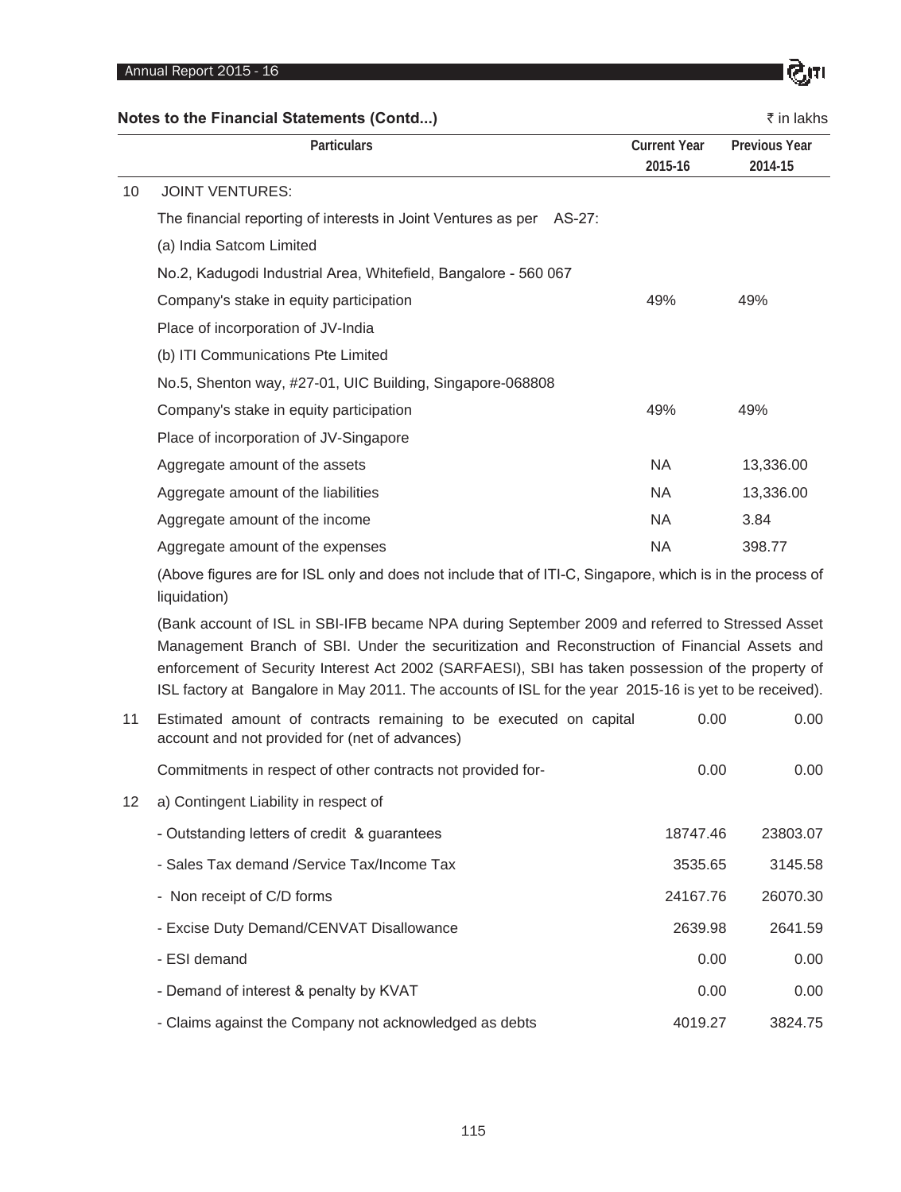## Notes to the Financial Statements (Contd...)

₹ in lakhs

| | Particulars | Current Year 2015-16 | Previous Year 2014-15 |
|---|---|---|---|
| 10 | JOINT VENTURES: | | |
| | The financial reporting of interests in Joint Ventures as per AS-27: | | |
| | (a) India Satcom Limited | | |
| | No.2, Kadugodi Industrial Area, Whitefield, Bangalore - 560 067 | | |
| | Company's stake in equity participation | 49% | 49% |
| | Place of incorporation of JV-India | | |
| | (b) ITI Communications Pte Limited | | |
| | No.5, Shenton way, #27-01, UIC Building, Singapore-068808 | | |
| | Company's stake in equity participation | 49% | 49% |
| | Place of incorporation of JV-Singapore | | |
| | Aggregate amount of the assets | NA | 13,336.00 |
| | Aggregate amount of the liabilities | NA | 13,336.00 |
| | Aggregate amount of the income | NA | 3.84 |
| | Aggregate amount of the expenses | NA | 398.77 |
| | (Above figures are for ISL only and does not include that of ITI-C, Singapore, which is in the process of liquidation) | | |
| | (Bank account of ISL in SBI-IFB became NPA during September 2009 and referred to Stressed Asset Management Branch of SBI. Under the securitization and Reconstruction of Financial Assets and enforcement of Security Interest Act 2002 (SARFAESI), SBI has taken possession of the property of ISL factory at Bangalore in May 2011. The accounts of ISL for the year 2015-16 is yet to be received). | | |
| 11 | Estimated amount of contracts remaining to be executed on capital account and not provided for (net of advances) | 0.00 | 0.00 |
| | Commitments in respect of other contracts not provided for- | 0.00 | 0.00 |
| 12 | a) Contingent Liability in respect of | | |
| | - Outstanding letters of credit & guarantees | 18747.46 | 23803.07 |
| | - Sales Tax demand /Service Tax/Income Tax | 3535.65 | 3145.58 |
| | - Non receipt of C/D forms | 24167.76 | 26070.30 |
| | - Excise Duty Demand/CENVAT Disallowance | 2639.98 | 2641.59 |
| | - ESI demand | 0.00 | 0.00 |
| | - Demand of interest & penalty by KVAT | 0.00 | 0.00 |
| | - Claims against the Company not acknowledged as debts | 4019.27 | 3824.75 |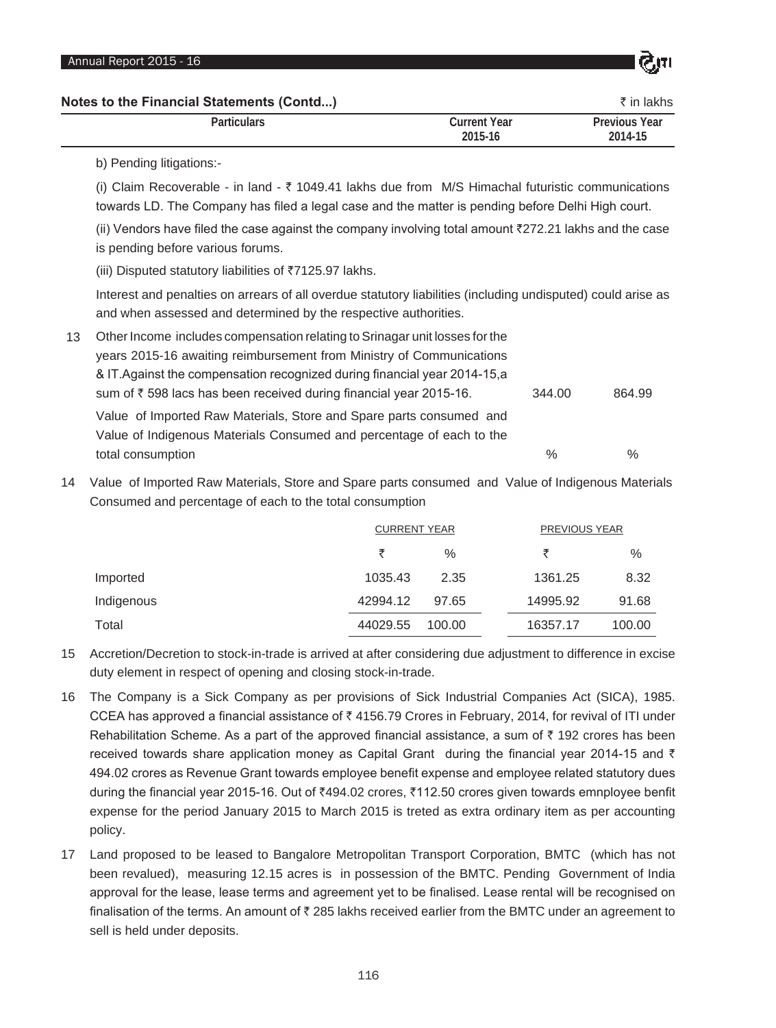**Notes to the Financial Statements (Contd...)** ₹ in lakhs

| Particulars | Current Year 2015-16 | Previous Year 2014-15 |
|---|---|---|

b) Pending litigations:-

(i) Claim Recoverable - in land - ₹ 1049.41 lakhs due from M/S Himachal futuristic communications towards LD. The Company has filed a legal case and the matter is pending before Delhi High court.

(ii) Vendors have filed the case against the company involving total amount ₹272.21 lakhs and the case is pending before various forums.

(iii) Disputed statutory liabilities of ₹7125.97 lakhs.

Interest and penalties on arrears of all overdue statutory liabilities (including undisputed) could arise as and when assessed and determined by the respective authorities.

| | Particulars | Current Year 2015-16 | Previous Year 2014-15 |
|---|---|---|---|
| 13 | Other Income includes compensation relating to Srinagar unit losses for the years 2015-16 awaiting reimbursement from Ministry of Communications & IT.Against the compensation recognized during financial year 2014-15,a sum of ₹ 598 lacs has been received during financial year 2015-16. | 344.00 | 864.99 |
| | Value of Imported Raw Materials, Store and Spare parts consumed and Value of Indigenous Materials Consumed and percentage of each to the total consumption | % | % |

14 Value of Imported Raw Materials, Store and Spare parts consumed and Value of Indigenous Materials Consumed and percentage of each to the total consumption

| | CURRENT YEAR | | PREVIOUS YEAR | |
|---|---|---|---|---|
| | ₹ | % | ₹ | % |
| Imported | 1035.43 | 2.35 | 1361.25 | 8.32 |
| Indigenous | 42994.12 | 97.65 | 14995.92 | 91.68 |
| Total | 44029.55 | 100.00 | 16357.17 | 100.00 |

15 Accretion/Decretion to stock-in-trade is arrived at after considering due adjustment to difference in excise duty element in respect of opening and closing stock-in-trade.

16 The Company is a Sick Company as per provisions of Sick Industrial Companies Act (SICA), 1985. CCEA has approved a financial assistance of ₹ 4156.79 Crores in February, 2014, for revival of ITI under Rehabilitation Scheme. As a part of the approved financial assistance, a sum of ₹ 192 crores has been received towards share application money as Capital Grant during the financial year 2014-15 and ₹ 494.02 crores as Revenue Grant towards employee benefit expense and employee related statutory dues during the financial year 2015-16. Out of ₹494.02 crores, ₹112.50 crores given towards emnployee benfit expense for the period January 2015 to March 2015 is treted as extra ordinary item as per accounting policy.

17 Land proposed to be leased to Bangalore Metropolitan Transport Corporation, BMTC (which has not been revalued), measuring 12.15 acres is in possession of the BMTC. Pending Government of India approval for the lease, lease terms and agreement yet to be finalised. Lease rental will be recognised on finalisation of the terms. An amount of ₹ 285 lakhs received earlier from the BMTC under an agreement to sell is held under deposits.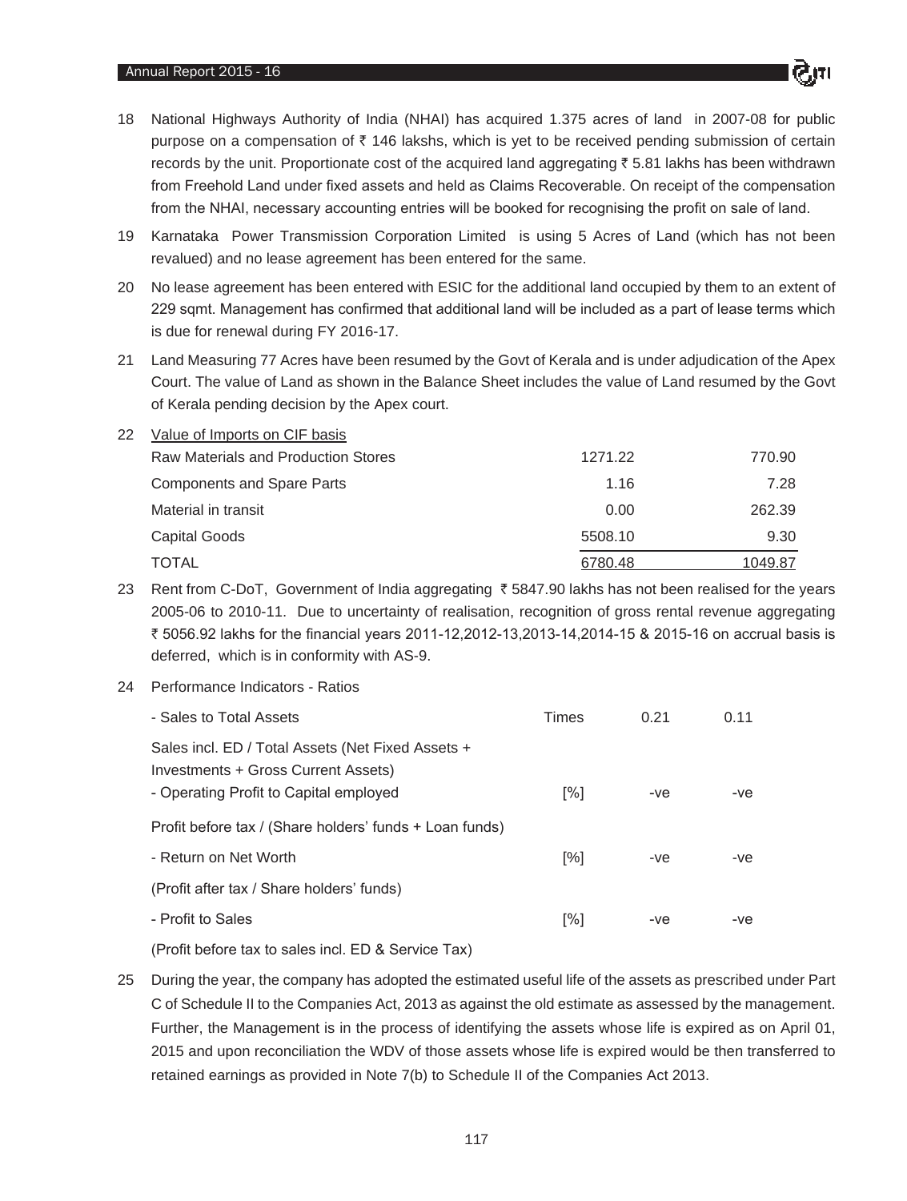18 National Highways Authority of India (NHAI) has acquired 1.375 acres of land in 2007-08 for public purpose on a compensation of ₹ 146 lakshs, which is yet to be received pending submission of certain records by the unit. Proportionate cost of the acquired land aggregating ₹ 5.81 lakhs has been withdrawn from Freehold Land under fixed assets and held as Claims Recoverable. On receipt of the compensation from the NHAI, necessary accounting entries will be booked for recognising the profit on sale of land.

19 Karnataka Power Transmission Corporation Limited is using 5 Acres of Land (which has not been revalued) and no lease agreement has been entered for the same.

20 No lease agreement has been entered with ESIC for the additional land occupied by them to an extent of 229 sqmt. Management has confirmed that additional land will be included as a part of lease terms which is due for renewal during FY 2016-17.

21 Land Measuring 77 Acres have been resumed by the Govt of Kerala and is under adjudication of the Apex Court. The value of Land as shown in the Balance Sheet includes the value of Land resumed by the Govt of Kerala pending decision by the Apex court.

22 Value of Imports on CIF basis

| | | |
|---|---|---|
| Raw Materials and Production Stores | 1271.22 | 770.90 |
| Components and Spare Parts | 1.16 | 7.28 |
| Material in transit | 0.00 | 262.39 |
| Capital Goods | 5508.10 | 9.30 |
| TOTAL | 6780.48 | 1049.87 |

23 Rent from C-DoT, Government of India aggregating ₹ 5847.90 lakhs has not been realised for the years 2005-06 to 2010-11. Due to uncertainty of realisation, recognition of gross rental revenue aggregating ₹ 5056.92 lakhs for the financial years 2011-12,2012-13,2013-14,2014-15 & 2015-16 on accrual basis is deferred, which is in conformity with AS-9.

24 Performance Indicators - Ratios

| | | | |
|---|---|---|---|
| - Sales to Total Assets | Times | 0.21 | 0.11 |
| Sales incl. ED / Total Assets (Net Fixed Assets + Investments + Gross Current Assets) | | | |
| - Operating Profit to Capital employed | [%] | -ve | -ve |
| Profit before tax / (Share holders' funds + Loan funds) | | | |
| - Return on Net Worth | [%] | -ve | -ve |
| (Profit after tax / Share holders' funds) | | | |
| - Profit to Sales | [%] | -ve | -ve |
| (Profit before tax to sales incl. ED & Service Tax) | | | |

25 During the year, the company has adopted the estimated useful life of the assets as prescribed under Part C of Schedule II to the Companies Act, 2013 as against the old estimate as assessed by the management. Further, the Management is in the process of identifying the assets whose life is expired as on April 01, 2015 and upon reconciliation the WDV of those assets whose life is expired would be then transferred to retained earnings as provided in Note 7(b) to Schedule II of the Companies Act 2013.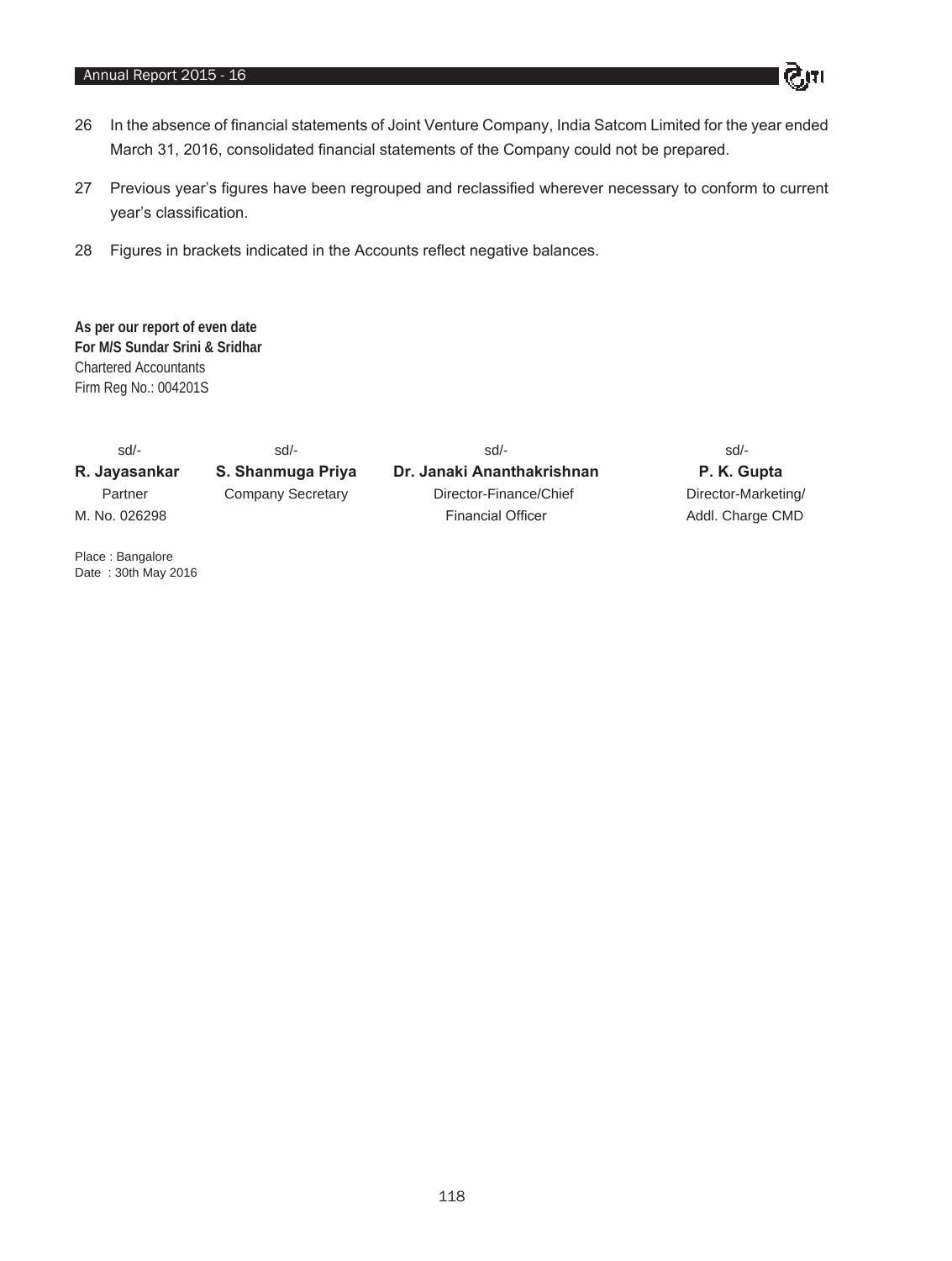26 In the absence of financial statements of Joint Venture Company, India Satcom Limited for the year ended March 31, 2016, consolidated financial statements of the Company could not be prepared.

27 Previous year's figures have been regrouped and reclassified wherever necessary to conform to current year's classification.

28 Figures in brackets indicated in the Accounts reflect negative balances.

**As per our report of even date**
**For M/S Sundar Srini & Sridhar**
Chartered Accountants
Firm Reg No.: 004201S

| sd/- | sd/- | sd/- | sd/- |
|---|---|---|---|
| **R. Jayasankar** | **S. Shanmuga Priya** | **Dr. Janaki Ananthakrishnan** | **P. K. Gupta** |
| Partner | Company Secretary | Director-Finance/Chief | Director-Marketing/ |
| M. No. 026298 | | Financial Officer | Addl. Charge CMD |

Place : Bangalore
Date : 30th May 2016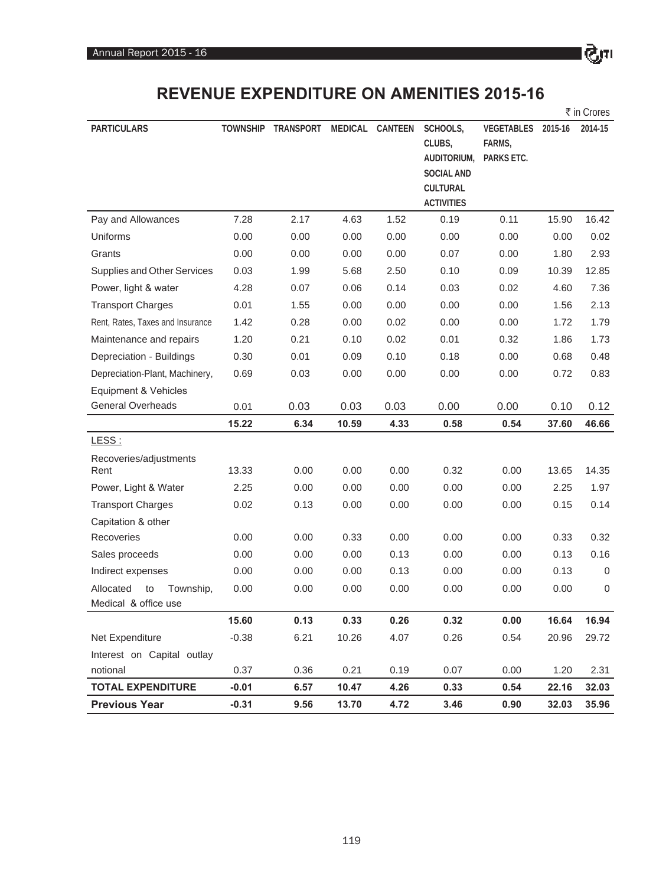# REVENUE EXPENDITURE ON AMENITIES 2015-16

₹ in Crores

| PARTICULARS | TOWNSHIP | TRANSPORT | MEDICAL | CANTEEN | SCHOOLS, CLUBS, AUDITORIUM, SOCIAL AND CULTURAL ACTIVITIES | VEGETABLES FARMS, PARKS ETC. | 2015-16 | 2014-15 |
|---|---|---|---|---|---|---|---|---|
| Pay and Allowances | 7.28 | 2.17 | 4.63 | 1.52 | 0.19 | 0.11 | 15.90 | 16.42 |
| Uniforms | 0.00 | 0.00 | 0.00 | 0.00 | 0.00 | 0.00 | 0.00 | 0.02 |
| Grants | 0.00 | 0.00 | 0.00 | 0.00 | 0.07 | 0.00 | 1.80 | 2.93 |
| Supplies and Other Services | 0.03 | 1.99 | 5.68 | 2.50 | 0.10 | 0.09 | 10.39 | 12.85 |
| Power, light & water | 4.28 | 0.07 | 0.06 | 0.14 | 0.03 | 0.02 | 4.60 | 7.36 |
| Transport Charges | 0.01 | 1.55 | 0.00 | 0.00 | 0.00 | 0.00 | 1.56 | 2.13 |
| Rent, Rates, Taxes and Insurance | 1.42 | 0.28 | 0.00 | 0.02 | 0.00 | 0.00 | 1.72 | 1.79 |
| Maintenance and repairs | 1.20 | 0.21 | 0.10 | 0.02 | 0.01 | 0.32 | 1.86 | 1.73 |
| Depreciation - Buildings | 0.30 | 0.01 | 0.09 | 0.10 | 0.18 | 0.00 | 0.68 | 0.48 |
| Depreciation-Plant, Machinery, Equipment & Vehicles | 0.69 | 0.03 | 0.00 | 0.00 | 0.00 | 0.00 | 0.72 | 0.83 |
| General Overheads | 0.01 | 0.03 | 0.03 | 0.03 | 0.00 | 0.00 | 0.10 | 0.12 |
| | **15.22** | **6.34** | **10.59** | **4.33** | **0.58** | **0.54** | **37.60** | **46.66** |
| LESS : | | | | | | | | |
| Recoveries/adjustments Rent | 13.33 | 0.00 | 0.00 | 0.00 | 0.32 | 0.00 | 13.65 | 14.35 |
| Power, Light & Water | 2.25 | 0.00 | 0.00 | 0.00 | 0.00 | 0.00 | 2.25 | 1.97 |
| Transport Charges | 0.02 | 0.13 | 0.00 | 0.00 | 0.00 | 0.00 | 0.15 | 0.14 |
| Capitation & other Recoveries | 0.00 | 0.00 | 0.33 | 0.00 | 0.00 | 0.00 | 0.33 | 0.32 |
| Sales proceeds | 0.00 | 0.00 | 0.00 | 0.13 | 0.00 | 0.00 | 0.13 | 0.16 |
| Indirect expenses | 0.00 | 0.00 | 0.00 | 0.13 | 0.00 | 0.00 | 0.13 | 0 |
| Allocated to Township, Medical & office use | 0.00 | 0.00 | 0.00 | 0.00 | 0.00 | 0.00 | 0.00 | 0 |
| | **15.60** | **0.13** | **0.33** | **0.26** | **0.32** | **0.00** | **16.64** | **16.94** |
| Net Expenditure | -0.38 | 6.21 | 10.26 | 4.07 | 0.26 | 0.54 | 20.96 | 29.72 |
| Interest on Capital outlay notional | 0.37 | 0.36 | 0.21 | 0.19 | 0.07 | 0.00 | 1.20 | 2.31 |
| **TOTAL EXPENDITURE** | **-0.01** | **6.57** | **10.47** | **4.26** | **0.33** | **0.54** | **22.16** | **32.03** |
| **Previous Year** | **-0.31** | **9.56** | **13.70** | **4.72** | **3.46** | **0.90** | **32.03** | **35.96** |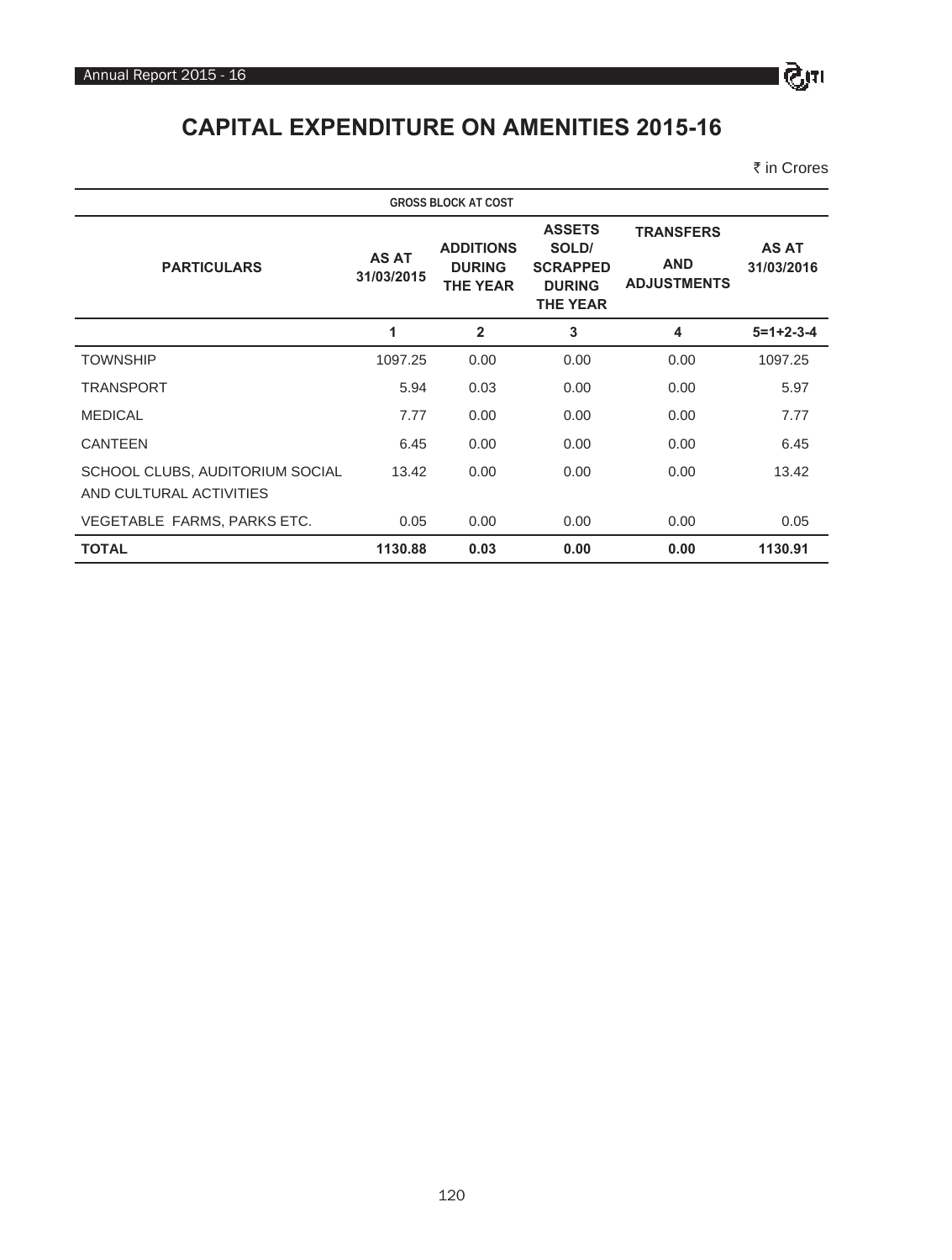# CAPITAL EXPENDITURE ON AMENITIES 2015-16

₹ in Crores

| | GROSS BLOCK AT COST | | | | |
|---|---|---|---|---|---|
| PARTICULARS | AS AT 31/03/2015 | ADDITIONS DURING THE YEAR | ASSETS SOLD/ SCRAPPED DURING THE YEAR | TRANSFERS AND ADJUSTMENTS | AS AT 31/03/2016 |
| | 1 | 2 | 3 | 4 | 5=1+2-3-4 |
| TOWNSHIP | 1097.25 | 0.00 | 0.00 | 0.00 | 1097.25 |
| TRANSPORT | 5.94 | 0.03 | 0.00 | 0.00 | 5.97 |
| MEDICAL | 7.77 | 0.00 | 0.00 | 0.00 | 7.77 |
| CANTEEN | 6.45 | 0.00 | 0.00 | 0.00 | 6.45 |
| SCHOOL CLUBS, AUDITORIUM SOCIAL AND CULTURAL ACTIVITIES | 13.42 | 0.00 | 0.00 | 0.00 | 13.42 |
| VEGETABLE FARMS, PARKS ETC. | 0.05 | 0.00 | 0.00 | 0.00 | 0.05 |
| **TOTAL** | **1130.88** | **0.03** | **0.00** | **0.00** | **1130.91** |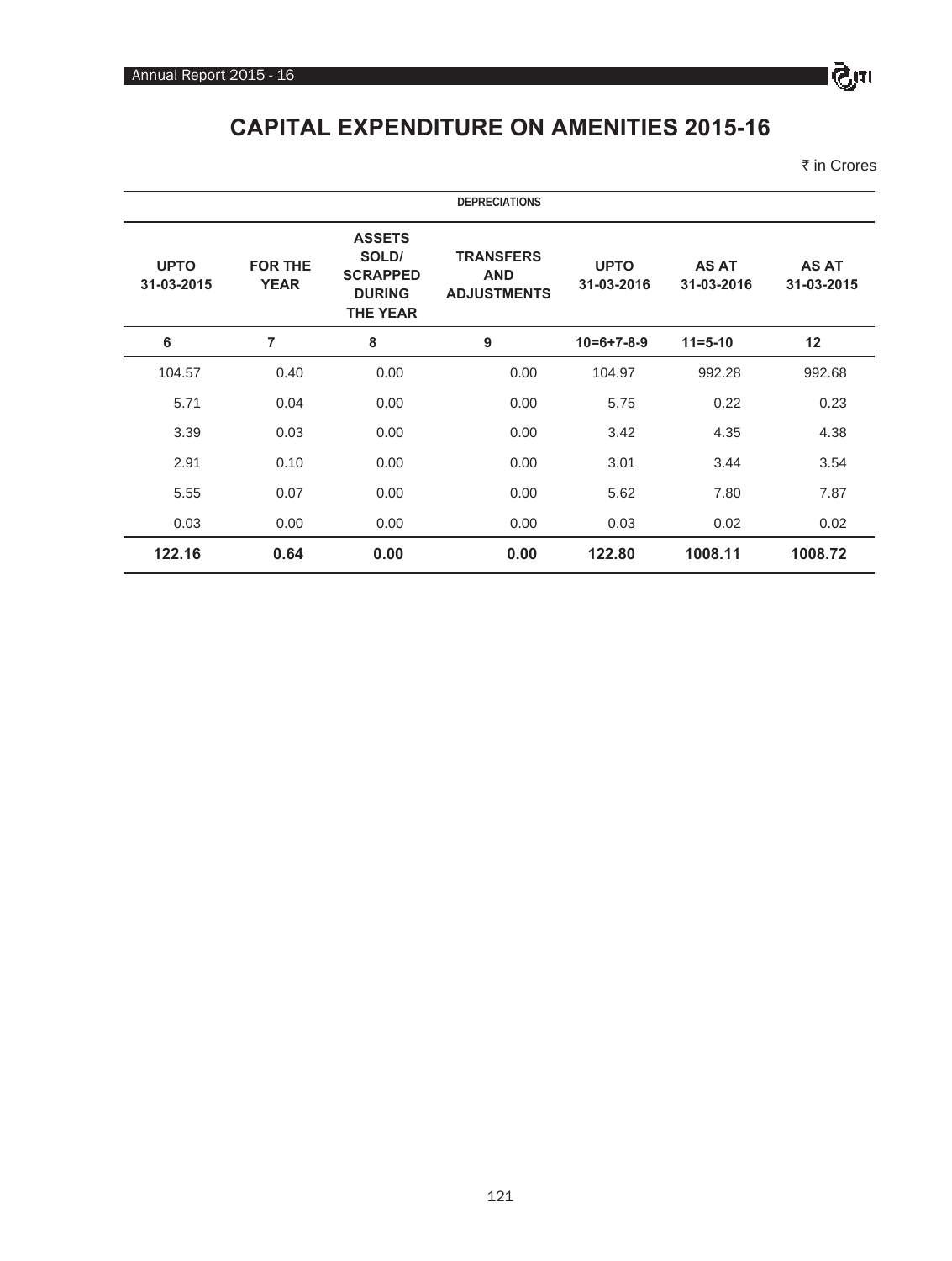# CAPITAL EXPENDITURE ON AMENITIES 2015-16

₹ in Crores

| DEPRECIATIONS | | | | | | |
|---|---|---|---|---|---|---|
| UPTO 31-03-2015 | FOR THE YEAR | ASSETS SOLD/ SCRAPPED DURING THE YEAR | TRANSFERS AND ADJUSTMENTS | UPTO 31-03-2016 | AS AT 31-03-2016 | AS AT 31-03-2015 |
| 6 | 7 | 8 | 9 | 10=6+7-8-9 | 11=5-10 | 12 |
| 104.57 | 0.40 | 0.00 | 0.00 | 104.97 | 992.28 | 992.68 |
| 5.71 | 0.04 | 0.00 | 0.00 | 5.75 | 0.22 | 0.23 |
| 3.39 | 0.03 | 0.00 | 0.00 | 3.42 | 4.35 | 4.38 |
| 2.91 | 0.10 | 0.00 | 0.00 | 3.01 | 3.44 | 3.54 |
| 5.55 | 0.07 | 0.00 | 0.00 | 5.62 | 7.80 | 7.87 |
| 0.03 | 0.00 | 0.00 | 0.00 | 0.03 | 0.02 | 0.02 |
| **122.16** | **0.64** | **0.00** | **0.00** | **122.80** | **1008.11** | **1008.72** |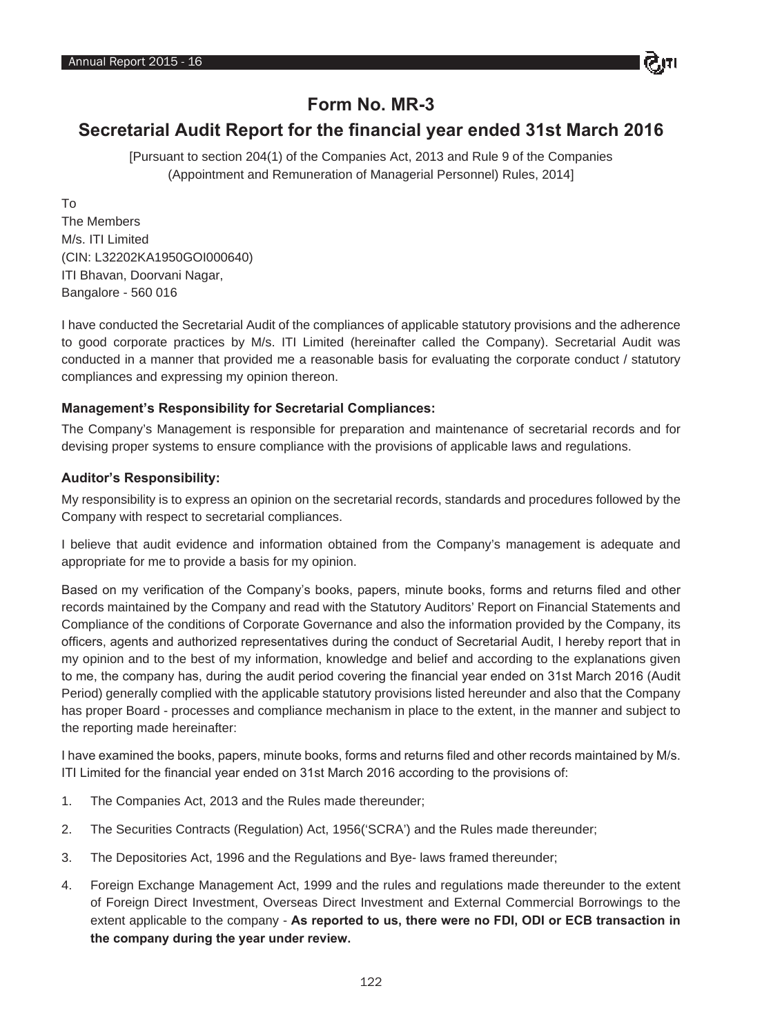# Form No. MR-3

## Secretarial Audit Report for the financial year ended 31st March 2016

[Pursuant to section 204(1) of the Companies Act, 2013 and Rule 9 of the Companies (Appointment and Remuneration of Managerial Personnel) Rules, 2014]

To
The Members
M/s. ITI Limited
(CIN: L32202KA1950GOI000640)
ITI Bhavan, Doorvani Nagar,
Bangalore - 560 016

I have conducted the Secretarial Audit of the compliances of applicable statutory provisions and the adherence to good corporate practices by M/s. ITI Limited (hereinafter called the Company). Secretarial Audit was conducted in a manner that provided me a reasonable basis for evaluating the corporate conduct / statutory compliances and expressing my opinion thereon.

**Management's Responsibility for Secretarial Compliances:**

The Company's Management is responsible for preparation and maintenance of secretarial records and for devising proper systems to ensure compliance with the provisions of applicable laws and regulations.

**Auditor's Responsibility:**

My responsibility is to express an opinion on the secretarial records, standards and procedures followed by the Company with respect to secretarial compliances.

I believe that audit evidence and information obtained from the Company's management is adequate and appropriate for me to provide a basis for my opinion.

Based on my verification of the Company's books, papers, minute books, forms and returns filed and other records maintained by the Company and read with the Statutory Auditors' Report on Financial Statements and Compliance of the conditions of Corporate Governance and also the information provided by the Company, its officers, agents and authorized representatives during the conduct of Secretarial Audit, I hereby report that in my opinion and to the best of my information, knowledge and belief and according to the explanations given to me, the company has, during the audit period covering the financial year ended on 31st March 2016 (Audit Period) generally complied with the applicable statutory provisions listed hereunder and also that the Company has proper Board - processes and compliance mechanism in place to the extent, in the manner and subject to the reporting made hereinafter:

I have examined the books, papers, minute books, forms and returns filed and other records maintained by M/s. ITI Limited for the financial year ended on 31st March 2016 according to the provisions of:

1. The Companies Act, 2013 and the Rules made thereunder;
2. The Securities Contracts (Regulation) Act, 1956('SCRA') and the Rules made thereunder;
3. The Depositories Act, 1996 and the Regulations and Bye- laws framed thereunder;
4. Foreign Exchange Management Act, 1999 and the rules and regulations made thereunder to the extent of Foreign Direct Investment, Overseas Direct Investment and External Commercial Borrowings to the extent applicable to the company - **As reported to us, there were no FDI, ODI or ECB transaction in the company during the year under review.**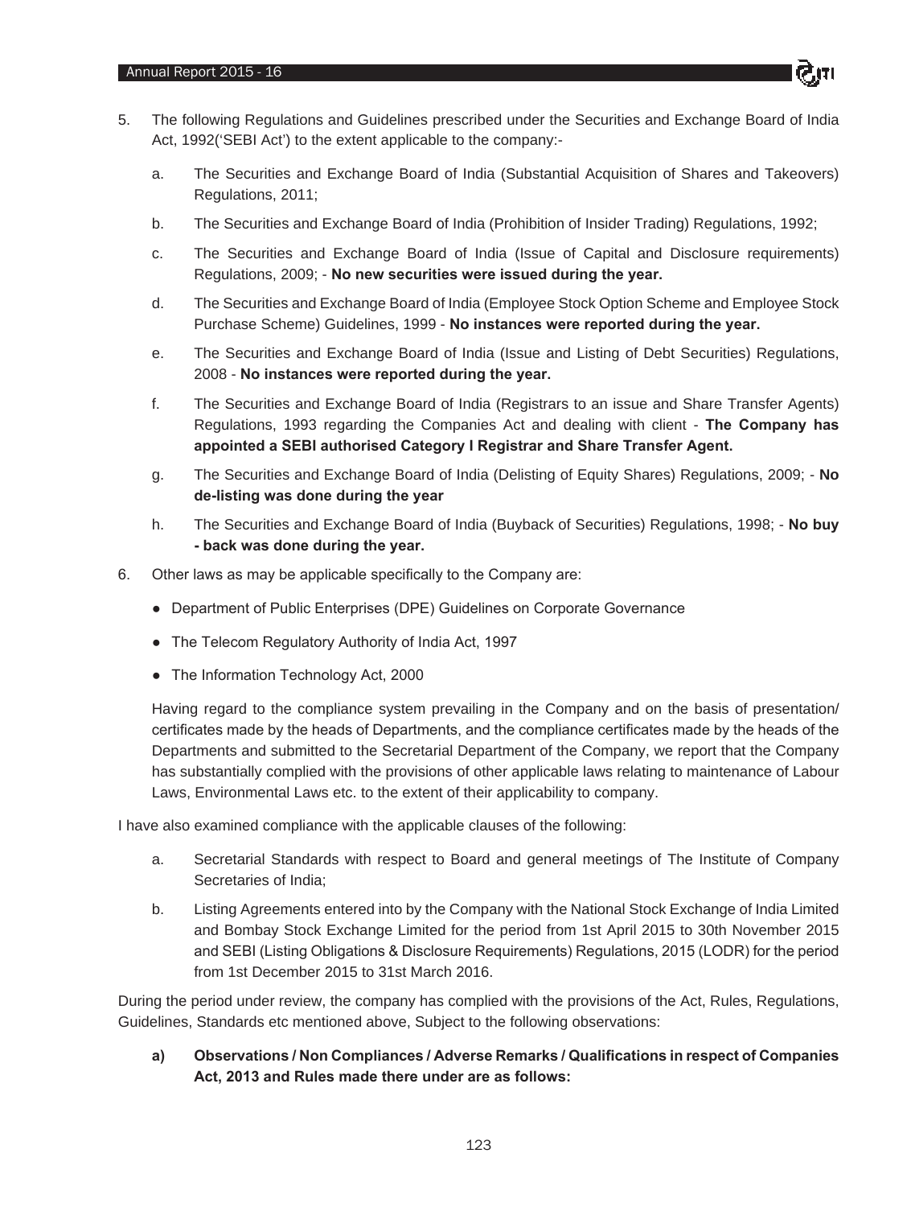5. The following Regulations and Guidelines prescribed under the Securities and Exchange Board of India Act, 1992('SEBI Act') to the extent applicable to the company:-

   a. The Securities and Exchange Board of India (Substantial Acquisition of Shares and Takeovers) Regulations, 2011;

   b. The Securities and Exchange Board of India (Prohibition of Insider Trading) Regulations, 1992;

   c. The Securities and Exchange Board of India (Issue of Capital and Disclosure requirements) Regulations, 2009; - **No new securities were issued during the year.**

   d. The Securities and Exchange Board of India (Employee Stock Option Scheme and Employee Stock Purchase Scheme) Guidelines, 1999 - **No instances were reported during the year.**

   e. The Securities and Exchange Board of India (Issue and Listing of Debt Securities) Regulations, 2008 - **No instances were reported during the year.**

   f. The Securities and Exchange Board of India (Registrars to an issue and Share Transfer Agents) Regulations, 1993 regarding the Companies Act and dealing with client - **The Company has appointed a SEBI authorised Category I Registrar and Share Transfer Agent.**

   g. The Securities and Exchange Board of India (Delisting of Equity Shares) Regulations, 2009; - **No de-listing was done during the year**

   h. The Securities and Exchange Board of India (Buyback of Securities) Regulations, 1998; - **No buy - back was done during the year.**

6. Other laws as may be applicable specifically to the Company are:

   - Department of Public Enterprises (DPE) Guidelines on Corporate Governance
   - The Telecom Regulatory Authority of India Act, 1997
   - The Information Technology Act, 2000

   Having regard to the compliance system prevailing in the Company and on the basis of presentation/ certificates made by the heads of Departments, and the compliance certificates made by the heads of the Departments and submitted to the Secretarial Department of the Company, we report that the Company has substantially complied with the provisions of other applicable laws relating to maintenance of Labour Laws, Environmental Laws etc. to the extent of their applicability to company.

I have also examined compliance with the applicable clauses of the following:

   a. Secretarial Standards with respect to Board and general meetings of The Institute of Company Secretaries of India;

   b. Listing Agreements entered into by the Company with the National Stock Exchange of India Limited and Bombay Stock Exchange Limited for the period from 1st April 2015 to 30th November 2015 and SEBI (Listing Obligations & Disclosure Requirements) Regulations, 2015 (LODR) for the period from 1st December 2015 to 31st March 2016.

During the period under review, the company has complied with the provisions of the Act, Rules, Regulations, Guidelines, Standards etc mentioned above, Subject to the following observations:

   **a) Observations / Non Compliances / Adverse Remarks / Qualifications in respect of Companies Act, 2013 and Rules made there under are as follows:**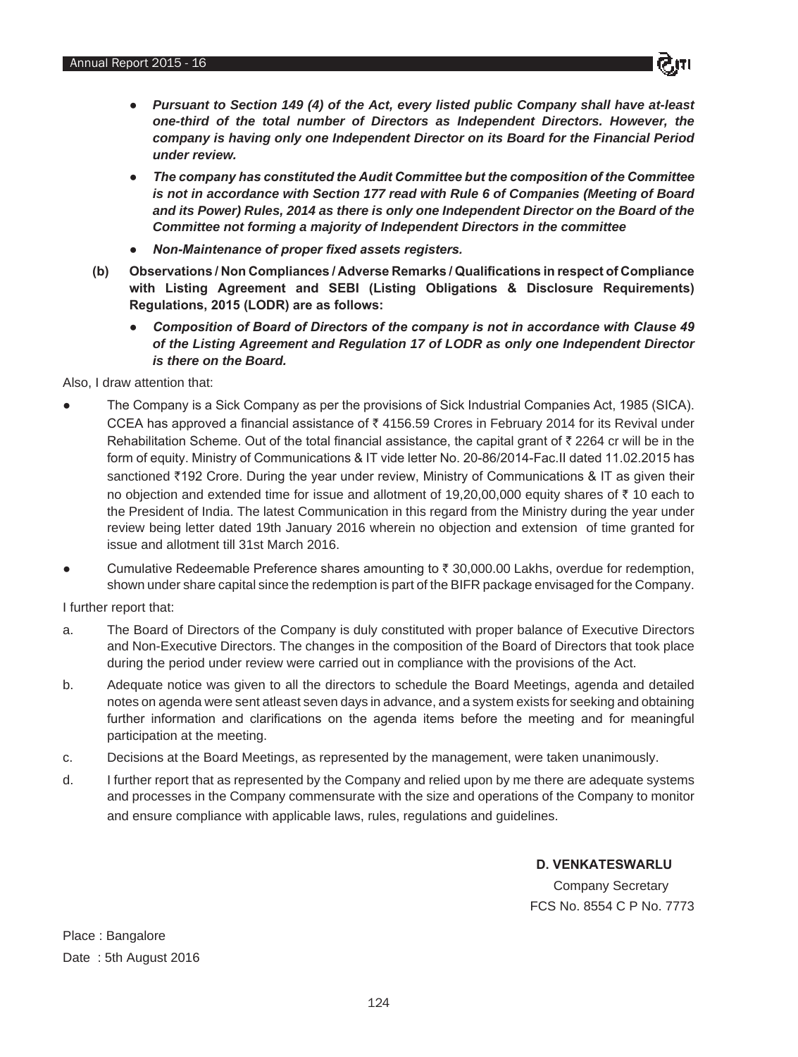- ***Pursuant to Section 149 (4) of the Act, every listed public Company shall have at-least one-third of the total number of Directors as Independent Directors. However, the company is having only one Independent Director on its Board for the Financial Period under review.***
- ***The company has constituted the Audit Committee but the composition of the Committee is not in accordance with Section 177 read with Rule 6 of Companies (Meeting of Board and its Power) Rules, 2014 as there is only one Independent Director on the Board of the Committee not forming a majority of Independent Directors in the committee***
- ***Non-Maintenance of proper fixed assets registers.***

**(b) Observations / Non Compliances / Adverse Remarks / Qualifications in respect of Compliance with Listing Agreement and SEBI (Listing Obligations & Disclosure Requirements) Regulations, 2015 (LODR) are as follows:**

- ***Composition of Board of Directors of the company is not in accordance with Clause 49 of the Listing Agreement and Regulation 17 of LODR as only one Independent Director is there on the Board.***

Also, I draw attention that:

- The Company is a Sick Company as per the provisions of Sick Industrial Companies Act, 1985 (SICA). CCEA has approved a financial assistance of ₹ 4156.59 Crores in February 2014 for its Revival under Rehabilitation Scheme. Out of the total financial assistance, the capital grant of ₹ 2264 cr will be in the form of equity. Ministry of Communications & IT vide letter No. 20-86/2014-Fac.II dated 11.02.2015 has sanctioned ₹192 Crore. During the year under review, Ministry of Communications & IT as given their no objection and extended time for issue and allotment of 19,20,00,000 equity shares of ₹ 10 each to the President of India. The latest Communication in this regard from the Ministry during the year under review being letter dated 19th January 2016 wherein no objection and extension of time granted for issue and allotment till 31st March 2016.
- Cumulative Redeemable Preference shares amounting to ₹ 30,000.00 Lakhs, overdue for redemption, shown under share capital since the redemption is part of the BIFR package envisaged for the Company.

I further report that:

a. The Board of Directors of the Company is duly constituted with proper balance of Executive Directors and Non-Executive Directors. The changes in the composition of the Board of Directors that took place during the period under review were carried out in compliance with the provisions of the Act.

b. Adequate notice was given to all the directors to schedule the Board Meetings, agenda and detailed notes on agenda were sent atleast seven days in advance, and a system exists for seeking and obtaining further information and clarifications on the agenda items before the meeting and for meaningful participation at the meeting.

c. Decisions at the Board Meetings, as represented by the management, were taken unanimously.

d. I further report that as represented by the Company and relied upon by me there are adequate systems and processes in the Company commensurate with the size and operations of the Company to monitor and ensure compliance with applicable laws, rules, regulations and guidelines.

**D. VENKATESWARLU**
Company Secretary
FCS No. 8554 C P No. 7773

Place : Bangalore
Date : 5th August 2016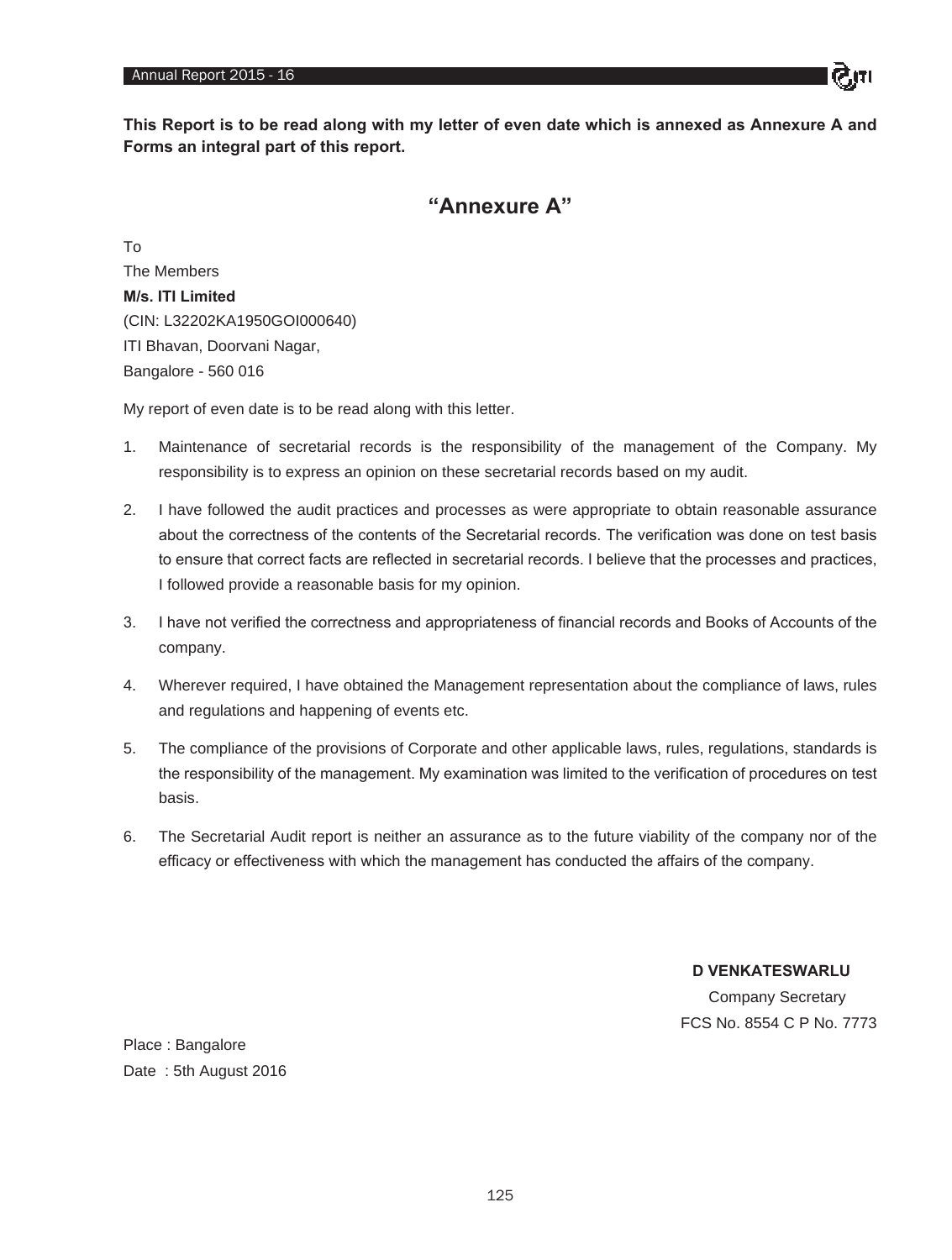**This Report is to be read along with my letter of even date which is annexed as Annexure A and Forms an integral part of this report.**

## "Annexure A"

To
The Members
**M/s. ITI Limited**
(CIN: L32202KA1950GOI000640)
ITI Bhavan, Doorvani Nagar,
Bangalore - 560 016

My report of even date is to be read along with this letter.

1. Maintenance of secretarial records is the responsibility of the management of the Company. My responsibility is to express an opinion on these secretarial records based on my audit.

2. I have followed the audit practices and processes as were appropriate to obtain reasonable assurance about the correctness of the contents of the Secretarial records. The verification was done on test basis to ensure that correct facts are reflected in secretarial records. I believe that the processes and practices, I followed provide a reasonable basis for my opinion.

3. I have not verified the correctness and appropriateness of financial records and Books of Accounts of the company.

4. Wherever required, I have obtained the Management representation about the compliance of laws, rules and regulations and happening of events etc.

5. The compliance of the provisions of Corporate and other applicable laws, rules, regulations, standards is the responsibility of the management. My examination was limited to the verification of procedures on test basis.

6. The Secretarial Audit report is neither an assurance as to the future viability of the company nor of the efficacy or effectiveness with which the management has conducted the affairs of the company.

**D VENKATESWARLU**
Company Secretary
FCS No. 8554 C P No. 7773

Place : Bangalore
Date : 5th August 2016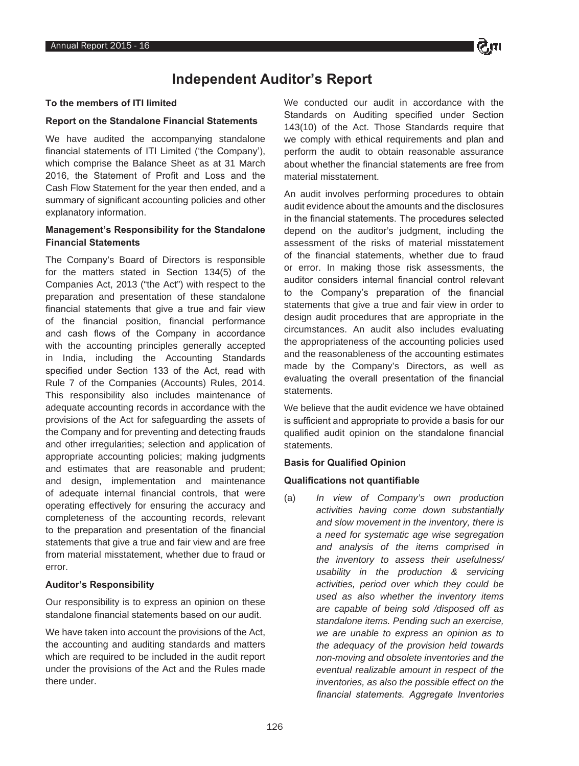# Independent Auditor's Report

**To the members of ITI limited**

**Report on the Standalone Financial Statements**

We have audited the accompanying standalone financial statements of ITI Limited ('the Company'), which comprise the Balance Sheet as at 31 March 2016, the Statement of Profit and Loss and the Cash Flow Statement for the year then ended, and a summary of significant accounting policies and other explanatory information.

**Management's Responsibility for the Standalone Financial Statements**

The Company's Board of Directors is responsible for the matters stated in Section 134(5) of the Companies Act, 2013 ("the Act") with respect to the preparation and presentation of these standalone financial statements that give a true and fair view of the financial position, financial performance and cash flows of the Company in accordance with the accounting principles generally accepted in India, including the Accounting Standards specified under Section 133 of the Act, read with Rule 7 of the Companies (Accounts) Rules, 2014. This responsibility also includes maintenance of adequate accounting records in accordance with the provisions of the Act for safeguarding the assets of the Company and for preventing and detecting frauds and other irregularities; selection and application of appropriate accounting policies; making judgments and estimates that are reasonable and prudent; and design, implementation and maintenance of adequate internal financial controls, that were operating effectively for ensuring the accuracy and completeness of the accounting records, relevant to the preparation and presentation of the financial statements that give a true and fair view and are free from material misstatement, whether due to fraud or error.

**Auditor's Responsibility**

Our responsibility is to express an opinion on these standalone financial statements based on our audit.

We have taken into account the provisions of the Act, the accounting and auditing standards and matters which are required to be included in the audit report under the provisions of the Act and the Rules made there under.

We conducted our audit in accordance with the Standards on Auditing specified under Section 143(10) of the Act. Those Standards require that we comply with ethical requirements and plan and perform the audit to obtain reasonable assurance about whether the financial statements are free from material misstatement.

An audit involves performing procedures to obtain audit evidence about the amounts and the disclosures in the financial statements. The procedures selected depend on the auditor's judgment, including the assessment of the risks of material misstatement of the financial statements, whether due to fraud or error. In making those risk assessments, the auditor considers internal financial control relevant to the Company's preparation of the financial statements that give a true and fair view in order to design audit procedures that are appropriate in the circumstances. An audit also includes evaluating the appropriateness of the accounting policies used and the reasonableness of the accounting estimates made by the Company's Directors, as well as evaluating the overall presentation of the financial statements.

We believe that the audit evidence we have obtained is sufficient and appropriate to provide a basis for our qualified audit opinion on the standalone financial statements.

**Basis for Qualified Opinion**

**Qualifications not quantifiable**

(a) *In view of Company's own production activities having come down substantially and slow movement in the inventory, there is a need for systematic age wise segregation and analysis of the items comprised in the inventory to assess their usefulness/ usability in the production & servicing activities, period over which they could be used as also whether the inventory items are capable of being sold /disposed off as standalone items. Pending such an exercise, we are unable to express an opinion as to the adequacy of the provision held towards non-moving and obsolete inventories and the eventual realizable amount in respect of the inventories, as also the possible effect on the financial statements. Aggregate Inventories*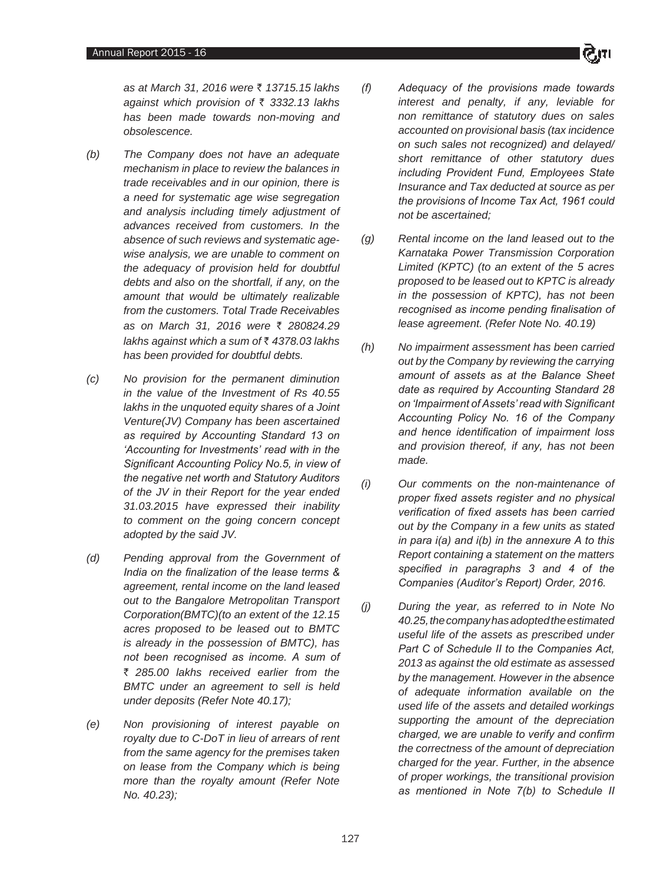*as at March 31, 2016 were ₹ 13715.15 lakhs against which provision of ₹ 3332.13 lakhs has been made towards non-moving and obsolescence.*

*(b) The Company does not have an adequate mechanism in place to review the balances in trade receivables and in our opinion, there is a need for systematic age wise segregation and analysis including timely adjustment of advances received from customers. In the absence of such reviews and systematic age-wise analysis, we are unable to comment on the adequacy of provision held for doubtful debts and also on the shortfall, if any, on the amount that would be ultimately realizable from the customers. Total Trade Receivables as on March 31, 2016 were ₹ 280824.29 lakhs against which a sum of ₹ 4378.03 lakhs has been provided for doubtful debts.*

*(c) No provision for the permanent diminution in the value of the Investment of Rs 40.55 lakhs in the unquoted equity shares of a Joint Venture(JV) Company has been ascertained as required by Accounting Standard 13 on 'Accounting for Investments' read with in the Significant Accounting Policy No.5, in view of the negative net worth and Statutory Auditors of the JV in their Report for the year ended 31.03.2015 have expressed their inability to comment on the going concern concept adopted by the said JV.*

*(d) Pending approval from the Government of India on the finalization of the lease terms & agreement, rental income on the land leased out to the Bangalore Metropolitan Transport Corporation(BMTC)(to an extent of the 12.15 acres proposed to be leased out to BMTC is already in the possession of BMTC), has not been recognised as income. A sum of ₹ 285.00 lakhs received earlier from the BMTC under an agreement to sell is held under deposits (Refer Note 40.17);*

*(e) Non provisioning of interest payable on royalty due to C-DoT in lieu of arrears of rent from the same agency for the premises taken on lease from the Company which is being more than the royalty amount (Refer Note No. 40.23);*

*(f) Adequacy of the provisions made towards interest and penalty, if any, leviable for non remittance of statutory dues on sales accounted on provisional basis (tax incidence on such sales not recognized) and delayed/ short remittance of other statutory dues including Provident Fund, Employees State Insurance and Tax deducted at source as per the provisions of Income Tax Act, 1961 could not be ascertained;*

*(g) Rental income on the land leased out to the Karnataka Power Transmission Corporation Limited (KPTC) (to an extent of the 5 acres proposed to be leased out to KPTC is already in the possession of KPTC), has not been recognised as income pending finalisation of lease agreement. (Refer Note No. 40.19)*

*(h) No impairment assessment has been carried out by the Company by reviewing the carrying amount of assets as at the Balance Sheet date as required by Accounting Standard 28 on 'Impairment of Assets' read with Significant Accounting Policy No. 16 of the Company and hence identification of impairment loss and provision thereof, if any, has not been made.*

*(i) Our comments on the non-maintenance of proper fixed assets register and no physical verification of fixed assets has been carried out by the Company in a few units as stated in para i(a) and i(b) in the annexure A to this Report containing a statement on the matters specified in paragraphs 3 and 4 of the Companies (Auditor's Report) Order, 2016.*

*(j) During the year, as referred to in Note No 40.25, the company has adopted the estimated useful life of the assets as prescribed under Part C of Schedule II to the Companies Act, 2013 as against the old estimate as assessed by the management. However in the absence of adequate information available on the used life of the assets and detailed workings supporting the amount of the depreciation charged, we are unable to verify and confirm the correctness of the amount of depreciation charged for the year. Further, in the absence of proper workings, the transitional provision as mentioned in Note 7(b) to Schedule II*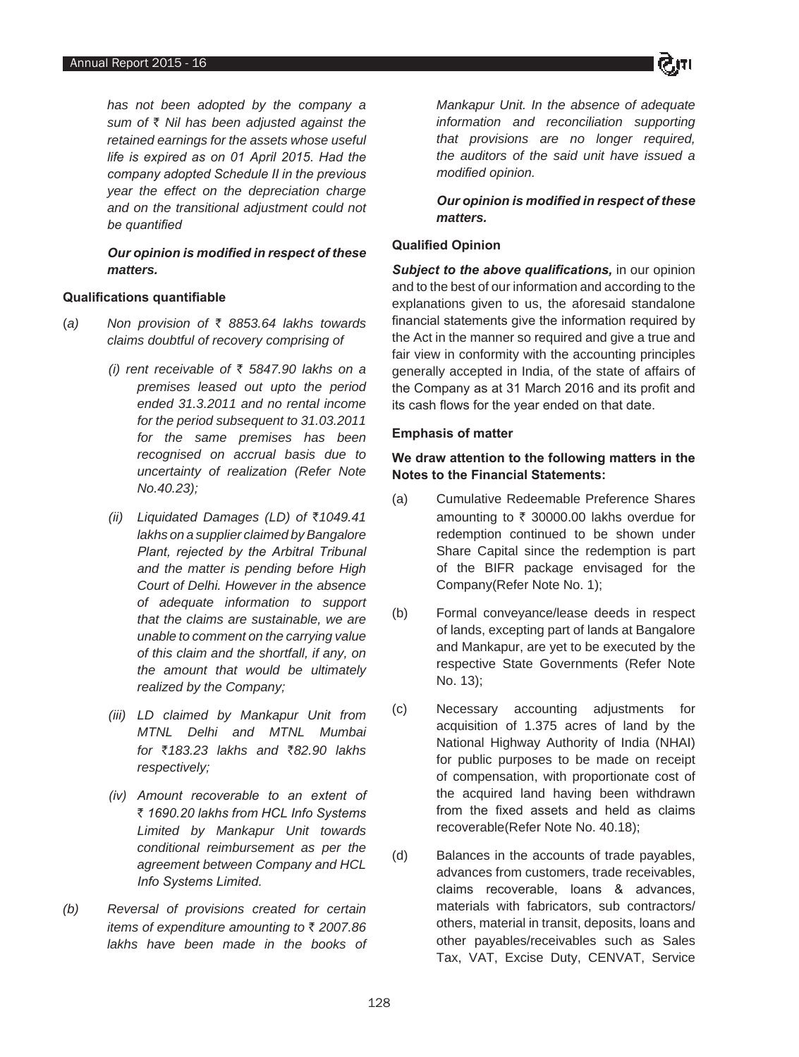*has not been adopted by the company a sum of ₹ Nil has been adjusted against the retained earnings for the assets whose useful life is expired as on 01 April 2015. Had the company adopted Schedule II in the previous year the effect on the depreciation charge and on the transitional adjustment could not be quantified*

***Our opinion is modified in respect of these matters.***

**Qualifications quantifiable**

(a) *Non provision of ₹ 8853.64 lakhs towards claims doubtful of recovery comprising of*

*(i) rent receivable of ₹ 5847.90 lakhs on a premises leased out upto the period ended 31.3.2011 and no rental income for the period subsequent to 31.03.2011 for the same premises has been recognised on accrual basis due to uncertainty of realization (Refer Note No.40.23);*

*(ii) Liquidated Damages (LD) of ₹1049.41 lakhs on a supplier claimed by Bangalore Plant, rejected by the Arbitral Tribunal and the matter is pending before High Court of Delhi. However in the absence of adequate information to support that the claims are sustainable, we are unable to comment on the carrying value of this claim and the shortfall, if any, on the amount that would be ultimately realized by the Company;*

*(iii) LD claimed by Mankapur Unit from MTNL Delhi and MTNL Mumbai for ₹183.23 lakhs and ₹82.90 lakhs respectively;*

*(iv) Amount recoverable to an extent of ₹ 1690.20 lakhs from HCL Info Systems Limited by Mankapur Unit towards conditional reimbursement as per the agreement between Company and HCL Info Systems Limited.*

*(b) Reversal of provisions created for certain items of expenditure amounting to ₹ 2007.86 lakhs have been made in the books of Mankapur Unit. In the absence of adequate information and reconciliation supporting that provisions are no longer required, the auditors of the said unit have issued a modified opinion.*

***Our opinion is modified in respect of these matters.***

**Qualified Opinion**

***Subject to the above qualifications,*** in our opinion and to the best of our information and according to the explanations given to us, the aforesaid standalone financial statements give the information required by the Act in the manner so required and give a true and fair view in conformity with the accounting principles generally accepted in India, of the state of affairs of the Company as at 31 March 2016 and its profit and its cash flows for the year ended on that date.

**Emphasis of matter**

**We draw attention to the following matters in the Notes to the Financial Statements:**

(a) Cumulative Redeemable Preference Shares amounting to ₹ 30000.00 lakhs overdue for redemption continued to be shown under Share Capital since the redemption is part of the BIFR package envisaged for the Company(Refer Note No. 1);

(b) Formal conveyance/lease deeds in respect of lands, excepting part of lands at Bangalore and Mankapur, are yet to be executed by the respective State Governments (Refer Note No. 13);

(c) Necessary accounting adjustments for acquisition of 1.375 acres of land by the National Highway Authority of India (NHAI) for public purposes to be made on receipt of compensation, with proportionate cost of the acquired land having been withdrawn from the fixed assets and held as claims recoverable(Refer Note No. 40.18);

(d) Balances in the accounts of trade payables, advances from customers, trade receivables, claims recoverable, loans & advances, materials with fabricators, sub contractors/ others, material in transit, deposits, loans and other payables/receivables such as Sales Tax, VAT, Excise Duty, CENVAT, Service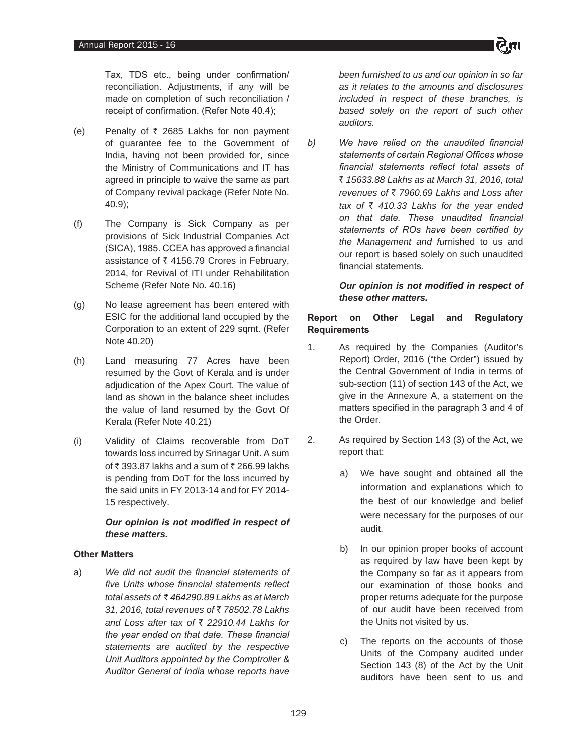Tax, TDS etc., being under confirmation/ reconciliation. Adjustments, if any will be made on completion of such reconciliation / receipt of confirmation. (Refer Note 40.4);

(e) Penalty of ₹ 2685 Lakhs for non payment of guarantee fee to the Government of India, having not been provided for, since the Ministry of Communications and IT has agreed in principle to waive the same as part of Company revival package (Refer Note No. 40.9);

(f) The Company is Sick Company as per provisions of Sick Industrial Companies Act (SICA), 1985. CCEA has approved a financial assistance of ₹ 4156.79 Crores in February, 2014, for Revival of ITI under Rehabilitation Scheme (Refer Note No. 40.16)

(g) No lease agreement has been entered with ESIC for the additional land occupied by the Corporation to an extent of 229 sqmt. (Refer Note 40.20)

(h) Land measuring 77 Acres have been resumed by the Govt of Kerala and is under adjudication of the Apex Court. The value of land as shown in the balance sheet includes the value of land resumed by the Govt Of Kerala (Refer Note 40.21)

(i) Validity of Claims recoverable from DoT towards loss incurred by Srinagar Unit. A sum of ₹ 393.87 lakhs and a sum of ₹ 266.99 lakhs is pending from DoT for the loss incurred by the said units in FY 2013-14 and for FY 2014-15 respectively.

***Our opinion is not modified in respect of these matters.***

**Other Matters**

a) *We did not audit the financial statements of five Units whose financial statements reflect total assets of ₹ 464290.89 Lakhs as at March 31, 2016, total revenues of ₹ 78502.78 Lakhs and Loss after tax of ₹ 22910.44 Lakhs for the year ended on that date. These financial statements are audited by the respective Unit Auditors appointed by the Comptroller & Auditor General of India whose reports have been furnished to us and our opinion in so far as it relates to the amounts and disclosures included in respect of these branches, is based solely on the report of such other auditors.*

b) *We have relied on the unaudited financial statements of certain Regional Offices whose financial statements reflect total assets of ₹ 15633.88 Lakhs as at March 31, 2016, total revenues of ₹ 7960.69 Lakhs and Loss after tax of ₹ 410.33 Lakhs for the year ended on that date. These unaudited financial statements of ROs have been certified by the Management and fu*rnished to us and our report is based solely on such unaudited financial statements.

***Our opinion is not modified in respect of these other matters.***

**Report on Other Legal and Regulatory Requirements**

1. As required by the Companies (Auditor's Report) Order, 2016 ("the Order") issued by the Central Government of India in terms of sub-section (11) of section 143 of the Act, we give in the Annexure A, a statement on the matters specified in the paragraph 3 and 4 of the Order.

2. As required by Section 143 (3) of the Act, we report that:

   a) We have sought and obtained all the information and explanations which to the best of our knowledge and belief were necessary for the purposes of our audit.

   b) In our opinion proper books of account as required by law have been kept by the Company so far as it appears from our examination of those books and proper returns adequate for the purpose of our audit have been received from the Units not visited by us.

   c) The reports on the accounts of those Units of the Company audited under Section 143 (8) of the Act by the Unit auditors have been sent to us and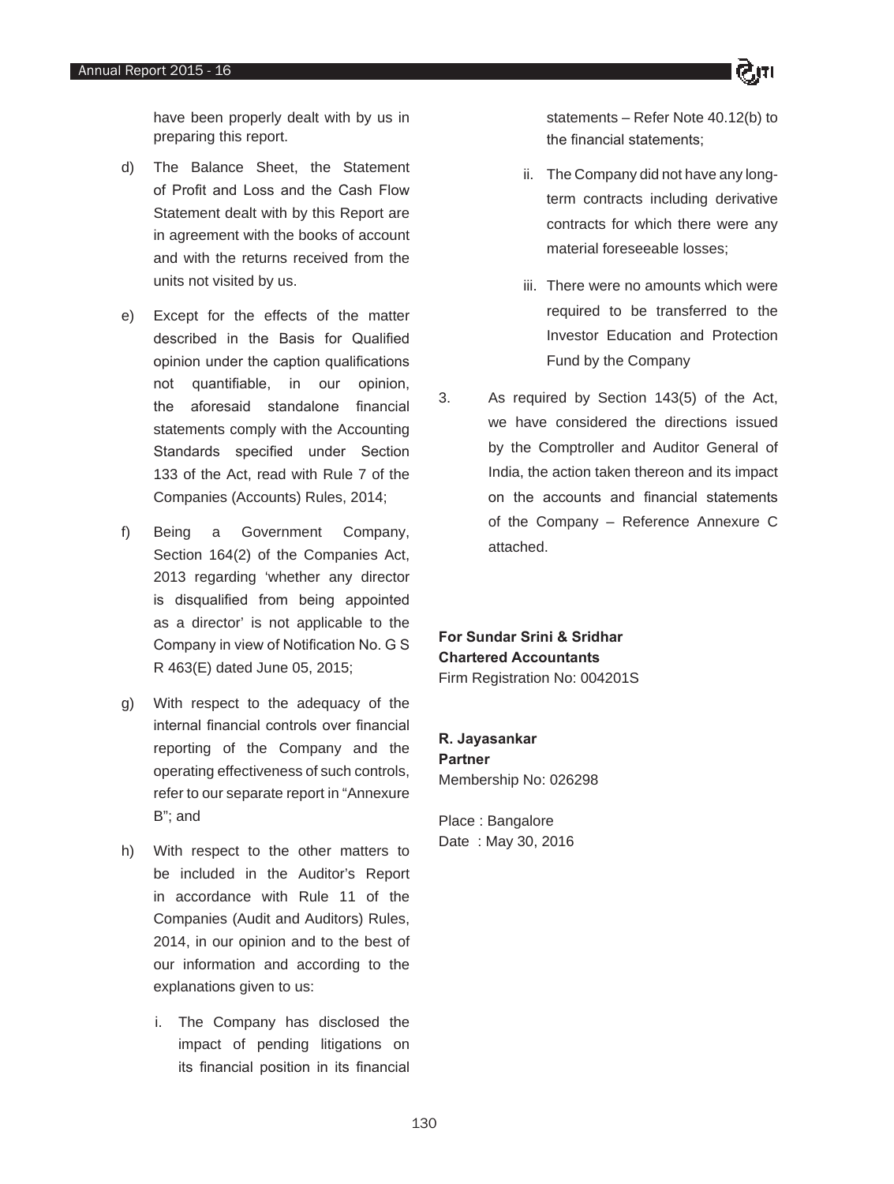have been properly dealt with by us in preparing this report.

d) The Balance Sheet, the Statement of Profit and Loss and the Cash Flow Statement dealt with by this Report are in agreement with the books of account and with the returns received from the units not visited by us.

e) Except for the effects of the matter described in the Basis for Qualified opinion under the caption qualifications not quantifiable, in our opinion, the aforesaid standalone financial statements comply with the Accounting Standards specified under Section 133 of the Act, read with Rule 7 of the Companies (Accounts) Rules, 2014;

f) Being a Government Company, Section 164(2) of the Companies Act, 2013 regarding 'whether any director is disqualified from being appointed as a director' is not applicable to the Company in view of Notification No. G S R 463(E) dated June 05, 2015;

g) With respect to the adequacy of the internal financial controls over financial reporting of the Company and the operating effectiveness of such controls, refer to our separate report in "Annexure B"; and

h) With respect to the other matters to be included in the Auditor's Report in accordance with Rule 11 of the Companies (Audit and Auditors) Rules, 2014, in our opinion and to the best of our information and according to the explanations given to us:

   i. The Company has disclosed the impact of pending litigations on its financial position in its financial statements – Refer Note 40.12(b) to the financial statements;

   ii. The Company did not have any long-term contracts including derivative contracts for which there were any material foreseeable losses;

   iii. There were no amounts which were required to be transferred to the Investor Education and Protection Fund by the Company

3. As required by Section 143(5) of the Act, we have considered the directions issued by the Comptroller and Auditor General of India, the action taken thereon and its impact on the accounts and financial statements of the Company – Reference Annexure C attached.

**For Sundar Srini & Sridhar**
**Chartered Accountants**
Firm Registration No: 004201S

**R. Jayasankar**
**Partner**
Membership No: 026298

Place : Bangalore
Date : May 30, 2016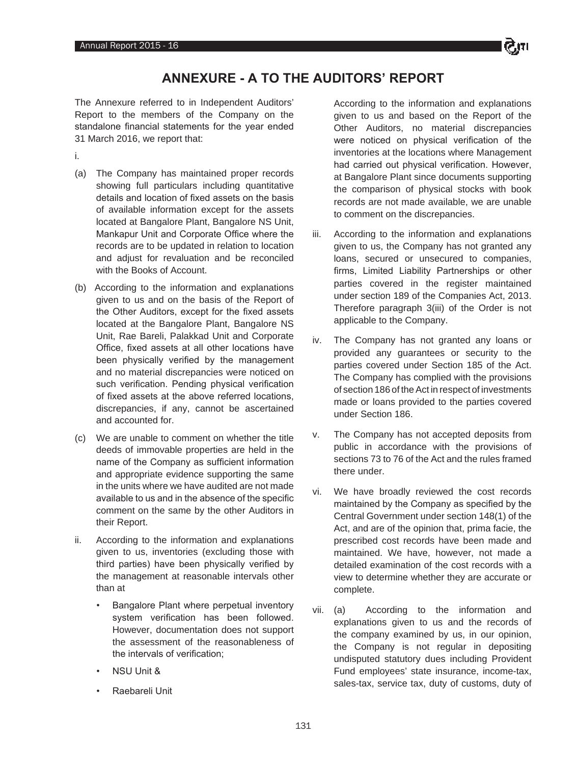# ANNEXURE - A TO THE AUDITORS' REPORT

The Annexure referred to in Independent Auditors' Report to the members of the Company on the standalone financial statements for the year ended 31 March 2016, we report that:

i.

(a) The Company has maintained proper records showing full particulars including quantitative details and location of fixed assets on the basis of available information except for the assets located at Bangalore Plant, Bangalore NS Unit, Mankapur Unit and Corporate Office where the records are to be updated in relation to location and adjust for revaluation and be reconciled with the Books of Account.

(b) According to the information and explanations given to us and on the basis of the Report of the Other Auditors, except for the fixed assets located at the Bangalore Plant, Bangalore NS Unit, Rae Bareli, Palakkad Unit and Corporate Office, fixed assets at all other locations have been physically verified by the management and no material discrepancies were noticed on such verification. Pending physical verification of fixed assets at the above referred locations, discrepancies, if any, cannot be ascertained and accounted for.

(c) We are unable to comment on whether the title deeds of immovable properties are held in the name of the Company as sufficient information and appropriate evidence supporting the same in the units where we have audited are not made available to us and in the absence of the specific comment on the same by the other Auditors in their Report.

ii. According to the information and explanations given to us, inventories (excluding those with third parties) have been physically verified by the management at reasonable intervals other than at

- Bangalore Plant where perpetual inventory system verification has been followed. However, documentation does not support the assessment of the reasonableness of the intervals of verification;
- NSU Unit &
- Raebareli Unit

According to the information and explanations given to us and based on the Report of the Other Auditors, no material discrepancies were noticed on physical verification of the inventories at the locations where Management had carried out physical verification. However, at Bangalore Plant since documents supporting the comparison of physical stocks with book records are not made available, we are unable to comment on the discrepancies.

iii. According to the information and explanations given to us, the Company has not granted any loans, secured or unsecured to companies, firms, Limited Liability Partnerships or other parties covered in the register maintained under section 189 of the Companies Act, 2013. Therefore paragraph 3(iii) of the Order is not applicable to the Company.

iv. The Company has not granted any loans or provided any guarantees or security to the parties covered under Section 185 of the Act. The Company has complied with the provisions of section 186 of the Act in respect of investments made or loans provided to the parties covered under Section 186.

v. The Company has not accepted deposits from public in accordance with the provisions of sections 73 to 76 of the Act and the rules framed there under.

vi. We have broadly reviewed the cost records maintained by the Company as specified by the Central Government under section 148(1) of the Act, and are of the opinion that, prima facie, the prescribed cost records have been made and maintained. We have, however, not made a detailed examination of the cost records with a view to determine whether they are accurate or complete.

vii. (a) According to the information and explanations given to us and the records of the company examined by us, in our opinion, the Company is not regular in depositing undisputed statutory dues including Provident Fund employees' state insurance, income-tax, sales-tax, service tax, duty of customs, duty of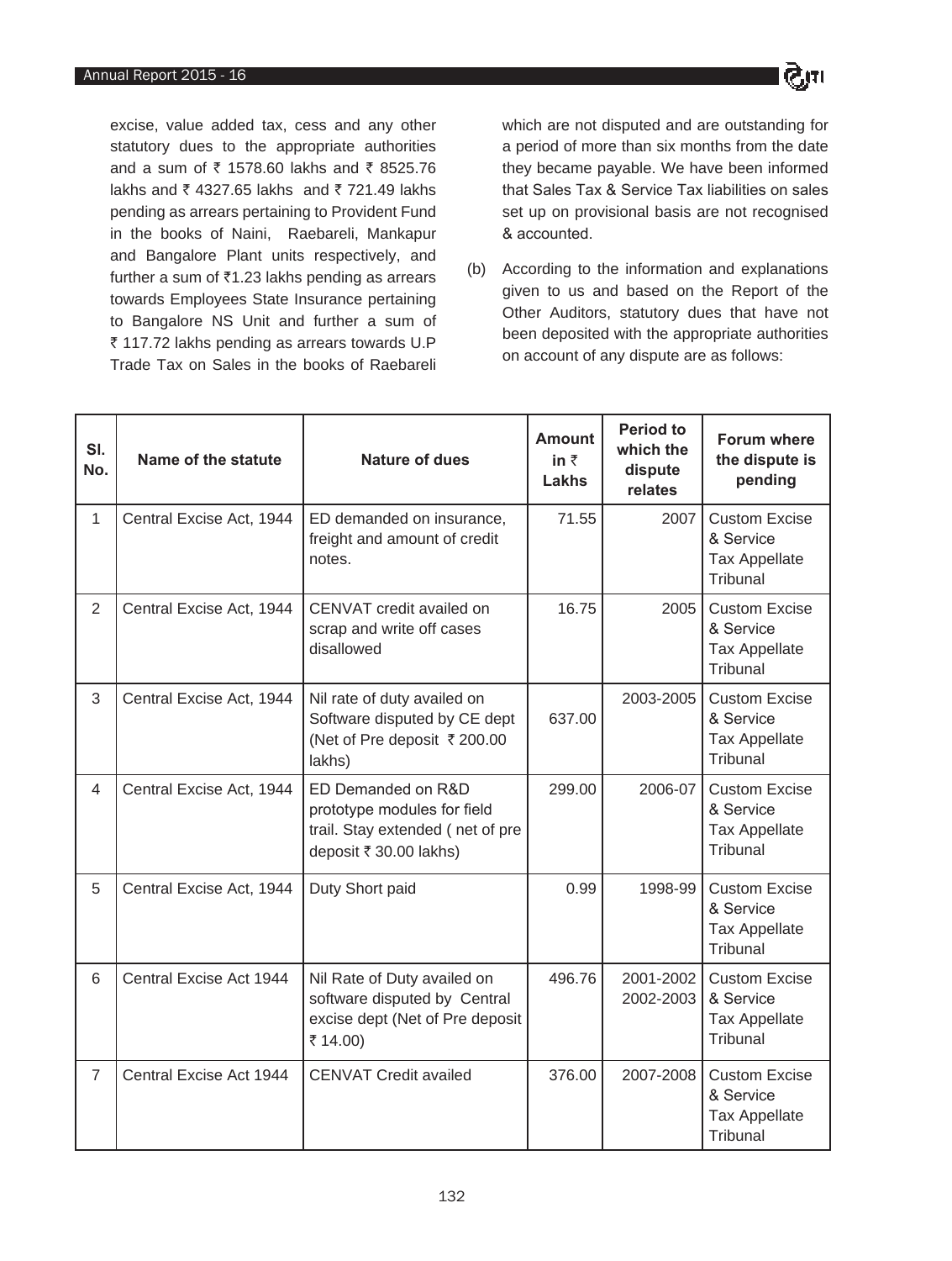excise, value added tax, cess and any other statutory dues to the appropriate authorities and a sum of ₹ 1578.60 lakhs and ₹ 8525.76 lakhs and ₹ 4327.65 lakhs and ₹ 721.49 lakhs pending as arrears pertaining to Provident Fund in the books of Naini, Raebareli, Mankapur and Bangalore Plant units respectively, and further a sum of ₹1.23 lakhs pending as arrears towards Employees State Insurance pertaining to Bangalore NS Unit and further a sum of ₹ 117.72 lakhs pending as arrears towards U.P Trade Tax on Sales in the books of Raebareli which are not disputed and are outstanding for a period of more than six months from the date they became payable. We have been informed that Sales Tax & Service Tax liabilities on sales set up on provisional basis are not recognised & accounted.

(b) According to the information and explanations given to us and based on the Report of the Other Auditors, statutory dues that have not been deposited with the appropriate authorities on account of any dispute are as follows:

| Sl. No. | Name of the statute | Nature of dues | Amount in ₹ Lakhs | Period to which the dispute relates | Forum where the dispute is pending |
|---|---|---|---|---|---|
| 1 | Central Excise Act, 1944 | ED demanded on insurance, freight and amount of credit notes. | 71.55 | 2007 | Custom Excise & Service Tax Appellate Tribunal |
| 2 | Central Excise Act, 1944 | CENVAT credit availed on scrap and write off cases disallowed | 16.75 | 2005 | Custom Excise & Service Tax Appellate Tribunal |
| 3 | Central Excise Act, 1944 | Nil rate of duty availed on Software disputed by CE dept (Net of Pre deposit ₹ 200.00 lakhs) | 637.00 | 2003-2005 | Custom Excise & Service Tax Appellate Tribunal |
| 4 | Central Excise Act, 1944 | ED Demanded on R&D prototype modules for field trail. Stay extended ( net of pre deposit ₹ 30.00 lakhs) | 299.00 | 2006-07 | Custom Excise & Service Tax Appellate Tribunal |
| 5 | Central Excise Act, 1944 | Duty Short paid | 0.99 | 1998-99 | Custom Excise & Service Tax Appellate Tribunal |
| 6 | Central Excise Act 1944 | Nil Rate of Duty availed on software disputed by Central excise dept (Net of Pre deposit ₹ 14.00) | 496.76 | 2001-2002 2002-2003 | Custom Excise & Service Tax Appellate Tribunal |
| 7 | Central Excise Act 1944 | CENVAT Credit availed | 376.00 | 2007-2008 | Custom Excise & Service Tax Appellate Tribunal |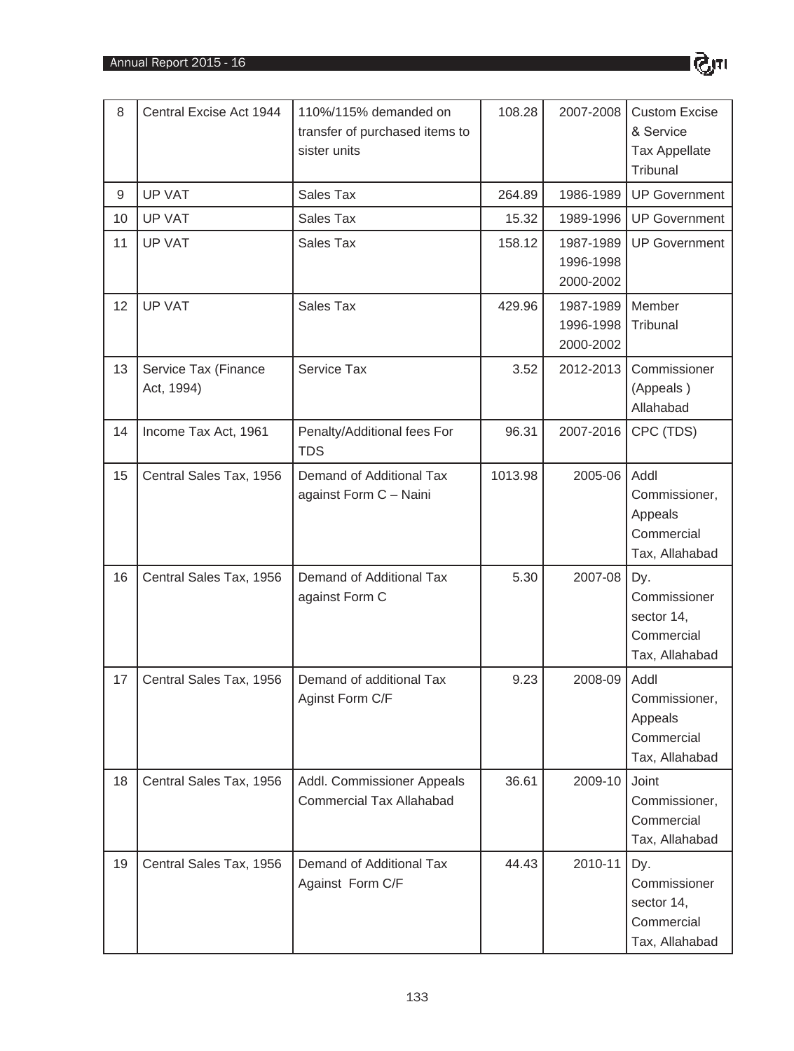| 8 | Central Excise Act 1944 | 110%/115% demanded on transfer of purchased items to sister units | 108.28 | 2007-2008 | Custom Excise & Service Tax Appellate Tribunal |
|---|---|---|---|---|---|
| 9 | UP VAT | Sales Tax | 264.89 | 1986-1989 | UP Government |
| 10 | UP VAT | Sales Tax | 15.32 | 1989-1996 | UP Government |
| 11 | UP VAT | Sales Tax | 158.12 | 1987-1989 1996-1998 2000-2002 | UP Government |
| 12 | UP VAT | Sales Tax | 429.96 | 1987-1989 1996-1998 2000-2002 | Member Tribunal |
| 13 | Service Tax (Finance Act, 1994) | Service Tax | 3.52 | 2012-2013 | Commissioner (Appeals ) Allahabad |
| 14 | Income Tax Act, 1961 | Penalty/Additional fees For TDS | 96.31 | 2007-2016 | CPC (TDS) |
| 15 | Central Sales Tax, 1956 | Demand of Additional Tax against Form C – Naini | 1013.98 | 2005-06 | Addl Commissioner, Appeals Commercial Tax, Allahabad |
| 16 | Central Sales Tax, 1956 | Demand of Additional Tax against Form C | 5.30 | 2007-08 | Dy. Commissioner sector 14, Commercial Tax, Allahabad |
| 17 | Central Sales Tax, 1956 | Demand of additional Tax Aginst Form C/F | 9.23 | 2008-09 | Addl Commissioner, Appeals Commercial Tax, Allahabad |
| 18 | Central Sales Tax, 1956 | Addl. Commissioner Appeals Commercial Tax Allahabad | 36.61 | 2009-10 | Joint Commissioner, Commercial Tax, Allahabad |
| 19 | Central Sales Tax, 1956 | Demand of Additional Tax Against Form C/F | 44.43 | 2010-11 | Dy. Commissioner sector 14, Commercial Tax, Allahabad |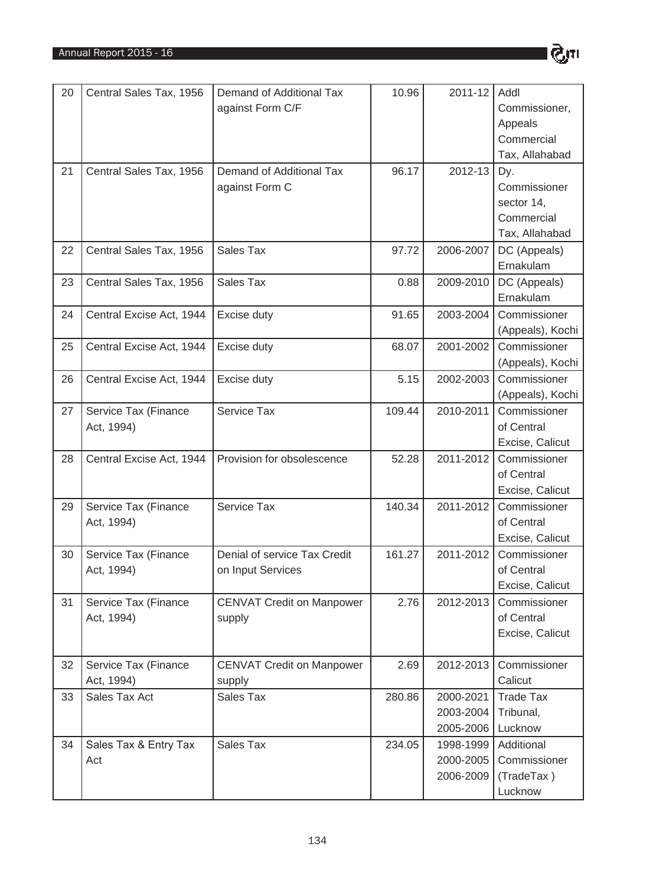| 20 | Central Sales Tax, 1956 | Demand of Additional Tax against Form C/F | 10.96 | 2011-12 | Addl Commissioner, Appeals Commercial Tax, Allahabad |
|---|---|---|---|---|---|
| 21 | Central Sales Tax, 1956 | Demand of Additional Tax against Form C | 96.17 | 2012-13 | Dy. Commissioner sector 14, Commercial Tax, Allahabad |
| 22 | Central Sales Tax, 1956 | Sales Tax | 97.72 | 2006-2007 | DC (Appeals) Ernakulam |
| 23 | Central Sales Tax, 1956 | Sales Tax | 0.88 | 2009-2010 | DC (Appeals) Ernakulam |
| 24 | Central Excise Act, 1944 | Excise duty | 91.65 | 2003-2004 | Commissioner (Appeals), Kochi |
| 25 | Central Excise Act, 1944 | Excise duty | 68.07 | 2001-2002 | Commissioner (Appeals), Kochi |
| 26 | Central Excise Act, 1944 | Excise duty | 5.15 | 2002-2003 | Commissioner (Appeals), Kochi |
| 27 | Service Tax (Finance Act, 1994) | Service Tax | 109.44 | 2010-2011 | Commissioner of Central Excise, Calicut |
| 28 | Central Excise Act, 1944 | Provision for obsolescence | 52.28 | 2011-2012 | Commissioner of Central Excise, Calicut |
| 29 | Service Tax (Finance Act, 1994) | Service Tax | 140.34 | 2011-2012 | Commissioner of Central Excise, Calicut |
| 30 | Service Tax (Finance Act, 1994) | Denial of service Tax Credit on Input Services | 161.27 | 2011-2012 | Commissioner of Central Excise, Calicut |
| 31 | Service Tax (Finance Act, 1994) | CENVAT Credit on Manpower supply | 2.76 | 2012-2013 | Commissioner of Central Excise, Calicut |
| 32 | Service Tax (Finance Act, 1994) | CENVAT Credit on Manpower supply | 2.69 | 2012-2013 | Commissioner Calicut |
| 33 | Sales Tax Act | Sales Tax | 280.86 | 2000-2021 2003-2004 2005-2006 | Trade Tax Tribunal, Lucknow |
| 34 | Sales Tax & Entry Tax Act | Sales Tax | 234.05 | 1998-1999 2000-2005 2006-2009 | Additional Commissioner (TradeTax ) Lucknow |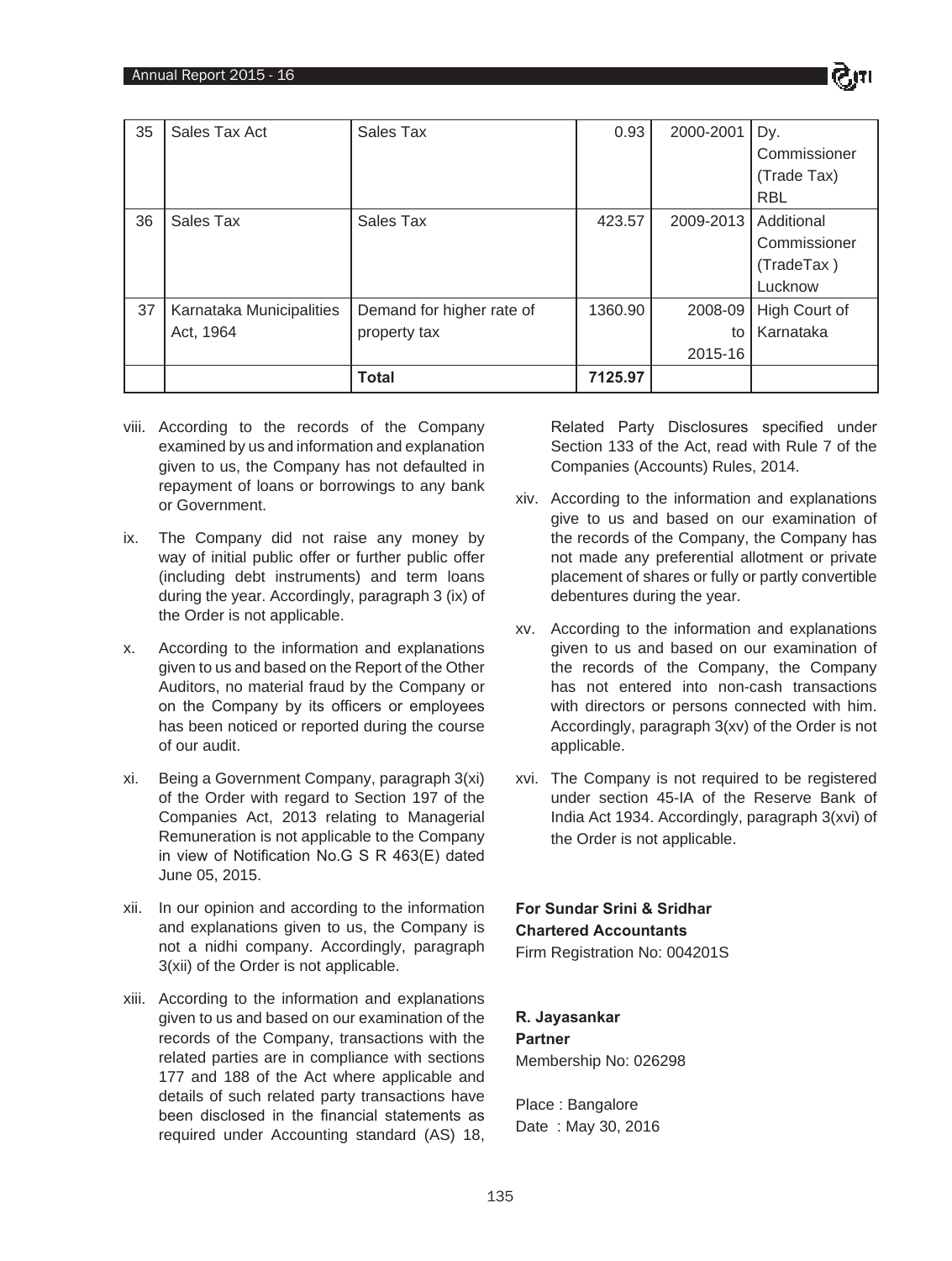| 35 | Sales Tax Act | Sales Tax | 0.93 | 2000-2001 | Dy. Commissioner (Trade Tax) RBL |
|---|---|---|---|---|---|
| 36 | Sales Tax | Sales Tax | 423.57 | 2009-2013 | Additional Commissioner (TradeTax ) Lucknow |
| 37 | Karnataka Municipalities Act, 1964 | Demand for higher rate of property tax | 1360.90 | 2008-09 to 2015-16 | High Court of Karnataka |
| | | **Total** | **7125.97** | | |

viii. According to the records of the Company examined by us and information and explanation given to us, the Company has not defaulted in repayment of loans or borrowings to any bank or Government.

ix. The Company did not raise any money by way of initial public offer or further public offer (including debt instruments) and term loans during the year. Accordingly, paragraph 3 (ix) of the Order is not applicable.

x. According to the information and explanations given to us and based on the Report of the Other Auditors, no material fraud by the Company or on the Company by its officers or employees has been noticed or reported during the course of our audit.

xi. Being a Government Company, paragraph 3(xi) of the Order with regard to Section 197 of the Companies Act, 2013 relating to Managerial Remuneration is not applicable to the Company in view of Notification No.G S R 463(E) dated June 05, 2015.

xii. In our opinion and according to the information and explanations given to us, the Company is not a nidhi company. Accordingly, paragraph 3(xii) of the Order is not applicable.

xiii. According to the information and explanations given to us and based on our examination of the records of the Company, transactions with the related parties are in compliance with sections 177 and 188 of the Act where applicable and details of such related party transactions have been disclosed in the financial statements as required under Accounting standard (AS) 18, Related Party Disclosures specified under Section 133 of the Act, read with Rule 7 of the Companies (Accounts) Rules, 2014.

xiv. According to the information and explanations give to us and based on our examination of the records of the Company, the Company has not made any preferential allotment or private placement of shares or fully or partly convertible debentures during the year.

xv. According to the information and explanations given to us and based on our examination of the records of the Company, the Company has not entered into non-cash transactions with directors or persons connected with him. Accordingly, paragraph 3(xv) of the Order is not applicable.

xvi. The Company is not required to be registered under section 45-IA of the Reserve Bank of India Act 1934. Accordingly, paragraph 3(xvi) of the Order is not applicable.

**For Sundar Srini & Sridhar**
**Chartered Accountants**
Firm Registration No: 004201S

**R. Jayasankar**
**Partner**
Membership No: 026298

Place : Bangalore
Date : May 30, 2016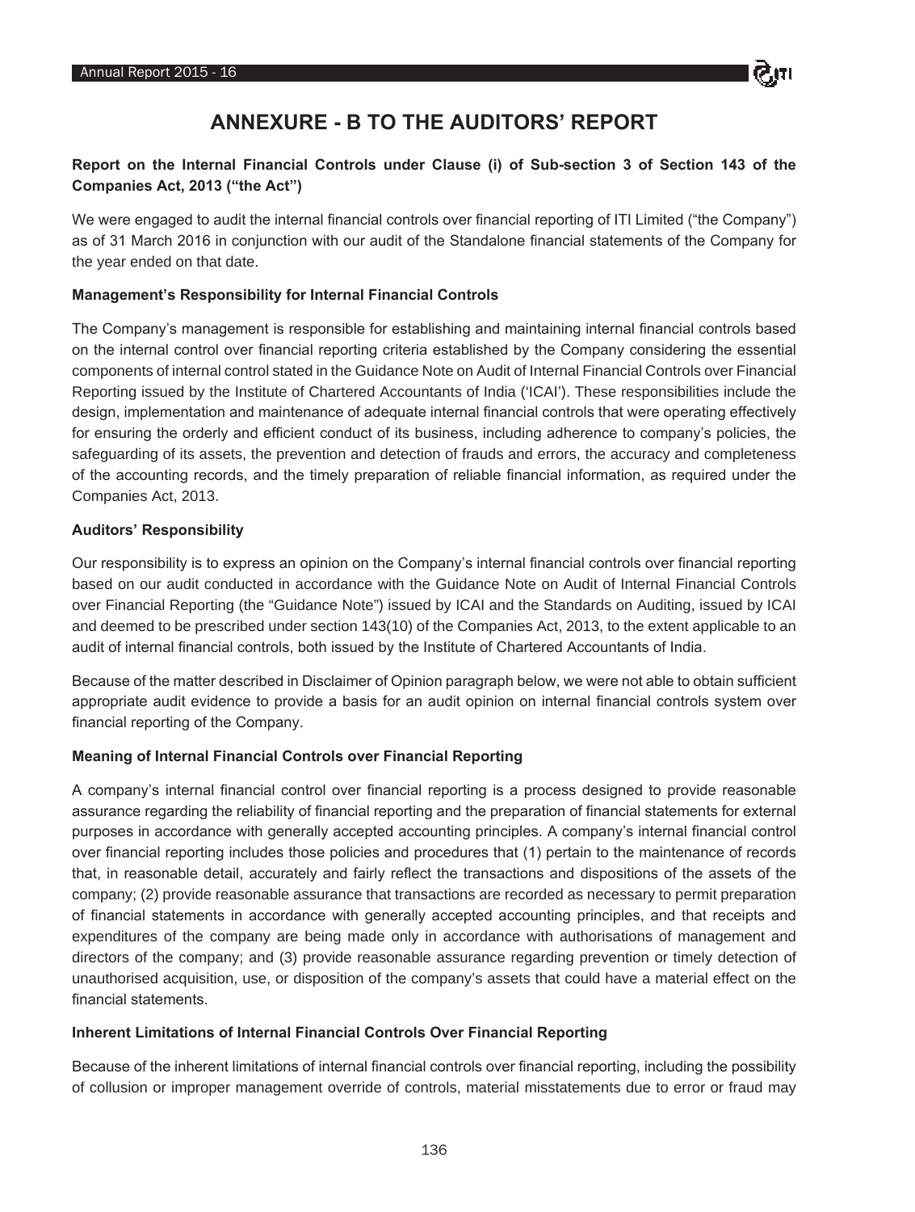# ANNEXURE - B TO THE AUDITORS' REPORT

**Report on the Internal Financial Controls under Clause (i) of Sub-section 3 of Section 143 of the Companies Act, 2013 ("the Act")**

We were engaged to audit the internal financial controls over financial reporting of ITI Limited ("the Company") as of 31 March 2016 in conjunction with our audit of the Standalone financial statements of the Company for the year ended on that date.

**Management's Responsibility for Internal Financial Controls**

The Company's management is responsible for establishing and maintaining internal financial controls based on the internal control over financial reporting criteria established by the Company considering the essential components of internal control stated in the Guidance Note on Audit of Internal Financial Controls over Financial Reporting issued by the Institute of Chartered Accountants of India ('ICAI'). These responsibilities include the design, implementation and maintenance of adequate internal financial controls that were operating effectively for ensuring the orderly and efficient conduct of its business, including adherence to company's policies, the safeguarding of its assets, the prevention and detection of frauds and errors, the accuracy and completeness of the accounting records, and the timely preparation of reliable financial information, as required under the Companies Act, 2013.

**Auditors' Responsibility**

Our responsibility is to express an opinion on the Company's internal financial controls over financial reporting based on our audit conducted in accordance with the Guidance Note on Audit of Internal Financial Controls over Financial Reporting (the "Guidance Note") issued by ICAI and the Standards on Auditing, issued by ICAI and deemed to be prescribed under section 143(10) of the Companies Act, 2013, to the extent applicable to an audit of internal financial controls, both issued by the Institute of Chartered Accountants of India.

Because of the matter described in Disclaimer of Opinion paragraph below, we were not able to obtain sufficient appropriate audit evidence to provide a basis for an audit opinion on internal financial controls system over financial reporting of the Company.

**Meaning of Internal Financial Controls over Financial Reporting**

A company's internal financial control over financial reporting is a process designed to provide reasonable assurance regarding the reliability of financial reporting and the preparation of financial statements for external purposes in accordance with generally accepted accounting principles. A company's internal financial control over financial reporting includes those policies and procedures that (1) pertain to the maintenance of records that, in reasonable detail, accurately and fairly reflect the transactions and dispositions of the assets of the company; (2) provide reasonable assurance that transactions are recorded as necessary to permit preparation of financial statements in accordance with generally accepted accounting principles, and that receipts and expenditures of the company are being made only in accordance with authorisations of management and directors of the company; and (3) provide reasonable assurance regarding prevention or timely detection of unauthorised acquisition, use, or disposition of the company's assets that could have a material effect on the financial statements.

**Inherent Limitations of Internal Financial Controls Over Financial Reporting**

Because of the inherent limitations of internal financial controls over financial reporting, including the possibility of collusion or improper management override of controls, material misstatements due to error or fraud may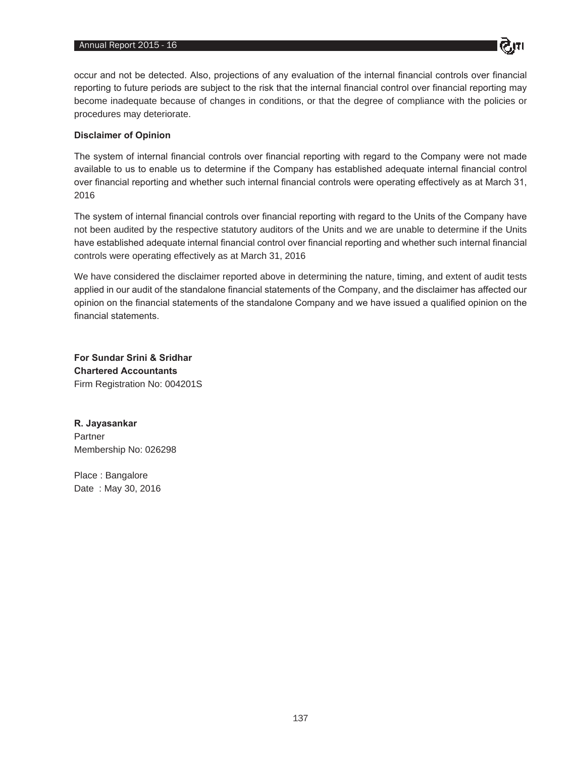occur and not be detected. Also, projections of any evaluation of the internal financial controls over financial reporting to future periods are subject to the risk that the internal financial control over financial reporting may become inadequate because of changes in conditions, or that the degree of compliance with the policies or procedures may deteriorate.

**Disclaimer of Opinion**

The system of internal financial controls over financial reporting with regard to the Company were not made available to us to enable us to determine if the Company has established adequate internal financial control over financial reporting and whether such internal financial controls were operating effectively as at March 31, 2016

The system of internal financial controls over financial reporting with regard to the Units of the Company have not been audited by the respective statutory auditors of the Units and we are unable to determine if the Units have established adequate internal financial control over financial reporting and whether such internal financial controls were operating effectively as at March 31, 2016

We have considered the disclaimer reported above in determining the nature, timing, and extent of audit tests applied in our audit of the standalone financial statements of the Company, and the disclaimer has affected our opinion on the financial statements of the standalone Company and we have issued a qualified opinion on the financial statements.

**For Sundar Srini & Sridhar**
**Chartered Accountants**
Firm Registration No: 004201S

**R. Jayasankar**
Partner
Membership No: 026298

Place : Bangalore
Date : May 30, 2016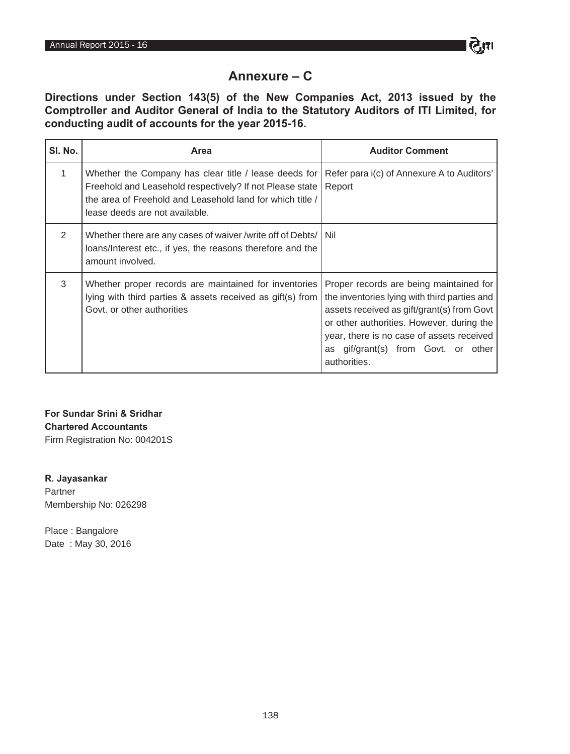# Annexure – C

**Directions under Section 143(5) of the New Companies Act, 2013 issued by the Comptroller and Auditor General of India to the Statutory Auditors of ITI Limited, for conducting audit of accounts for the year 2015-16.**

| Sl. No. | Area | Auditor Comment |
|---|---|---|
| 1 | Whether the Company has clear title / lease deeds for Freehold and Leasehold respectively? If not Please state the area of Freehold and Leasehold land for which title / lease deeds are not available. | Refer para i(c) of Annexure A to Auditors' Report |
| 2 | Whether there are any cases of waiver /write off of Debts/ loans/Interest etc., if yes, the reasons therefore and the amount involved. | Nil |
| 3 | Whether proper records are maintained for inventories lying with third parties & assets received as gift(s) from Govt. or other authorities | Proper records are being maintained for the inventories lying with third parties and assets received as gift/grant(s) from Govt or other authorities. However, during the year, there is no case of assets received as gif/grant(s) from Govt. or other authorities. |

**For Sundar Srini & Sridhar**
**Chartered Accountants**
Firm Registration No: 004201S

**R. Jayasankar**
Partner
Membership No: 026298

Place : Bangalore
Date : May 30, 2016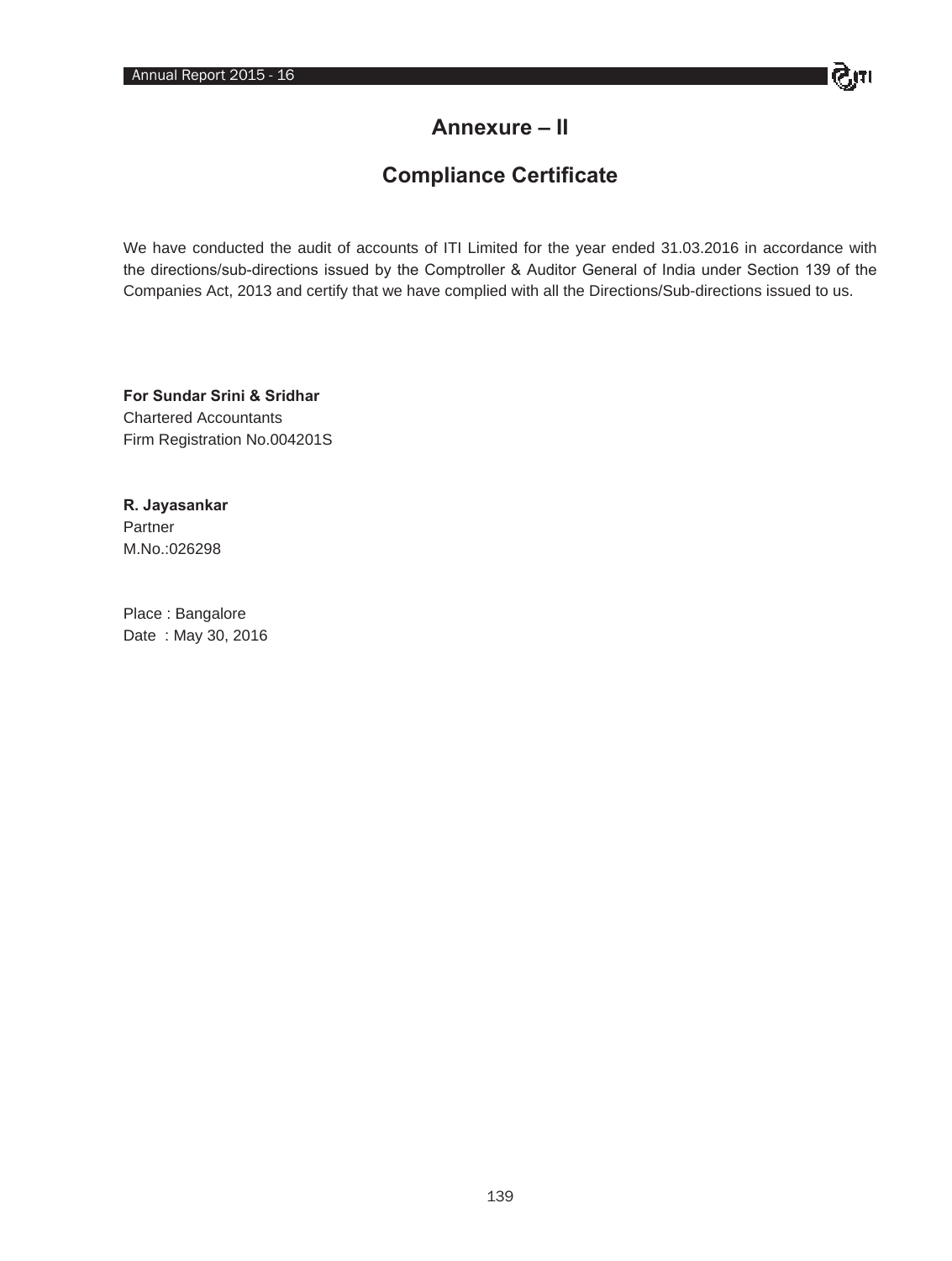# Annexure – II

## Compliance Certificate

We have conducted the audit of accounts of ITI Limited for the year ended 31.03.2016 in accordance with the directions/sub-directions issued by the Comptroller & Auditor General of India under Section 139 of the Companies Act, 2013 and certify that we have complied with all the Directions/Sub-directions issued to us.

**For Sundar Srini & Sridhar**
Chartered Accountants
Firm Registration No.004201S

**R. Jayasankar**
Partner
M.No.:026298

Place : Bangalore
Date : May 30, 2016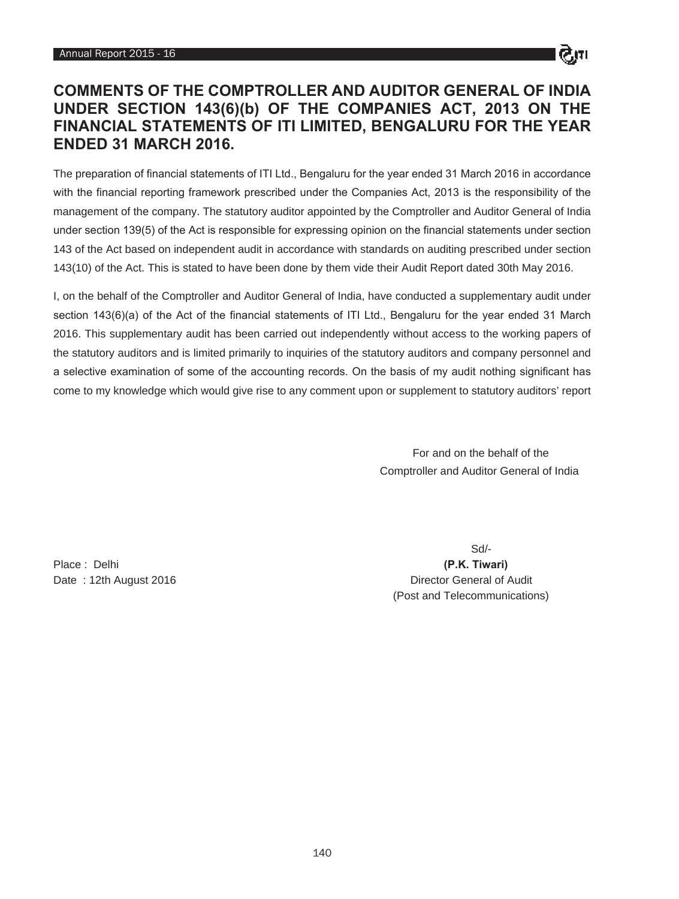# COMMENTS OF THE COMPTROLLER AND AUDITOR GENERAL OF INDIA UNDER SECTION 143(6)(b) OF THE COMPANIES ACT, 2013 ON THE FINANCIAL STATEMENTS OF ITI LIMITED, BENGALURU FOR THE YEAR ENDED 31 MARCH 2016.

The preparation of financial statements of ITI Ltd., Bengaluru for the year ended 31 March 2016 in accordance with the financial reporting framework prescribed under the Companies Act, 2013 is the responsibility of the management of the company. The statutory auditor appointed by the Comptroller and Auditor General of India under section 139(5) of the Act is responsible for expressing opinion on the financial statements under section 143 of the Act based on independent audit in accordance with standards on auditing prescribed under section 143(10) of the Act. This is stated to have been done by them vide their Audit Report dated 30th May 2016.

I, on the behalf of the Comptroller and Auditor General of India, have conducted a supplementary audit under section 143(6)(a) of the Act of the financial statements of ITI Ltd., Bengaluru for the year ended 31 March 2016. This supplementary audit has been carried out independently without access to the working papers of the statutory auditors and is limited primarily to inquiries of the statutory auditors and company personnel and a selective examination of some of the accounting records. On the basis of my audit nothing significant has come to my knowledge which would give rise to any comment upon or supplement to statutory auditors' report

For and on the behalf of the
Comptroller and Auditor General of India

Sd/-
**(P.K. Tiwari)**
Director General of Audit
(Post and Telecommunications)

Place : Delhi
Date : 12th August 2016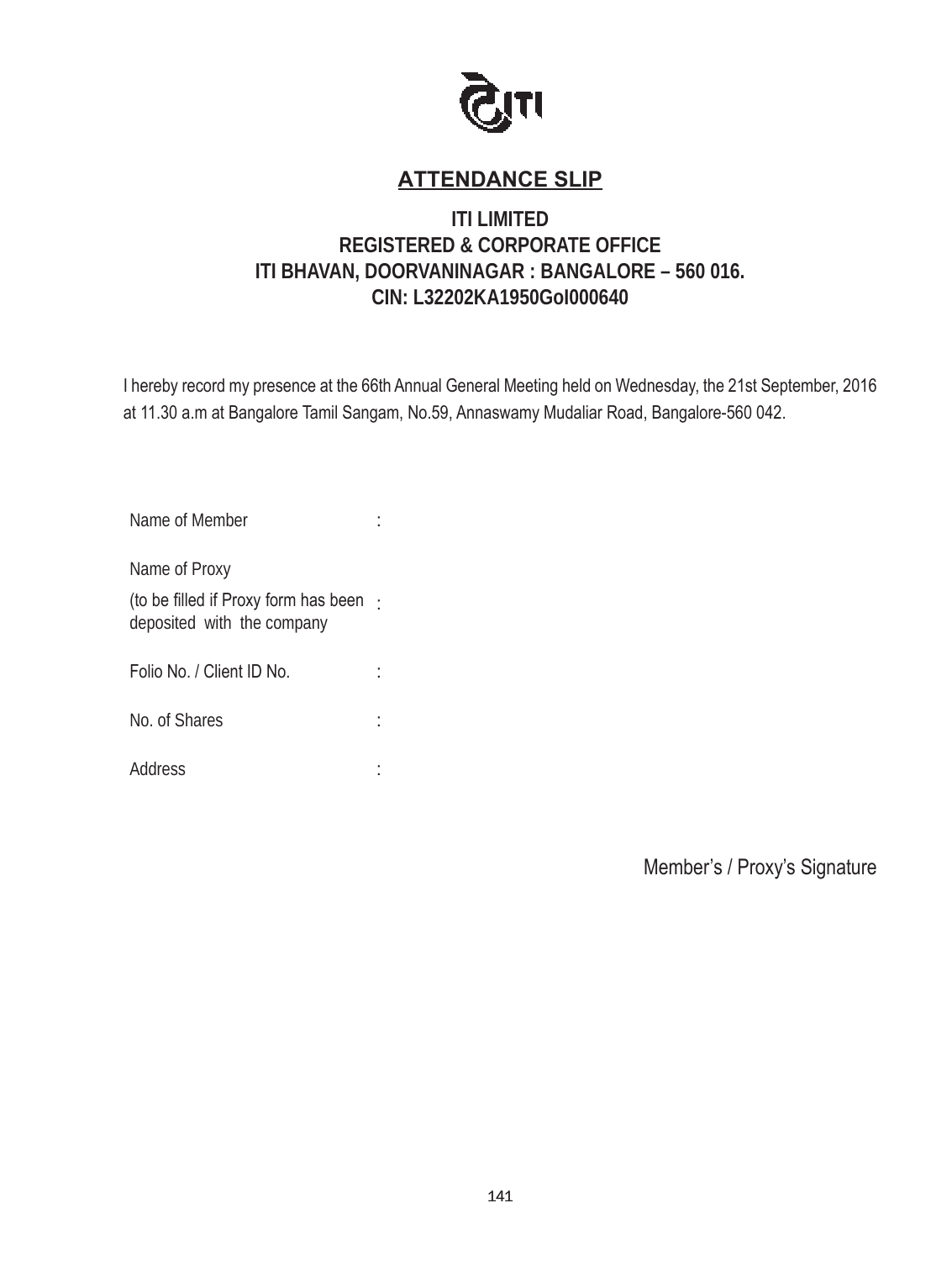# ATTENDANCE SLIP

## ITI LIMITED
## REGISTERED & CORPORATE OFFICE
## ITI BHAVAN, DOORVANINAGAR : BANGALORE – 560 016.
## CIN: L32202KA1950GoI000640

I hereby record my presence at the 66th Annual General Meeting held on Wednesday, the 21st September, 2016 at 11.30 a.m at Bangalore Tamil Sangam, No.59, Annaswamy Mudaliar Road, Bangalore-560 042.

Name of Member :

Name of Proxy
(to be filled if Proxy form has been deposited with the company :

Folio No. / Client ID No. :

No. of Shares :

Address :

Member's / Proxy's Signature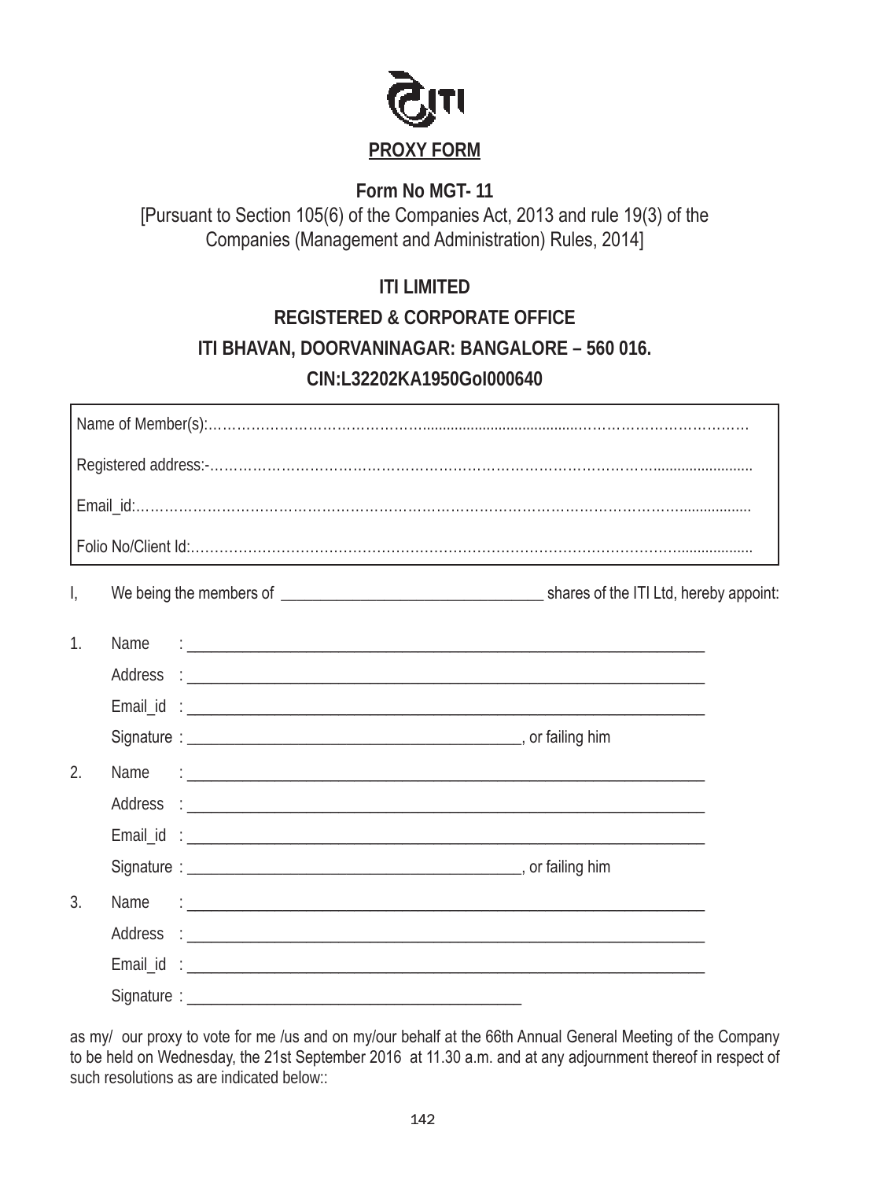# PROXY FORM

**Form No MGT- 11**

[Pursuant to Section 105(6) of the Companies Act, 2013 and rule 19(3) of the Companies (Management and Administration) Rules, 2014]

**ITI LIMITED**

**REGISTERED & CORPORATE OFFICE**

**ITI BHAVAN, DOORVANINAGAR: BANGALORE – 560 016.**

**CIN:L32202KA1950GoI000640**

Name of Member(s):……………………………………………………………………………………………

Registered address:-……………………………………………………………………………………………

Email_id:…………………………………………………………………………………………………………

Folio No/Client Id:………………………………………………………………………………………………

I, We being the members of ________________________________ shares of the ITI Ltd, hereby appoint:

1. Name : ________________________________________________________________
   Address : ________________________________________________________________
   Email_id : ________________________________________________________________
   Signature : ________________________________________, or failing him

2. Name : ________________________________________________________________
   Address : ________________________________________________________________
   Email_id : ________________________________________________________________
   Signature : ________________________________________, or failing him

3. Name : ________________________________________________________________
   Address : ________________________________________________________________
   Email_id : ________________________________________________________________
   Signature : ________________________________________

as my/ our proxy to vote for me /us and on my/our behalf at the 66th Annual General Meeting of the Company to be held on Wednesday, the 21st September 2016 at 11.30 a.m. and at any adjournment thereof in respect of such resolutions as are indicated below::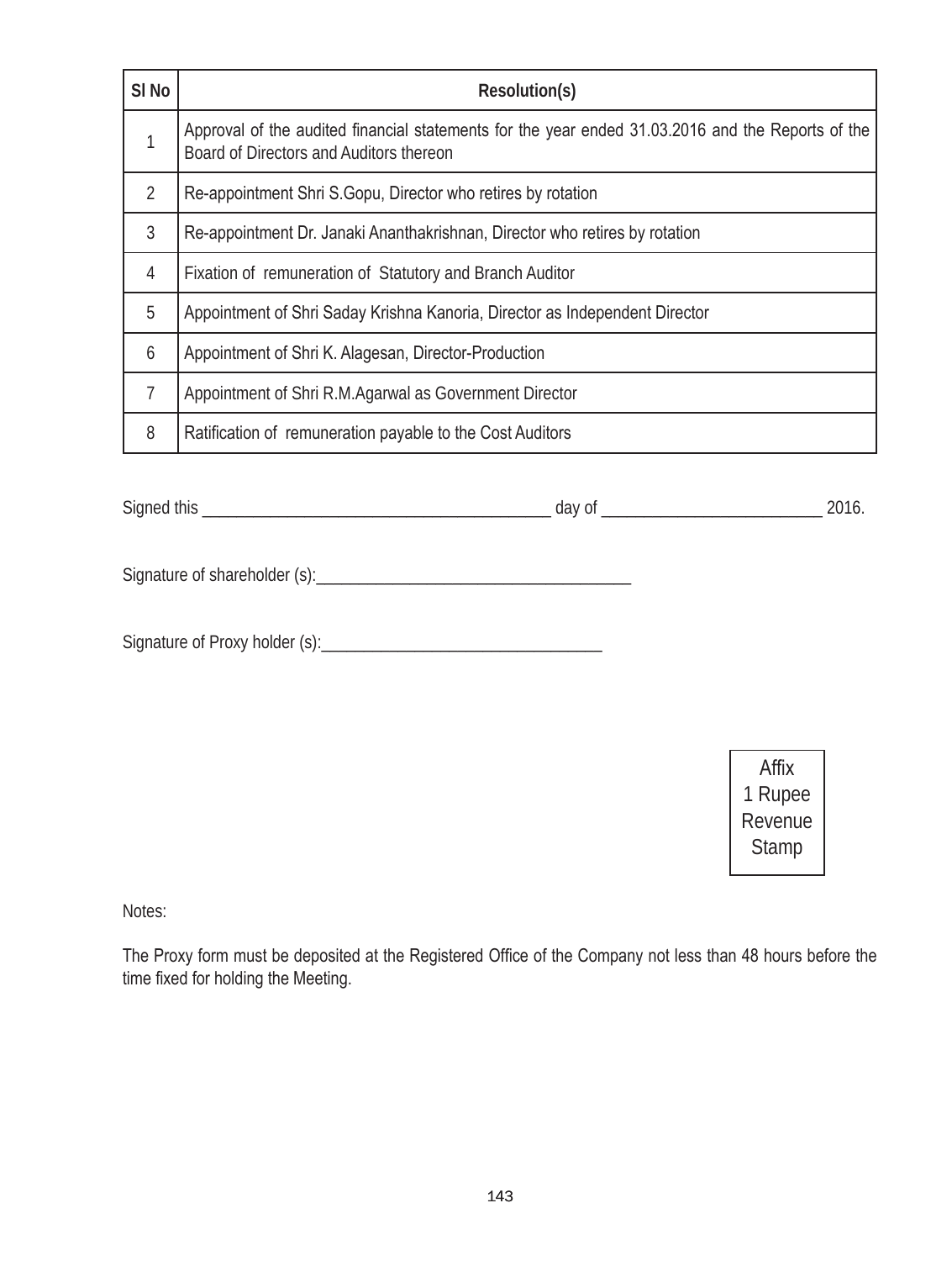| Sl No | Resolution(s) |
|---|---|
| 1 | Approval of the audited financial statements for the year ended 31.03.2016 and the Reports of the Board of Directors and Auditors thereon |
| 2 | Re-appointment Shri S.Gopu, Director who retires by rotation |
| 3 | Re-appointment Dr. Janaki Ananthakrishnan, Director who retires by rotation |
| 4 | Fixation of remuneration of Statutory and Branch Auditor |
| 5 | Appointment of Shri Saday Krishna Kanoria, Director as Independent Director |
| 6 | Appointment of Shri K. Alagesan, Director-Production |
| 7 | Appointment of Shri R.M.Agarwal as Government Director |
| 8 | Ratification of remuneration payable to the Cost Auditors |

Signed this ________________________________________ day of _________________________ 2016.

Signature of shareholder (s):____________________________________

Signature of Proxy holder (s):________________________________

Affix 1 Rupee Revenue Stamp

Notes:

The Proxy form must be deposited at the Registered Office of the Company not less than 48 hours before the time fixed for holding the Meeting.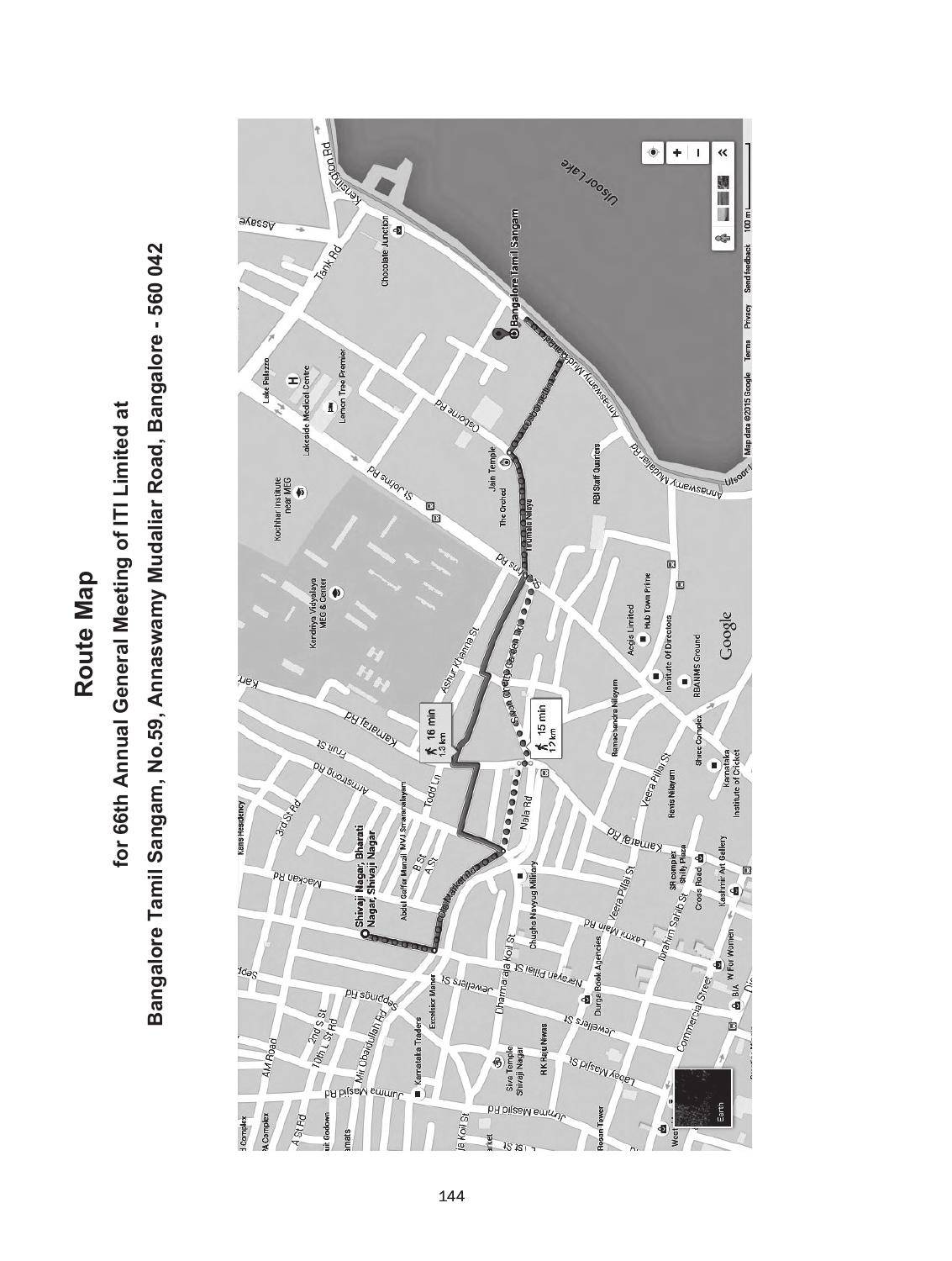# Route Map

## for 66th Annual General Meeting of ITI Limited at

## Bangalore Tamil Sangam, No.59, Annaswamy Mudaliar Road, Bangalore - 560 042